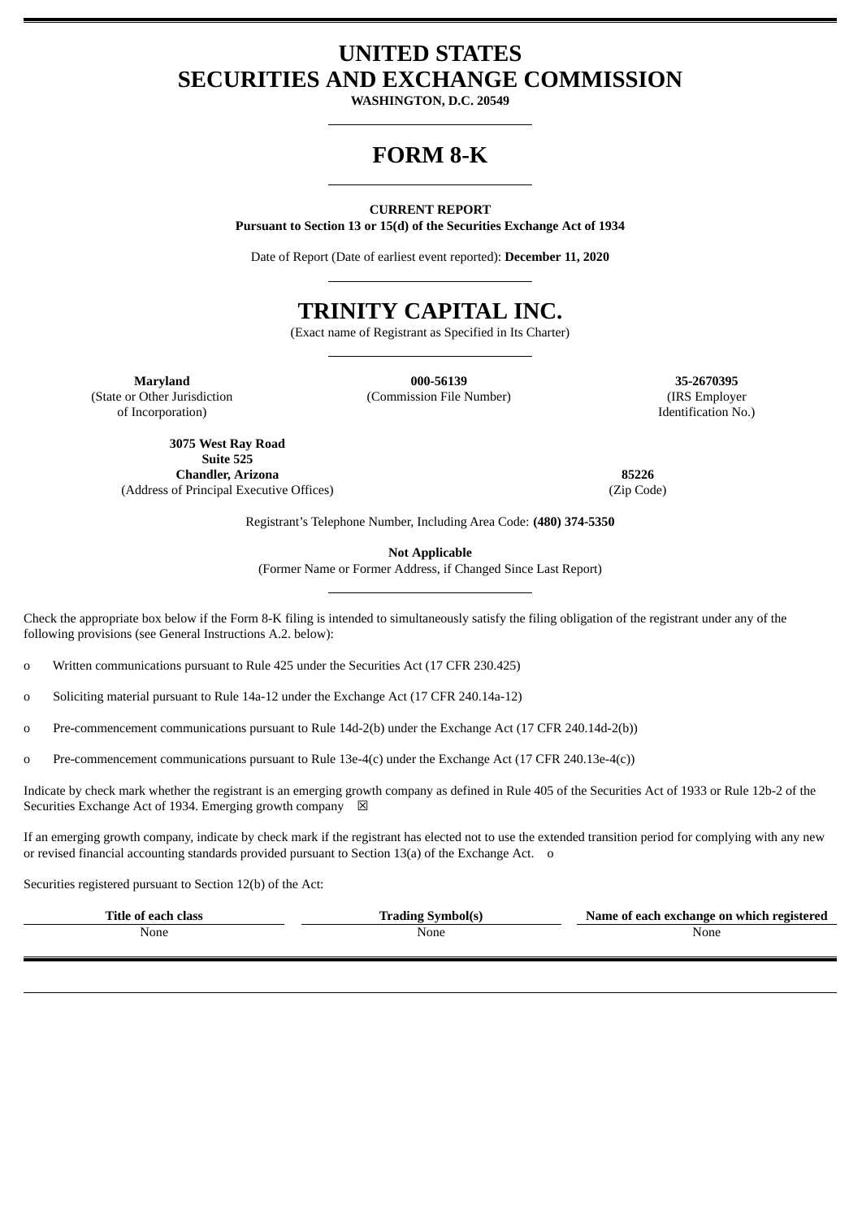# UNITED STATES
# SECURITIES AND EXCHANGE COMMISSION

**WASHINGTON, D.C. 20549**

# FORM 8-K

**CURRENT REPORT**
**Pursuant to Section 13 or 15(d) of the Securities Exchange Act of 1934**

Date of Report (Date of earliest event reported): **December 11, 2020**

# TRINITY CAPITAL INC.

(Exact name of Registrant as Specified in Its Charter)

| **Maryland** | **000-56139** | **35-2670395** |
|---|---|---|
| (State or Other Jurisdiction of Incorporation) | (Commission File Number) | (IRS Employer Identification No.) |

| **3075 West Ray Road Suite 525 Chandler, Arizona** | **85226** |
|---|---|
| (Address of Principal Executive Offices) | (Zip Code) |

Registrant's Telephone Number, Including Area Code: **(480) 374-5350**

**Not Applicable**
(Former Name or Former Address, if Changed Since Last Report)

Check the appropriate box below if the Form 8-K filing is intended to simultaneously satisfy the filing obligation of the registrant under any of the following provisions (see General Instructions A.2. below):

o Written communications pursuant to Rule 425 under the Securities Act (17 CFR 230.425)

o Soliciting material pursuant to Rule 14a-12 under the Exchange Act (17 CFR 240.14a-12)

o Pre-commencement communications pursuant to Rule 14d-2(b) under the Exchange Act (17 CFR 240.14d-2(b))

o Pre-commencement communications pursuant to Rule 13e-4(c) under the Exchange Act (17 CFR 240.13e-4(c))

Indicate by check mark whether the registrant is an emerging growth company as defined in Rule 405 of the Securities Act of 1933 or Rule 12b-2 of the Securities Exchange Act of 1934. Emerging growth company ☒

If an emerging growth company, indicate by check mark if the registrant has elected not to use the extended transition period for complying with any new or revised financial accounting standards provided pursuant to Section 13(a) of the Exchange Act. o

Securities registered pursuant to Section 12(b) of the Act:

| Title of each class | Trading Symbol(s) | Name of each exchange on which registered |
|---|---|---|
| None | None | None |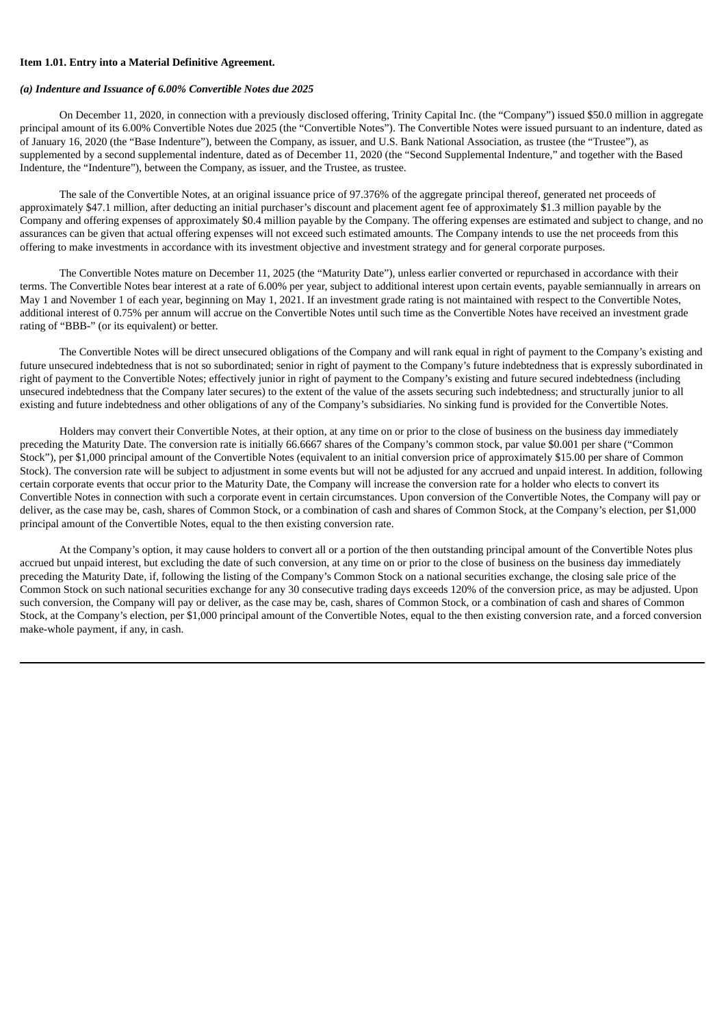**Item 1.01. Entry into a Material Definitive Agreement.**

***(a) Indenture and Issuance of 6.00% Convertible Notes due 2025***

On December 11, 2020, in connection with a previously disclosed offering, Trinity Capital Inc. (the "Company") issued $50.0 million in aggregate principal amount of its 6.00% Convertible Notes due 2025 (the "Convertible Notes"). The Convertible Notes were issued pursuant to an indenture, dated as of January 16, 2020 (the "Base Indenture"), between the Company, as issuer, and U.S. Bank National Association, as trustee (the "Trustee"), as supplemented by a second supplemental indenture, dated as of December 11, 2020 (the "Second Supplemental Indenture," and together with the Based Indenture, the "Indenture"), between the Company, as issuer, and the Trustee, as trustee.

The sale of the Convertible Notes, at an original issuance price of 97.376% of the aggregate principal thereof, generated net proceeds of approximately $47.1 million, after deducting an initial purchaser's discount and placement agent fee of approximately $1.3 million payable by the Company and offering expenses of approximately $0.4 million payable by the Company. The offering expenses are estimated and subject to change, and no assurances can be given that actual offering expenses will not exceed such estimated amounts. The Company intends to use the net proceeds from this offering to make investments in accordance with its investment objective and investment strategy and for general corporate purposes.

The Convertible Notes mature on December 11, 2025 (the "Maturity Date"), unless earlier converted or repurchased in accordance with their terms. The Convertible Notes bear interest at a rate of 6.00% per year, subject to additional interest upon certain events, payable semiannually in arrears on May 1 and November 1 of each year, beginning on May 1, 2021. If an investment grade rating is not maintained with respect to the Convertible Notes, additional interest of 0.75% per annum will accrue on the Convertible Notes until such time as the Convertible Notes have received an investment grade rating of "BBB-" (or its equivalent) or better.

The Convertible Notes will be direct unsecured obligations of the Company and will rank equal in right of payment to the Company's existing and future unsecured indebtedness that is not so subordinated; senior in right of payment to the Company's future indebtedness that is expressly subordinated in right of payment to the Convertible Notes; effectively junior in right of payment to the Company's existing and future secured indebtedness (including unsecured indebtedness that the Company later secures) to the extent of the value of the assets securing such indebtedness; and structurally junior to all existing and future indebtedness and other obligations of any of the Company's subsidiaries. No sinking fund is provided for the Convertible Notes.

Holders may convert their Convertible Notes, at their option, at any time on or prior to the close of business on the business day immediately preceding the Maturity Date. The conversion rate is initially 66.6667 shares of the Company's common stock, par value $0.001 per share ("Common Stock"), per $1,000 principal amount of the Convertible Notes (equivalent to an initial conversion price of approximately $15.00 per share of Common Stock). The conversion rate will be subject to adjustment in some events but will not be adjusted for any accrued and unpaid interest. In addition, following certain corporate events that occur prior to the Maturity Date, the Company will increase the conversion rate for a holder who elects to convert its Convertible Notes in connection with such a corporate event in certain circumstances. Upon conversion of the Convertible Notes, the Company will pay or deliver, as the case may be, cash, shares of Common Stock, or a combination of cash and shares of Common Stock, at the Company's election, per $1,000 principal amount of the Convertible Notes, equal to the then existing conversion rate.

At the Company's option, it may cause holders to convert all or a portion of the then outstanding principal amount of the Convertible Notes plus accrued but unpaid interest, but excluding the date of such conversion, at any time on or prior to the close of business on the business day immediately preceding the Maturity Date, if, following the listing of the Company's Common Stock on a national securities exchange, the closing sale price of the Common Stock on such national securities exchange for any 30 consecutive trading days exceeds 120% of the conversion price, as may be adjusted. Upon such conversion, the Company will pay or deliver, as the case may be, cash, shares of Common Stock, or a combination of cash and shares of Common Stock, at the Company's election, per $1,000 principal amount of the Convertible Notes, equal to the then existing conversion rate, and a forced conversion make-whole payment, if any, in cash.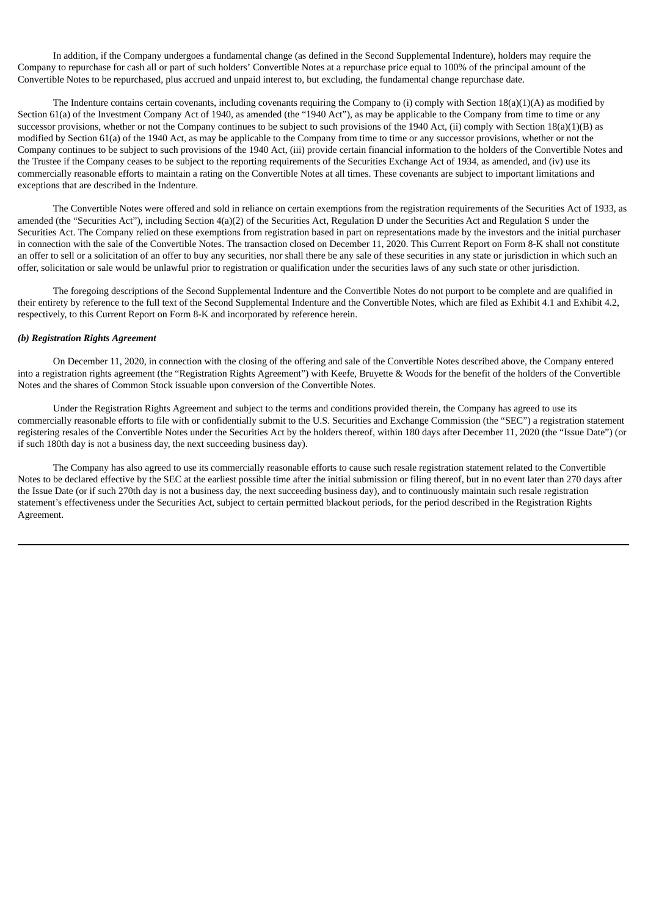In addition, if the Company undergoes a fundamental change (as defined in the Second Supplemental Indenture), holders may require the Company to repurchase for cash all or part of such holders' Convertible Notes at a repurchase price equal to 100% of the principal amount of the Convertible Notes to be repurchased, plus accrued and unpaid interest to, but excluding, the fundamental change repurchase date.

The Indenture contains certain covenants, including covenants requiring the Company to (i) comply with Section 18(a)(1)(A) as modified by Section 61(a) of the Investment Company Act of 1940, as amended (the "1940 Act"), as may be applicable to the Company from time to time or any successor provisions, whether or not the Company continues to be subject to such provisions of the 1940 Act, (ii) comply with Section 18(a)(1)(B) as modified by Section 61(a) of the 1940 Act, as may be applicable to the Company from time to time or any successor provisions, whether or not the Company continues to be subject to such provisions of the 1940 Act, (iii) provide certain financial information to the holders of the Convertible Notes and the Trustee if the Company ceases to be subject to the reporting requirements of the Securities Exchange Act of 1934, as amended, and (iv) use its commercially reasonable efforts to maintain a rating on the Convertible Notes at all times. These covenants are subject to important limitations and exceptions that are described in the Indenture.

The Convertible Notes were offered and sold in reliance on certain exemptions from the registration requirements of the Securities Act of 1933, as amended (the "Securities Act"), including Section 4(a)(2) of the Securities Act, Regulation D under the Securities Act and Regulation S under the Securities Act. The Company relied on these exemptions from registration based in part on representations made by the investors and the initial purchaser in connection with the sale of the Convertible Notes. The transaction closed on December 11, 2020. This Current Report on Form 8-K shall not constitute an offer to sell or a solicitation of an offer to buy any securities, nor shall there be any sale of these securities in any state or jurisdiction in which such an offer, solicitation or sale would be unlawful prior to registration or qualification under the securities laws of any such state or other jurisdiction.

The foregoing descriptions of the Second Supplemental Indenture and the Convertible Notes do not purport to be complete and are qualified in their entirety by reference to the full text of the Second Supplemental Indenture and the Convertible Notes, which are filed as Exhibit 4.1 and Exhibit 4.2, respectively, to this Current Report on Form 8-K and incorporated by reference herein.

***(b) Registration Rights Agreement***

On December 11, 2020, in connection with the closing of the offering and sale of the Convertible Notes described above, the Company entered into a registration rights agreement (the "Registration Rights Agreement") with Keefe, Bruyette & Woods for the benefit of the holders of the Convertible Notes and the shares of Common Stock issuable upon conversion of the Convertible Notes.

Under the Registration Rights Agreement and subject to the terms and conditions provided therein, the Company has agreed to use its commercially reasonable efforts to file with or confidentially submit to the U.S. Securities and Exchange Commission (the "SEC") a registration statement registering resales of the Convertible Notes under the Securities Act by the holders thereof, within 180 days after December 11, 2020 (the "Issue Date") (or if such 180th day is not a business day, the next succeeding business day).

The Company has also agreed to use its commercially reasonable efforts to cause such resale registration statement related to the Convertible Notes to be declared effective by the SEC at the earliest possible time after the initial submission or filing thereof, but in no event later than 270 days after the Issue Date (or if such 270th day is not a business day, the next succeeding business day), and to continuously maintain such resale registration statement's effectiveness under the Securities Act, subject to certain permitted blackout periods, for the period described in the Registration Rights Agreement.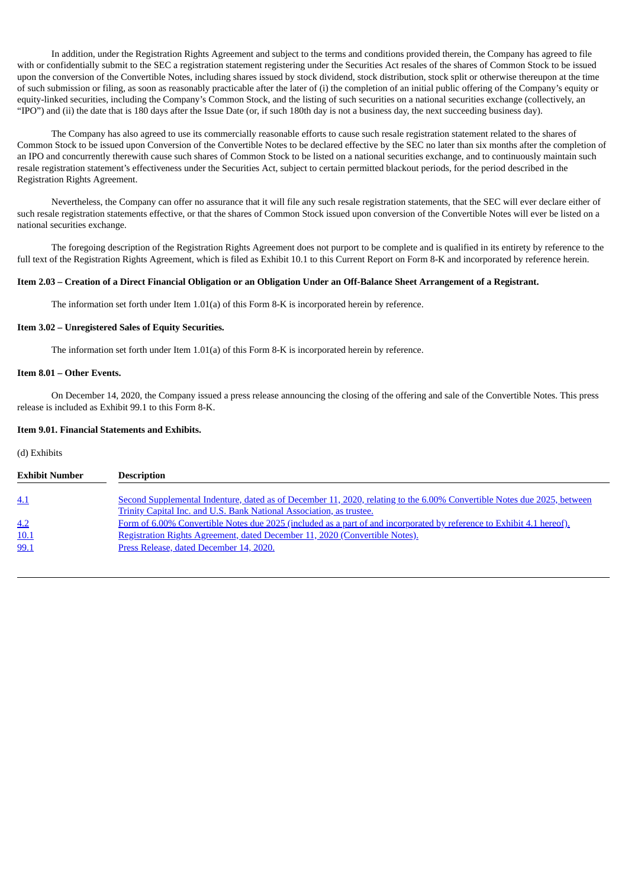In addition, under the Registration Rights Agreement and subject to the terms and conditions provided therein, the Company has agreed to file with or confidentially submit to the SEC a registration statement registering under the Securities Act resales of the shares of Common Stock to be issued upon the conversion of the Convertible Notes, including shares issued by stock dividend, stock distribution, stock split or otherwise thereupon at the time of such submission or filing, as soon as reasonably practicable after the later of (i) the completion of an initial public offering of the Company's equity or equity-linked securities, including the Company's Common Stock, and the listing of such securities on a national securities exchange (collectively, an "IPO") and (ii) the date that is 180 days after the Issue Date (or, if such 180th day is not a business day, the next succeeding business day).

The Company has also agreed to use its commercially reasonable efforts to cause such resale registration statement related to the shares of Common Stock to be issued upon Conversion of the Convertible Notes to be declared effective by the SEC no later than six months after the completion of an IPO and concurrently therewith cause such shares of Common Stock to be listed on a national securities exchange, and to continuously maintain such resale registration statement's effectiveness under the Securities Act, subject to certain permitted blackout periods, for the period described in the Registration Rights Agreement.

Nevertheless, the Company can offer no assurance that it will file any such resale registration statements, that the SEC will ever declare either of such resale registration statements effective, or that the shares of Common Stock issued upon conversion of the Convertible Notes will ever be listed on a national securities exchange.

The foregoing description of the Registration Rights Agreement does not purport to be complete and is qualified in its entirety by reference to the full text of the Registration Rights Agreement, which is filed as Exhibit 10.1 to this Current Report on Form 8-K and incorporated by reference herein.

**Item 2.03 – Creation of a Direct Financial Obligation or an Obligation Under an Off-Balance Sheet Arrangement of a Registrant.**

The information set forth under Item 1.01(a) of this Form 8-K is incorporated herein by reference.

**Item 3.02 – Unregistered Sales of Equity Securities.**

The information set forth under Item 1.01(a) of this Form 8-K is incorporated herein by reference.

**Item 8.01 – Other Events.**

On December 14, 2020, the Company issued a press release announcing the closing of the offering and sale of the Convertible Notes. This press release is included as Exhibit 99.1 to this Form 8-K.

**Item 9.01. Financial Statements and Exhibits.**

(d) Exhibits

| Exhibit Number | Description |
|---|---|
| 4.1 | Second Supplemental Indenture, dated as of December 11, 2020, relating to the 6.00% Convertible Notes due 2025, between Trinity Capital Inc. and U.S. Bank National Association, as trustee. |
| 4.2 | Form of 6.00% Convertible Notes due 2025 (included as a part of and incorporated by reference to Exhibit 4.1 hereof). |
| 10.1 | Registration Rights Agreement, dated December 11, 2020 (Convertible Notes). |
| 99.1 | Press Release, dated December 14, 2020. |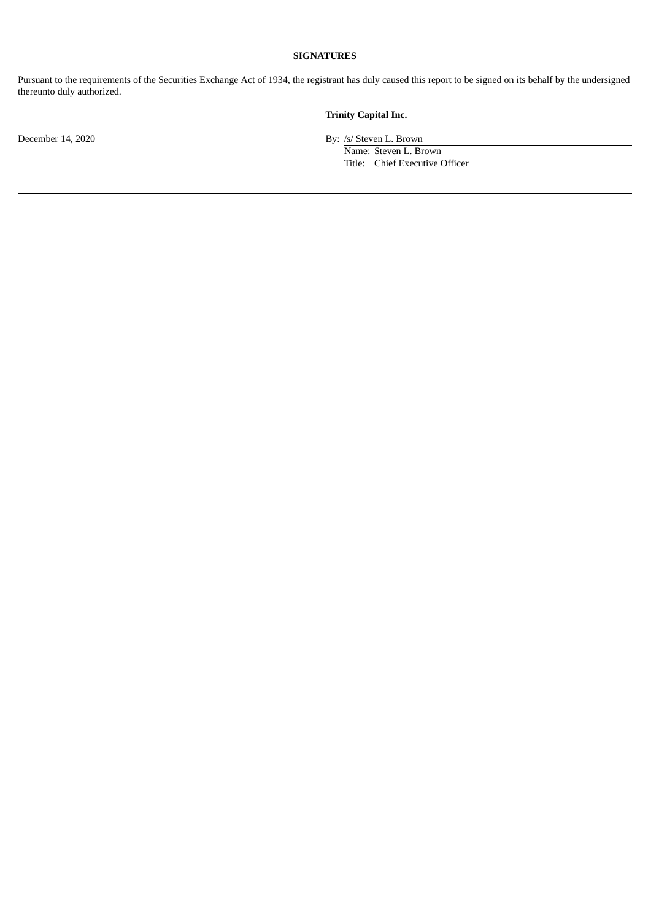**SIGNATURES**

Pursuant to the requirements of the Securities Exchange Act of 1934, the registrant has duly caused this report to be signed on its behalf by the undersigned thereunto duly authorized.

**Trinity Capital Inc.**

December 14, 2020

By: /s/ Steven L. Brown

Name: Steven L. Brown

Title: Chief Executive Officer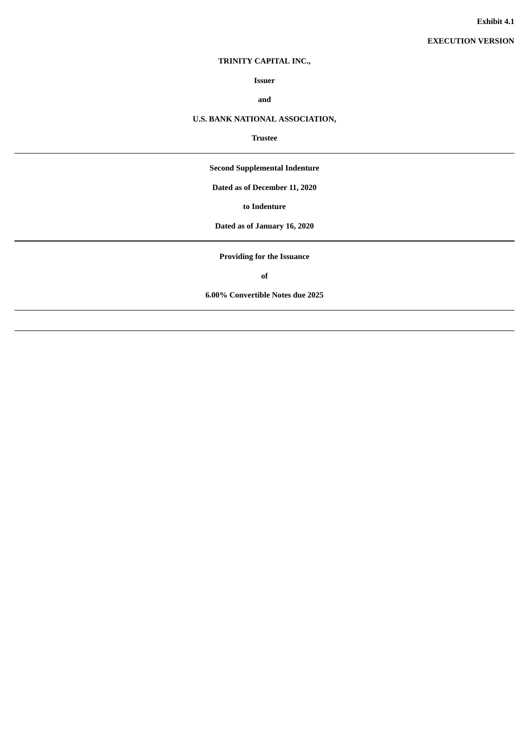**Exhibit 4.1**

**EXECUTION VERSION**

**TRINITY CAPITAL INC.,**

**Issuer**

**and**

**U.S. BANK NATIONAL ASSOCIATION,**

**Trustee**

---

**Second Supplemental Indenture**

**Dated as of December 11, 2020**

**to Indenture**

**Dated as of January 16, 2020**

---

**Providing for the Issuance**

**of**

**6.00% Convertible Notes due 2025**

---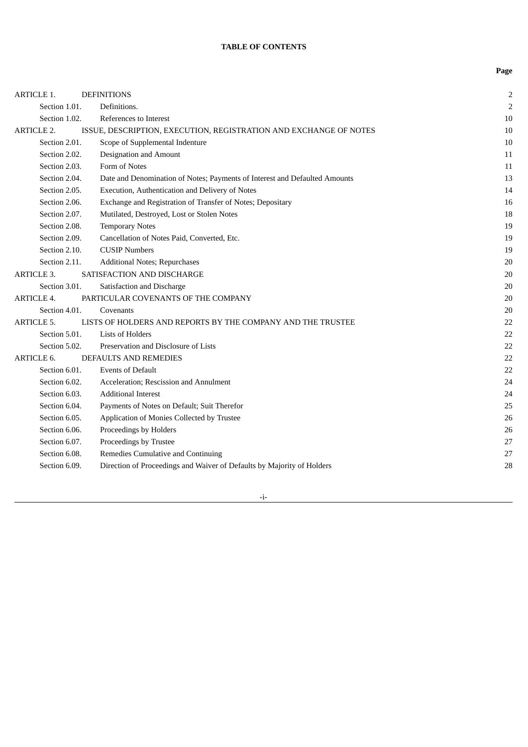**TABLE OF CONTENTS**

| | | Page |
|---|---|---|
| ARTICLE 1. | DEFINITIONS | 2 |
| Section 1.01. | Definitions. | 2 |
| Section 1.02. | References to Interest | 10 |
| ARTICLE 2. | ISSUE, DESCRIPTION, EXECUTION, REGISTRATION AND EXCHANGE OF NOTES | 10 |
| Section 2.01. | Scope of Supplemental Indenture | 10 |
| Section 2.02. | Designation and Amount | 11 |
| Section 2.03. | Form of Notes | 11 |
| Section 2.04. | Date and Denomination of Notes; Payments of Interest and Defaulted Amounts | 13 |
| Section 2.05. | Execution, Authentication and Delivery of Notes | 14 |
| Section 2.06. | Exchange and Registration of Transfer of Notes; Depositary | 16 |
| Section 2.07. | Mutilated, Destroyed, Lost or Stolen Notes | 18 |
| Section 2.08. | Temporary Notes | 19 |
| Section 2.09. | Cancellation of Notes Paid, Converted, Etc. | 19 |
| Section 2.10. | CUSIP Numbers | 19 |
| Section 2.11. | Additional Notes; Repurchases | 20 |
| ARTICLE 3. | SATISFACTION AND DISCHARGE | 20 |
| Section 3.01. | Satisfaction and Discharge | 20 |
| ARTICLE 4. | PARTICULAR COVENANTS OF THE COMPANY | 20 |
| Section 4.01. | Covenants | 20 |
| ARTICLE 5. | LISTS OF HOLDERS AND REPORTS BY THE COMPANY AND THE TRUSTEE | 22 |
| Section 5.01. | Lists of Holders | 22 |
| Section 5.02. | Preservation and Disclosure of Lists | 22 |
| ARTICLE 6. | DEFAULTS AND REMEDIES | 22 |
| Section 6.01. | Events of Default | 22 |
| Section 6.02. | Acceleration; Rescission and Annulment | 24 |
| Section 6.03. | Additional Interest | 24 |
| Section 6.04. | Payments of Notes on Default; Suit Therefor | 25 |
| Section 6.05. | Application of Monies Collected by Trustee | 26 |
| Section 6.06. | Proceedings by Holders | 26 |
| Section 6.07. | Proceedings by Trustee | 27 |
| Section 6.08. | Remedies Cumulative and Continuing | 27 |
| Section 6.09. | Direction of Proceedings and Waiver of Defaults by Majority of Holders | 28 |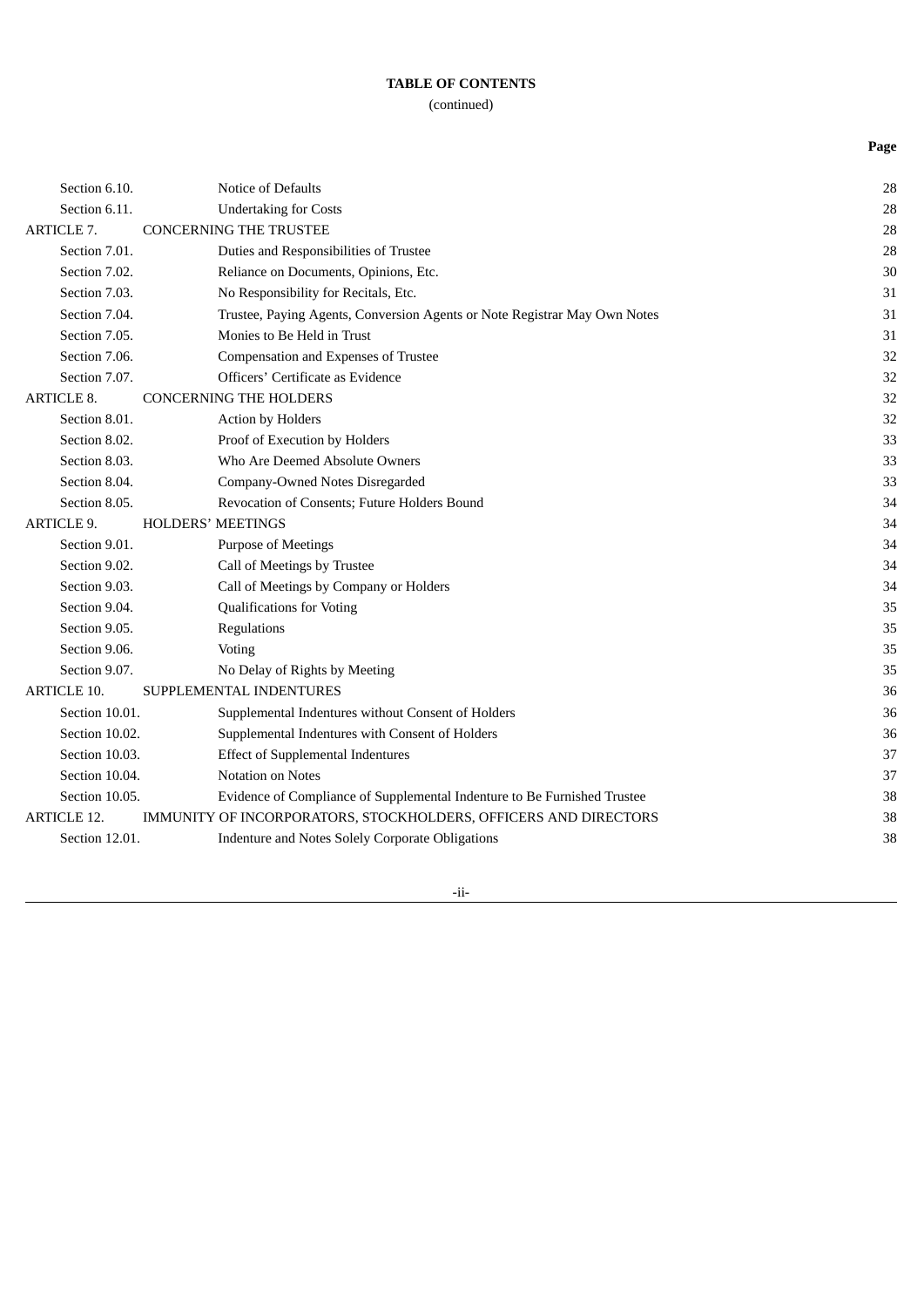**TABLE OF CONTENTS**

(continued)

| | | Page |
|---|---|---|
| Section 6.10. | Notice of Defaults | 28 |
| Section 6.11. | Undertaking for Costs | 28 |
| ARTICLE 7. | CONCERNING THE TRUSTEE | 28 |
| Section 7.01. | Duties and Responsibilities of Trustee | 28 |
| Section 7.02. | Reliance on Documents, Opinions, Etc. | 30 |
| Section 7.03. | No Responsibility for Recitals, Etc. | 31 |
| Section 7.04. | Trustee, Paying Agents, Conversion Agents or Note Registrar May Own Notes | 31 |
| Section 7.05. | Monies to Be Held in Trust | 31 |
| Section 7.06. | Compensation and Expenses of Trustee | 32 |
| Section 7.07. | Officers' Certificate as Evidence | 32 |
| ARTICLE 8. | CONCERNING THE HOLDERS | 32 |
| Section 8.01. | Action by Holders | 32 |
| Section 8.02. | Proof of Execution by Holders | 33 |
| Section 8.03. | Who Are Deemed Absolute Owners | 33 |
| Section 8.04. | Company-Owned Notes Disregarded | 33 |
| Section 8.05. | Revocation of Consents; Future Holders Bound | 34 |
| ARTICLE 9. | HOLDERS' MEETINGS | 34 |
| Section 9.01. | Purpose of Meetings | 34 |
| Section 9.02. | Call of Meetings by Trustee | 34 |
| Section 9.03. | Call of Meetings by Company or Holders | 34 |
| Section 9.04. | Qualifications for Voting | 35 |
| Section 9.05. | Regulations | 35 |
| Section 9.06. | Voting | 35 |
| Section 9.07. | No Delay of Rights by Meeting | 35 |
| ARTICLE 10. | SUPPLEMENTAL INDENTURES | 36 |
| Section 10.01. | Supplemental Indentures without Consent of Holders | 36 |
| Section 10.02. | Supplemental Indentures with Consent of Holders | 36 |
| Section 10.03. | Effect of Supplemental Indentures | 37 |
| Section 10.04. | Notation on Notes | 37 |
| Section 10.05. | Evidence of Compliance of Supplemental Indenture to Be Furnished Trustee | 38 |
| ARTICLE 12. | IMMUNITY OF INCORPORATORS, STOCKHOLDERS, OFFICERS AND DIRECTORS | 38 |
| Section 12.01. | Indenture and Notes Solely Corporate Obligations | 38 |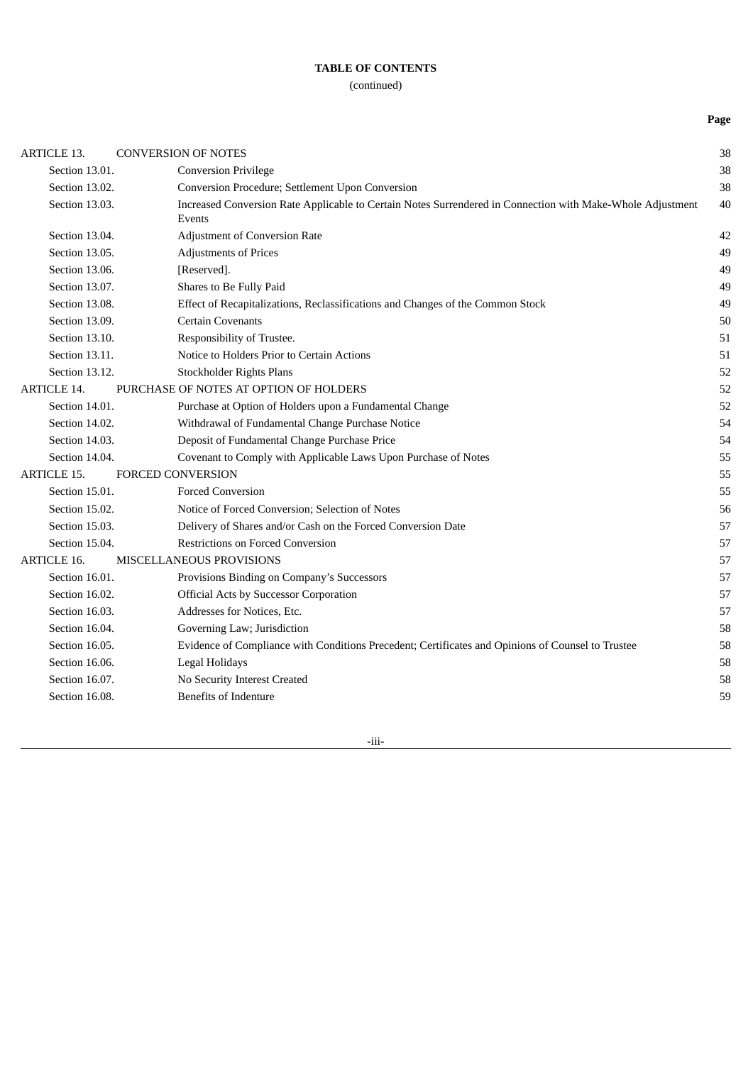**TABLE OF CONTENTS**

(continued)

| | | Page |
|---|---|---|
| ARTICLE 13. | CONVERSION OF NOTES | 38 |
| Section 13.01. | Conversion Privilege | 38 |
| Section 13.02. | Conversion Procedure; Settlement Upon Conversion | 38 |
| Section 13.03. | Increased Conversion Rate Applicable to Certain Notes Surrendered in Connection with Make-Whole Adjustment Events | 40 |
| Section 13.04. | Adjustment of Conversion Rate | 42 |
| Section 13.05. | Adjustments of Prices | 49 |
| Section 13.06. | [Reserved]. | 49 |
| Section 13.07. | Shares to Be Fully Paid | 49 |
| Section 13.08. | Effect of Recapitalizations, Reclassifications and Changes of the Common Stock | 49 |
| Section 13.09. | Certain Covenants | 50 |
| Section 13.10. | Responsibility of Trustee. | 51 |
| Section 13.11. | Notice to Holders Prior to Certain Actions | 51 |
| Section 13.12. | Stockholder Rights Plans | 52 |
| ARTICLE 14. | PURCHASE OF NOTES AT OPTION OF HOLDERS | 52 |
| Section 14.01. | Purchase at Option of Holders upon a Fundamental Change | 52 |
| Section 14.02. | Withdrawal of Fundamental Change Purchase Notice | 54 |
| Section 14.03. | Deposit of Fundamental Change Purchase Price | 54 |
| Section 14.04. | Covenant to Comply with Applicable Laws Upon Purchase of Notes | 55 |
| ARTICLE 15. | FORCED CONVERSION | 55 |
| Section 15.01. | Forced Conversion | 55 |
| Section 15.02. | Notice of Forced Conversion; Selection of Notes | 56 |
| Section 15.03. | Delivery of Shares and/or Cash on the Forced Conversion Date | 57 |
| Section 15.04. | Restrictions on Forced Conversion | 57 |
| ARTICLE 16. | MISCELLANEOUS PROVISIONS | 57 |
| Section 16.01. | Provisions Binding on Company's Successors | 57 |
| Section 16.02. | Official Acts by Successor Corporation | 57 |
| Section 16.03. | Addresses for Notices, Etc. | 57 |
| Section 16.04. | Governing Law; Jurisdiction | 58 |
| Section 16.05. | Evidence of Compliance with Conditions Precedent; Certificates and Opinions of Counsel to Trustee | 58 |
| Section 16.06. | Legal Holidays | 58 |
| Section 16.07. | No Security Interest Created | 58 |
| Section 16.08. | Benefits of Indenture | 59 |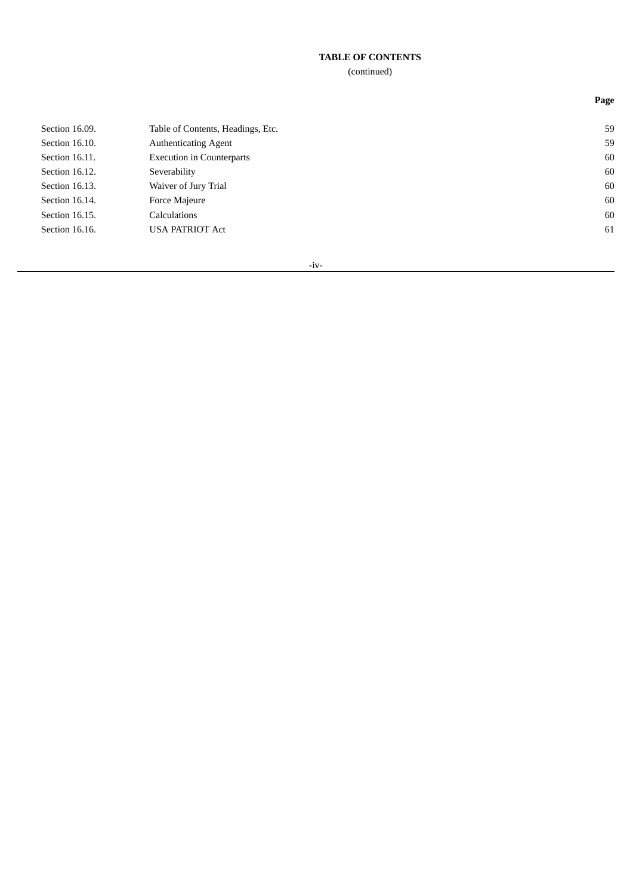**TABLE OF CONTENTS**
(continued)

| | | Page |
|---|---|---|
| Section 16.09. | Table of Contents, Headings, Etc. | 59 |
| Section 16.10. | Authenticating Agent | 59 |
| Section 16.11. | Execution in Counterparts | 60 |
| Section 16.12. | Severability | 60 |
| Section 16.13. | Waiver of Jury Trial | 60 |
| Section 16.14. | Force Majeure | 60 |
| Section 16.15. | Calculations | 60 |
| Section 16.16. | USA PATRIOT Act | 61 |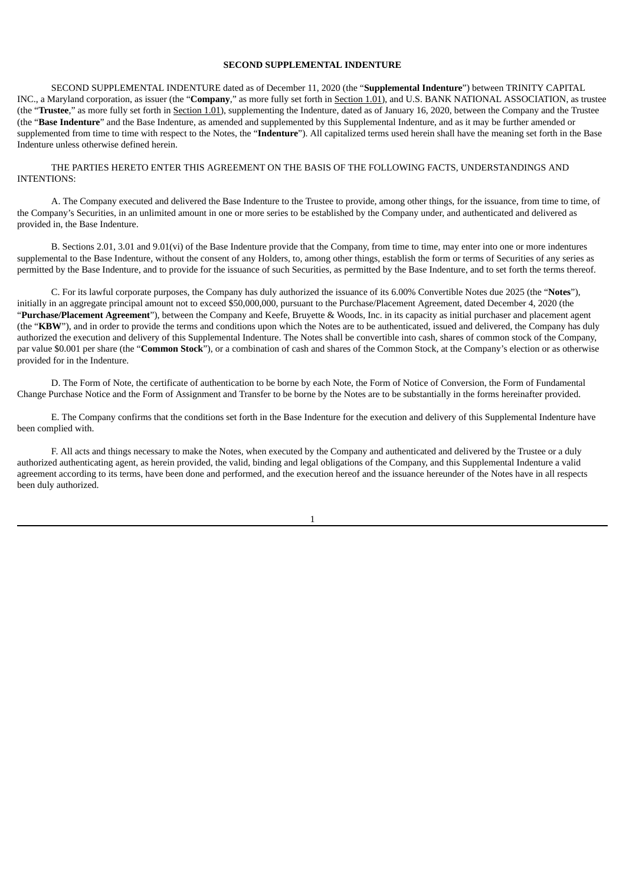# SECOND SUPPLEMENTAL INDENTURE

SECOND SUPPLEMENTAL INDENTURE dated as of December 11, 2020 (the "**Supplemental Indenture**") between TRINITY CAPITAL INC., a Maryland corporation, as issuer (the "**Company**," as more fully set forth in Section 1.01), and U.S. BANK NATIONAL ASSOCIATION, as trustee (the "**Trustee**," as more fully set forth in Section 1.01), supplementing the Indenture, dated as of January 16, 2020, between the Company and the Trustee (the "**Base Indenture**" and the Base Indenture, as amended and supplemented by this Supplemental Indenture, and as it may be further amended or supplemented from time to time with respect to the Notes, the "**Indenture**"). All capitalized terms used herein shall have the meaning set forth in the Base Indenture unless otherwise defined herein.

THE PARTIES HERETO ENTER THIS AGREEMENT ON THE BASIS OF THE FOLLOWING FACTS, UNDERSTANDINGS AND INTENTIONS:

A. The Company executed and delivered the Base Indenture to the Trustee to provide, among other things, for the issuance, from time to time, of the Company's Securities, in an unlimited amount in one or more series to be established by the Company under, and authenticated and delivered as provided in, the Base Indenture.

B. Sections 2.01, 3.01 and 9.01(vi) of the Base Indenture provide that the Company, from time to time, may enter into one or more indentures supplemental to the Base Indenture, without the consent of any Holders, to, among other things, establish the form or terms of Securities of any series as permitted by the Base Indenture, and to provide for the issuance of such Securities, as permitted by the Base Indenture, and to set forth the terms thereof.

C. For its lawful corporate purposes, the Company has duly authorized the issuance of its 6.00% Convertible Notes due 2025 (the "**Notes**"), initially in an aggregate principal amount not to exceed $50,000,000, pursuant to the Purchase/Placement Agreement, dated December 4, 2020 (the "**Purchase/Placement Agreement**"), between the Company and Keefe, Bruyette & Woods, Inc. in its capacity as initial purchaser and placement agent (the "**KBW**"), and in order to provide the terms and conditions upon which the Notes are to be authenticated, issued and delivered, the Company has duly authorized the execution and delivery of this Supplemental Indenture. The Notes shall be convertible into cash, shares of common stock of the Company, par value $0.001 per share (the "**Common Stock**"), or a combination of cash and shares of the Common Stock, at the Company's election or as otherwise provided for in the Indenture.

D. The Form of Note, the certificate of authentication to be borne by each Note, the Form of Notice of Conversion, the Form of Fundamental Change Purchase Notice and the Form of Assignment and Transfer to be borne by the Notes are to be substantially in the forms hereinafter provided.

E. The Company confirms that the conditions set forth in the Base Indenture for the execution and delivery of this Supplemental Indenture have been complied with.

F. All acts and things necessary to make the Notes, when executed by the Company and authenticated and delivered by the Trustee or a duly authorized authenticating agent, as herein provided, the valid, binding and legal obligations of the Company, and this Supplemental Indenture a valid agreement according to its terms, have been done and performed, and the execution hereof and the issuance hereunder of the Notes have in all respects been duly authorized.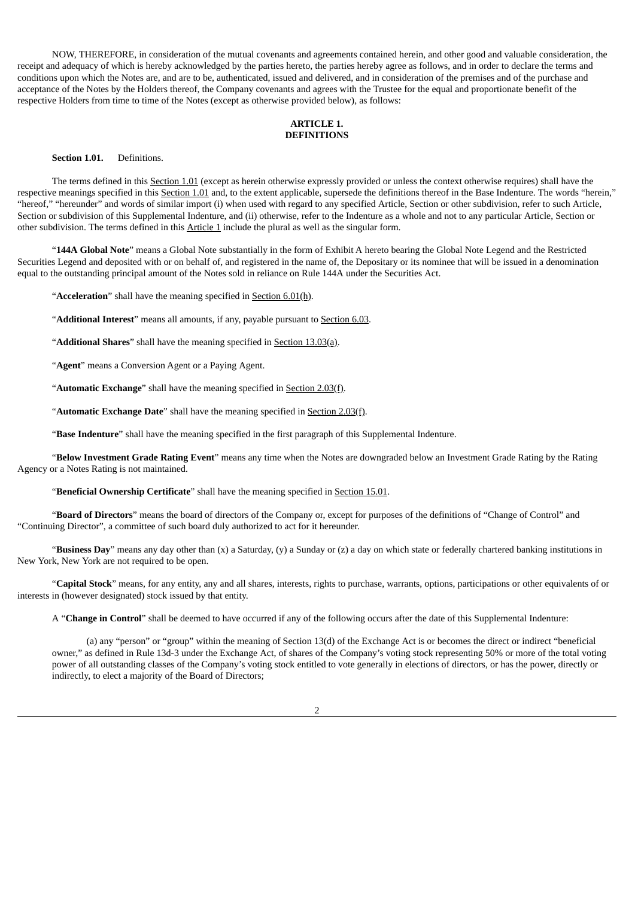NOW, THEREFORE, in consideration of the mutual covenants and agreements contained herein, and other good and valuable consideration, the receipt and adequacy of which is hereby acknowledged by the parties hereto, the parties hereby agree as follows, and in order to declare the terms and conditions upon which the Notes are, and are to be, authenticated, issued and delivered, and in consideration of the premises and of the purchase and acceptance of the Notes by the Holders thereof, the Company covenants and agrees with the Trustee for the equal and proportionate benefit of the respective Holders from time to time of the Notes (except as otherwise provided below), as follows:

## ARTICLE 1.
## DEFINITIONS

**Section 1.01.** Definitions.

The terms defined in this Section 1.01 (except as herein otherwise expressly provided or unless the context otherwise requires) shall have the respective meanings specified in this Section 1.01 and, to the extent applicable, supersede the definitions thereof in the Base Indenture. The words "herein," "hereof," "hereunder" and words of similar import (i) when used with regard to any specified Article, Section or other subdivision, refer to such Article, Section or subdivision of this Supplemental Indenture, and (ii) otherwise, refer to the Indenture as a whole and not to any particular Article, Section or other subdivision. The terms defined in this Article 1 include the plural as well as the singular form.

"**144A Global Note**" means a Global Note substantially in the form of Exhibit A hereto bearing the Global Note Legend and the Restricted Securities Legend and deposited with or on behalf of, and registered in the name of, the Depositary or its nominee that will be issued in a denomination equal to the outstanding principal amount of the Notes sold in reliance on Rule 144A under the Securities Act.

"**Acceleration**" shall have the meaning specified in Section 6.01(h).

"**Additional Interest**" means all amounts, if any, payable pursuant to Section 6.03.

"**Additional Shares**" shall have the meaning specified in Section 13.03(a).

"**Agent**" means a Conversion Agent or a Paying Agent.

"**Automatic Exchange**" shall have the meaning specified in Section 2.03(f).

"**Automatic Exchange Date**" shall have the meaning specified in Section 2.03(f).

"**Base Indenture**" shall have the meaning specified in the first paragraph of this Supplemental Indenture.

"**Below Investment Grade Rating Event**" means any time when the Notes are downgraded below an Investment Grade Rating by the Rating Agency or a Notes Rating is not maintained.

"**Beneficial Ownership Certificate**" shall have the meaning specified in Section 15.01.

"**Board of Directors**" means the board of directors of the Company or, except for purposes of the definitions of "Change of Control" and "Continuing Director", a committee of such board duly authorized to act for it hereunder.

"**Business Day**" means any day other than (x) a Saturday, (y) a Sunday or (z) a day on which state or federally chartered banking institutions in New York, New York are not required to be open.

"**Capital Stock**" means, for any entity, any and all shares, interests, rights to purchase, warrants, options, participations or other equivalents of or interests in (however designated) stock issued by that entity.

A "**Change in Control**" shall be deemed to have occurred if any of the following occurs after the date of this Supplemental Indenture:

(a) any "person" or "group" within the meaning of Section 13(d) of the Exchange Act is or becomes the direct or indirect "beneficial owner," as defined in Rule 13d-3 under the Exchange Act, of shares of the Company's voting stock representing 50% or more of the total voting power of all outstanding classes of the Company's voting stock entitled to vote generally in elections of directors, or has the power, directly or indirectly, to elect a majority of the Board of Directors;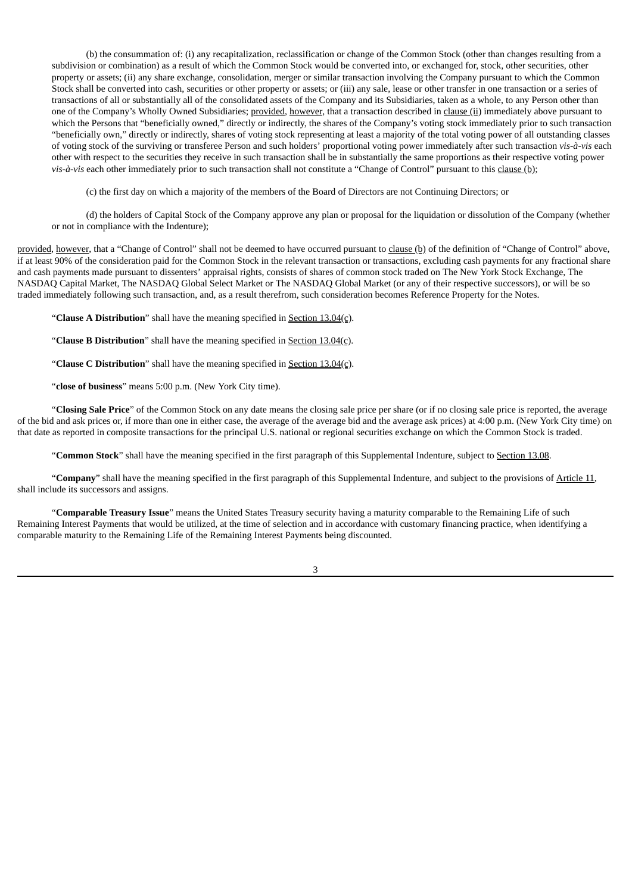(b) the consummation of: (i) any recapitalization, reclassification or change of the Common Stock (other than changes resulting from a subdivision or combination) as a result of which the Common Stock would be converted into, or exchanged for, stock, other securities, other property or assets; (ii) any share exchange, consolidation, merger or similar transaction involving the Company pursuant to which the Common Stock shall be converted into cash, securities or other property or assets; or (iii) any sale, lease or other transfer in one transaction or a series of transactions of all or substantially all of the consolidated assets of the Company and its Subsidiaries, taken as a whole, to any Person other than one of the Company's Wholly Owned Subsidiaries; provided, however, that a transaction described in clause (ii) immediately above pursuant to which the Persons that "beneficially owned," directly or indirectly, the shares of the Company's voting stock immediately prior to such transaction "beneficially own," directly or indirectly, shares of voting stock representing at least a majority of the total voting power of all outstanding classes of voting stock of the surviving or transferee Person and such holders' proportional voting power immediately after such transaction *vis-à-vis* each other with respect to the securities they receive in such transaction shall be in substantially the same proportions as their respective voting power *vis-à-vis* each other immediately prior to such transaction shall not constitute a "Change of Control" pursuant to this clause (b);

(c) the first day on which a majority of the members of the Board of Directors are not Continuing Directors; or

(d) the holders of Capital Stock of the Company approve any plan or proposal for the liquidation or dissolution of the Company (whether or not in compliance with the Indenture);

provided, however, that a "Change of Control" shall not be deemed to have occurred pursuant to clause (b) of the definition of "Change of Control" above, if at least 90% of the consideration paid for the Common Stock in the relevant transaction or transactions, excluding cash payments for any fractional share and cash payments made pursuant to dissenters' appraisal rights, consists of shares of common stock traded on The New York Stock Exchange, The NASDAQ Capital Market, The NASDAQ Global Select Market or The NASDAQ Global Market (or any of their respective successors), or will be so traded immediately following such transaction, and, as a result therefrom, such consideration becomes Reference Property for the Notes.

"**Clause A Distribution**" shall have the meaning specified in Section 13.04(c).

"**Clause B Distribution**" shall have the meaning specified in Section 13.04(c).

"**Clause C Distribution**" shall have the meaning specified in Section 13.04(c).

"**close of business**" means 5:00 p.m. (New York City time).

"**Closing Sale Price**" of the Common Stock on any date means the closing sale price per share (or if no closing sale price is reported, the average of the bid and ask prices or, if more than one in either case, the average of the average bid and the average ask prices) at 4:00 p.m. (New York City time) on that date as reported in composite transactions for the principal U.S. national or regional securities exchange on which the Common Stock is traded.

"**Common Stock**" shall have the meaning specified in the first paragraph of this Supplemental Indenture, subject to Section 13.08.

"**Company**" shall have the meaning specified in the first paragraph of this Supplemental Indenture, and subject to the provisions of Article 11, shall include its successors and assigns.

"**Comparable Treasury Issue**" means the United States Treasury security having a maturity comparable to the Remaining Life of such Remaining Interest Payments that would be utilized, at the time of selection and in accordance with customary financing practice, when identifying a comparable maturity to the Remaining Life of the Remaining Interest Payments being discounted.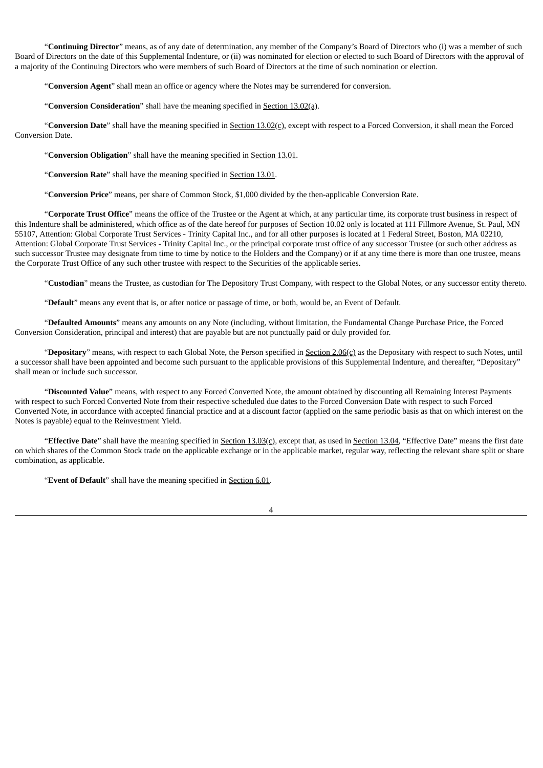"**Continuing Director**" means, as of any date of determination, any member of the Company's Board of Directors who (i) was a member of such Board of Directors on the date of this Supplemental Indenture, or (ii) was nominated for election or elected to such Board of Directors with the approval of a majority of the Continuing Directors who were members of such Board of Directors at the time of such nomination or election.

"**Conversion Agent**" shall mean an office or agency where the Notes may be surrendered for conversion.

"**Conversion Consideration**" shall have the meaning specified in Section 13.02(a).

"**Conversion Date**" shall have the meaning specified in Section 13.02(c), except with respect to a Forced Conversion, it shall mean the Forced Conversion Date.

"**Conversion Obligation**" shall have the meaning specified in Section 13.01.

"**Conversion Rate**" shall have the meaning specified in Section 13.01.

"**Conversion Price**" means, per share of Common Stock, $1,000 divided by the then-applicable Conversion Rate.

"**Corporate Trust Office**" means the office of the Trustee or the Agent at which, at any particular time, its corporate trust business in respect of this Indenture shall be administered, which office as of the date hereof for purposes of Section 10.02 only is located at 111 Fillmore Avenue, St. Paul, MN 55107, Attention: Global Corporate Trust Services - Trinity Capital Inc., and for all other purposes is located at 1 Federal Street, Boston, MA 02210, Attention: Global Corporate Trust Services - Trinity Capital Inc., or the principal corporate trust office of any successor Trustee (or such other address as such successor Trustee may designate from time to time by notice to the Holders and the Company) or if at any time there is more than one trustee, means the Corporate Trust Office of any such other trustee with respect to the Securities of the applicable series.

"**Custodian**" means the Trustee, as custodian for The Depository Trust Company, with respect to the Global Notes, or any successor entity thereto.

"**Default**" means any event that is, or after notice or passage of time, or both, would be, an Event of Default.

"**Defaulted Amounts**" means any amounts on any Note (including, without limitation, the Fundamental Change Purchase Price, the Forced Conversion Consideration, principal and interest) that are payable but are not punctually paid or duly provided for.

"**Depositary**" means, with respect to each Global Note, the Person specified in Section 2.06(c) as the Depositary with respect to such Notes, until a successor shall have been appointed and become such pursuant to the applicable provisions of this Supplemental Indenture, and thereafter, "Depositary" shall mean or include such successor.

"**Discounted Value**" means, with respect to any Forced Converted Note, the amount obtained by discounting all Remaining Interest Payments with respect to such Forced Converted Note from their respective scheduled due dates to the Forced Conversion Date with respect to such Forced Converted Note, in accordance with accepted financial practice and at a discount factor (applied on the same periodic basis as that on which interest on the Notes is payable) equal to the Reinvestment Yield.

"**Effective Date**" shall have the meaning specified in Section 13.03(c), except that, as used in Section 13.04, "Effective Date" means the first date on which shares of the Common Stock trade on the applicable exchange or in the applicable market, regular way, reflecting the relevant share split or share combination, as applicable.

"**Event of Default**" shall have the meaning specified in Section 6.01.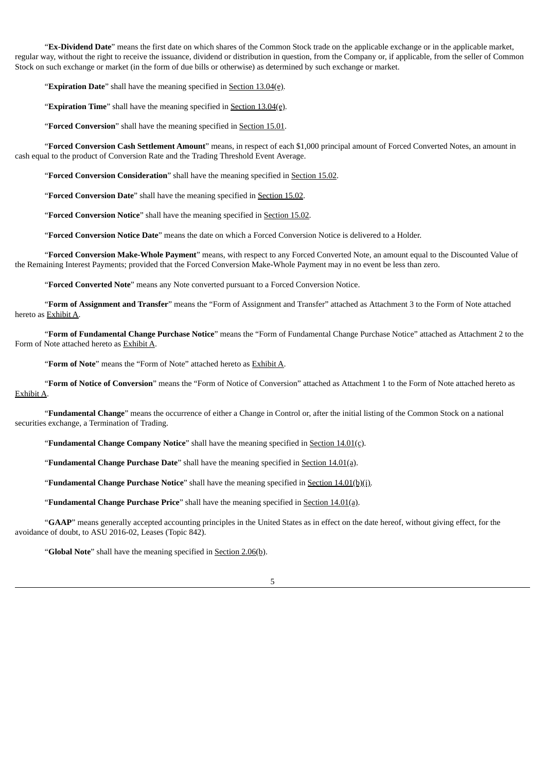"**Ex-Dividend Date**" means the first date on which shares of the Common Stock trade on the applicable exchange or in the applicable market, regular way, without the right to receive the issuance, dividend or distribution in question, from the Company or, if applicable, from the seller of Common Stock on such exchange or market (in the form of due bills or otherwise) as determined by such exchange or market.

"**Expiration Date**" shall have the meaning specified in Section 13.04(e).

"**Expiration Time**" shall have the meaning specified in Section 13.04(e).

"**Forced Conversion**" shall have the meaning specified in Section 15.01.

"**Forced Conversion Cash Settlement Amount**" means, in respect of each $1,000 principal amount of Forced Converted Notes, an amount in cash equal to the product of Conversion Rate and the Trading Threshold Event Average.

"**Forced Conversion Consideration**" shall have the meaning specified in Section 15.02.

"**Forced Conversion Date**" shall have the meaning specified in Section 15.02.

"**Forced Conversion Notice**" shall have the meaning specified in Section 15.02.

"**Forced Conversion Notice Date**" means the date on which a Forced Conversion Notice is delivered to a Holder.

"**Forced Conversion Make-Whole Payment**" means, with respect to any Forced Converted Note, an amount equal to the Discounted Value of the Remaining Interest Payments; provided that the Forced Conversion Make-Whole Payment may in no event be less than zero.

"**Forced Converted Note**" means any Note converted pursuant to a Forced Conversion Notice.

"**Form of Assignment and Transfer**" means the "Form of Assignment and Transfer" attached as Attachment 3 to the Form of Note attached hereto as Exhibit A.

"**Form of Fundamental Change Purchase Notice**" means the "Form of Fundamental Change Purchase Notice" attached as Attachment 2 to the Form of Note attached hereto as Exhibit A.

"**Form of Note**" means the "Form of Note" attached hereto as Exhibit A.

"**Form of Notice of Conversion**" means the "Form of Notice of Conversion" attached as Attachment 1 to the Form of Note attached hereto as Exhibit A.

"**Fundamental Change**" means the occurrence of either a Change in Control or, after the initial listing of the Common Stock on a national securities exchange, a Termination of Trading.

"**Fundamental Change Company Notice**" shall have the meaning specified in Section 14.01(c).

"**Fundamental Change Purchase Date**" shall have the meaning specified in Section 14.01(a).

"**Fundamental Change Purchase Notice**" shall have the meaning specified in Section 14.01(b)(i).

"**Fundamental Change Purchase Price**" shall have the meaning specified in Section 14.01(a).

"**GAAP**" means generally accepted accounting principles in the United States as in effect on the date hereof, without giving effect, for the avoidance of doubt, to ASU 2016-02, Leases (Topic 842).

"**Global Note**" shall have the meaning specified in Section 2.06(b).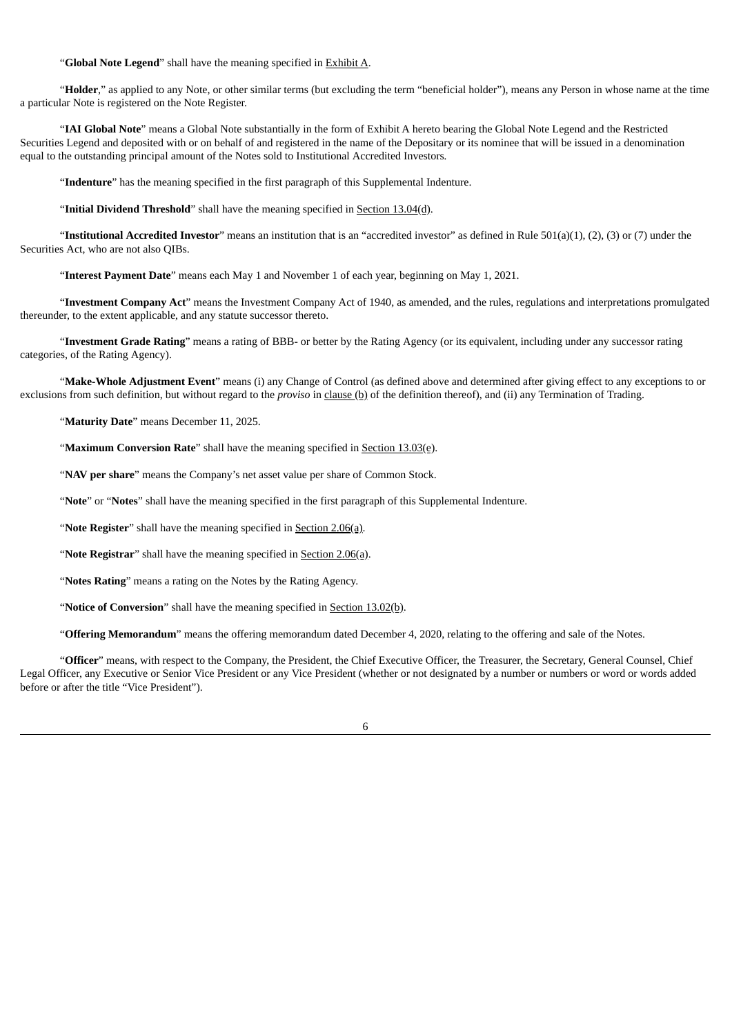"**Global Note Legend**" shall have the meaning specified in Exhibit A.

"**Holder**," as applied to any Note, or other similar terms (but excluding the term "beneficial holder"), means any Person in whose name at the time a particular Note is registered on the Note Register.

"**IAI Global Note**" means a Global Note substantially in the form of Exhibit A hereto bearing the Global Note Legend and the Restricted Securities Legend and deposited with or on behalf of and registered in the name of the Depositary or its nominee that will be issued in a denomination equal to the outstanding principal amount of the Notes sold to Institutional Accredited Investors.

"**Indenture**" has the meaning specified in the first paragraph of this Supplemental Indenture.

"**Initial Dividend Threshold**" shall have the meaning specified in Section 13.04(d).

"**Institutional Accredited Investor**" means an institution that is an "accredited investor" as defined in Rule 501(a)(1), (2), (3) or (7) under the Securities Act, who are not also QIBs.

"**Interest Payment Date**" means each May 1 and November 1 of each year, beginning on May 1, 2021.

"**Investment Company Act**" means the Investment Company Act of 1940, as amended, and the rules, regulations and interpretations promulgated thereunder, to the extent applicable, and any statute successor thereto.

"**Investment Grade Rating**" means a rating of BBB- or better by the Rating Agency (or its equivalent, including under any successor rating categories, of the Rating Agency).

"**Make-Whole Adjustment Event**" means (i) any Change of Control (as defined above and determined after giving effect to any exceptions to or exclusions from such definition, but without regard to the *proviso* in clause (b) of the definition thereof), and (ii) any Termination of Trading.

"**Maturity Date**" means December 11, 2025.

"**Maximum Conversion Rate**" shall have the meaning specified in Section 13.03(e).

"**NAV per share**" means the Company's net asset value per share of Common Stock.

"**Note**" or "**Notes**" shall have the meaning specified in the first paragraph of this Supplemental Indenture.

"**Note Register**" shall have the meaning specified in Section 2.06(a).

"**Note Registrar**" shall have the meaning specified in Section 2.06(a).

"**Notes Rating**" means a rating on the Notes by the Rating Agency.

"**Notice of Conversion**" shall have the meaning specified in Section 13.02(b).

"**Offering Memorandum**" means the offering memorandum dated December 4, 2020, relating to the offering and sale of the Notes.

"**Officer**" means, with respect to the Company, the President, the Chief Executive Officer, the Treasurer, the Secretary, General Counsel, Chief Legal Officer, any Executive or Senior Vice President or any Vice President (whether or not designated by a number or numbers or word or words added before or after the title "Vice President").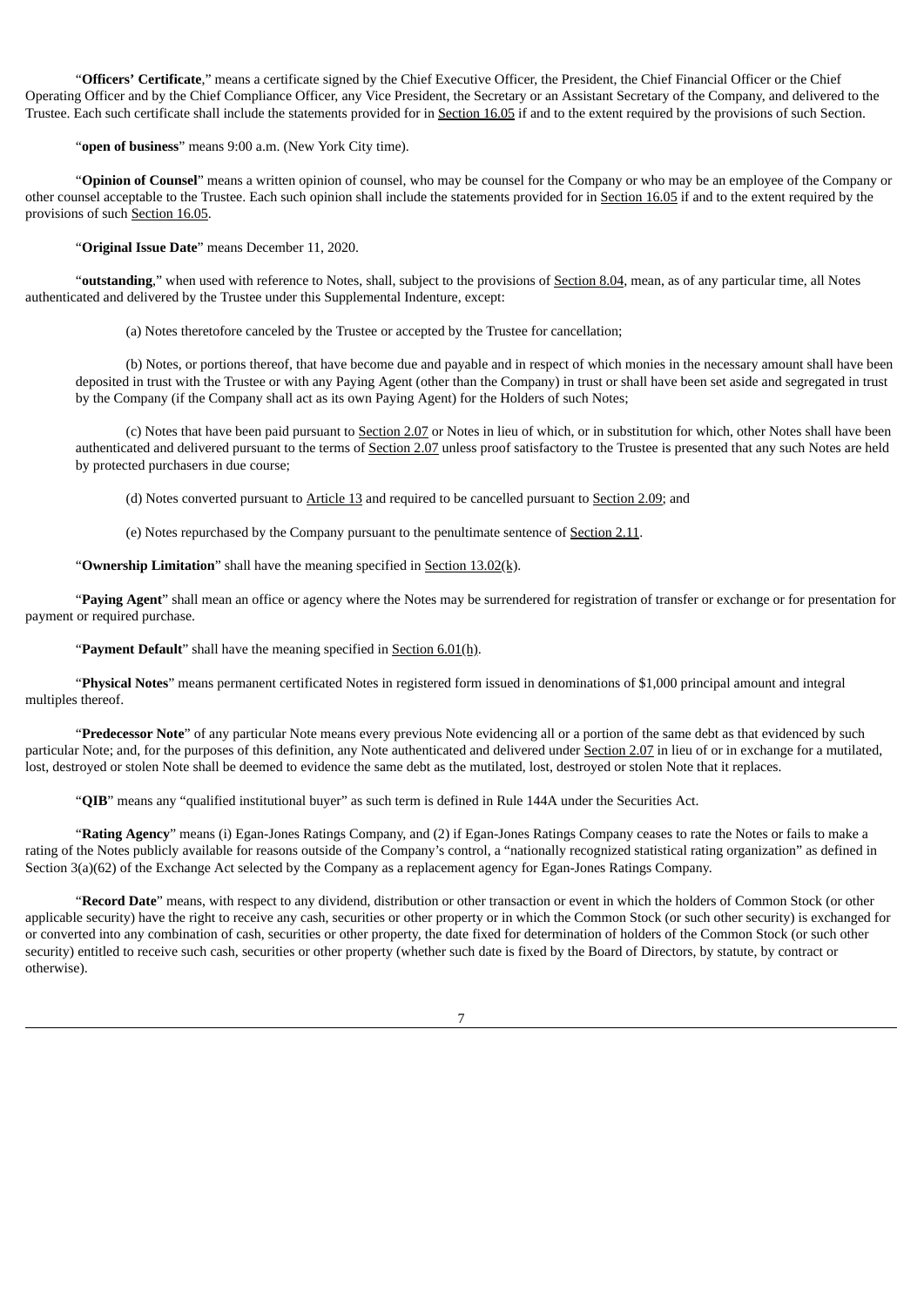"**Officers' Certificate**," means a certificate signed by the Chief Executive Officer, the President, the Chief Financial Officer or the Chief Operating Officer and by the Chief Compliance Officer, any Vice President, the Secretary or an Assistant Secretary of the Company, and delivered to the Trustee. Each such certificate shall include the statements provided for in Section 16.05 if and to the extent required by the provisions of such Section.

"**open of business**" means 9:00 a.m. (New York City time).

"**Opinion of Counsel**" means a written opinion of counsel, who may be counsel for the Company or who may be an employee of the Company or other counsel acceptable to the Trustee. Each such opinion shall include the statements provided for in Section 16.05 if and to the extent required by the provisions of such Section 16.05.

"**Original Issue Date**" means December 11, 2020.

"**outstanding**," when used with reference to Notes, shall, subject to the provisions of Section 8.04, mean, as of any particular time, all Notes authenticated and delivered by the Trustee under this Supplemental Indenture, except:

(a) Notes theretofore canceled by the Trustee or accepted by the Trustee for cancellation;

(b) Notes, or portions thereof, that have become due and payable and in respect of which monies in the necessary amount shall have been deposited in trust with the Trustee or with any Paying Agent (other than the Company) in trust or shall have been set aside and segregated in trust by the Company (if the Company shall act as its own Paying Agent) for the Holders of such Notes;

(c) Notes that have been paid pursuant to Section 2.07 or Notes in lieu of which, or in substitution for which, other Notes shall have been authenticated and delivered pursuant to the terms of Section 2.07 unless proof satisfactory to the Trustee is presented that any such Notes are held by protected purchasers in due course;

(d) Notes converted pursuant to Article 13 and required to be cancelled pursuant to Section 2.09; and

(e) Notes repurchased by the Company pursuant to the penultimate sentence of Section 2.11.

"**Ownership Limitation**" shall have the meaning specified in Section 13.02(k).

"**Paying Agent**" shall mean an office or agency where the Notes may be surrendered for registration of transfer or exchange or for presentation for payment or required purchase.

"**Payment Default**" shall have the meaning specified in Section 6.01(h).

"**Physical Notes**" means permanent certificated Notes in registered form issued in denominations of $1,000 principal amount and integral multiples thereof.

"**Predecessor Note**" of any particular Note means every previous Note evidencing all or a portion of the same debt as that evidenced by such particular Note; and, for the purposes of this definition, any Note authenticated and delivered under Section 2.07 in lieu of or in exchange for a mutilated, lost, destroyed or stolen Note shall be deemed to evidence the same debt as the mutilated, lost, destroyed or stolen Note that it replaces.

"**QIB**" means any "qualified institutional buyer" as such term is defined in Rule 144A under the Securities Act.

"**Rating Agency**" means (i) Egan-Jones Ratings Company, and (2) if Egan-Jones Ratings Company ceases to rate the Notes or fails to make a rating of the Notes publicly available for reasons outside of the Company's control, a "nationally recognized statistical rating organization" as defined in Section 3(a)(62) of the Exchange Act selected by the Company as a replacement agency for Egan-Jones Ratings Company.

"**Record Date**" means, with respect to any dividend, distribution or other transaction or event in which the holders of Common Stock (or other applicable security) have the right to receive any cash, securities or other property or in which the Common Stock (or such other security) is exchanged for or converted into any combination of cash, securities or other property, the date fixed for determination of holders of the Common Stock (or such other security) entitled to receive such cash, securities or other property (whether such date is fixed by the Board of Directors, by statute, by contract or otherwise).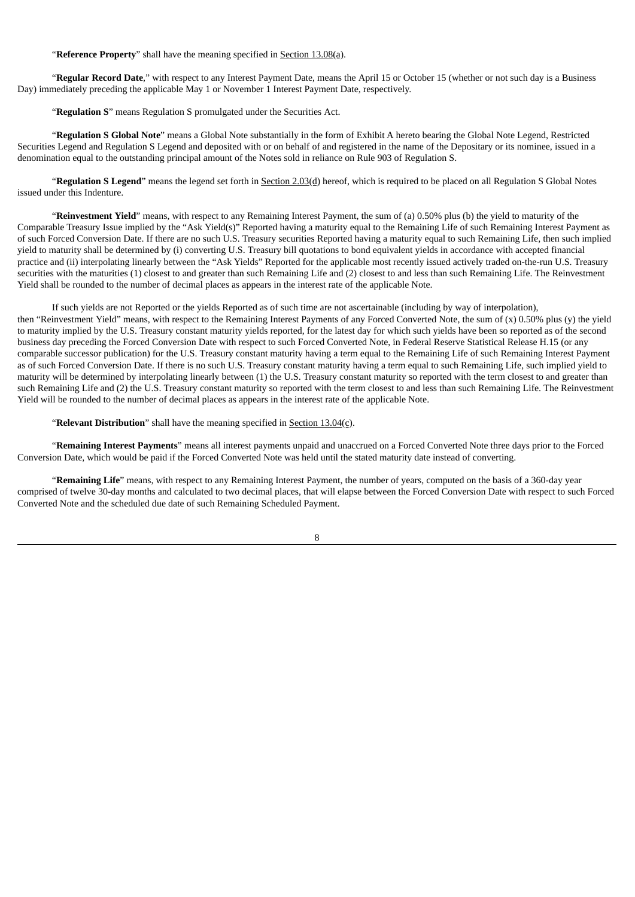"**Reference Property**" shall have the meaning specified in Section 13.08(a).

"**Regular Record Date**," with respect to any Interest Payment Date, means the April 15 or October 15 (whether or not such day is a Business Day) immediately preceding the applicable May 1 or November 1 Interest Payment Date, respectively.

"**Regulation S**" means Regulation S promulgated under the Securities Act.

"**Regulation S Global Note**" means a Global Note substantially in the form of Exhibit A hereto bearing the Global Note Legend, Restricted Securities Legend and Regulation S Legend and deposited with or on behalf of and registered in the name of the Depositary or its nominee, issued in a denomination equal to the outstanding principal amount of the Notes sold in reliance on Rule 903 of Regulation S.

"**Regulation S Legend**" means the legend set forth in Section 2.03(d) hereof, which is required to be placed on all Regulation S Global Notes issued under this Indenture.

"**Reinvestment Yield**" means, with respect to any Remaining Interest Payment, the sum of (a) 0.50% plus (b) the yield to maturity of the Comparable Treasury Issue implied by the "Ask Yield(s)" Reported having a maturity equal to the Remaining Life of such Remaining Interest Payment as of such Forced Conversion Date. If there are no such U.S. Treasury securities Reported having a maturity equal to such Remaining Life, then such implied yield to maturity shall be determined by (i) converting U.S. Treasury bill quotations to bond equivalent yields in accordance with accepted financial practice and (ii) interpolating linearly between the "Ask Yields" Reported for the applicable most recently issued actively traded on-the-run U.S. Treasury securities with the maturities (1) closest to and greater than such Remaining Life and (2) closest to and less than such Remaining Life. The Reinvestment Yield shall be rounded to the number of decimal places as appears in the interest rate of the applicable Note.

If such yields are not Reported or the yields Reported as of such time are not ascertainable (including by way of interpolation), then "Reinvestment Yield" means, with respect to the Remaining Interest Payments of any Forced Converted Note, the sum of (x) 0.50% plus (y) the yield to maturity implied by the U.S. Treasury constant maturity yields reported, for the latest day for which such yields have been so reported as of the second business day preceding the Forced Conversion Date with respect to such Forced Converted Note, in Federal Reserve Statistical Release H.15 (or any comparable successor publication) for the U.S. Treasury constant maturity having a term equal to the Remaining Life of such Remaining Interest Payment as of such Forced Conversion Date. If there is no such U.S. Treasury constant maturity having a term equal to such Remaining Life, such implied yield to maturity will be determined by interpolating linearly between (1) the U.S. Treasury constant maturity so reported with the term closest to and greater than such Remaining Life and (2) the U.S. Treasury constant maturity so reported with the term closest to and less than such Remaining Life. The Reinvestment Yield will be rounded to the number of decimal places as appears in the interest rate of the applicable Note.

"**Relevant Distribution**" shall have the meaning specified in Section 13.04(c).

"**Remaining Interest Payments**" means all interest payments unpaid and unaccrued on a Forced Converted Note three days prior to the Forced Conversion Date, which would be paid if the Forced Converted Note was held until the stated maturity date instead of converting.

"**Remaining Life**" means, with respect to any Remaining Interest Payment, the number of years, computed on the basis of a 360-day year comprised of twelve 30-day months and calculated to two decimal places, that will elapse between the Forced Conversion Date with respect to such Forced Converted Note and the scheduled due date of such Remaining Scheduled Payment.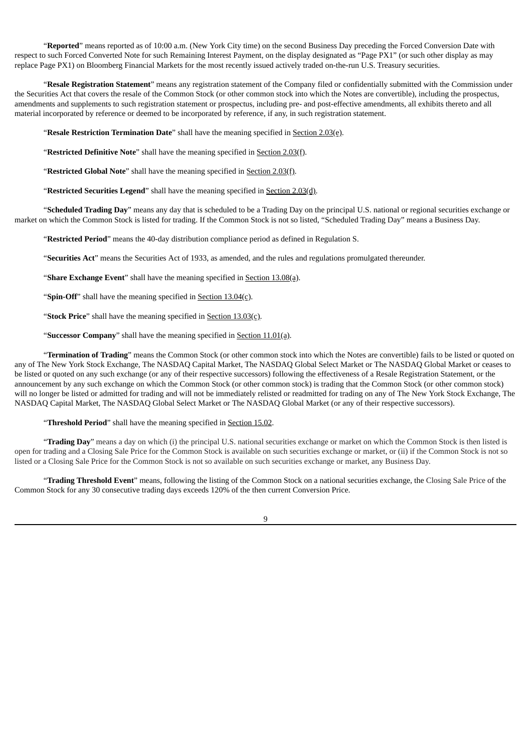"**Reported**" means reported as of 10:00 a.m. (New York City time) on the second Business Day preceding the Forced Conversion Date with respect to such Forced Converted Note for such Remaining Interest Payment, on the display designated as "Page PX1" (or such other display as may replace Page PX1) on Bloomberg Financial Markets for the most recently issued actively traded on-the-run U.S. Treasury securities.

"**Resale Registration Statement**" means any registration statement of the Company filed or confidentially submitted with the Commission under the Securities Act that covers the resale of the Common Stock (or other common stock into which the Notes are convertible), including the prospectus, amendments and supplements to such registration statement or prospectus, including pre- and post-effective amendments, all exhibits thereto and all material incorporated by reference or deemed to be incorporated by reference, if any, in such registration statement.

"**Resale Restriction Termination Date**" shall have the meaning specified in Section 2.03(e).

"**Restricted Definitive Note**" shall have the meaning specified in Section 2.03(f).

"**Restricted Global Note**" shall have the meaning specified in Section 2.03(f).

"**Restricted Securities Legend**" shall have the meaning specified in Section 2.03(d).

"**Scheduled Trading Day**" means any day that is scheduled to be a Trading Day on the principal U.S. national or regional securities exchange or market on which the Common Stock is listed for trading. If the Common Stock is not so listed, "Scheduled Trading Day" means a Business Day.

"**Restricted Period**" means the 40-day distribution compliance period as defined in Regulation S.

"**Securities Act**" means the Securities Act of 1933, as amended, and the rules and regulations promulgated thereunder.

"**Share Exchange Event**" shall have the meaning specified in Section 13.08(a).

"**Spin-Off**" shall have the meaning specified in Section 13.04(c).

"**Stock Price**" shall have the meaning specified in Section 13.03(c).

"**Successor Company**" shall have the meaning specified in Section 11.01(a).

"**Termination of Trading**" means the Common Stock (or other common stock into which the Notes are convertible) fails to be listed or quoted on any of The New York Stock Exchange, The NASDAQ Capital Market, The NASDAQ Global Select Market or The NASDAQ Global Market or ceases to be listed or quoted on any such exchange (or any of their respective successors) following the effectiveness of a Resale Registration Statement, or the announcement by any such exchange on which the Common Stock (or other common stock) is trading that the Common Stock (or other common stock) will no longer be listed or admitted for trading and will not be immediately relisted or readmitted for trading on any of The New York Stock Exchange, The NASDAQ Capital Market, The NASDAQ Global Select Market or The NASDAQ Global Market (or any of their respective successors).

"**Threshold Period**" shall have the meaning specified in Section 15.02.

"**Trading Day**" means a day on which (i) the principal U.S. national securities exchange or market on which the Common Stock is then listed is open for trading and a Closing Sale Price for the Common Stock is available on such securities exchange or market, or (ii) if the Common Stock is not so listed or a Closing Sale Price for the Common Stock is not so available on such securities exchange or market, any Business Day.

"**Trading Threshold Event**" means, following the listing of the Common Stock on a national securities exchange, the Closing Sale Price of the Common Stock for any 30 consecutive trading days exceeds 120% of the then current Conversion Price.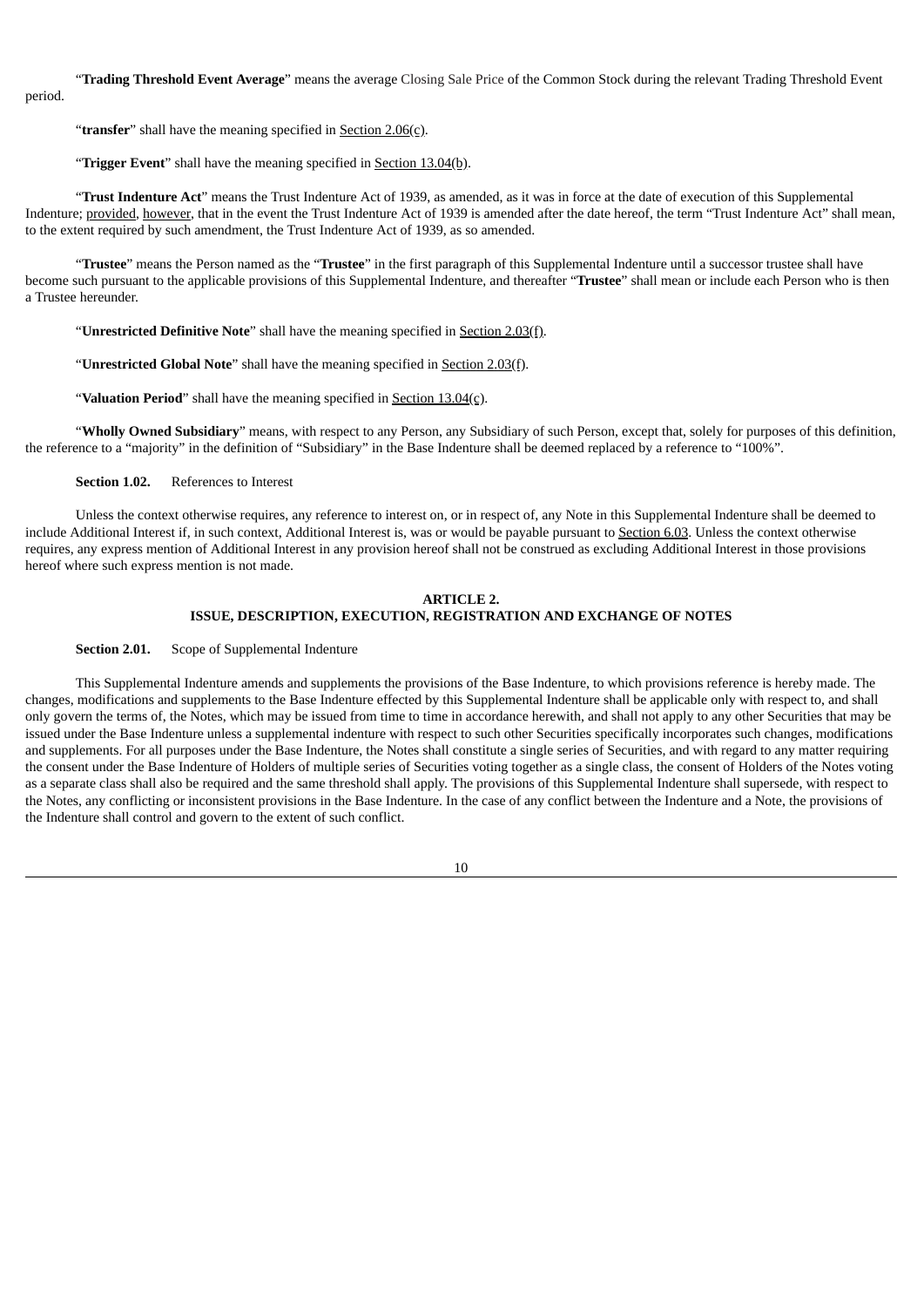"**Trading Threshold Event Average**" means the average Closing Sale Price of the Common Stock during the relevant Trading Threshold Event period.

"**transfer**" shall have the meaning specified in Section 2.06(c).

"**Trigger Event**" shall have the meaning specified in Section 13.04(b).

"**Trust Indenture Act**" means the Trust Indenture Act of 1939, as amended, as it was in force at the date of execution of this Supplemental Indenture; provided, however, that in the event the Trust Indenture Act of 1939 is amended after the date hereof, the term "Trust Indenture Act" shall mean, to the extent required by such amendment, the Trust Indenture Act of 1939, as so amended.

"**Trustee**" means the Person named as the "**Trustee**" in the first paragraph of this Supplemental Indenture until a successor trustee shall have become such pursuant to the applicable provisions of this Supplemental Indenture, and thereafter "**Trustee**" shall mean or include each Person who is then a Trustee hereunder.

"**Unrestricted Definitive Note**" shall have the meaning specified in Section 2.03(f).

"**Unrestricted Global Note**" shall have the meaning specified in Section 2.03(f).

"**Valuation Period**" shall have the meaning specified in Section 13.04(c).

"**Wholly Owned Subsidiary**" means, with respect to any Person, any Subsidiary of such Person, except that, solely for purposes of this definition, the reference to a "majority" in the definition of "Subsidiary" in the Base Indenture shall be deemed replaced by a reference to "100%".

**Section 1.02.** References to Interest

Unless the context otherwise requires, any reference to interest on, or in respect of, any Note in this Supplemental Indenture shall be deemed to include Additional Interest if, in such context, Additional Interest is, was or would be payable pursuant to Section 6.03. Unless the context otherwise requires, any express mention of Additional Interest in any provision hereof shall not be construed as excluding Additional Interest in those provisions hereof where such express mention is not made.

## ARTICLE 2.
## ISSUE, DESCRIPTION, EXECUTION, REGISTRATION AND EXCHANGE OF NOTES

**Section 2.01.** Scope of Supplemental Indenture

This Supplemental Indenture amends and supplements the provisions of the Base Indenture, to which provisions reference is hereby made. The changes, modifications and supplements to the Base Indenture effected by this Supplemental Indenture shall be applicable only with respect to, and shall only govern the terms of, the Notes, which may be issued from time to time in accordance herewith, and shall not apply to any other Securities that may be issued under the Base Indenture unless a supplemental indenture with respect to such other Securities specifically incorporates such changes, modifications and supplements. For all purposes under the Base Indenture, the Notes shall constitute a single series of Securities, and with regard to any matter requiring the consent under the Base Indenture of Holders of multiple series of Securities voting together as a single class, the consent of Holders of the Notes voting as a separate class shall also be required and the same threshold shall apply. The provisions of this Supplemental Indenture shall supersede, with respect to the Notes, any conflicting or inconsistent provisions in the Base Indenture. In the case of any conflict between the Indenture and a Note, the provisions of the Indenture shall control and govern to the extent of such conflict.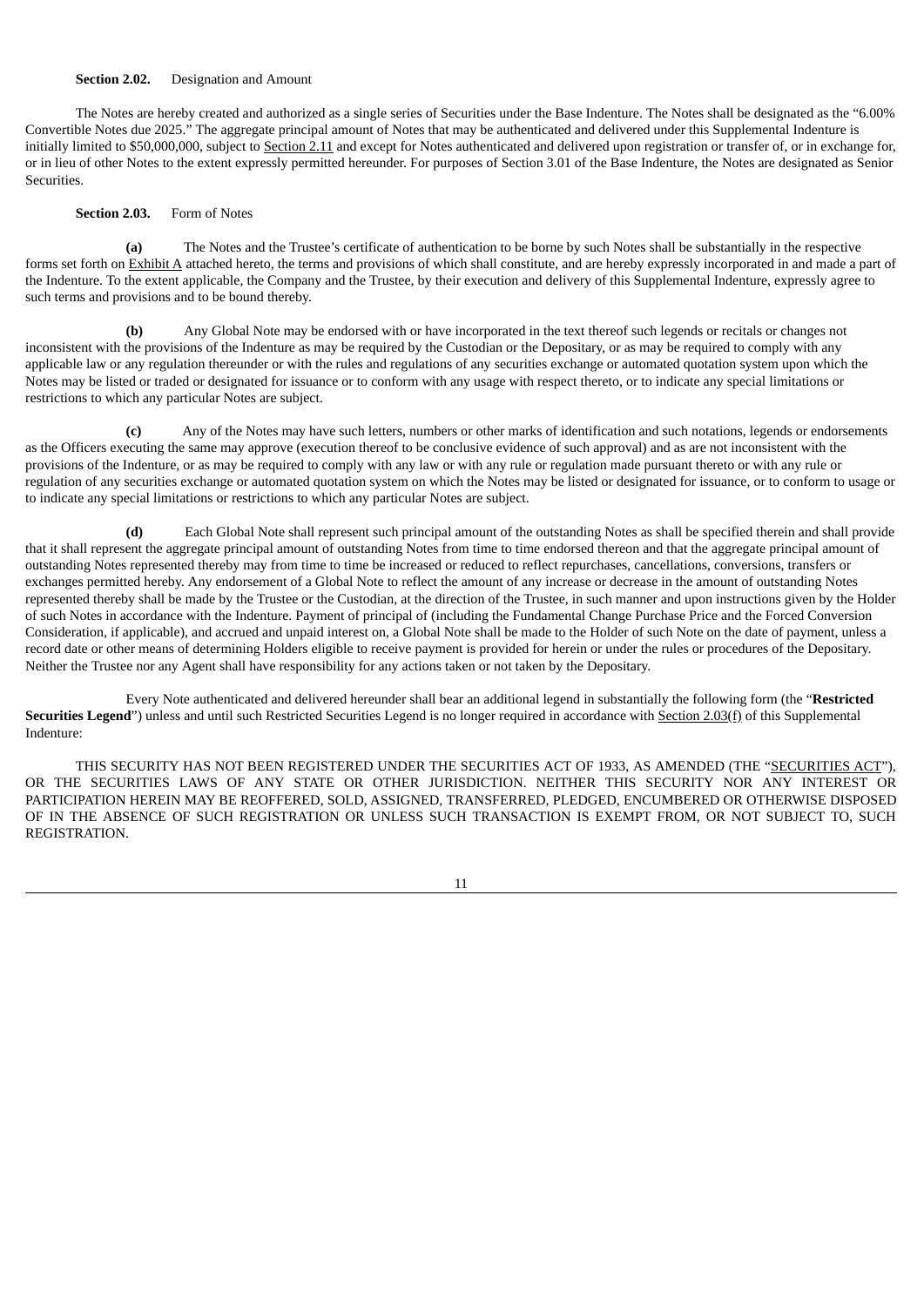**Section 2.02.** Designation and Amount

The Notes are hereby created and authorized as a single series of Securities under the Base Indenture. The Notes shall be designated as the "6.00% Convertible Notes due 2025." The aggregate principal amount of Notes that may be authenticated and delivered under this Supplemental Indenture is initially limited to $50,000,000, subject to Section 2.11 and except for Notes authenticated and delivered upon registration or transfer of, or in exchange for, or in lieu of other Notes to the extent expressly permitted hereunder. For purposes of Section 3.01 of the Base Indenture, the Notes are designated as Senior Securities.

**Section 2.03.** Form of Notes

**(a)** The Notes and the Trustee's certificate of authentication to be borne by such Notes shall be substantially in the respective forms set forth on Exhibit A attached hereto, the terms and provisions of which shall constitute, and are hereby expressly incorporated in and made a part of the Indenture. To the extent applicable, the Company and the Trustee, by their execution and delivery of this Supplemental Indenture, expressly agree to such terms and provisions and to be bound thereby.

**(b)** Any Global Note may be endorsed with or have incorporated in the text thereof such legends or recitals or changes not inconsistent with the provisions of the Indenture as may be required by the Custodian or the Depositary, or as may be required to comply with any applicable law or any regulation thereunder or with the rules and regulations of any securities exchange or automated quotation system upon which the Notes may be listed or traded or designated for issuance or to conform with any usage with respect thereto, or to indicate any special limitations or restrictions to which any particular Notes are subject.

**(c)** Any of the Notes may have such letters, numbers or other marks of identification and such notations, legends or endorsements as the Officers executing the same may approve (execution thereof to be conclusive evidence of such approval) and as are not inconsistent with the provisions of the Indenture, or as may be required to comply with any law or with any rule or regulation made pursuant thereto or with any rule or regulation of any securities exchange or automated quotation system on which the Notes may be listed or designated for issuance, or to conform to usage or to indicate any special limitations or restrictions to which any particular Notes are subject.

**(d)** Each Global Note shall represent such principal amount of the outstanding Notes as shall be specified therein and shall provide that it shall represent the aggregate principal amount of outstanding Notes from time to time endorsed thereon and that the aggregate principal amount of outstanding Notes represented thereby may from time to time be increased or reduced to reflect repurchases, cancellations, conversions, transfers or exchanges permitted hereby. Any endorsement of a Global Note to reflect the amount of any increase or decrease in the amount of outstanding Notes represented thereby shall be made by the Trustee or the Custodian, at the direction of the Trustee, in such manner and upon instructions given by the Holder of such Notes in accordance with the Indenture. Payment of principal of (including the Fundamental Change Purchase Price and the Forced Conversion Consideration, if applicable), and accrued and unpaid interest on, a Global Note shall be made to the Holder of such Note on the date of payment, unless a record date or other means of determining Holders eligible to receive payment is provided for herein or under the rules or procedures of the Depositary. Neither the Trustee nor any Agent shall have responsibility for any actions taken or not taken by the Depositary.

Every Note authenticated and delivered hereunder shall bear an additional legend in substantially the following form (the "**Restricted Securities Legend**") unless and until such Restricted Securities Legend is no longer required in accordance with Section 2.03(f) of this Supplemental Indenture:

THIS SECURITY HAS NOT BEEN REGISTERED UNDER THE SECURITIES ACT OF 1933, AS AMENDED (THE "SECURITIES ACT"), OR THE SECURITIES LAWS OF ANY STATE OR OTHER JURISDICTION. NEITHER THIS SECURITY NOR ANY INTEREST OR PARTICIPATION HEREIN MAY BE REOFFERED, SOLD, ASSIGNED, TRANSFERRED, PLEDGED, ENCUMBERED OR OTHERWISE DISPOSED OF IN THE ABSENCE OF SUCH REGISTRATION OR UNLESS SUCH TRANSACTION IS EXEMPT FROM, OR NOT SUBJECT TO, SUCH REGISTRATION.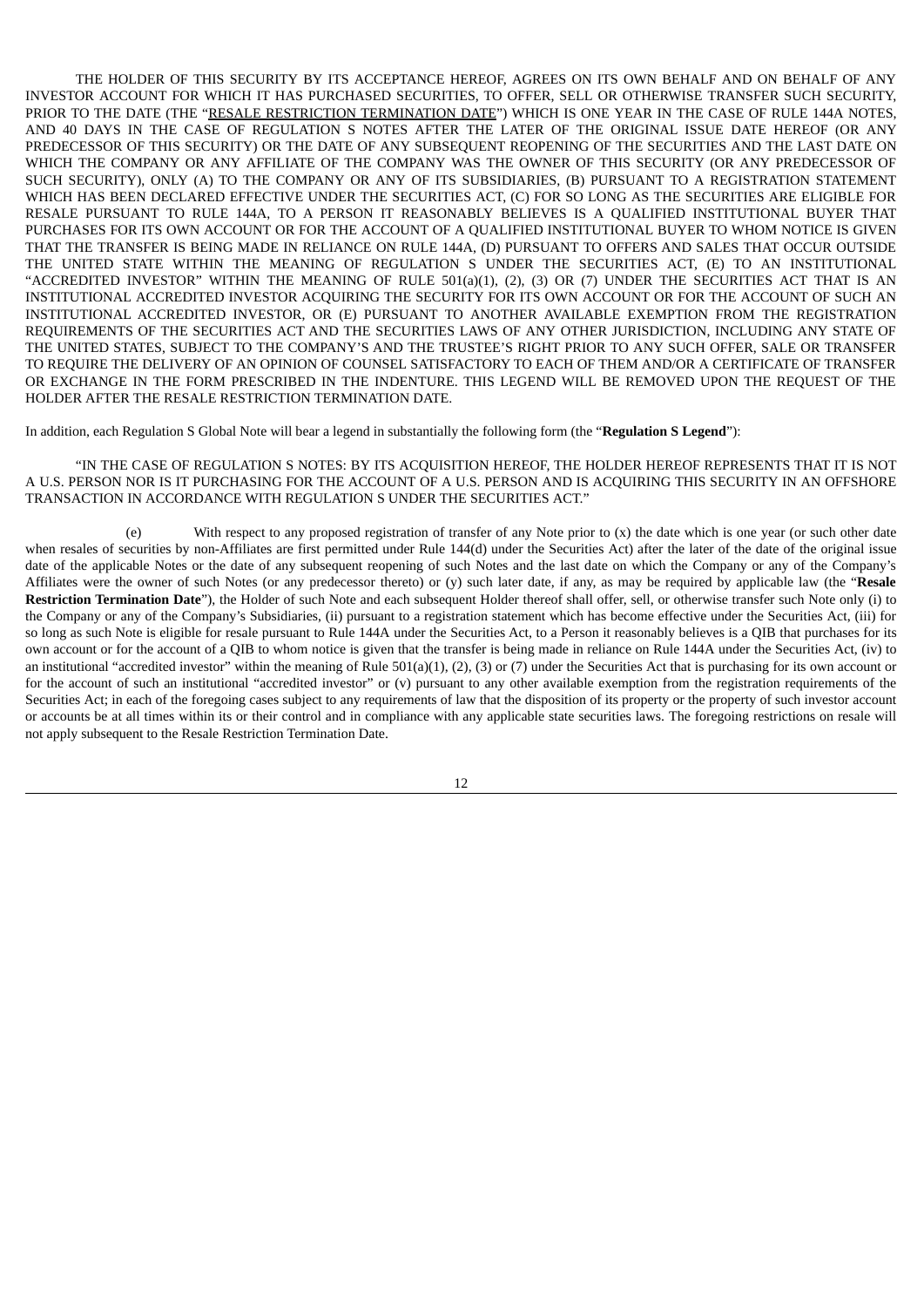THE HOLDER OF THIS SECURITY BY ITS ACCEPTANCE HEREOF, AGREES ON ITS OWN BEHALF AND ON BEHALF OF ANY INVESTOR ACCOUNT FOR WHICH IT HAS PURCHASED SECURITIES, TO OFFER, SELL OR OTHERWISE TRANSFER SUCH SECURITY, PRIOR TO THE DATE (THE "RESALE RESTRICTION TERMINATION DATE") WHICH IS ONE YEAR IN THE CASE OF RULE 144A NOTES, AND 40 DAYS IN THE CASE OF REGULATION S NOTES AFTER THE LATER OF THE ORIGINAL ISSUE DATE HEREOF (OR ANY PREDECESSOR OF THIS SECURITY) OR THE DATE OF ANY SUBSEQUENT REOPENING OF THE SECURITIES AND THE LAST DATE ON WHICH THE COMPANY OR ANY AFFILIATE OF THE COMPANY WAS THE OWNER OF THIS SECURITY (OR ANY PREDECESSOR OF SUCH SECURITY), ONLY (A) TO THE COMPANY OR ANY OF ITS SUBSIDIARIES, (B) PURSUANT TO A REGISTRATION STATEMENT WHICH HAS BEEN DECLARED EFFECTIVE UNDER THE SECURITIES ACT, (C) FOR SO LONG AS THE SECURITIES ARE ELIGIBLE FOR RESALE PURSUANT TO RULE 144A, TO A PERSON IT REASONABLY BELIEVES IS A QUALIFIED INSTITUTIONAL BUYER THAT PURCHASES FOR ITS OWN ACCOUNT OR FOR THE ACCOUNT OF A QUALIFIED INSTITUTIONAL BUYER TO WHOM NOTICE IS GIVEN THAT THE TRANSFER IS BEING MADE IN RELIANCE ON RULE 144A, (D) PURSUANT TO OFFERS AND SALES THAT OCCUR OUTSIDE THE UNITED STATE WITHIN THE MEANING OF REGULATION S UNDER THE SECURITIES ACT, (E) TO AN INSTITUTIONAL "ACCREDITED INVESTOR" WITHIN THE MEANING OF RULE 501(a)(1), (2), (3) OR (7) UNDER THE SECURITIES ACT THAT IS AN INSTITUTIONAL ACCREDITED INVESTOR ACQUIRING THE SECURITY FOR ITS OWN ACCOUNT OR FOR THE ACCOUNT OF SUCH AN INSTITUTIONAL ACCREDITED INVESTOR, OR (E) PURSUANT TO ANOTHER AVAILABLE EXEMPTION FROM THE REGISTRATION REQUIREMENTS OF THE SECURITIES ACT AND THE SECURITIES LAWS OF ANY OTHER JURISDICTION, INCLUDING ANY STATE OF THE UNITED STATES, SUBJECT TO THE COMPANY'S AND THE TRUSTEE'S RIGHT PRIOR TO ANY SUCH OFFER, SALE OR TRANSFER TO REQUIRE THE DELIVERY OF AN OPINION OF COUNSEL SATISFACTORY TO EACH OF THEM AND/OR A CERTIFICATE OF TRANSFER OR EXCHANGE IN THE FORM PRESCRIBED IN THE INDENTURE. THIS LEGEND WILL BE REMOVED UPON THE REQUEST OF THE HOLDER AFTER THE RESALE RESTRICTION TERMINATION DATE.

In addition, each Regulation S Global Note will bear a legend in substantially the following form (the "**Regulation S Legend**"):

"IN THE CASE OF REGULATION S NOTES: BY ITS ACQUISITION HEREOF, THE HOLDER HEREOF REPRESENTS THAT IT IS NOT A U.S. PERSON NOR IS IT PURCHASING FOR THE ACCOUNT OF A U.S. PERSON AND IS ACQUIRING THIS SECURITY IN AN OFFSHORE TRANSACTION IN ACCORDANCE WITH REGULATION S UNDER THE SECURITIES ACT."

(e) With respect to any proposed registration of transfer of any Note prior to (x) the date which is one year (or such other date when resales of securities by non-Affiliates are first permitted under Rule 144(d) under the Securities Act) after the later of the date of the original issue date of the applicable Notes or the date of any subsequent reopening of such Notes and the last date on which the Company or any of the Company's Affiliates were the owner of such Notes (or any predecessor thereto) or (y) such later date, if any, as may be required by applicable law (the "**Resale Restriction Termination Date**"), the Holder of such Note and each subsequent Holder thereof shall offer, sell, or otherwise transfer such Note only (i) to the Company or any of the Company's Subsidiaries, (ii) pursuant to a registration statement which has become effective under the Securities Act, (iii) for so long as such Note is eligible for resale pursuant to Rule 144A under the Securities Act, to a Person it reasonably believes is a QIB that purchases for its own account or for the account of a QIB to whom notice is given that the transfer is being made in reliance on Rule 144A under the Securities Act, (iv) to an institutional "accredited investor" within the meaning of Rule 501(a)(1), (2), (3) or (7) under the Securities Act that is purchasing for its own account or for the account of such an institutional "accredited investor" or (v) pursuant to any other available exemption from the registration requirements of the Securities Act; in each of the foregoing cases subject to any requirements of law that the disposition of its property or the property of such investor account or accounts be at all times within its or their control and in compliance with any applicable state securities laws. The foregoing restrictions on resale will not apply subsequent to the Resale Restriction Termination Date.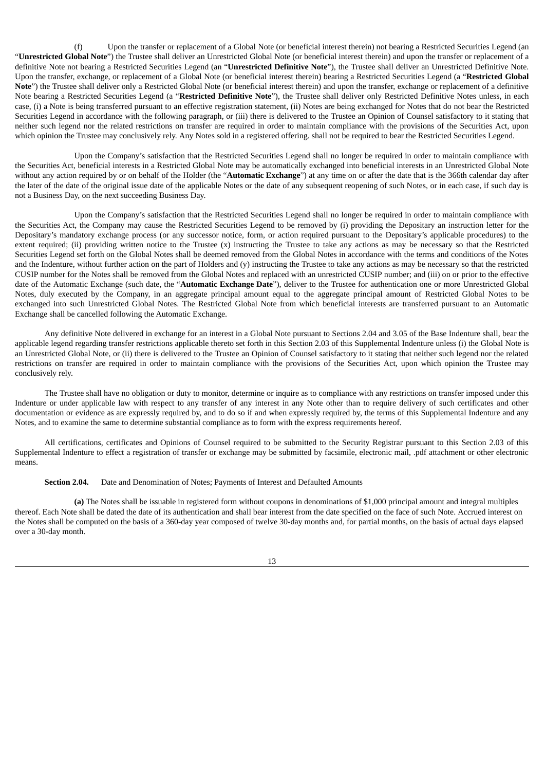(f) Upon the transfer or replacement of a Global Note (or beneficial interest therein) not bearing a Restricted Securities Legend (an "**Unrestricted Global Note**") the Trustee shall deliver an Unrestricted Global Note (or beneficial interest therein) and upon the transfer or replacement of a definitive Note not bearing a Restricted Securities Legend (an "**Unrestricted Definitive Note**"), the Trustee shall deliver an Unrestricted Definitive Note. Upon the transfer, exchange, or replacement of a Global Note (or beneficial interest therein) bearing a Restricted Securities Legend (a "**Restricted Global Note**") the Trustee shall deliver only a Restricted Global Note (or beneficial interest therein) and upon the transfer, exchange or replacement of a definitive Note bearing a Restricted Securities Legend (a "**Restricted Definitive Note**"), the Trustee shall deliver only Restricted Definitive Notes unless, in each case, (i) a Note is being transferred pursuant to an effective registration statement, (ii) Notes are being exchanged for Notes that do not bear the Restricted Securities Legend in accordance with the following paragraph, or (iii) there is delivered to the Trustee an Opinion of Counsel satisfactory to it stating that neither such legend nor the related restrictions on transfer are required in order to maintain compliance with the provisions of the Securities Act, upon which opinion the Trustee may conclusively rely. Any Notes sold in a registered offering. shall not be required to bear the Restricted Securities Legend.

Upon the Company's satisfaction that the Restricted Securities Legend shall no longer be required in order to maintain compliance with the Securities Act, beneficial interests in a Restricted Global Note may be automatically exchanged into beneficial interests in an Unrestricted Global Note without any action required by or on behalf of the Holder (the "**Automatic Exchange**") at any time on or after the date that is the 366th calendar day after the later of the date of the original issue date of the applicable Notes or the date of any subsequent reopening of such Notes, or in each case, if such day is not a Business Day, on the next succeeding Business Day.

Upon the Company's satisfaction that the Restricted Securities Legend shall no longer be required in order to maintain compliance with the Securities Act, the Company may cause the Restricted Securities Legend to be removed by (i) providing the Depositary an instruction letter for the Depositary's mandatory exchange process (or any successor notice, form, or action required pursuant to the Depositary's applicable procedures) to the extent required; (ii) providing written notice to the Trustee (x) instructing the Trustee to take any actions as may be necessary so that the Restricted Securities Legend set forth on the Global Notes shall be deemed removed from the Global Notes in accordance with the terms and conditions of the Notes and the Indenture, without further action on the part of Holders and (y) instructing the Trustee to take any actions as may be necessary so that the restricted CUSIP number for the Notes shall be removed from the Global Notes and replaced with an unrestricted CUSIP number; and (iii) on or prior to the effective date of the Automatic Exchange (such date, the "**Automatic Exchange Date**"), deliver to the Trustee for authentication one or more Unrestricted Global Notes, duly executed by the Company, in an aggregate principal amount equal to the aggregate principal amount of Restricted Global Notes to be exchanged into such Unrestricted Global Notes. The Restricted Global Note from which beneficial interests are transferred pursuant to an Automatic Exchange shall be cancelled following the Automatic Exchange.

Any definitive Note delivered in exchange for an interest in a Global Note pursuant to Sections 2.04 and 3.05 of the Base Indenture shall, bear the applicable legend regarding transfer restrictions applicable thereto set forth in this Section 2.03 of this Supplemental Indenture unless (i) the Global Note is an Unrestricted Global Note, or (ii) there is delivered to the Trustee an Opinion of Counsel satisfactory to it stating that neither such legend nor the related restrictions on transfer are required in order to maintain compliance with the provisions of the Securities Act, upon which opinion the Trustee may conclusively rely.

The Trustee shall have no obligation or duty to monitor, determine or inquire as to compliance with any restrictions on transfer imposed under this Indenture or under applicable law with respect to any transfer of any interest in any Note other than to require delivery of such certificates and other documentation or evidence as are expressly required by, and to do so if and when expressly required by, the terms of this Supplemental Indenture and any Notes, and to examine the same to determine substantial compliance as to form with the express requirements hereof.

All certifications, certificates and Opinions of Counsel required to be submitted to the Security Registrar pursuant to this Section 2.03 of this Supplemental Indenture to effect a registration of transfer or exchange may be submitted by facsimile, electronic mail, .pdf attachment or other electronic means.

**Section 2.04.** Date and Denomination of Notes; Payments of Interest and Defaulted Amounts

**(a)** The Notes shall be issuable in registered form without coupons in denominations of $1,000 principal amount and integral multiples thereof. Each Note shall be dated the date of its authentication and shall bear interest from the date specified on the face of such Note. Accrued interest on the Notes shall be computed on the basis of a 360-day year composed of twelve 30-day months and, for partial months, on the basis of actual days elapsed over a 30-day month.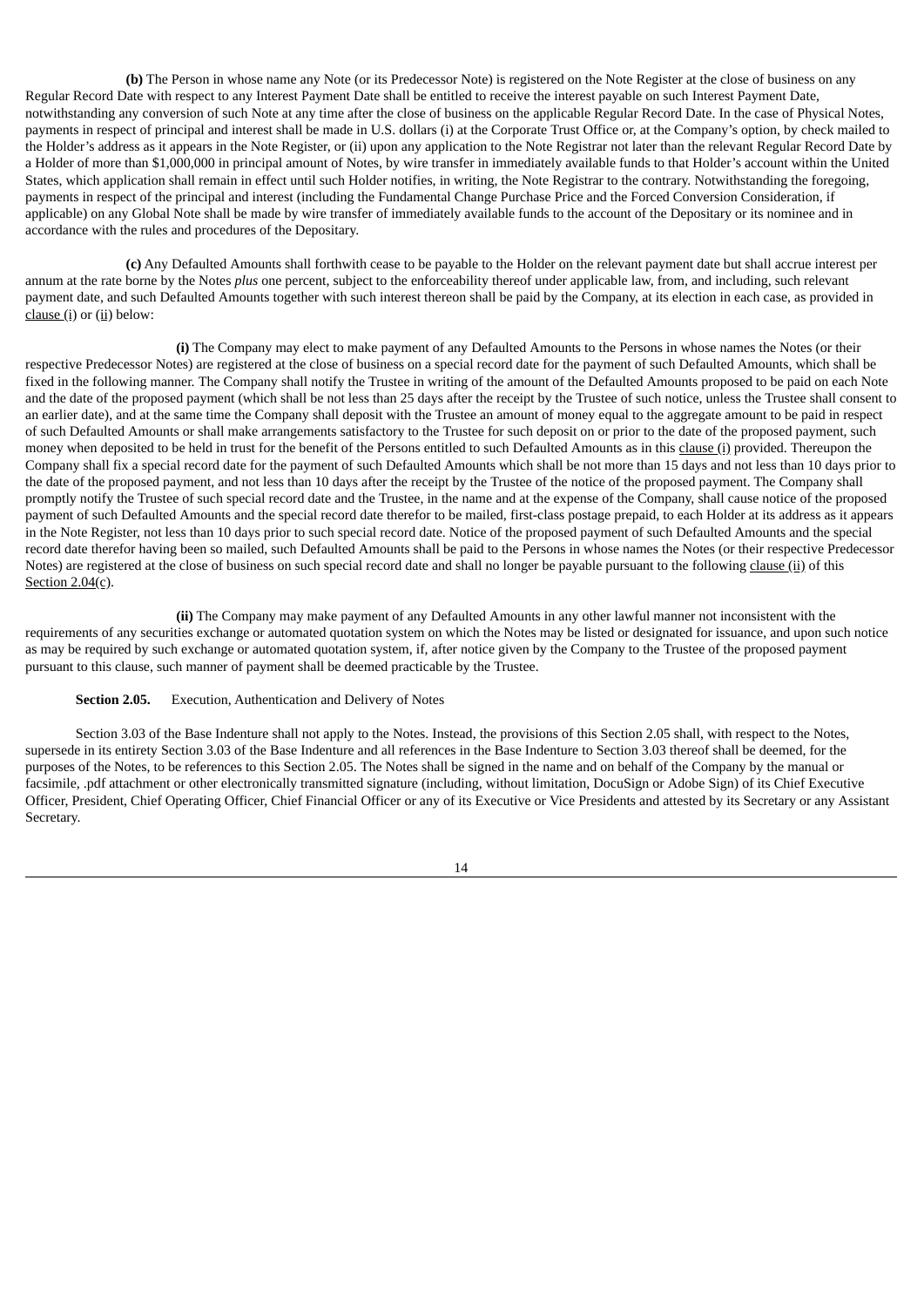**(b)** The Person in whose name any Note (or its Predecessor Note) is registered on the Note Register at the close of business on any Regular Record Date with respect to any Interest Payment Date shall be entitled to receive the interest payable on such Interest Payment Date, notwithstanding any conversion of such Note at any time after the close of business on the applicable Regular Record Date. In the case of Physical Notes, payments in respect of principal and interest shall be made in U.S. dollars (i) at the Corporate Trust Office or, at the Company's option, by check mailed to the Holder's address as it appears in the Note Register, or (ii) upon any application to the Note Registrar not later than the relevant Regular Record Date by a Holder of more than $1,000,000 in principal amount of Notes, by wire transfer in immediately available funds to that Holder's account within the United States, which application shall remain in effect until such Holder notifies, in writing, the Note Registrar to the contrary. Notwithstanding the foregoing, payments in respect of the principal and interest (including the Fundamental Change Purchase Price and the Forced Conversion Consideration, if applicable) on any Global Note shall be made by wire transfer of immediately available funds to the account of the Depositary or its nominee and in accordance with the rules and procedures of the Depositary.

**(c)** Any Defaulted Amounts shall forthwith cease to be payable to the Holder on the relevant payment date but shall accrue interest per annum at the rate borne by the Notes *plus* one percent, subject to the enforceability thereof under applicable law, from, and including, such relevant payment date, and such Defaulted Amounts together with such interest thereon shall be paid by the Company, at its election in each case, as provided in clause (i) or (ii) below:

**(i)** The Company may elect to make payment of any Defaulted Amounts to the Persons in whose names the Notes (or their respective Predecessor Notes) are registered at the close of business on a special record date for the payment of such Defaulted Amounts, which shall be fixed in the following manner. The Company shall notify the Trustee in writing of the amount of the Defaulted Amounts proposed to be paid on each Note and the date of the proposed payment (which shall be not less than 25 days after the receipt by the Trustee of such notice, unless the Trustee shall consent to an earlier date), and at the same time the Company shall deposit with the Trustee an amount of money equal to the aggregate amount to be paid in respect of such Defaulted Amounts or shall make arrangements satisfactory to the Trustee for such deposit on or prior to the date of the proposed payment, such money when deposited to be held in trust for the benefit of the Persons entitled to such Defaulted Amounts as in this clause (i) provided. Thereupon the Company shall fix a special record date for the payment of such Defaulted Amounts which shall be not more than 15 days and not less than 10 days prior to the date of the proposed payment, and not less than 10 days after the receipt by the Trustee of the notice of the proposed payment. The Company shall promptly notify the Trustee of such special record date and the Trustee, in the name and at the expense of the Company, shall cause notice of the proposed payment of such Defaulted Amounts and the special record date therefor to be mailed, first-class postage prepaid, to each Holder at its address as it appears in the Note Register, not less than 10 days prior to such special record date. Notice of the proposed payment of such Defaulted Amounts and the special record date therefor having been so mailed, such Defaulted Amounts shall be paid to the Persons in whose names the Notes (or their respective Predecessor Notes) are registered at the close of business on such special record date and shall no longer be payable pursuant to the following clause (ii) of this Section 2.04(c).

**(ii)** The Company may make payment of any Defaulted Amounts in any other lawful manner not inconsistent with the requirements of any securities exchange or automated quotation system on which the Notes may be listed or designated for issuance, and upon such notice as may be required by such exchange or automated quotation system, if, after notice given by the Company to the Trustee of the proposed payment pursuant to this clause, such manner of payment shall be deemed practicable by the Trustee.

**Section 2.05.** Execution, Authentication and Delivery of Notes

Section 3.03 of the Base Indenture shall not apply to the Notes. Instead, the provisions of this Section 2.05 shall, with respect to the Notes, supersede in its entirety Section 3.03 of the Base Indenture and all references in the Base Indenture to Section 3.03 thereof shall be deemed, for the purposes of the Notes, to be references to this Section 2.05. The Notes shall be signed in the name and on behalf of the Company by the manual or facsimile, .pdf attachment or other electronically transmitted signature (including, without limitation, DocuSign or Adobe Sign) of its Chief Executive Officer, President, Chief Operating Officer, Chief Financial Officer or any of its Executive or Vice Presidents and attested by its Secretary or any Assistant Secretary.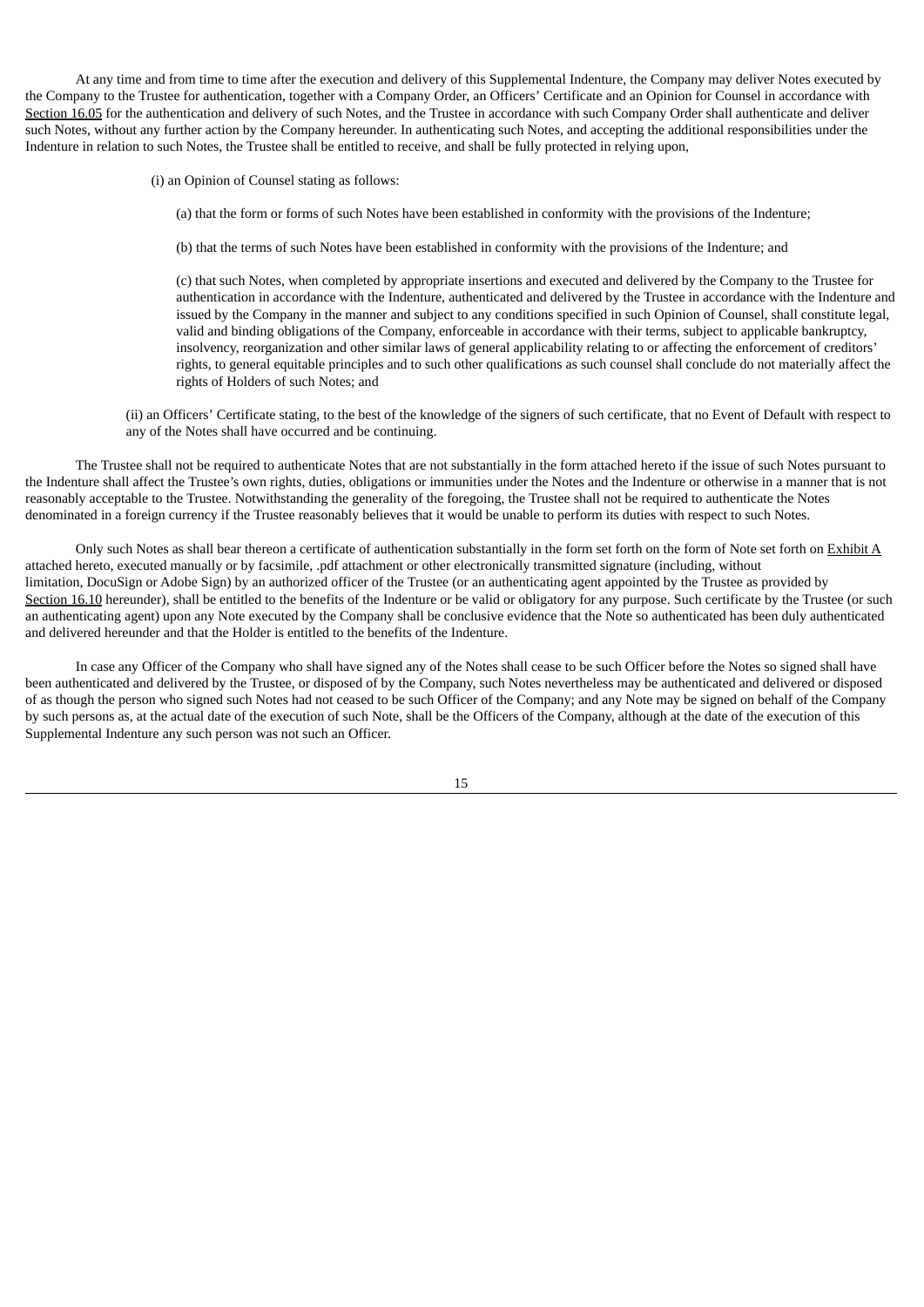At any time and from time to time after the execution and delivery of this Supplemental Indenture, the Company may deliver Notes executed by the Company to the Trustee for authentication, together with a Company Order, an Officers' Certificate and an Opinion for Counsel in accordance with Section 16.05 for the authentication and delivery of such Notes, and the Trustee in accordance with such Company Order shall authenticate and deliver such Notes, without any further action by the Company hereunder. In authenticating such Notes, and accepting the additional responsibilities under the Indenture in relation to such Notes, the Trustee shall be entitled to receive, and shall be fully protected in relying upon,

(i) an Opinion of Counsel stating as follows:

(a) that the form or forms of such Notes have been established in conformity with the provisions of the Indenture;

(b) that the terms of such Notes have been established in conformity with the provisions of the Indenture; and

(c) that such Notes, when completed by appropriate insertions and executed and delivered by the Company to the Trustee for authentication in accordance with the Indenture, authenticated and delivered by the Trustee in accordance with the Indenture and issued by the Company in the manner and subject to any conditions specified in such Opinion of Counsel, shall constitute legal, valid and binding obligations of the Company, enforceable in accordance with their terms, subject to applicable bankruptcy, insolvency, reorganization and other similar laws of general applicability relating to or affecting the enforcement of creditors' rights, to general equitable principles and to such other qualifications as such counsel shall conclude do not materially affect the rights of Holders of such Notes; and

(ii) an Officers' Certificate stating, to the best of the knowledge of the signers of such certificate, that no Event of Default with respect to any of the Notes shall have occurred and be continuing.

The Trustee shall not be required to authenticate Notes that are not substantially in the form attached hereto if the issue of such Notes pursuant to the Indenture shall affect the Trustee's own rights, duties, obligations or immunities under the Notes and the Indenture or otherwise in a manner that is not reasonably acceptable to the Trustee. Notwithstanding the generality of the foregoing, the Trustee shall not be required to authenticate the Notes denominated in a foreign currency if the Trustee reasonably believes that it would be unable to perform its duties with respect to such Notes.

Only such Notes as shall bear thereon a certificate of authentication substantially in the form set forth on the form of Note set forth on Exhibit A attached hereto, executed manually or by facsimile, .pdf attachment or other electronically transmitted signature (including, without limitation, DocuSign or Adobe Sign) by an authorized officer of the Trustee (or an authenticating agent appointed by the Trustee as provided by Section 16.10 hereunder), shall be entitled to the benefits of the Indenture or be valid or obligatory for any purpose. Such certificate by the Trustee (or such an authenticating agent) upon any Note executed by the Company shall be conclusive evidence that the Note so authenticated has been duly authenticated and delivered hereunder and that the Holder is entitled to the benefits of the Indenture.

In case any Officer of the Company who shall have signed any of the Notes shall cease to be such Officer before the Notes so signed shall have been authenticated and delivered by the Trustee, or disposed of by the Company, such Notes nevertheless may be authenticated and delivered or disposed of as though the person who signed such Notes had not ceased to be such Officer of the Company; and any Note may be signed on behalf of the Company by such persons as, at the actual date of the execution of such Note, shall be the Officers of the Company, although at the date of the execution of this Supplemental Indenture any such person was not such an Officer.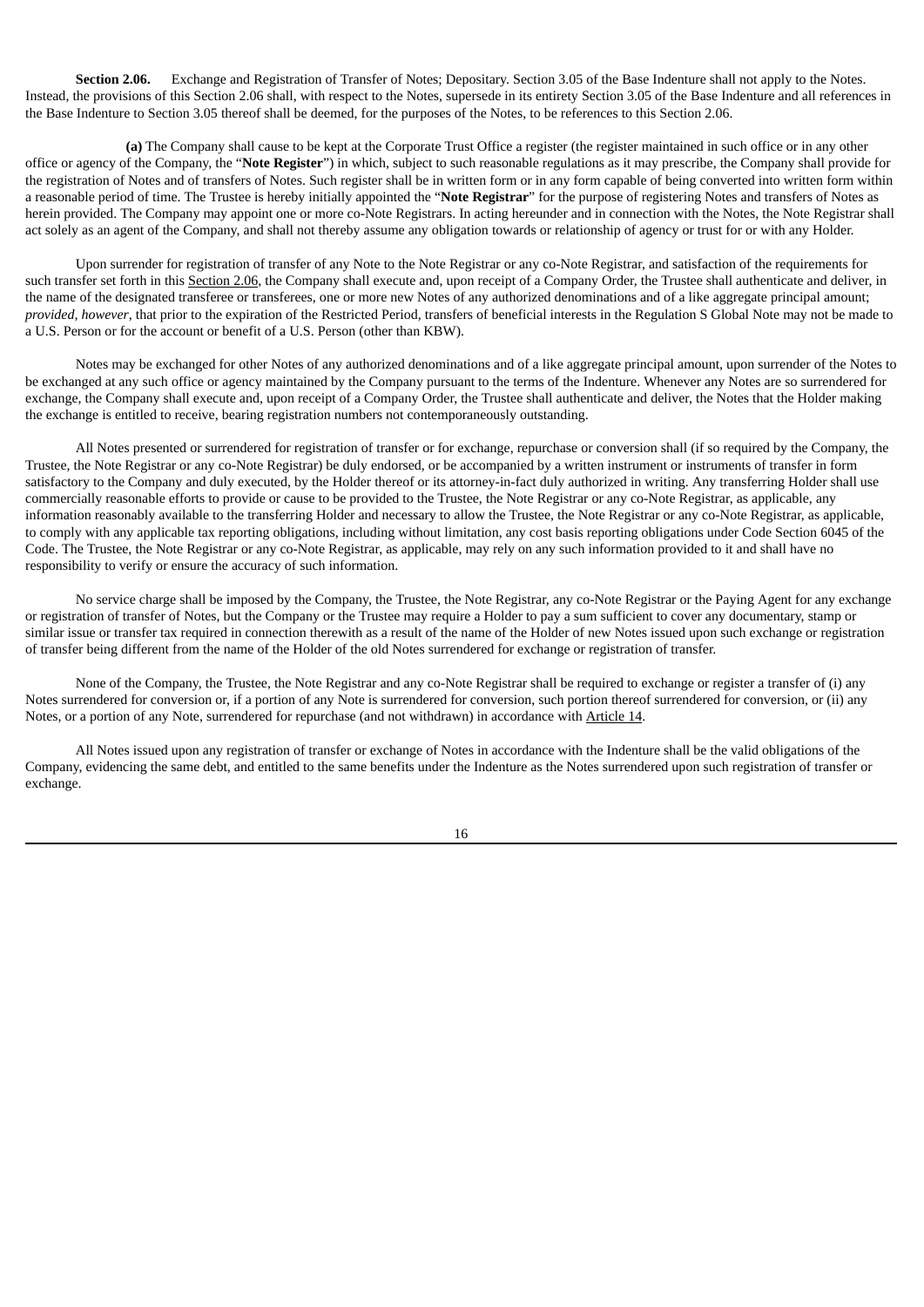**Section 2.06.** Exchange and Registration of Transfer of Notes; Depositary. Section 3.05 of the Base Indenture shall not apply to the Notes. Instead, the provisions of this Section 2.06 shall, with respect to the Notes, supersede in its entirety Section 3.05 of the Base Indenture and all references in the Base Indenture to Section 3.05 thereof shall be deemed, for the purposes of the Notes, to be references to this Section 2.06.

**(a)** The Company shall cause to be kept at the Corporate Trust Office a register (the register maintained in such office or in any other office or agency of the Company, the "**Note Register**") in which, subject to such reasonable regulations as it may prescribe, the Company shall provide for the registration of Notes and of transfers of Notes. Such register shall be in written form or in any form capable of being converted into written form within a reasonable period of time. The Trustee is hereby initially appointed the "**Note Registrar**" for the purpose of registering Notes and transfers of Notes as herein provided. The Company may appoint one or more co-Note Registrars. In acting hereunder and in connection with the Notes, the Note Registrar shall act solely as an agent of the Company, and shall not thereby assume any obligation towards or relationship of agency or trust for or with any Holder.

Upon surrender for registration of transfer of any Note to the Note Registrar or any co-Note Registrar, and satisfaction of the requirements for such transfer set forth in this Section 2.06, the Company shall execute and, upon receipt of a Company Order, the Trustee shall authenticate and deliver, in the name of the designated transferee or transferees, one or more new Notes of any authorized denominations and of a like aggregate principal amount; *provided, however*, that prior to the expiration of the Restricted Period, transfers of beneficial interests in the Regulation S Global Note may not be made to a U.S. Person or for the account or benefit of a U.S. Person (other than KBW).

Notes may be exchanged for other Notes of any authorized denominations and of a like aggregate principal amount, upon surrender of the Notes to be exchanged at any such office or agency maintained by the Company pursuant to the terms of the Indenture. Whenever any Notes are so surrendered for exchange, the Company shall execute and, upon receipt of a Company Order, the Trustee shall authenticate and deliver, the Notes that the Holder making the exchange is entitled to receive, bearing registration numbers not contemporaneously outstanding.

All Notes presented or surrendered for registration of transfer or for exchange, repurchase or conversion shall (if so required by the Company, the Trustee, the Note Registrar or any co-Note Registrar) be duly endorsed, or be accompanied by a written instrument or instruments of transfer in form satisfactory to the Company and duly executed, by the Holder thereof or its attorney-in-fact duly authorized in writing. Any transferring Holder shall use commercially reasonable efforts to provide or cause to be provided to the Trustee, the Note Registrar or any co-Note Registrar, as applicable, any information reasonably available to the transferring Holder and necessary to allow the Trustee, the Note Registrar or any co-Note Registrar, as applicable, to comply with any applicable tax reporting obligations, including without limitation, any cost basis reporting obligations under Code Section 6045 of the Code. The Trustee, the Note Registrar or any co-Note Registrar, as applicable, may rely on any such information provided to it and shall have no responsibility to verify or ensure the accuracy of such information.

No service charge shall be imposed by the Company, the Trustee, the Note Registrar, any co-Note Registrar or the Paying Agent for any exchange or registration of transfer of Notes, but the Company or the Trustee may require a Holder to pay a sum sufficient to cover any documentary, stamp or similar issue or transfer tax required in connection therewith as a result of the name of the Holder of new Notes issued upon such exchange or registration of transfer being different from the name of the Holder of the old Notes surrendered for exchange or registration of transfer.

None of the Company, the Trustee, the Note Registrar and any co-Note Registrar shall be required to exchange or register a transfer of (i) any Notes surrendered for conversion or, if a portion of any Note is surrendered for conversion, such portion thereof surrendered for conversion, or (ii) any Notes, or a portion of any Note, surrendered for repurchase (and not withdrawn) in accordance with Article 14.

All Notes issued upon any registration of transfer or exchange of Notes in accordance with the Indenture shall be the valid obligations of the Company, evidencing the same debt, and entitled to the same benefits under the Indenture as the Notes surrendered upon such registration of transfer or exchange.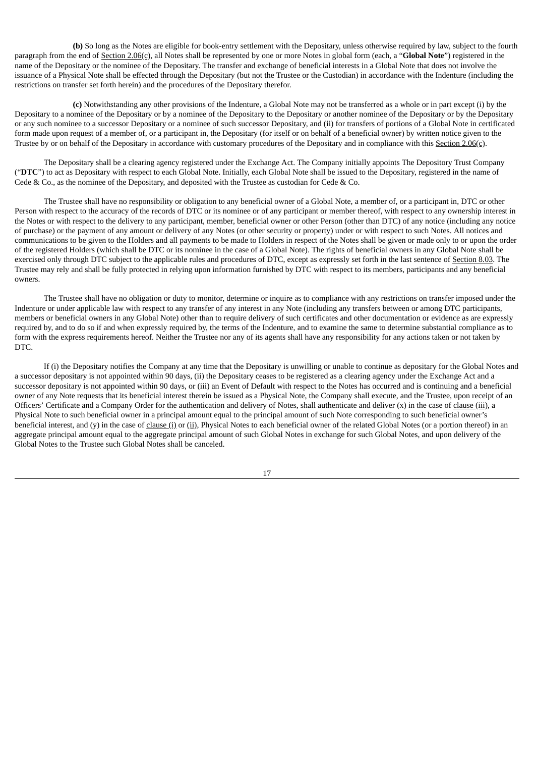**(b)** So long as the Notes are eligible for book-entry settlement with the Depositary, unless otherwise required by law, subject to the fourth paragraph from the end of Section 2.06(c), all Notes shall be represented by one or more Notes in global form (each, a "**Global Note**") registered in the name of the Depositary or the nominee of the Depositary. The transfer and exchange of beneficial interests in a Global Note that does not involve the issuance of a Physical Note shall be effected through the Depositary (but not the Trustee or the Custodian) in accordance with the Indenture (including the restrictions on transfer set forth herein) and the procedures of the Depositary therefor.

**(c)** Notwithstanding any other provisions of the Indenture, a Global Note may not be transferred as a whole or in part except (i) by the Depositary to a nominee of the Depositary or by a nominee of the Depositary to the Depositary or another nominee of the Depositary or by the Depositary or any such nominee to a successor Depositary or a nominee of such successor Depositary, and (ii) for transfers of portions of a Global Note in certificated form made upon request of a member of, or a participant in, the Depositary (for itself or on behalf of a beneficial owner) by written notice given to the Trustee by or on behalf of the Depositary in accordance with customary procedures of the Depositary and in compliance with this Section 2.06(c).

The Depositary shall be a clearing agency registered under the Exchange Act. The Company initially appoints The Depository Trust Company ("**DTC**") to act as Depositary with respect to each Global Note. Initially, each Global Note shall be issued to the Depositary, registered in the name of Cede & Co., as the nominee of the Depositary, and deposited with the Trustee as custodian for Cede & Co.

The Trustee shall have no responsibility or obligation to any beneficial owner of a Global Note, a member of, or a participant in, DTC or other Person with respect to the accuracy of the records of DTC or its nominee or of any participant or member thereof, with respect to any ownership interest in the Notes or with respect to the delivery to any participant, member, beneficial owner or other Person (other than DTC) of any notice (including any notice of purchase) or the payment of any amount or delivery of any Notes (or other security or property) under or with respect to such Notes. All notices and communications to be given to the Holders and all payments to be made to Holders in respect of the Notes shall be given or made only to or upon the order of the registered Holders (which shall be DTC or its nominee in the case of a Global Note). The rights of beneficial owners in any Global Note shall be exercised only through DTC subject to the applicable rules and procedures of DTC, except as expressly set forth in the last sentence of Section 8.03. The Trustee may rely and shall be fully protected in relying upon information furnished by DTC with respect to its members, participants and any beneficial owners.

The Trustee shall have no obligation or duty to monitor, determine or inquire as to compliance with any restrictions on transfer imposed under the Indenture or under applicable law with respect to any transfer of any interest in any Note (including any transfers between or among DTC participants, members or beneficial owners in any Global Note) other than to require delivery of such certificates and other documentation or evidence as are expressly required by, and to do so if and when expressly required by, the terms of the Indenture, and to examine the same to determine substantial compliance as to form with the express requirements hereof. Neither the Trustee nor any of its agents shall have any responsibility for any actions taken or not taken by DTC.

If (i) the Depositary notifies the Company at any time that the Depositary is unwilling or unable to continue as depositary for the Global Notes and a successor depositary is not appointed within 90 days, (ii) the Depositary ceases to be registered as a clearing agency under the Exchange Act and a successor depositary is not appointed within 90 days, or (iii) an Event of Default with respect to the Notes has occurred and is continuing and a beneficial owner of any Note requests that its beneficial interest therein be issued as a Physical Note, the Company shall execute, and the Trustee, upon receipt of an Officers' Certificate and a Company Order for the authentication and delivery of Notes, shall authenticate and deliver (x) in the case of clause (iii), a Physical Note to such beneficial owner in a principal amount equal to the principal amount of such Note corresponding to such beneficial owner's beneficial interest, and (y) in the case of clause (i) or (ii), Physical Notes to each beneficial owner of the related Global Notes (or a portion thereof) in an aggregate principal amount equal to the aggregate principal amount of such Global Notes in exchange for such Global Notes, and upon delivery of the Global Notes to the Trustee such Global Notes shall be canceled.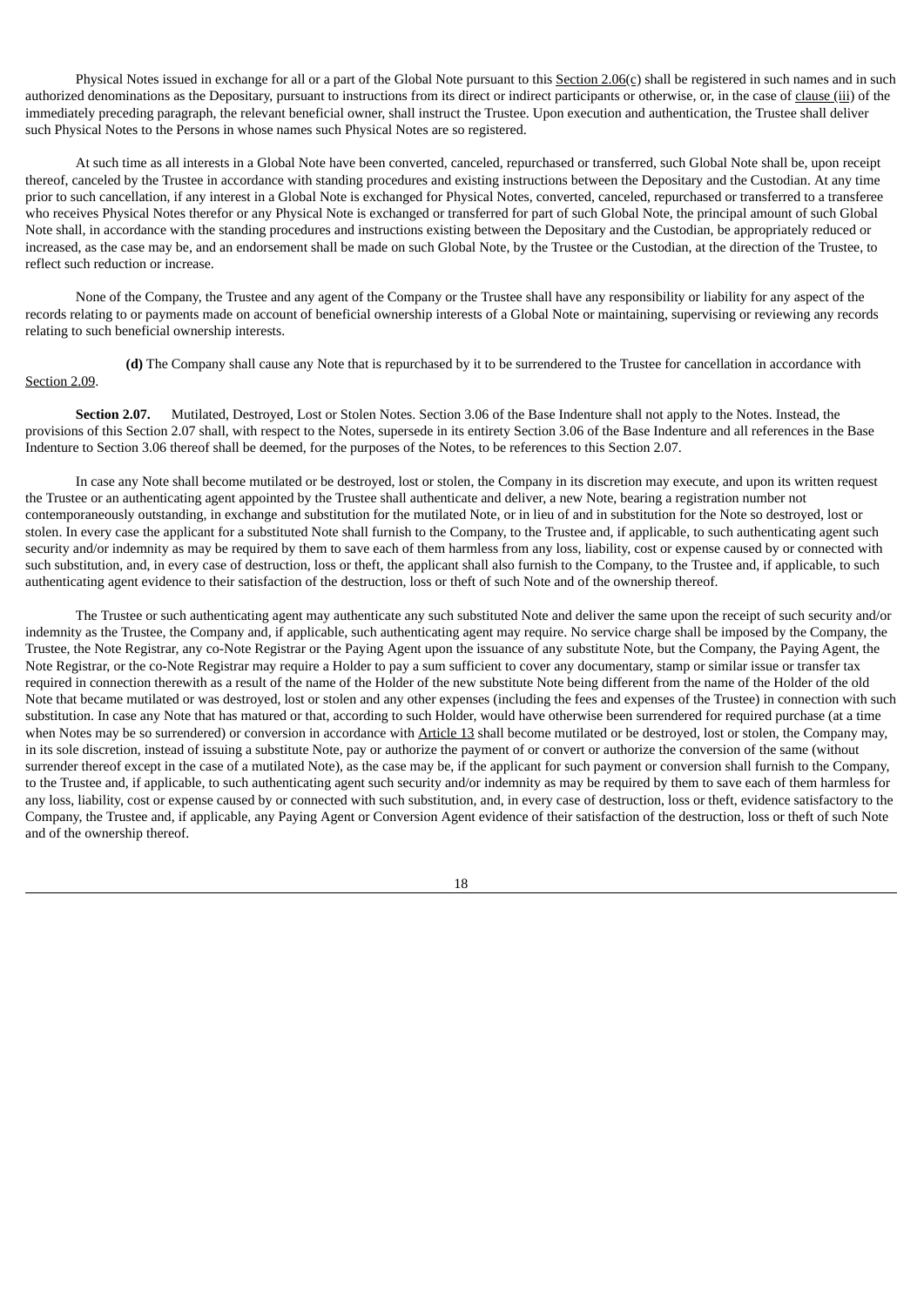Physical Notes issued in exchange for all or a part of the Global Note pursuant to this Section 2.06(c) shall be registered in such names and in such authorized denominations as the Depositary, pursuant to instructions from its direct or indirect participants or otherwise, or, in the case of clause (iii) of the immediately preceding paragraph, the relevant beneficial owner, shall instruct the Trustee. Upon execution and authentication, the Trustee shall deliver such Physical Notes to the Persons in whose names such Physical Notes are so registered.

At such time as all interests in a Global Note have been converted, canceled, repurchased or transferred, such Global Note shall be, upon receipt thereof, canceled by the Trustee in accordance with standing procedures and existing instructions between the Depositary and the Custodian. At any time prior to such cancellation, if any interest in a Global Note is exchanged for Physical Notes, converted, canceled, repurchased or transferred to a transferee who receives Physical Notes therefor or any Physical Note is exchanged or transferred for part of such Global Note, the principal amount of such Global Note shall, in accordance with the standing procedures and instructions existing between the Depositary and the Custodian, be appropriately reduced or increased, as the case may be, and an endorsement shall be made on such Global Note, by the Trustee or the Custodian, at the direction of the Trustee, to reflect such reduction or increase.

None of the Company, the Trustee and any agent of the Company or the Trustee shall have any responsibility or liability for any aspect of the records relating to or payments made on account of beneficial ownership interests of a Global Note or maintaining, supervising or reviewing any records relating to such beneficial ownership interests.

**(d)** The Company shall cause any Note that is repurchased by it to be surrendered to the Trustee for cancellation in accordance with Section 2.09.

**Section 2.07.** Mutilated, Destroyed, Lost or Stolen Notes. Section 3.06 of the Base Indenture shall not apply to the Notes. Instead, the provisions of this Section 2.07 shall, with respect to the Notes, supersede in its entirety Section 3.06 of the Base Indenture and all references in the Base Indenture to Section 3.06 thereof shall be deemed, for the purposes of the Notes, to be references to this Section 2.07.

In case any Note shall become mutilated or be destroyed, lost or stolen, the Company in its discretion may execute, and upon its written request the Trustee or an authenticating agent appointed by the Trustee shall authenticate and deliver, a new Note, bearing a registration number not contemporaneously outstanding, in exchange and substitution for the mutilated Note, or in lieu of and in substitution for the Note so destroyed, lost or stolen. In every case the applicant for a substituted Note shall furnish to the Company, to the Trustee and, if applicable, to such authenticating agent such security and/or indemnity as may be required by them to save each of them harmless from any loss, liability, cost or expense caused by or connected with such substitution, and, in every case of destruction, loss or theft, the applicant shall also furnish to the Company, to the Trustee and, if applicable, to such authenticating agent evidence to their satisfaction of the destruction, loss or theft of such Note and of the ownership thereof.

The Trustee or such authenticating agent may authenticate any such substituted Note and deliver the same upon the receipt of such security and/or indemnity as the Trustee, the Company and, if applicable, such authenticating agent may require. No service charge shall be imposed by the Company, the Trustee, the Note Registrar, any co-Note Registrar or the Paying Agent upon the issuance of any substitute Note, but the Company, the Paying Agent, the Note Registrar, or the co-Note Registrar may require a Holder to pay a sum sufficient to cover any documentary, stamp or similar issue or transfer tax required in connection therewith as a result of the name of the Holder of the new substitute Note being different from the name of the Holder of the old Note that became mutilated or was destroyed, lost or stolen and any other expenses (including the fees and expenses of the Trustee) in connection with such substitution. In case any Note that has matured or that, according to such Holder, would have otherwise been surrendered for required purchase (at a time when Notes may be so surrendered) or conversion in accordance with Article 13 shall become mutilated or be destroyed, lost or stolen, the Company may, in its sole discretion, instead of issuing a substitute Note, pay or authorize the payment of or convert or authorize the conversion of the same (without surrender thereof except in the case of a mutilated Note), as the case may be, if the applicant for such payment or conversion shall furnish to the Company, to the Trustee and, if applicable, to such authenticating agent such security and/or indemnity as may be required by them to save each of them harmless for any loss, liability, cost or expense caused by or connected with such substitution, and, in every case of destruction, loss or theft, evidence satisfactory to the Company, the Trustee and, if applicable, any Paying Agent or Conversion Agent evidence of their satisfaction of the destruction, loss or theft of such Note and of the ownership thereof.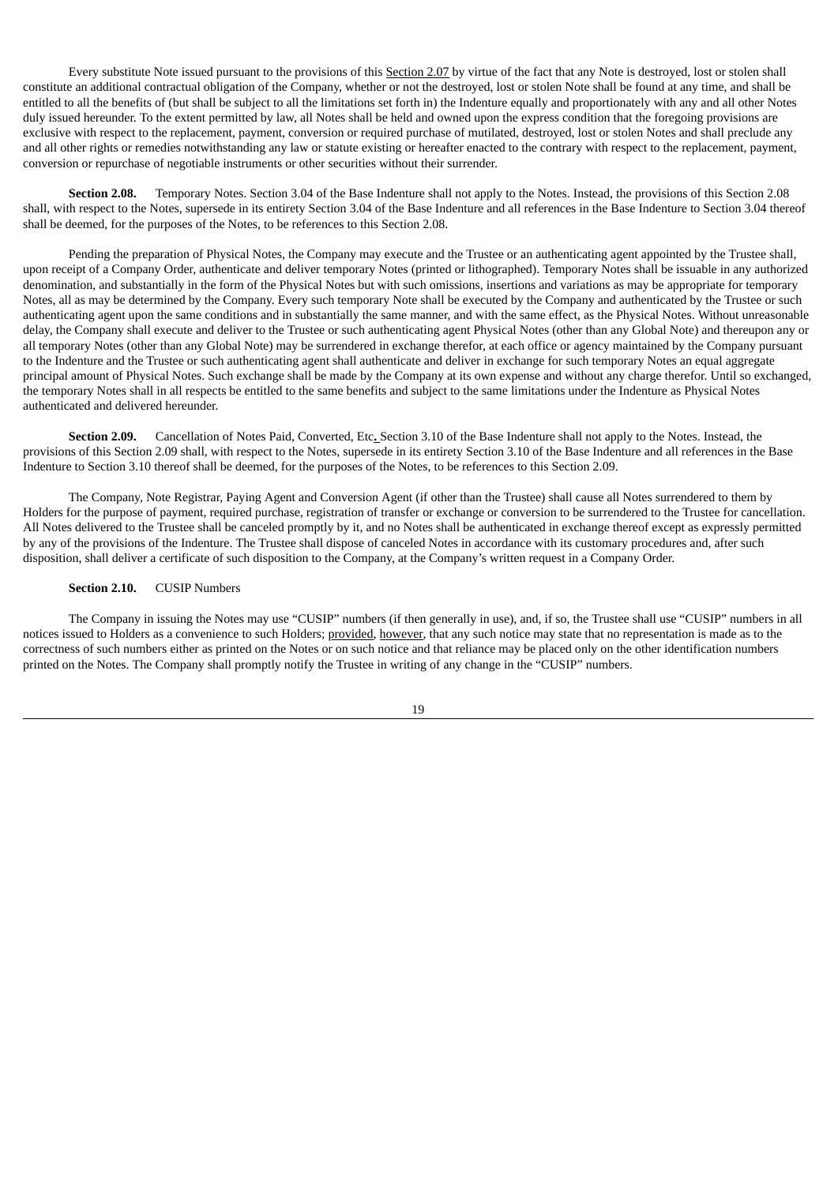Every substitute Note issued pursuant to the provisions of this Section 2.07 by virtue of the fact that any Note is destroyed, lost or stolen shall constitute an additional contractual obligation of the Company, whether or not the destroyed, lost or stolen Note shall be found at any time, and shall be entitled to all the benefits of (but shall be subject to all the limitations set forth in) the Indenture equally and proportionately with any and all other Notes duly issued hereunder. To the extent permitted by law, all Notes shall be held and owned upon the express condition that the foregoing provisions are exclusive with respect to the replacement, payment, conversion or required purchase of mutilated, destroyed, lost or stolen Notes and shall preclude any and all other rights or remedies notwithstanding any law or statute existing or hereafter enacted to the contrary with respect to the replacement, payment, conversion or repurchase of negotiable instruments or other securities without their surrender.

**Section 2.08.** Temporary Notes. Section 3.04 of the Base Indenture shall not apply to the Notes. Instead, the provisions of this Section 2.08 shall, with respect to the Notes, supersede in its entirety Section 3.04 of the Base Indenture and all references in the Base Indenture to Section 3.04 thereof shall be deemed, for the purposes of the Notes, to be references to this Section 2.08.

Pending the preparation of Physical Notes, the Company may execute and the Trustee or an authenticating agent appointed by the Trustee shall, upon receipt of a Company Order, authenticate and deliver temporary Notes (printed or lithographed). Temporary Notes shall be issuable in any authorized denomination, and substantially in the form of the Physical Notes but with such omissions, insertions and variations as may be appropriate for temporary Notes, all as may be determined by the Company. Every such temporary Note shall be executed by the Company and authenticated by the Trustee or such authenticating agent upon the same conditions and in substantially the same manner, and with the same effect, as the Physical Notes. Without unreasonable delay, the Company shall execute and deliver to the Trustee or such authenticating agent Physical Notes (other than any Global Note) and thereupon any or all temporary Notes (other than any Global Note) may be surrendered in exchange therefor, at each office or agency maintained by the Company pursuant to the Indenture and the Trustee or such authenticating agent shall authenticate and deliver in exchange for such temporary Notes an equal aggregate principal amount of Physical Notes. Such exchange shall be made by the Company at its own expense and without any charge therefor. Until so exchanged, the temporary Notes shall in all respects be entitled to the same benefits and subject to the same limitations under the Indenture as Physical Notes authenticated and delivered hereunder.

**Section 2.09.** Cancellation of Notes Paid, Converted, Etc. Section 3.10 of the Base Indenture shall not apply to the Notes. Instead, the provisions of this Section 2.09 shall, with respect to the Notes, supersede in its entirety Section 3.10 of the Base Indenture and all references in the Base Indenture to Section 3.10 thereof shall be deemed, for the purposes of the Notes, to be references to this Section 2.09.

The Company, Note Registrar, Paying Agent and Conversion Agent (if other than the Trustee) shall cause all Notes surrendered to them by Holders for the purpose of payment, required purchase, registration of transfer or exchange or conversion to be surrendered to the Trustee for cancellation. All Notes delivered to the Trustee shall be canceled promptly by it, and no Notes shall be authenticated in exchange thereof except as expressly permitted by any of the provisions of the Indenture. The Trustee shall dispose of canceled Notes in accordance with its customary procedures and, after such disposition, shall deliver a certificate of such disposition to the Company, at the Company's written request in a Company Order.

**Section 2.10.** CUSIP Numbers

The Company in issuing the Notes may use "CUSIP" numbers (if then generally in use), and, if so, the Trustee shall use "CUSIP" numbers in all notices issued to Holders as a convenience to such Holders; provided, however, that any such notice may state that no representation is made as to the correctness of such numbers either as printed on the Notes or on such notice and that reliance may be placed only on the other identification numbers printed on the Notes. The Company shall promptly notify the Trustee in writing of any change in the "CUSIP" numbers.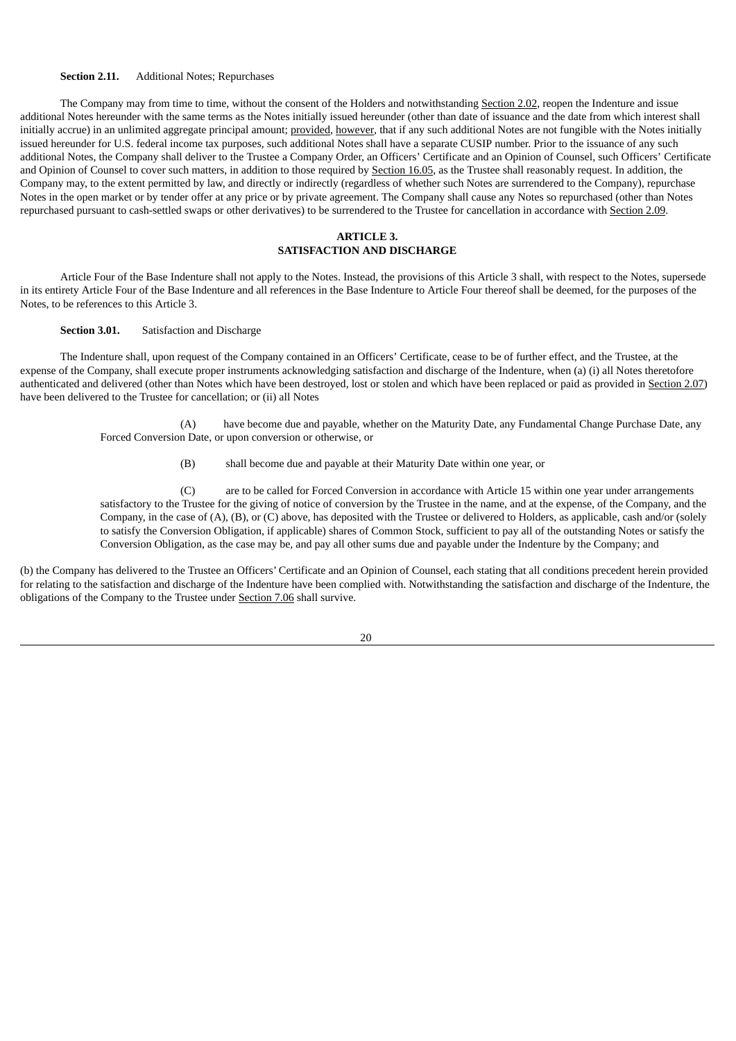**Section 2.11.** Additional Notes; Repurchases

The Company may from time to time, without the consent of the Holders and notwithstanding Section 2.02, reopen the Indenture and issue additional Notes hereunder with the same terms as the Notes initially issued hereunder (other than date of issuance and the date from which interest shall initially accrue) in an unlimited aggregate principal amount; provided, however, that if any such additional Notes are not fungible with the Notes initially issued hereunder for U.S. federal income tax purposes, such additional Notes shall have a separate CUSIP number. Prior to the issuance of any such additional Notes, the Company shall deliver to the Trustee a Company Order, an Officers' Certificate and an Opinion of Counsel, such Officers' Certificate and Opinion of Counsel to cover such matters, in addition to those required by Section 16.05, as the Trustee shall reasonably request. In addition, the Company may, to the extent permitted by law, and directly or indirectly (regardless of whether such Notes are surrendered to the Company), repurchase Notes in the open market or by tender offer at any price or by private agreement. The Company shall cause any Notes so repurchased (other than Notes repurchased pursuant to cash-settled swaps or other derivatives) to be surrendered to the Trustee for cancellation in accordance with Section 2.09.

## ARTICLE 3.
## SATISFACTION AND DISCHARGE

Article Four of the Base Indenture shall not apply to the Notes. Instead, the provisions of this Article 3 shall, with respect to the Notes, supersede in its entirety Article Four of the Base Indenture and all references in the Base Indenture to Article Four thereof shall be deemed, for the purposes of the Notes, to be references to this Article 3.

**Section 3.01.** Satisfaction and Discharge

The Indenture shall, upon request of the Company contained in an Officers' Certificate, cease to be of further effect, and the Trustee, at the expense of the Company, shall execute proper instruments acknowledging satisfaction and discharge of the Indenture, when (a) (i) all Notes theretofore authenticated and delivered (other than Notes which have been destroyed, lost or stolen and which have been replaced or paid as provided in Section 2.07) have been delivered to the Trustee for cancellation; or (ii) all Notes

(A) have become due and payable, whether on the Maturity Date, any Fundamental Change Purchase Date, any Forced Conversion Date, or upon conversion or otherwise, or

(B) shall become due and payable at their Maturity Date within one year, or

(C) are to be called for Forced Conversion in accordance with Article 15 within one year under arrangements satisfactory to the Trustee for the giving of notice of conversion by the Trustee in the name, and at the expense, of the Company, and the Company, in the case of (A), (B), or (C) above, has deposited with the Trustee or delivered to Holders, as applicable, cash and/or (solely to satisfy the Conversion Obligation, if applicable) shares of Common Stock, sufficient to pay all of the outstanding Notes or satisfy the Conversion Obligation, as the case may be, and pay all other sums due and payable under the Indenture by the Company; and

(b) the Company has delivered to the Trustee an Officers' Certificate and an Opinion of Counsel, each stating that all conditions precedent herein provided for relating to the satisfaction and discharge of the Indenture have been complied with. Notwithstanding the satisfaction and discharge of the Indenture, the obligations of the Company to the Trustee under Section 7.06 shall survive.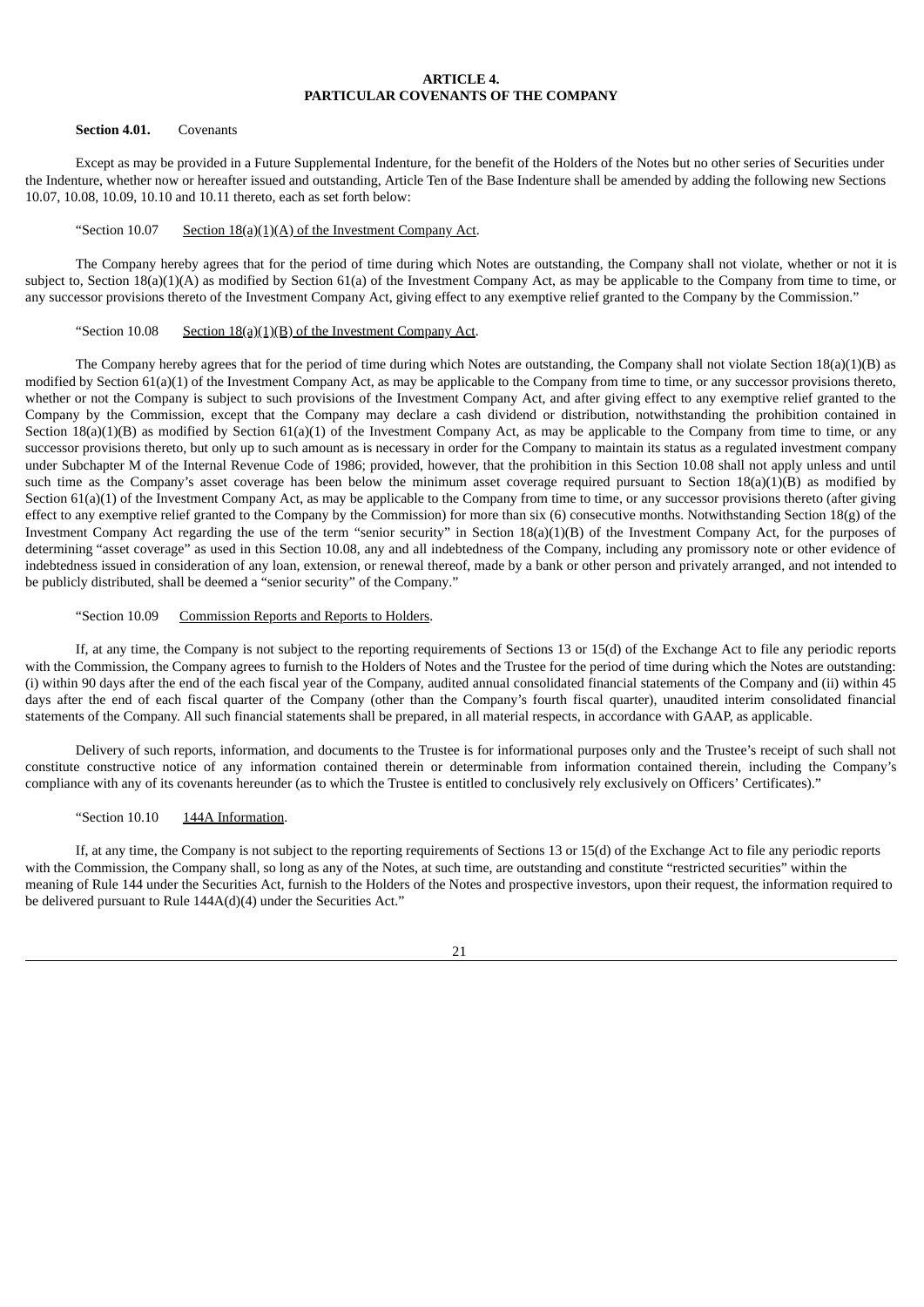# ARTICLE 4.
# PARTICULAR COVENANTS OF THE COMPANY

**Section 4.01.** Covenants

Except as may be provided in a Future Supplemental Indenture, for the benefit of the Holders of the Notes but no other series of Securities under the Indenture, whether now or hereafter issued and outstanding, Article Ten of the Base Indenture shall be amended by adding the following new Sections 10.07, 10.08, 10.09, 10.10 and 10.11 thereto, each as set forth below:

"Section 10.07 Section 18(a)(1)(A) of the Investment Company Act.

The Company hereby agrees that for the period of time during which Notes are outstanding, the Company shall not violate, whether or not it is subject to, Section 18(a)(1)(A) as modified by Section 61(a) of the Investment Company Act, as may be applicable to the Company from time to time, or any successor provisions thereto of the Investment Company Act, giving effect to any exemptive relief granted to the Company by the Commission."

"Section 10.08 Section 18(a)(1)(B) of the Investment Company Act.

The Company hereby agrees that for the period of time during which Notes are outstanding, the Company shall not violate Section 18(a)(1)(B) as modified by Section 61(a)(1) of the Investment Company Act, as may be applicable to the Company from time to time, or any successor provisions thereto, whether or not the Company is subject to such provisions of the Investment Company Act, and after giving effect to any exemptive relief granted to the Company by the Commission, except that the Company may declare a cash dividend or distribution, notwithstanding the prohibition contained in Section 18(a)(1)(B) as modified by Section 61(a)(1) of the Investment Company Act, as may be applicable to the Company from time to time, or any successor provisions thereto, but only up to such amount as is necessary in order for the Company to maintain its status as a regulated investment company under Subchapter M of the Internal Revenue Code of 1986; provided, however, that the prohibition in this Section 10.08 shall not apply unless and until such time as the Company's asset coverage has been below the minimum asset coverage required pursuant to Section 18(a)(1)(B) as modified by Section 61(a)(1) of the Investment Company Act, as may be applicable to the Company from time to time, or any successor provisions thereto (after giving effect to any exemptive relief granted to the Company by the Commission) for more than six (6) consecutive months. Notwithstanding Section 18(g) of the Investment Company Act regarding the use of the term "senior security" in Section 18(a)(1)(B) of the Investment Company Act, for the purposes of determining "asset coverage" as used in this Section 10.08, any and all indebtedness of the Company, including any promissory note or other evidence of indebtedness issued in consideration of any loan, extension, or renewal thereof, made by a bank or other person and privately arranged, and not intended to be publicly distributed, shall be deemed a "senior security" of the Company."

"Section 10.09 Commission Reports and Reports to Holders.

If, at any time, the Company is not subject to the reporting requirements of Sections 13 or 15(d) of the Exchange Act to file any periodic reports with the Commission, the Company agrees to furnish to the Holders of Notes and the Trustee for the period of time during which the Notes are outstanding: (i) within 90 days after the end of the each fiscal year of the Company, audited annual consolidated financial statements of the Company and (ii) within 45 days after the end of each fiscal quarter of the Company (other than the Company's fourth fiscal quarter), unaudited interim consolidated financial statements of the Company. All such financial statements shall be prepared, in all material respects, in accordance with GAAP, as applicable.

Delivery of such reports, information, and documents to the Trustee is for informational purposes only and the Trustee's receipt of such shall not constitute constructive notice of any information contained therein or determinable from information contained therein, including the Company's compliance with any of its covenants hereunder (as to which the Trustee is entitled to conclusively rely exclusively on Officers' Certificates)."

"Section 10.10 144A Information.

If, at any time, the Company is not subject to the reporting requirements of Sections 13 or 15(d) of the Exchange Act to file any periodic reports with the Commission, the Company shall, so long as any of the Notes, at such time, are outstanding and constitute "restricted securities" within the meaning of Rule 144 under the Securities Act, furnish to the Holders of the Notes and prospective investors, upon their request, the information required to be delivered pursuant to Rule 144A(d)(4) under the Securities Act."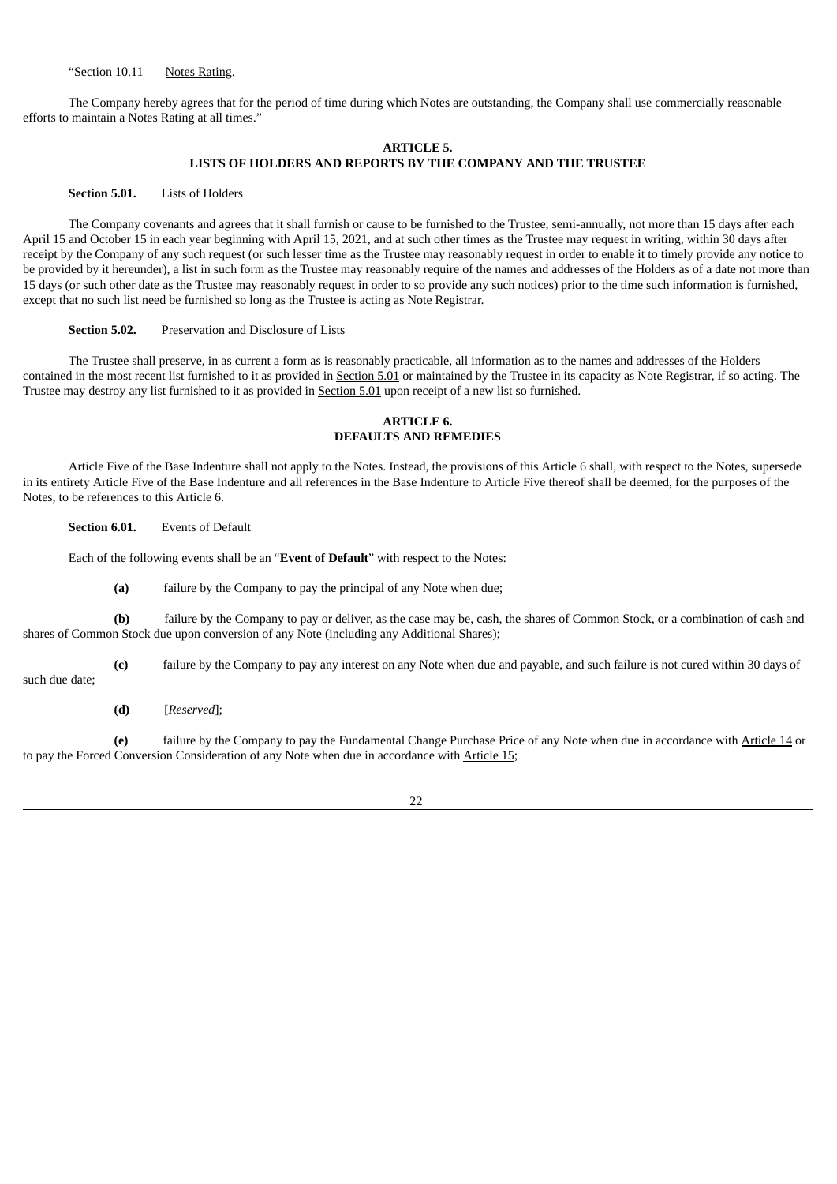"Section 10.11 Notes Rating.

The Company hereby agrees that for the period of time during which Notes are outstanding, the Company shall use commercially reasonable efforts to maintain a Notes Rating at all times."

## ARTICLE 5.
## LISTS OF HOLDERS AND REPORTS BY THE COMPANY AND THE TRUSTEE

**Section 5.01.** Lists of Holders

The Company covenants and agrees that it shall furnish or cause to be furnished to the Trustee, semi-annually, not more than 15 days after each April 15 and October 15 in each year beginning with April 15, 2021, and at such other times as the Trustee may request in writing, within 30 days after receipt by the Company of any such request (or such lesser time as the Trustee may reasonably request in order to enable it to timely provide any notice to be provided by it hereunder), a list in such form as the Trustee may reasonably require of the names and addresses of the Holders as of a date not more than 15 days (or such other date as the Trustee may reasonably request in order to so provide any such notices) prior to the time such information is furnished, except that no such list need be furnished so long as the Trustee is acting as Note Registrar.

**Section 5.02.** Preservation and Disclosure of Lists

The Trustee shall preserve, in as current a form as is reasonably practicable, all information as to the names and addresses of the Holders contained in the most recent list furnished to it as provided in Section 5.01 or maintained by the Trustee in its capacity as Note Registrar, if so acting. The Trustee may destroy any list furnished to it as provided in Section 5.01 upon receipt of a new list so furnished.

## ARTICLE 6.
## DEFAULTS AND REMEDIES

Article Five of the Base Indenture shall not apply to the Notes. Instead, the provisions of this Article 6 shall, with respect to the Notes, supersede in its entirety Article Five of the Base Indenture and all references in the Base Indenture to Article Five thereof shall be deemed, for the purposes of the Notes, to be references to this Article 6.

**Section 6.01.** Events of Default

Each of the following events shall be an "**Event of Default**" with respect to the Notes:

**(a)** failure by the Company to pay the principal of any Note when due;

**(b)** failure by the Company to pay or deliver, as the case may be, cash, the shares of Common Stock, or a combination of cash and shares of Common Stock due upon conversion of any Note (including any Additional Shares);

**(c)** failure by the Company to pay any interest on any Note when due and payable, and such failure is not cured within 30 days of such due date;

**(d)** [*Reserved*];

**(e)** failure by the Company to pay the Fundamental Change Purchase Price of any Note when due in accordance with Article 14 or to pay the Forced Conversion Consideration of any Note when due in accordance with Article 15;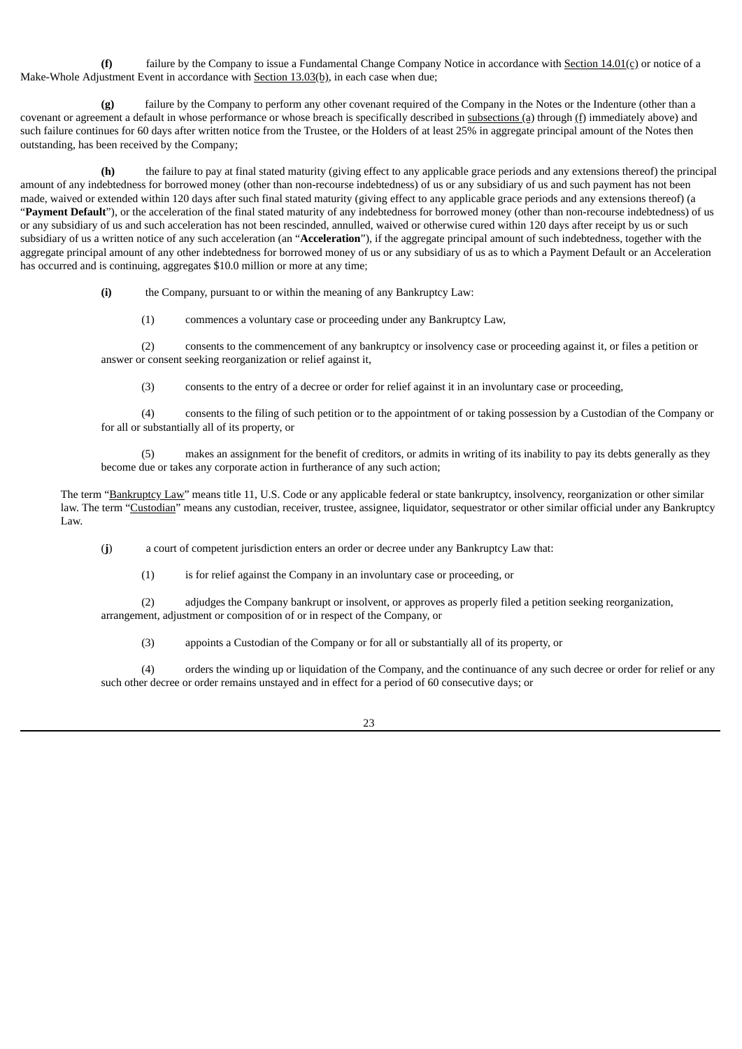**(f)** failure by the Company to issue a Fundamental Change Company Notice in accordance with Section 14.01(c) or notice of a Make-Whole Adjustment Event in accordance with Section 13.03(b), in each case when due;

**(g)** failure by the Company to perform any other covenant required of the Company in the Notes or the Indenture (other than a covenant or agreement a default in whose performance or whose breach is specifically described in subsections (a) through (f) immediately above) and such failure continues for 60 days after written notice from the Trustee, or the Holders of at least 25% in aggregate principal amount of the Notes then outstanding, has been received by the Company;

**(h)** the failure to pay at final stated maturity (giving effect to any applicable grace periods and any extensions thereof) the principal amount of any indebtedness for borrowed money (other than non-recourse indebtedness) of us or any subsidiary of us and such payment has not been made, waived or extended within 120 days after such final stated maturity (giving effect to any applicable grace periods and any extensions thereof) (a "**Payment Default**"), or the acceleration of the final stated maturity of any indebtedness for borrowed money (other than non-recourse indebtedness) of us or any subsidiary of us and such acceleration has not been rescinded, annulled, waived or otherwise cured within 120 days after receipt by us or such subsidiary of us a written notice of any such acceleration (an "**Acceleration**"), if the aggregate principal amount of such indebtedness, together with the aggregate principal amount of any other indebtedness for borrowed money of us or any subsidiary of us as to which a Payment Default or an Acceleration has occurred and is continuing, aggregates $10.0 million or more at any time;

**(i)** the Company, pursuant to or within the meaning of any Bankruptcy Law:

(1) commences a voluntary case or proceeding under any Bankruptcy Law,

(2) consents to the commencement of any bankruptcy or insolvency case or proceeding against it, or files a petition or answer or consent seeking reorganization or relief against it,

(3) consents to the entry of a decree or order for relief against it in an involuntary case or proceeding,

(4) consents to the filing of such petition or to the appointment of or taking possession by a Custodian of the Company or for all or substantially all of its property, or

(5) makes an assignment for the benefit of creditors, or admits in writing of its inability to pay its debts generally as they become due or takes any corporate action in furtherance of any such action;

The term "Bankruptcy Law" means title 11, U.S. Code or any applicable federal or state bankruptcy, insolvency, reorganization or other similar law. The term "Custodian" means any custodian, receiver, trustee, assignee, liquidator, sequestrator or other similar official under any Bankruptcy Law.

(**j**) a court of competent jurisdiction enters an order or decree under any Bankruptcy Law that:

(1) is for relief against the Company in an involuntary case or proceeding, or

(2) adjudges the Company bankrupt or insolvent, or approves as properly filed a petition seeking reorganization, arrangement, adjustment or composition of or in respect of the Company, or

(3) appoints a Custodian of the Company or for all or substantially all of its property, or

(4) orders the winding up or liquidation of the Company, and the continuance of any such decree or order for relief or any such other decree or order remains unstayed and in effect for a period of 60 consecutive days; or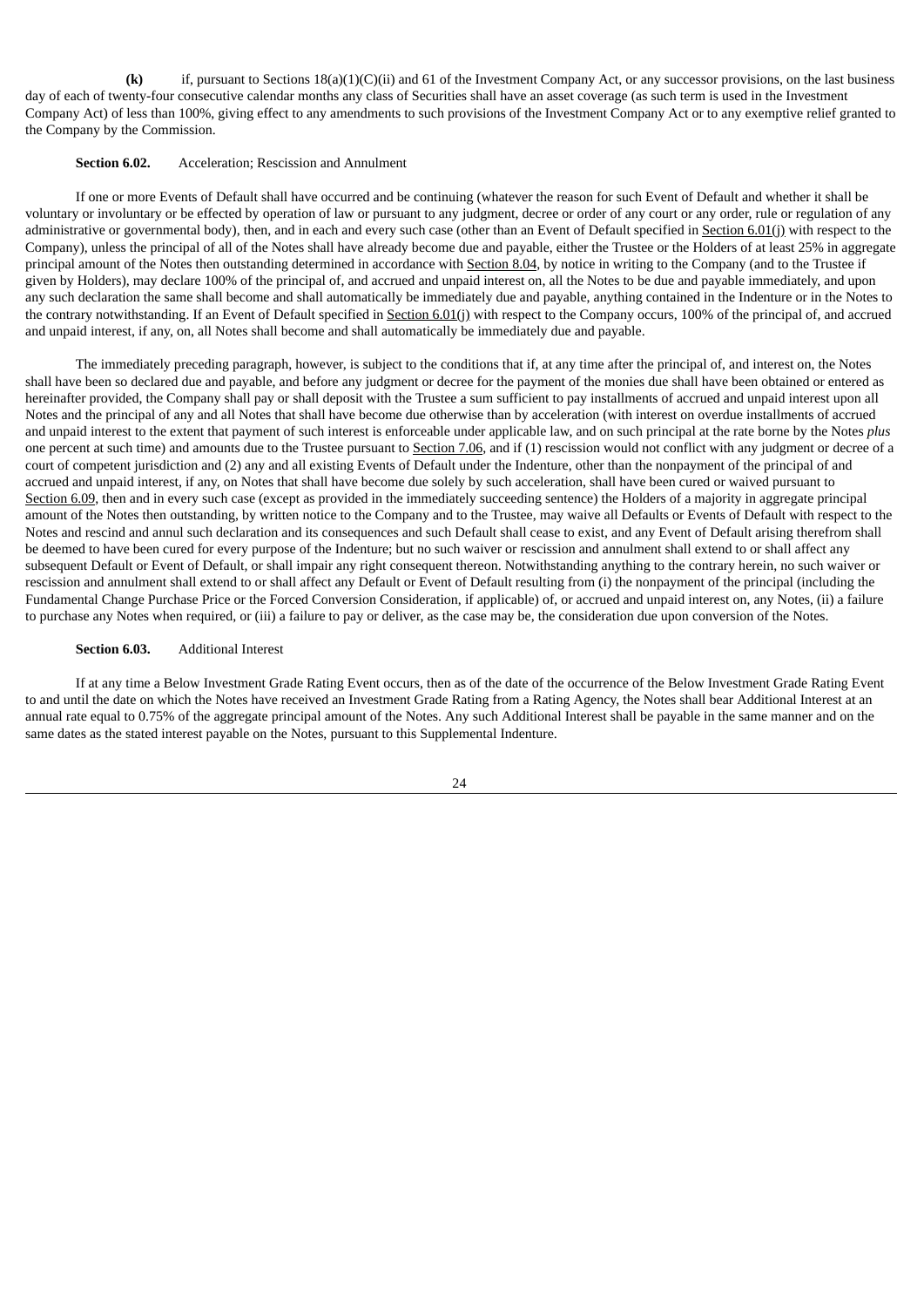**(k)** if, pursuant to Sections 18(a)(1)(C)(ii) and 61 of the Investment Company Act, or any successor provisions, on the last business day of each of twenty-four consecutive calendar months any class of Securities shall have an asset coverage (as such term is used in the Investment Company Act) of less than 100%, giving effect to any amendments to such provisions of the Investment Company Act or to any exemptive relief granted to the Company by the Commission.

**Section 6.02.** Acceleration; Rescission and Annulment

If one or more Events of Default shall have occurred and be continuing (whatever the reason for such Event of Default and whether it shall be voluntary or involuntary or be effected by operation of law or pursuant to any judgment, decree or order of any court or any order, rule or regulation of any administrative or governmental body), then, and in each and every such case (other than an Event of Default specified in Section 6.01(j) with respect to the Company), unless the principal of all of the Notes shall have already become due and payable, either the Trustee or the Holders of at least 25% in aggregate principal amount of the Notes then outstanding determined in accordance with Section 8.04, by notice in writing to the Company (and to the Trustee if given by Holders), may declare 100% of the principal of, and accrued and unpaid interest on, all the Notes to be due and payable immediately, and upon any such declaration the same shall become and shall automatically be immediately due and payable, anything contained in the Indenture or in the Notes to the contrary notwithstanding. If an Event of Default specified in Section 6.01(j) with respect to the Company occurs, 100% of the principal of, and accrued and unpaid interest, if any, on, all Notes shall become and shall automatically be immediately due and payable.

The immediately preceding paragraph, however, is subject to the conditions that if, at any time after the principal of, and interest on, the Notes shall have been so declared due and payable, and before any judgment or decree for the payment of the monies due shall have been obtained or entered as hereinafter provided, the Company shall pay or shall deposit with the Trustee a sum sufficient to pay installments of accrued and unpaid interest upon all Notes and the principal of any and all Notes that shall have become due otherwise than by acceleration (with interest on overdue installments of accrued and unpaid interest to the extent that payment of such interest is enforceable under applicable law, and on such principal at the rate borne by the Notes *plus* one percent at such time) and amounts due to the Trustee pursuant to Section 7.06, and if (1) rescission would not conflict with any judgment or decree of a court of competent jurisdiction and (2) any and all existing Events of Default under the Indenture, other than the nonpayment of the principal of and accrued and unpaid interest, if any, on Notes that shall have become due solely by such acceleration, shall have been cured or waived pursuant to Section 6.09, then and in every such case (except as provided in the immediately succeeding sentence) the Holders of a majority in aggregate principal amount of the Notes then outstanding, by written notice to the Company and to the Trustee, may waive all Defaults or Events of Default with respect to the Notes and rescind and annul such declaration and its consequences and such Default shall cease to exist, and any Event of Default arising therefrom shall be deemed to have been cured for every purpose of the Indenture; but no such waiver or rescission and annulment shall extend to or shall affect any subsequent Default or Event of Default, or shall impair any right consequent thereon. Notwithstanding anything to the contrary herein, no such waiver or rescission and annulment shall extend to or shall affect any Default or Event of Default resulting from (i) the nonpayment of the principal (including the Fundamental Change Purchase Price or the Forced Conversion Consideration, if applicable) of, or accrued and unpaid interest on, any Notes, (ii) a failure to purchase any Notes when required, or (iii) a failure to pay or deliver, as the case may be, the consideration due upon conversion of the Notes.

**Section 6.03.** Additional Interest

If at any time a Below Investment Grade Rating Event occurs, then as of the date of the occurrence of the Below Investment Grade Rating Event to and until the date on which the Notes have received an Investment Grade Rating from a Rating Agency, the Notes shall bear Additional Interest at an annual rate equal to 0.75% of the aggregate principal amount of the Notes. Any such Additional Interest shall be payable in the same manner and on the same dates as the stated interest payable on the Notes, pursuant to this Supplemental Indenture.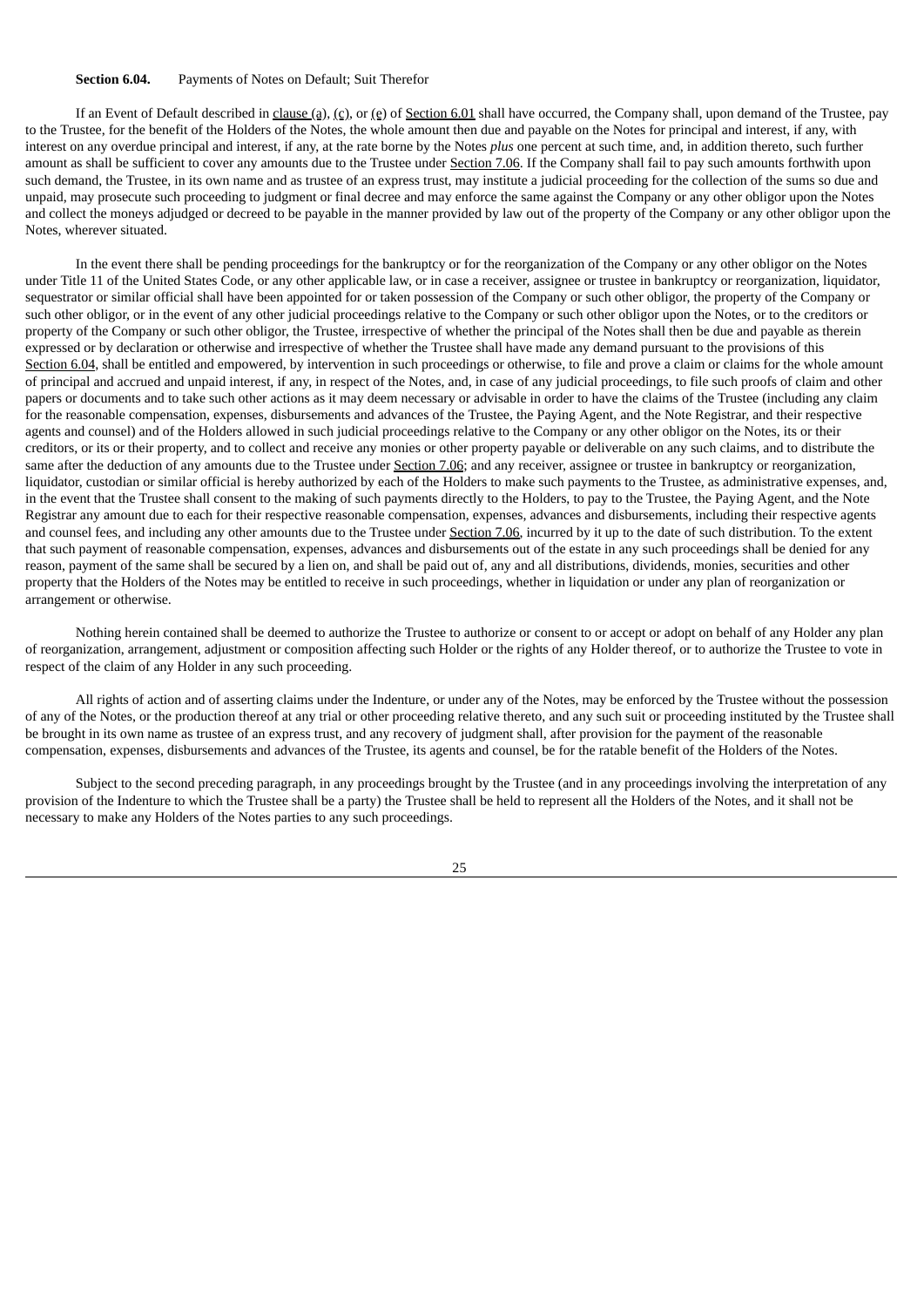**Section 6.04.** Payments of Notes on Default; Suit Therefor

If an Event of Default described in clause (a), (c), or (e) of Section 6.01 shall have occurred, the Company shall, upon demand of the Trustee, pay to the Trustee, for the benefit of the Holders of the Notes, the whole amount then due and payable on the Notes for principal and interest, if any, with interest on any overdue principal and interest, if any, at the rate borne by the Notes *plus* one percent at such time, and, in addition thereto, such further amount as shall be sufficient to cover any amounts due to the Trustee under Section 7.06. If the Company shall fail to pay such amounts forthwith upon such demand, the Trustee, in its own name and as trustee of an express trust, may institute a judicial proceeding for the collection of the sums so due and unpaid, may prosecute such proceeding to judgment or final decree and may enforce the same against the Company or any other obligor upon the Notes and collect the moneys adjudged or decreed to be payable in the manner provided by law out of the property of the Company or any other obligor upon the Notes, wherever situated.

In the event there shall be pending proceedings for the bankruptcy or for the reorganization of the Company or any other obligor on the Notes under Title 11 of the United States Code, or any other applicable law, or in case a receiver, assignee or trustee in bankruptcy or reorganization, liquidator, sequestrator or similar official shall have been appointed for or taken possession of the Company or such other obligor, the property of the Company or such other obligor, or in the event of any other judicial proceedings relative to the Company or such other obligor upon the Notes, or to the creditors or property of the Company or such other obligor, the Trustee, irrespective of whether the principal of the Notes shall then be due and payable as therein expressed or by declaration or otherwise and irrespective of whether the Trustee shall have made any demand pursuant to the provisions of this Section 6.04, shall be entitled and empowered, by intervention in such proceedings or otherwise, to file and prove a claim or claims for the whole amount of principal and accrued and unpaid interest, if any, in respect of the Notes, and, in case of any judicial proceedings, to file such proofs of claim and other papers or documents and to take such other actions as it may deem necessary or advisable in order to have the claims of the Trustee (including any claim for the reasonable compensation, expenses, disbursements and advances of the Trustee, the Paying Agent, and the Note Registrar, and their respective agents and counsel) and of the Holders allowed in such judicial proceedings relative to the Company or any other obligor on the Notes, its or their creditors, or its or their property, and to collect and receive any monies or other property payable or deliverable on any such claims, and to distribute the same after the deduction of any amounts due to the Trustee under Section 7.06; and any receiver, assignee or trustee in bankruptcy or reorganization, liquidator, custodian or similar official is hereby authorized by each of the Holders to make such payments to the Trustee, as administrative expenses, and, in the event that the Trustee shall consent to the making of such payments directly to the Holders, to pay to the Trustee, the Paying Agent, and the Note Registrar any amount due to each for their respective reasonable compensation, expenses, advances and disbursements, including their respective agents and counsel fees, and including any other amounts due to the Trustee under Section 7.06, incurred by it up to the date of such distribution. To the extent that such payment of reasonable compensation, expenses, advances and disbursements out of the estate in any such proceedings shall be denied for any reason, payment of the same shall be secured by a lien on, and shall be paid out of, any and all distributions, dividends, monies, securities and other property that the Holders of the Notes may be entitled to receive in such proceedings, whether in liquidation or under any plan of reorganization or arrangement or otherwise.

Nothing herein contained shall be deemed to authorize the Trustee to authorize or consent to or accept or adopt on behalf of any Holder any plan of reorganization, arrangement, adjustment or composition affecting such Holder or the rights of any Holder thereof, or to authorize the Trustee to vote in respect of the claim of any Holder in any such proceeding.

All rights of action and of asserting claims under the Indenture, or under any of the Notes, may be enforced by the Trustee without the possession of any of the Notes, or the production thereof at any trial or other proceeding relative thereto, and any such suit or proceeding instituted by the Trustee shall be brought in its own name as trustee of an express trust, and any recovery of judgment shall, after provision for the payment of the reasonable compensation, expenses, disbursements and advances of the Trustee, its agents and counsel, be for the ratable benefit of the Holders of the Notes.

Subject to the second preceding paragraph, in any proceedings brought by the Trustee (and in any proceedings involving the interpretation of any provision of the Indenture to which the Trustee shall be a party) the Trustee shall be held to represent all the Holders of the Notes, and it shall not be necessary to make any Holders of the Notes parties to any such proceedings.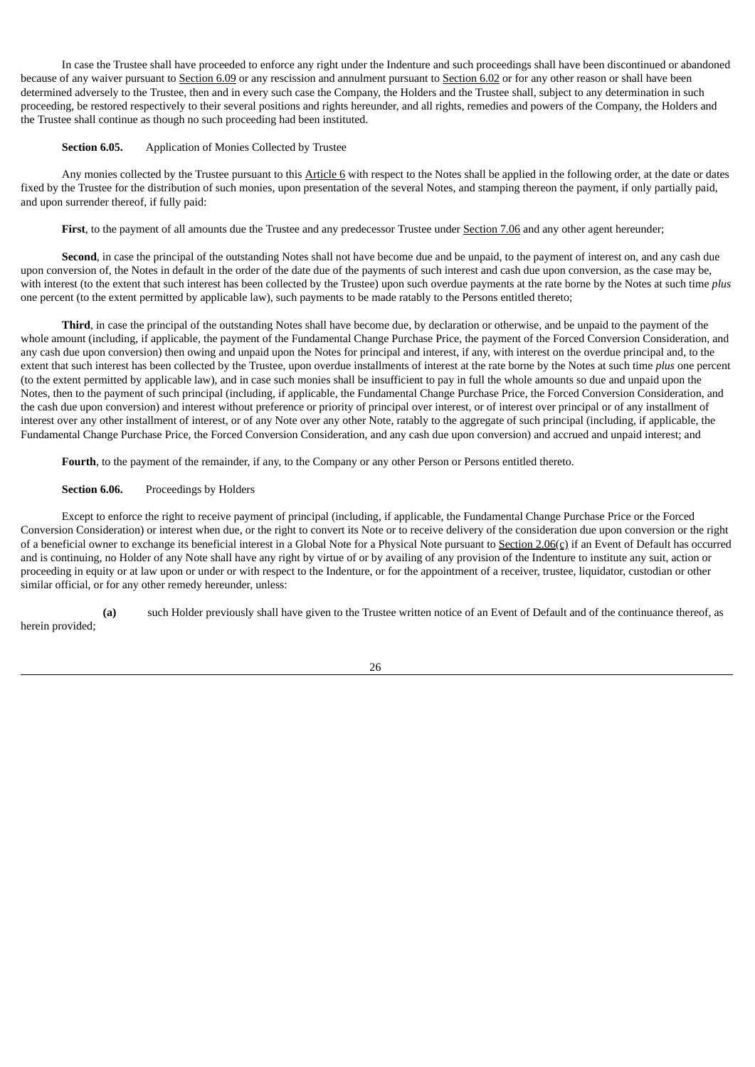In case the Trustee shall have proceeded to enforce any right under the Indenture and such proceedings shall have been discontinued or abandoned because of any waiver pursuant to Section 6.09 or any rescission and annulment pursuant to Section 6.02 or for any other reason or shall have been determined adversely to the Trustee, then and in every such case the Company, the Holders and the Trustee shall, subject to any determination in such proceeding, be restored respectively to their several positions and rights hereunder, and all rights, remedies and powers of the Company, the Holders and the Trustee shall continue as though no such proceeding had been instituted.

**Section 6.05.** Application of Monies Collected by Trustee

Any monies collected by the Trustee pursuant to this Article 6 with respect to the Notes shall be applied in the following order, at the date or dates fixed by the Trustee for the distribution of such monies, upon presentation of the several Notes, and stamping thereon the payment, if only partially paid, and upon surrender thereof, if fully paid:

**First**, to the payment of all amounts due the Trustee and any predecessor Trustee under Section 7.06 and any other agent hereunder;

**Second**, in case the principal of the outstanding Notes shall not have become due and be unpaid, to the payment of interest on, and any cash due upon conversion of, the Notes in default in the order of the date due of the payments of such interest and cash due upon conversion, as the case may be, with interest (to the extent that such interest has been collected by the Trustee) upon such overdue payments at the rate borne by the Notes at such time *plus* one percent (to the extent permitted by applicable law), such payments to be made ratably to the Persons entitled thereto;

**Third**, in case the principal of the outstanding Notes shall have become due, by declaration or otherwise, and be unpaid to the payment of the whole amount (including, if applicable, the payment of the Fundamental Change Purchase Price, the payment of the Forced Conversion Consideration, and any cash due upon conversion) then owing and unpaid upon the Notes for principal and interest, if any, with interest on the overdue principal and, to the extent that such interest has been collected by the Trustee, upon overdue installments of interest at the rate borne by the Notes at such time *plus* one percent (to the extent permitted by applicable law), and in case such monies shall be insufficient to pay in full the whole amounts so due and unpaid upon the Notes, then to the payment of such principal (including, if applicable, the Fundamental Change Purchase Price, the Forced Conversion Consideration, and the cash due upon conversion) and interest without preference or priority of principal over interest, or of interest over principal or of any installment of interest over any other installment of interest, or of any Note over any other Note, ratably to the aggregate of such principal (including, if applicable, the Fundamental Change Purchase Price, the Forced Conversion Consideration, and any cash due upon conversion) and accrued and unpaid interest; and

**Fourth**, to the payment of the remainder, if any, to the Company or any other Person or Persons entitled thereto.

**Section 6.06.** Proceedings by Holders

Except to enforce the right to receive payment of principal (including, if applicable, the Fundamental Change Purchase Price or the Forced Conversion Consideration) or interest when due, or the right to convert its Note or to receive delivery of the consideration due upon conversion or the right of a beneficial owner to exchange its beneficial interest in a Global Note for a Physical Note pursuant to Section 2.06(c) if an Event of Default has occurred and is continuing, no Holder of any Note shall have any right by virtue of or by availing of any provision of the Indenture to institute any suit, action or proceeding in equity or at law upon or under or with respect to the Indenture, or for the appointment of a receiver, trustee, liquidator, custodian or other similar official, or for any other remedy hereunder, unless:

**(a)** such Holder previously shall have given to the Trustee written notice of an Event of Default and of the continuance thereof, as herein provided;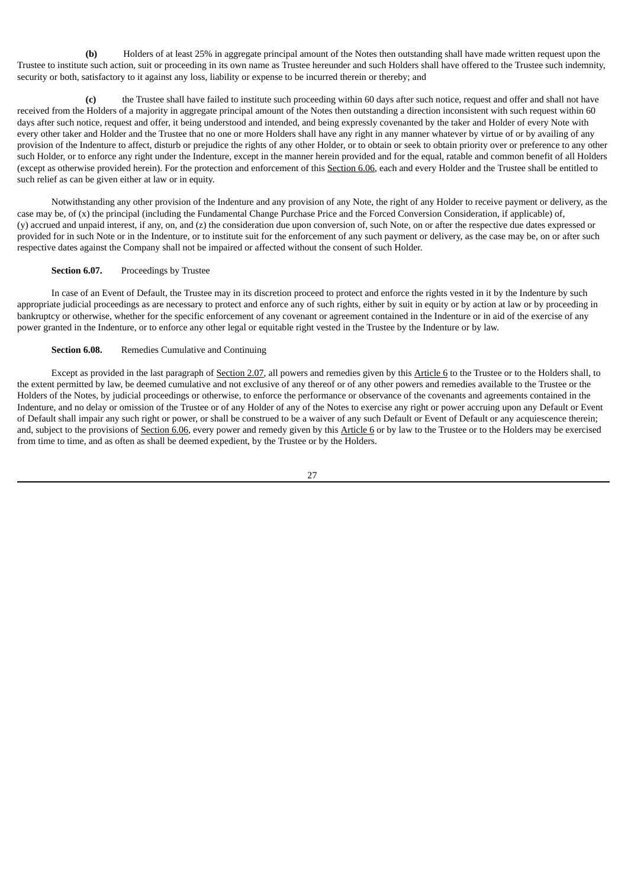**(b)** Holders of at least 25% in aggregate principal amount of the Notes then outstanding shall have made written request upon the Trustee to institute such action, suit or proceeding in its own name as Trustee hereunder and such Holders shall have offered to the Trustee such indemnity, security or both, satisfactory to it against any loss, liability or expense to be incurred therein or thereby; and

**(c)** the Trustee shall have failed to institute such proceeding within 60 days after such notice, request and offer and shall not have received from the Holders of a majority in aggregate principal amount of the Notes then outstanding a direction inconsistent with such request within 60 days after such notice, request and offer, it being understood and intended, and being expressly covenanted by the taker and Holder of every Note with every other taker and Holder and the Trustee that no one or more Holders shall have any right in any manner whatever by virtue of or by availing of any provision of the Indenture to affect, disturb or prejudice the rights of any other Holder, or to obtain or seek to obtain priority over or preference to any other such Holder, or to enforce any right under the Indenture, except in the manner herein provided and for the equal, ratable and common benefit of all Holders (except as otherwise provided herein). For the protection and enforcement of this Section 6.06, each and every Holder and the Trustee shall be entitled to such relief as can be given either at law or in equity.

Notwithstanding any other provision of the Indenture and any provision of any Note, the right of any Holder to receive payment or delivery, as the case may be, of (x) the principal (including the Fundamental Change Purchase Price and the Forced Conversion Consideration, if applicable) of, (y) accrued and unpaid interest, if any, on, and (z) the consideration due upon conversion of, such Note, on or after the respective due dates expressed or provided for in such Note or in the Indenture, or to institute suit for the enforcement of any such payment or delivery, as the case may be, on or after such respective dates against the Company shall not be impaired or affected without the consent of such Holder.

**Section 6.07.** Proceedings by Trustee

In case of an Event of Default, the Trustee may in its discretion proceed to protect and enforce the rights vested in it by the Indenture by such appropriate judicial proceedings as are necessary to protect and enforce any of such rights, either by suit in equity or by action at law or by proceeding in bankruptcy or otherwise, whether for the specific enforcement of any covenant or agreement contained in the Indenture or in aid of the exercise of any power granted in the Indenture, or to enforce any other legal or equitable right vested in the Trustee by the Indenture or by law.

**Section 6.08.** Remedies Cumulative and Continuing

Except as provided in the last paragraph of Section 2.07, all powers and remedies given by this Article 6 to the Trustee or to the Holders shall, to the extent permitted by law, be deemed cumulative and not exclusive of any thereof or of any other powers and remedies available to the Trustee or the Holders of the Notes, by judicial proceedings or otherwise, to enforce the performance or observance of the covenants and agreements contained in the Indenture, and no delay or omission of the Trustee or of any Holder of any of the Notes to exercise any right or power accruing upon any Default or Event of Default shall impair any such right or power, or shall be construed to be a waiver of any such Default or Event of Default or any acquiescence therein; and, subject to the provisions of Section 6.06, every power and remedy given by this Article 6 or by law to the Trustee or to the Holders may be exercised from time to time, and as often as shall be deemed expedient, by the Trustee or by the Holders.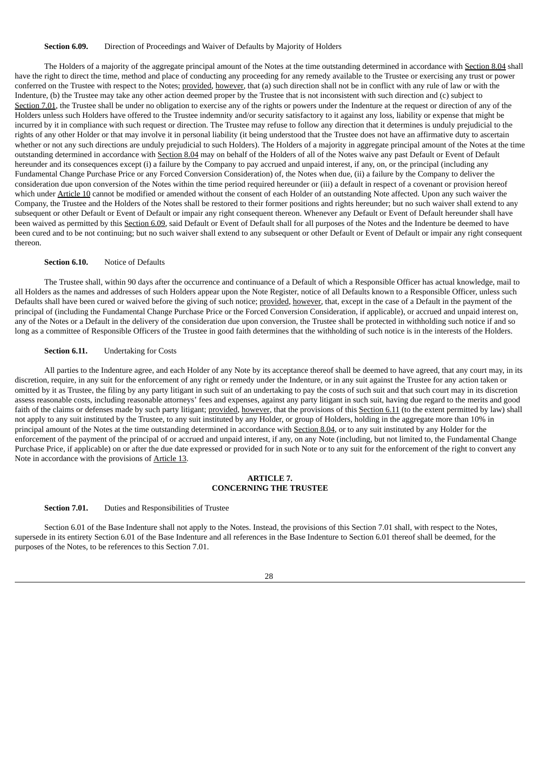**Section 6.09.** Direction of Proceedings and Waiver of Defaults by Majority of Holders

The Holders of a majority of the aggregate principal amount of the Notes at the time outstanding determined in accordance with Section 8.04 shall have the right to direct the time, method and place of conducting any proceeding for any remedy available to the Trustee or exercising any trust or power conferred on the Trustee with respect to the Notes; provided, however, that (a) such direction shall not be in conflict with any rule of law or with the Indenture, (b) the Trustee may take any other action deemed proper by the Trustee that is not inconsistent with such direction and (c) subject to Section 7.01, the Trustee shall be under no obligation to exercise any of the rights or powers under the Indenture at the request or direction of any of the Holders unless such Holders have offered to the Trustee indemnity and/or security satisfactory to it against any loss, liability or expense that might be incurred by it in compliance with such request or direction. The Trustee may refuse to follow any direction that it determines is unduly prejudicial to the rights of any other Holder or that may involve it in personal liability (it being understood that the Trustee does not have an affirmative duty to ascertain whether or not any such directions are unduly prejudicial to such Holders). The Holders of a majority in aggregate principal amount of the Notes at the time outstanding determined in accordance with Section 8.04 may on behalf of the Holders of all of the Notes waive any past Default or Event of Default hereunder and its consequences except (i) a failure by the Company to pay accrued and unpaid interest, if any, on, or the principal (including any Fundamental Change Purchase Price or any Forced Conversion Consideration) of, the Notes when due, (ii) a failure by the Company to deliver the consideration due upon conversion of the Notes within the time period required hereunder or (iii) a default in respect of a covenant or provision hereof which under Article 10 cannot be modified or amended without the consent of each Holder of an outstanding Note affected. Upon any such waiver the Company, the Trustee and the Holders of the Notes shall be restored to their former positions and rights hereunder; but no such waiver shall extend to any subsequent or other Default or Event of Default or impair any right consequent thereon. Whenever any Default or Event of Default hereunder shall have been waived as permitted by this Section 6.09, said Default or Event of Default shall for all purposes of the Notes and the Indenture be deemed to have been cured and to be not continuing; but no such waiver shall extend to any subsequent or other Default or Event of Default or impair any right consequent thereon.

**Section 6.10.** Notice of Defaults

The Trustee shall, within 90 days after the occurrence and continuance of a Default of which a Responsible Officer has actual knowledge, mail to all Holders as the names and addresses of such Holders appear upon the Note Register, notice of all Defaults known to a Responsible Officer, unless such Defaults shall have been cured or waived before the giving of such notice; provided, however, that, except in the case of a Default in the payment of the principal of (including the Fundamental Change Purchase Price or the Forced Conversion Consideration, if applicable), or accrued and unpaid interest on, any of the Notes or a Default in the delivery of the consideration due upon conversion, the Trustee shall be protected in withholding such notice if and so long as a committee of Responsible Officers of the Trustee in good faith determines that the withholding of such notice is in the interests of the Holders.

**Section 6.11.** Undertaking for Costs

All parties to the Indenture agree, and each Holder of any Note by its acceptance thereof shall be deemed to have agreed, that any court may, in its discretion, require, in any suit for the enforcement of any right or remedy under the Indenture, or in any suit against the Trustee for any action taken or omitted by it as Trustee, the filing by any party litigant in such suit of an undertaking to pay the costs of such suit and that such court may in its discretion assess reasonable costs, including reasonable attorneys' fees and expenses, against any party litigant in such suit, having due regard to the merits and good faith of the claims or defenses made by such party litigant; provided, however, that the provisions of this Section 6.11 (to the extent permitted by law) shall not apply to any suit instituted by the Trustee, to any suit instituted by any Holder, or group of Holders, holding in the aggregate more than 10% in principal amount of the Notes at the time outstanding determined in accordance with Section 8.04, or to any suit instituted by any Holder for the enforcement of the payment of the principal of or accrued and unpaid interest, if any, on any Note (including, but not limited to, the Fundamental Change Purchase Price, if applicable) on or after the due date expressed or provided for in such Note or to any suit for the enforcement of the right to convert any Note in accordance with the provisions of Article 13.

## ARTICLE 7.
## CONCERNING THE TRUSTEE

**Section 7.01.** Duties and Responsibilities of Trustee

Section 6.01 of the Base Indenture shall not apply to the Notes. Instead, the provisions of this Section 7.01 shall, with respect to the Notes, supersede in its entirety Section 6.01 of the Base Indenture and all references in the Base Indenture to Section 6.01 thereof shall be deemed, for the purposes of the Notes, to be references to this Section 7.01.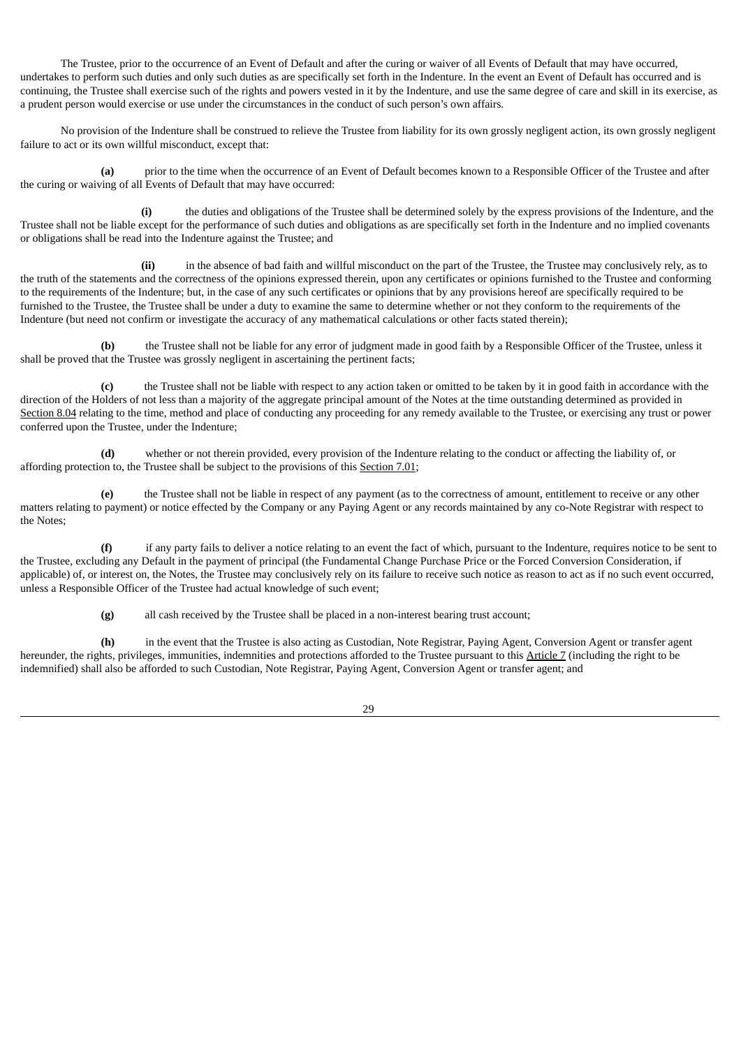The Trustee, prior to the occurrence of an Event of Default and after the curing or waiver of all Events of Default that may have occurred, undertakes to perform such duties and only such duties as are specifically set forth in the Indenture. In the event an Event of Default has occurred and is continuing, the Trustee shall exercise such of the rights and powers vested in it by the Indenture, and use the same degree of care and skill in its exercise, as a prudent person would exercise or use under the circumstances in the conduct of such person's own affairs.

No provision of the Indenture shall be construed to relieve the Trustee from liability for its own grossly negligent action, its own grossly negligent failure to act or its own willful misconduct, except that:

**(a)** prior to the time when the occurrence of an Event of Default becomes known to a Responsible Officer of the Trustee and after the curing or waiving of all Events of Default that may have occurred:

**(i)** the duties and obligations of the Trustee shall be determined solely by the express provisions of the Indenture, and the Trustee shall not be liable except for the performance of such duties and obligations as are specifically set forth in the Indenture and no implied covenants or obligations shall be read into the Indenture against the Trustee; and

**(ii)** in the absence of bad faith and willful misconduct on the part of the Trustee, the Trustee may conclusively rely, as to the truth of the statements and the correctness of the opinions expressed therein, upon any certificates or opinions furnished to the Trustee and conforming to the requirements of the Indenture; but, in the case of any such certificates or opinions that by any provisions hereof are specifically required to be furnished to the Trustee, the Trustee shall be under a duty to examine the same to determine whether or not they conform to the requirements of the Indenture (but need not confirm or investigate the accuracy of any mathematical calculations or other facts stated therein);

**(b)** the Trustee shall not be liable for any error of judgment made in good faith by a Responsible Officer of the Trustee, unless it shall be proved that the Trustee was grossly negligent in ascertaining the pertinent facts;

**(c)** the Trustee shall not be liable with respect to any action taken or omitted to be taken by it in good faith in accordance with the direction of the Holders of not less than a majority of the aggregate principal amount of the Notes at the time outstanding determined as provided in Section 8.04 relating to the time, method and place of conducting any proceeding for any remedy available to the Trustee, or exercising any trust or power conferred upon the Trustee, under the Indenture;

**(d)** whether or not therein provided, every provision of the Indenture relating to the conduct or affecting the liability of, or affording protection to, the Trustee shall be subject to the provisions of this Section 7.01;

**(e)** the Trustee shall not be liable in respect of any payment (as to the correctness of amount, entitlement to receive or any other matters relating to payment) or notice effected by the Company or any Paying Agent or any records maintained by any co-Note Registrar with respect to the Notes;

**(f)** if any party fails to deliver a notice relating to an event the fact of which, pursuant to the Indenture, requires notice to be sent to the Trustee, excluding any Default in the payment of principal (the Fundamental Change Purchase Price or the Forced Conversion Consideration, if applicable) of, or interest on, the Notes, the Trustee may conclusively rely on its failure to receive such notice as reason to act as if no such event occurred, unless a Responsible Officer of the Trustee had actual knowledge of such event;

**(g)** all cash received by the Trustee shall be placed in a non-interest bearing trust account;

**(h)** in the event that the Trustee is also acting as Custodian, Note Registrar, Paying Agent, Conversion Agent or transfer agent hereunder, the rights, privileges, immunities, indemnities and protections afforded to the Trustee pursuant to this Article 7 (including the right to be indemnified) shall also be afforded to such Custodian, Note Registrar, Paying Agent, Conversion Agent or transfer agent; and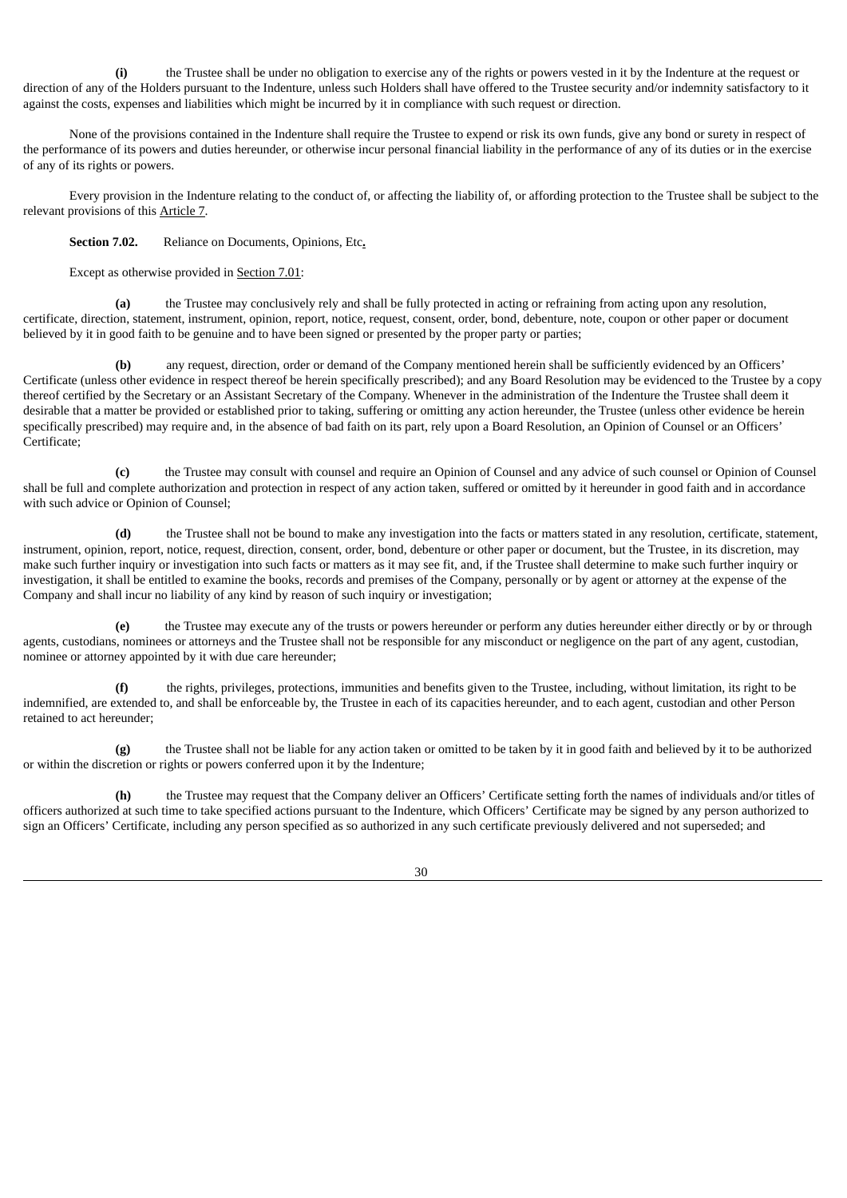**(i)** the Trustee shall be under no obligation to exercise any of the rights or powers vested in it by the Indenture at the request or direction of any of the Holders pursuant to the Indenture, unless such Holders shall have offered to the Trustee security and/or indemnity satisfactory to it against the costs, expenses and liabilities which might be incurred by it in compliance with such request or direction.

None of the provisions contained in the Indenture shall require the Trustee to expend or risk its own funds, give any bond or surety in respect of the performance of its powers and duties hereunder, or otherwise incur personal financial liability in the performance of any of its duties or in the exercise of any of its rights or powers.

Every provision in the Indenture relating to the conduct of, or affecting the liability of, or affording protection to the Trustee shall be subject to the relevant provisions of this Article 7.

**Section 7.02.** Reliance on Documents, Opinions, Etc.

Except as otherwise provided in Section 7.01:

**(a)** the Trustee may conclusively rely and shall be fully protected in acting or refraining from acting upon any resolution, certificate, direction, statement, instrument, opinion, report, notice, request, consent, order, bond, debenture, note, coupon or other paper or document believed by it in good faith to be genuine and to have been signed or presented by the proper party or parties;

**(b)** any request, direction, order or demand of the Company mentioned herein shall be sufficiently evidenced by an Officers' Certificate (unless other evidence in respect thereof be herein specifically prescribed); and any Board Resolution may be evidenced to the Trustee by a copy thereof certified by the Secretary or an Assistant Secretary of the Company. Whenever in the administration of the Indenture the Trustee shall deem it desirable that a matter be provided or established prior to taking, suffering or omitting any action hereunder, the Trustee (unless other evidence be herein specifically prescribed) may require and, in the absence of bad faith on its part, rely upon a Board Resolution, an Opinion of Counsel or an Officers' Certificate;

**(c)** the Trustee may consult with counsel and require an Opinion of Counsel and any advice of such counsel or Opinion of Counsel shall be full and complete authorization and protection in respect of any action taken, suffered or omitted by it hereunder in good faith and in accordance with such advice or Opinion of Counsel;

**(d)** the Trustee shall not be bound to make any investigation into the facts or matters stated in any resolution, certificate, statement, instrument, opinion, report, notice, request, direction, consent, order, bond, debenture or other paper or document, but the Trustee, in its discretion, may make such further inquiry or investigation into such facts or matters as it may see fit, and, if the Trustee shall determine to make such further inquiry or investigation, it shall be entitled to examine the books, records and premises of the Company, personally or by agent or attorney at the expense of the Company and shall incur no liability of any kind by reason of such inquiry or investigation;

**(e)** the Trustee may execute any of the trusts or powers hereunder or perform any duties hereunder either directly or by or through agents, custodians, nominees or attorneys and the Trustee shall not be responsible for any misconduct or negligence on the part of any agent, custodian, nominee or attorney appointed by it with due care hereunder;

**(f)** the rights, privileges, protections, immunities and benefits given to the Trustee, including, without limitation, its right to be indemnified, are extended to, and shall be enforceable by, the Trustee in each of its capacities hereunder, and to each agent, custodian and other Person retained to act hereunder;

**(g)** the Trustee shall not be liable for any action taken or omitted to be taken by it in good faith and believed by it to be authorized or within the discretion or rights or powers conferred upon it by the Indenture;

**(h)** the Trustee may request that the Company deliver an Officers' Certificate setting forth the names of individuals and/or titles of officers authorized at such time to take specified actions pursuant to the Indenture, which Officers' Certificate may be signed by any person authorized to sign an Officers' Certificate, including any person specified as so authorized in any such certificate previously delivered and not superseded; and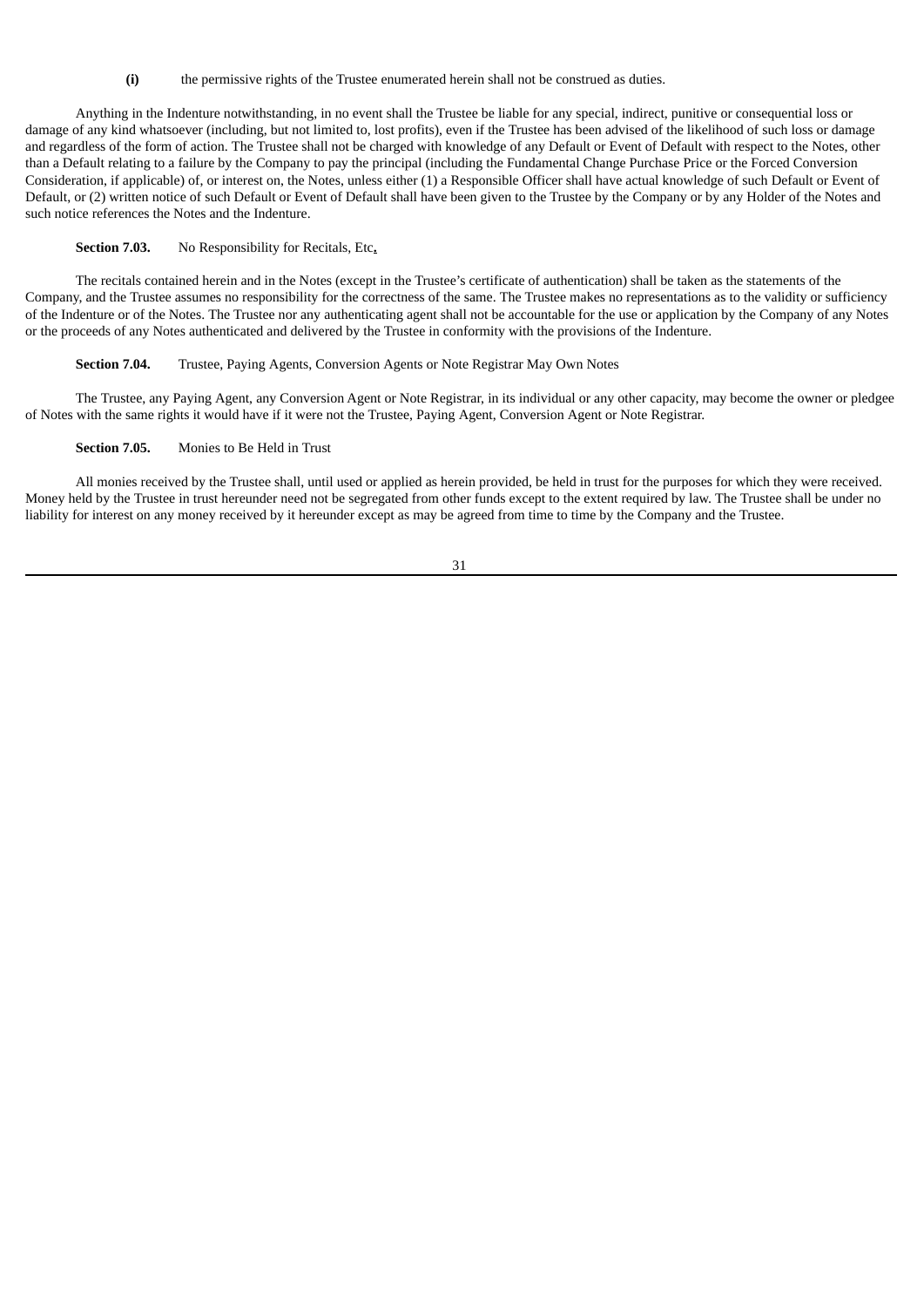**(i)** the permissive rights of the Trustee enumerated herein shall not be construed as duties.

Anything in the Indenture notwithstanding, in no event shall the Trustee be liable for any special, indirect, punitive or consequential loss or damage of any kind whatsoever (including, but not limited to, lost profits), even if the Trustee has been advised of the likelihood of such loss or damage and regardless of the form of action. The Trustee shall not be charged with knowledge of any Default or Event of Default with respect to the Notes, other than a Default relating to a failure by the Company to pay the principal (including the Fundamental Change Purchase Price or the Forced Conversion Consideration, if applicable) of, or interest on, the Notes, unless either (1) a Responsible Officer shall have actual knowledge of such Default or Event of Default, or (2) written notice of such Default or Event of Default shall have been given to the Trustee by the Company or by any Holder of the Notes and such notice references the Notes and the Indenture.

**Section 7.03.** No Responsibility for Recitals, Etc.

The recitals contained herein and in the Notes (except in the Trustee's certificate of authentication) shall be taken as the statements of the Company, and the Trustee assumes no responsibility for the correctness of the same. The Trustee makes no representations as to the validity or sufficiency of the Indenture or of the Notes. The Trustee nor any authenticating agent shall not be accountable for the use or application by the Company of any Notes or the proceeds of any Notes authenticated and delivered by the Trustee in conformity with the provisions of the Indenture.

**Section 7.04.** Trustee, Paying Agents, Conversion Agents or Note Registrar May Own Notes

The Trustee, any Paying Agent, any Conversion Agent or Note Registrar, in its individual or any other capacity, may become the owner or pledgee of Notes with the same rights it would have if it were not the Trustee, Paying Agent, Conversion Agent or Note Registrar.

**Section 7.05.** Monies to Be Held in Trust

All monies received by the Trustee shall, until used or applied as herein provided, be held in trust for the purposes for which they were received. Money held by the Trustee in trust hereunder need not be segregated from other funds except to the extent required by law. The Trustee shall be under no liability for interest on any money received by it hereunder except as may be agreed from time to time by the Company and the Trustee.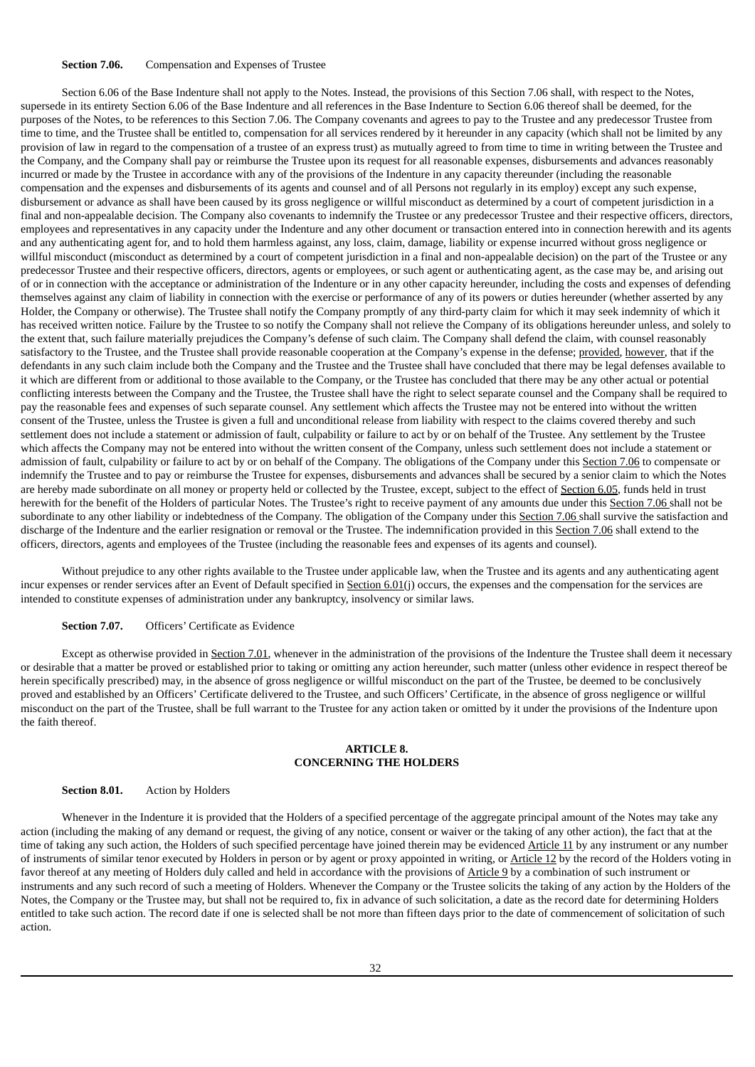**Section 7.06.** Compensation and Expenses of Trustee

Section 6.06 of the Base Indenture shall not apply to the Notes. Instead, the provisions of this Section 7.06 shall, with respect to the Notes, supersede in its entirety Section 6.06 of the Base Indenture and all references in the Base Indenture to Section 6.06 thereof shall be deemed, for the purposes of the Notes, to be references to this Section 7.06. The Company covenants and agrees to pay to the Trustee and any predecessor Trustee from time to time, and the Trustee shall be entitled to, compensation for all services rendered by it hereunder in any capacity (which shall not be limited by any provision of law in regard to the compensation of a trustee of an express trust) as mutually agreed to from time to time in writing between the Trustee and the Company, and the Company shall pay or reimburse the Trustee upon its request for all reasonable expenses, disbursements and advances reasonably incurred or made by the Trustee in accordance with any of the provisions of the Indenture in any capacity thereunder (including the reasonable compensation and the expenses and disbursements of its agents and counsel and of all Persons not regularly in its employ) except any such expense, disbursement or advance as shall have been caused by its gross negligence or willful misconduct as determined by a court of competent jurisdiction in a final and non-appealable decision. The Company also covenants to indemnify the Trustee or any predecessor Trustee and their respective officers, directors, employees and representatives in any capacity under the Indenture and any other document or transaction entered into in connection herewith and its agents and any authenticating agent for, and to hold them harmless against, any loss, claim, damage, liability or expense incurred without gross negligence or willful misconduct (misconduct as determined by a court of competent jurisdiction in a final and non-appealable decision) on the part of the Trustee or any predecessor Trustee and their respective officers, directors, agents or employees, or such agent or authenticating agent, as the case may be, and arising out of or in connection with the acceptance or administration of the Indenture or in any other capacity hereunder, including the costs and expenses of defending themselves against any claim of liability in connection with the exercise or performance of any of its powers or duties hereunder (whether asserted by any Holder, the Company or otherwise). The Trustee shall notify the Company promptly of any third-party claim for which it may seek indemnity of which it has received written notice. Failure by the Trustee to so notify the Company shall not relieve the Company of its obligations hereunder unless, and solely to the extent that, such failure materially prejudices the Company's defense of such claim. The Company shall defend the claim, with counsel reasonably satisfactory to the Trustee, and the Trustee shall provide reasonable cooperation at the Company's expense in the defense; provided, however, that if the defendants in any such claim include both the Company and the Trustee and the Trustee shall have concluded that there may be legal defenses available to it which are different from or additional to those available to the Company, or the Trustee has concluded that there may be any other actual or potential conflicting interests between the Company and the Trustee, the Trustee shall have the right to select separate counsel and the Company shall be required to pay the reasonable fees and expenses of such separate counsel. Any settlement which affects the Trustee may not be entered into without the written consent of the Trustee, unless the Trustee is given a full and unconditional release from liability with respect to the claims covered thereby and such settlement does not include a statement or admission of fault, culpability or failure to act by or on behalf of the Trustee. Any settlement by the Trustee which affects the Company may not be entered into without the written consent of the Company, unless such settlement does not include a statement or admission of fault, culpability or failure to act by or on behalf of the Company. The obligations of the Company under this Section 7.06 to compensate or indemnify the Trustee and to pay or reimburse the Trustee for expenses, disbursements and advances shall be secured by a senior claim to which the Notes are hereby made subordinate on all money or property held or collected by the Trustee, except, subject to the effect of Section 6.05, funds held in trust herewith for the benefit of the Holders of particular Notes. The Trustee's right to receive payment of any amounts due under this Section 7.06 shall not be subordinate to any other liability or indebtedness of the Company. The obligation of the Company under this Section 7.06 shall survive the satisfaction and discharge of the Indenture and the earlier resignation or removal or the Trustee. The indemnification provided in this Section 7.06 shall extend to the officers, directors, agents and employees of the Trustee (including the reasonable fees and expenses of its agents and counsel).

Without prejudice to any other rights available to the Trustee under applicable law, when the Trustee and its agents and any authenticating agent incur expenses or render services after an Event of Default specified in Section 6.01(j) occurs, the expenses and the compensation for the services are intended to constitute expenses of administration under any bankruptcy, insolvency or similar laws.

**Section 7.07.** Officers' Certificate as Evidence

Except as otherwise provided in Section 7.01, whenever in the administration of the provisions of the Indenture the Trustee shall deem it necessary or desirable that a matter be proved or established prior to taking or omitting any action hereunder, such matter (unless other evidence in respect thereof be herein specifically prescribed) may, in the absence of gross negligence or willful misconduct on the part of the Trustee, be deemed to be conclusively proved and established by an Officers' Certificate delivered to the Trustee, and such Officers' Certificate, in the absence of gross negligence or willful misconduct on the part of the Trustee, shall be full warrant to the Trustee for any action taken or omitted by it under the provisions of the Indenture upon the faith thereof.

## ARTICLE 8.
## CONCERNING THE HOLDERS

**Section 8.01.** Action by Holders

Whenever in the Indenture it is provided that the Holders of a specified percentage of the aggregate principal amount of the Notes may take any action (including the making of any demand or request, the giving of any notice, consent or waiver or the taking of any other action), the fact that at the time of taking any such action, the Holders of such specified percentage have joined therein may be evidenced Article 11 by any instrument or any number of instruments of similar tenor executed by Holders in person or by agent or proxy appointed in writing, or Article 12 by the record of the Holders voting in favor thereof at any meeting of Holders duly called and held in accordance with the provisions of Article 9 by a combination of such instrument or instruments and any such record of such a meeting of Holders. Whenever the Company or the Trustee solicits the taking of any action by the Holders of the Notes, the Company or the Trustee may, but shall not be required to, fix in advance of such solicitation, a date as the record date for determining Holders entitled to take such action. The record date if one is selected shall be not more than fifteen days prior to the date of commencement of solicitation of such action.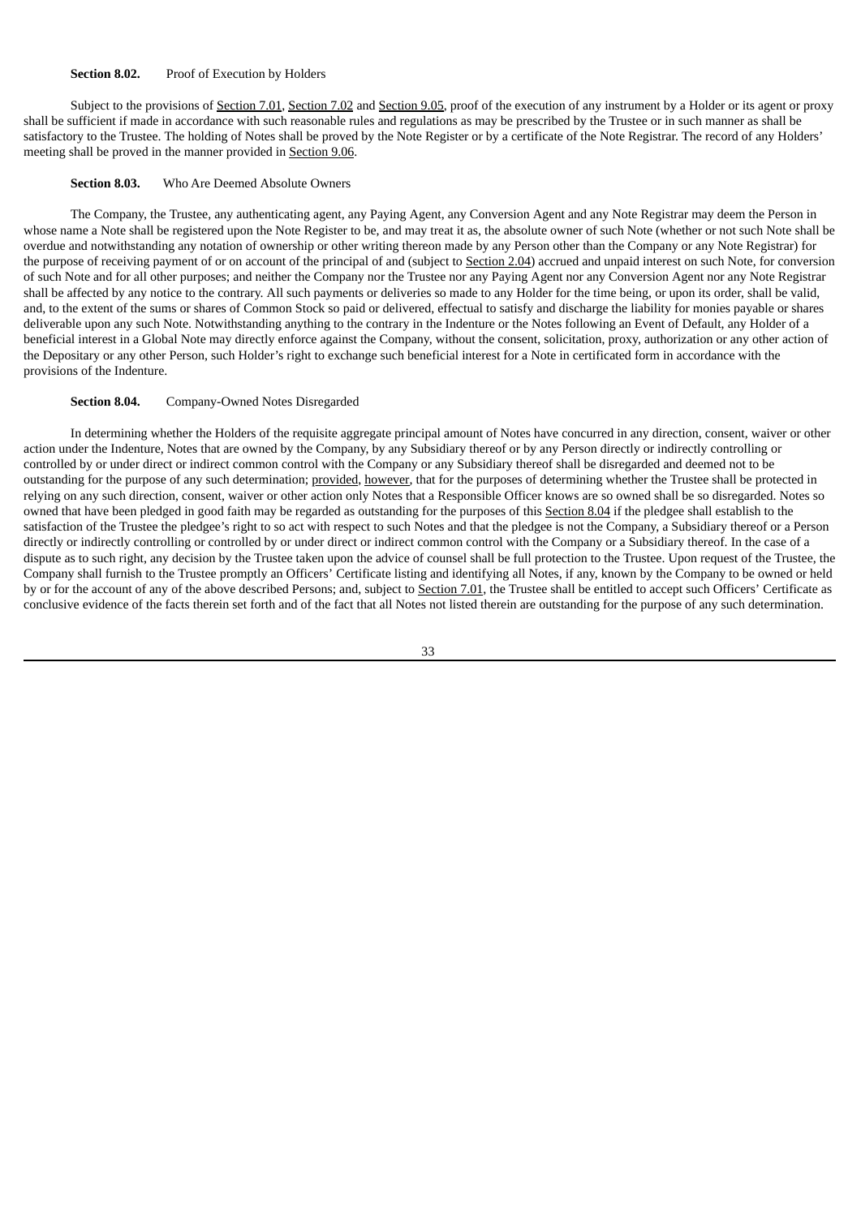**Section 8.02.** Proof of Execution by Holders

Subject to the provisions of Section 7.01, Section 7.02 and Section 9.05, proof of the execution of any instrument by a Holder or its agent or proxy shall be sufficient if made in accordance with such reasonable rules and regulations as may be prescribed by the Trustee or in such manner as shall be satisfactory to the Trustee. The holding of Notes shall be proved by the Note Register or by a certificate of the Note Registrar. The record of any Holders' meeting shall be proved in the manner provided in Section 9.06.

**Section 8.03.** Who Are Deemed Absolute Owners

The Company, the Trustee, any authenticating agent, any Paying Agent, any Conversion Agent and any Note Registrar may deem the Person in whose name a Note shall be registered upon the Note Register to be, and may treat it as, the absolute owner of such Note (whether or not such Note shall be overdue and notwithstanding any notation of ownership or other writing thereon made by any Person other than the Company or any Note Registrar) for the purpose of receiving payment of or on account of the principal of and (subject to Section 2.04) accrued and unpaid interest on such Note, for conversion of such Note and for all other purposes; and neither the Company nor the Trustee nor any Paying Agent nor any Conversion Agent nor any Note Registrar shall be affected by any notice to the contrary. All such payments or deliveries so made to any Holder for the time being, or upon its order, shall be valid, and, to the extent of the sums or shares of Common Stock so paid or delivered, effectual to satisfy and discharge the liability for monies payable or shares deliverable upon any such Note. Notwithstanding anything to the contrary in the Indenture or the Notes following an Event of Default, any Holder of a beneficial interest in a Global Note may directly enforce against the Company, without the consent, solicitation, proxy, authorization or any other action of the Depositary or any other Person, such Holder's right to exchange such beneficial interest for a Note in certificated form in accordance with the provisions of the Indenture.

**Section 8.04.** Company-Owned Notes Disregarded

In determining whether the Holders of the requisite aggregate principal amount of Notes have concurred in any direction, consent, waiver or other action under the Indenture, Notes that are owned by the Company, by any Subsidiary thereof or by any Person directly or indirectly controlling or controlled by or under direct or indirect common control with the Company or any Subsidiary thereof shall be disregarded and deemed not to be outstanding for the purpose of any such determination; provided, however, that for the purposes of determining whether the Trustee shall be protected in relying on any such direction, consent, waiver or other action only Notes that a Responsible Officer knows are so owned shall be so disregarded. Notes so owned that have been pledged in good faith may be regarded as outstanding for the purposes of this Section 8.04 if the pledgee shall establish to the satisfaction of the Trustee the pledgee's right to so act with respect to such Notes and that the pledgee is not the Company, a Subsidiary thereof or a Person directly or indirectly controlling or controlled by or under direct or indirect common control with the Company or a Subsidiary thereof. In the case of a dispute as to such right, any decision by the Trustee taken upon the advice of counsel shall be full protection to the Trustee. Upon request of the Trustee, the Company shall furnish to the Trustee promptly an Officers' Certificate listing and identifying all Notes, if any, known by the Company to be owned or held by or for the account of any of the above described Persons; and, subject to Section 7.01, the Trustee shall be entitled to accept such Officers' Certificate as conclusive evidence of the facts therein set forth and of the fact that all Notes not listed therein are outstanding for the purpose of any such determination.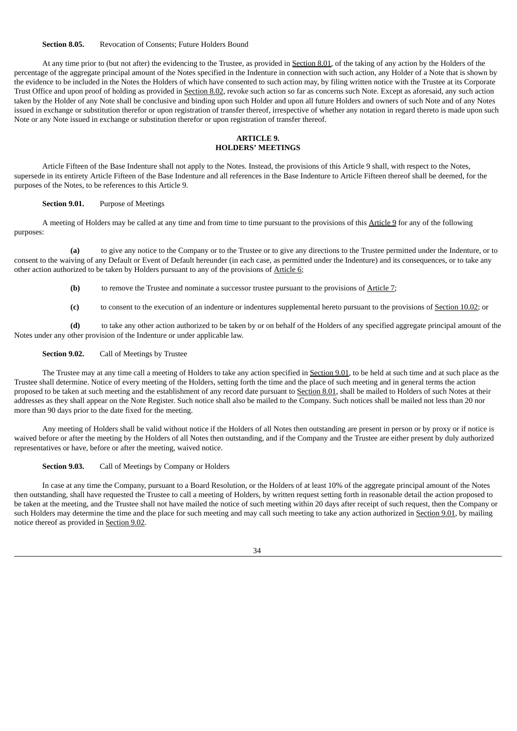**Section 8.05.** Revocation of Consents; Future Holders Bound

At any time prior to (but not after) the evidencing to the Trustee, as provided in Section 8.01, of the taking of any action by the Holders of the percentage of the aggregate principal amount of the Notes specified in the Indenture in connection with such action, any Holder of a Note that is shown by the evidence to be included in the Notes the Holders of which have consented to such action may, by filing written notice with the Trustee at its Corporate Trust Office and upon proof of holding as provided in Section 8.02, revoke such action so far as concerns such Note. Except as aforesaid, any such action taken by the Holder of any Note shall be conclusive and binding upon such Holder and upon all future Holders and owners of such Note and of any Notes issued in exchange or substitution therefor or upon registration of transfer thereof, irrespective of whether any notation in regard thereto is made upon such Note or any Note issued in exchange or substitution therefor or upon registration of transfer thereof.

## ARTICLE 9.
## HOLDERS' MEETINGS

Article Fifteen of the Base Indenture shall not apply to the Notes. Instead, the provisions of this Article 9 shall, with respect to the Notes, supersede in its entirety Article Fifteen of the Base Indenture and all references in the Base Indenture to Article Fifteen thereof shall be deemed, for the purposes of the Notes, to be references to this Article 9.

**Section 9.01.** Purpose of Meetings

A meeting of Holders may be called at any time and from time to time pursuant to the provisions of this Article 9 for any of the following purposes:

**(a)** to give any notice to the Company or to the Trustee or to give any directions to the Trustee permitted under the Indenture, or to consent to the waiving of any Default or Event of Default hereunder (in each case, as permitted under the Indenture) and its consequences, or to take any other action authorized to be taken by Holders pursuant to any of the provisions of Article 6;

**(b)** to remove the Trustee and nominate a successor trustee pursuant to the provisions of Article 7;

**(c)** to consent to the execution of an indenture or indentures supplemental hereto pursuant to the provisions of Section 10.02; or

**(d)** to take any other action authorized to be taken by or on behalf of the Holders of any specified aggregate principal amount of the Notes under any other provision of the Indenture or under applicable law.

**Section 9.02.** Call of Meetings by Trustee

The Trustee may at any time call a meeting of Holders to take any action specified in Section 9.01, to be held at such time and at such place as the Trustee shall determine. Notice of every meeting of the Holders, setting forth the time and the place of such meeting and in general terms the action proposed to be taken at such meeting and the establishment of any record date pursuant to Section 8.01, shall be mailed to Holders of such Notes at their addresses as they shall appear on the Note Register. Such notice shall also be mailed to the Company. Such notices shall be mailed not less than 20 nor more than 90 days prior to the date fixed for the meeting.

Any meeting of Holders shall be valid without notice if the Holders of all Notes then outstanding are present in person or by proxy or if notice is waived before or after the meeting by the Holders of all Notes then outstanding, and if the Company and the Trustee are either present by duly authorized representatives or have, before or after the meeting, waived notice.

**Section 9.03.** Call of Meetings by Company or Holders

In case at any time the Company, pursuant to a Board Resolution, or the Holders of at least 10% of the aggregate principal amount of the Notes then outstanding, shall have requested the Trustee to call a meeting of Holders, by written request setting forth in reasonable detail the action proposed to be taken at the meeting, and the Trustee shall not have mailed the notice of such meeting within 20 days after receipt of such request, then the Company or such Holders may determine the time and the place for such meeting and may call such meeting to take any action authorized in Section 9.01, by mailing notice thereof as provided in Section 9.02.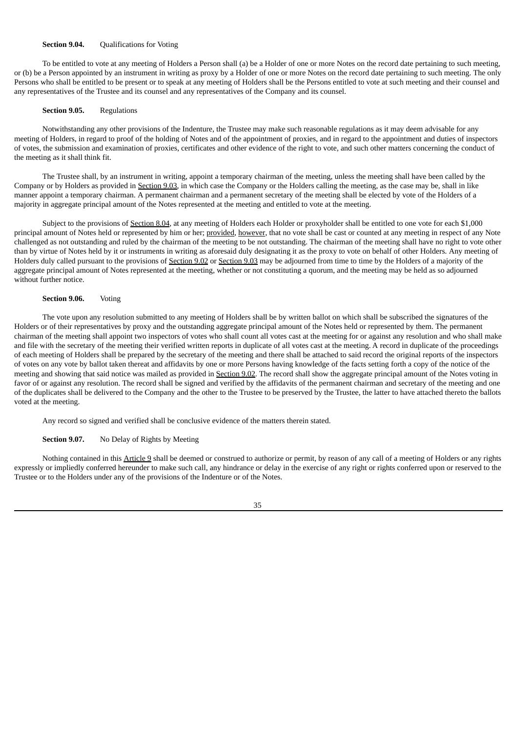**Section 9.04.** Qualifications for Voting

To be entitled to vote at any meeting of Holders a Person shall (a) be a Holder of one or more Notes on the record date pertaining to such meeting, or (b) be a Person appointed by an instrument in writing as proxy by a Holder of one or more Notes on the record date pertaining to such meeting. The only Persons who shall be entitled to be present or to speak at any meeting of Holders shall be the Persons entitled to vote at such meeting and their counsel and any representatives of the Trustee and its counsel and any representatives of the Company and its counsel.

**Section 9.05.** Regulations

Notwithstanding any other provisions of the Indenture, the Trustee may make such reasonable regulations as it may deem advisable for any meeting of Holders, in regard to proof of the holding of Notes and of the appointment of proxies, and in regard to the appointment and duties of inspectors of votes, the submission and examination of proxies, certificates and other evidence of the right to vote, and such other matters concerning the conduct of the meeting as it shall think fit.

The Trustee shall, by an instrument in writing, appoint a temporary chairman of the meeting, unless the meeting shall have been called by the Company or by Holders as provided in Section 9.03, in which case the Company or the Holders calling the meeting, as the case may be, shall in like manner appoint a temporary chairman. A permanent chairman and a permanent secretary of the meeting shall be elected by vote of the Holders of a majority in aggregate principal amount of the Notes represented at the meeting and entitled to vote at the meeting.

Subject to the provisions of Section 8.04, at any meeting of Holders each Holder or proxyholder shall be entitled to one vote for each $1,000 principal amount of Notes held or represented by him or her; provided, however, that no vote shall be cast or counted at any meeting in respect of any Note challenged as not outstanding and ruled by the chairman of the meeting to be not outstanding. The chairman of the meeting shall have no right to vote other than by virtue of Notes held by it or instruments in writing as aforesaid duly designating it as the proxy to vote on behalf of other Holders. Any meeting of Holders duly called pursuant to the provisions of Section 9.02 or Section 9.03 may be adjourned from time to time by the Holders of a majority of the aggregate principal amount of Notes represented at the meeting, whether or not constituting a quorum, and the meeting may be held as so adjourned without further notice.

**Section 9.06.** Voting

The vote upon any resolution submitted to any meeting of Holders shall be by written ballot on which shall be subscribed the signatures of the Holders or of their representatives by proxy and the outstanding aggregate principal amount of the Notes held or represented by them. The permanent chairman of the meeting shall appoint two inspectors of votes who shall count all votes cast at the meeting for or against any resolution and who shall make and file with the secretary of the meeting their verified written reports in duplicate of all votes cast at the meeting. A record in duplicate of the proceedings of each meeting of Holders shall be prepared by the secretary of the meeting and there shall be attached to said record the original reports of the inspectors of votes on any vote by ballot taken thereat and affidavits by one or more Persons having knowledge of the facts setting forth a copy of the notice of the meeting and showing that said notice was mailed as provided in Section 9.02. The record shall show the aggregate principal amount of the Notes voting in favor of or against any resolution. The record shall be signed and verified by the affidavits of the permanent chairman and secretary of the meeting and one of the duplicates shall be delivered to the Company and the other to the Trustee to be preserved by the Trustee, the latter to have attached thereto the ballots voted at the meeting.

Any record so signed and verified shall be conclusive evidence of the matters therein stated.

**Section 9.07.** No Delay of Rights by Meeting

Nothing contained in this Article 9 shall be deemed or construed to authorize or permit, by reason of any call of a meeting of Holders or any rights expressly or impliedly conferred hereunder to make such call, any hindrance or delay in the exercise of any right or rights conferred upon or reserved to the Trustee or to the Holders under any of the provisions of the Indenture or of the Notes.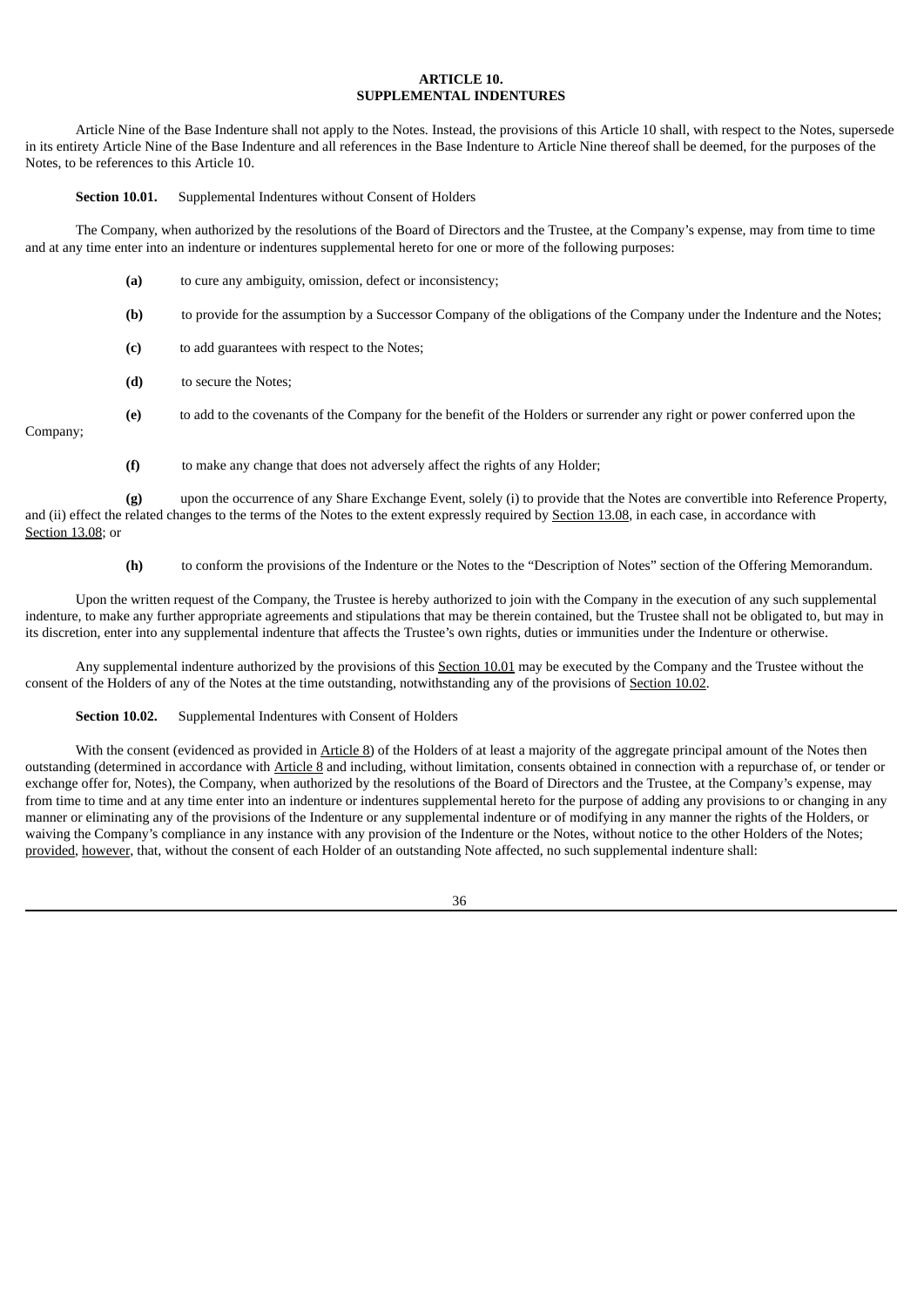# ARTICLE 10.
# SUPPLEMENTAL INDENTURES

Article Nine of the Base Indenture shall not apply to the Notes. Instead, the provisions of this Article 10 shall, with respect to the Notes, supersede in its entirety Article Nine of the Base Indenture and all references in the Base Indenture to Article Nine thereof shall be deemed, for the purposes of the Notes, to be references to this Article 10.

**Section 10.01.** Supplemental Indentures without Consent of Holders

The Company, when authorized by the resolutions of the Board of Directors and the Trustee, at the Company's expense, may from time to time and at any time enter into an indenture or indentures supplemental hereto for one or more of the following purposes:

**(a)** to cure any ambiguity, omission, defect or inconsistency;

**(b)** to provide for the assumption by a Successor Company of the obligations of the Company under the Indenture and the Notes;

**(c)** to add guarantees with respect to the Notes;

**(d)** to secure the Notes;

**(e)** to add to the covenants of the Company for the benefit of the Holders or surrender any right or power conferred upon the Company;

**(f)** to make any change that does not adversely affect the rights of any Holder;

**(g)** upon the occurrence of any Share Exchange Event, solely (i) to provide that the Notes are convertible into Reference Property, and (ii) effect the related changes to the terms of the Notes to the extent expressly required by Section 13.08, in each case, in accordance with Section 13.08; or

**(h)** to conform the provisions of the Indenture or the Notes to the "Description of Notes" section of the Offering Memorandum.

Upon the written request of the Company, the Trustee is hereby authorized to join with the Company in the execution of any such supplemental indenture, to make any further appropriate agreements and stipulations that may be therein contained, but the Trustee shall not be obligated to, but may in its discretion, enter into any supplemental indenture that affects the Trustee's own rights, duties or immunities under the Indenture or otherwise.

Any supplemental indenture authorized by the provisions of this Section 10.01 may be executed by the Company and the Trustee without the consent of the Holders of any of the Notes at the time outstanding, notwithstanding any of the provisions of Section 10.02.

**Section 10.02.** Supplemental Indentures with Consent of Holders

With the consent (evidenced as provided in Article 8) of the Holders of at least a majority of the aggregate principal amount of the Notes then outstanding (determined in accordance with Article 8 and including, without limitation, consents obtained in connection with a repurchase of, or tender or exchange offer for, Notes), the Company, when authorized by the resolutions of the Board of Directors and the Trustee, at the Company's expense, may from time to time and at any time enter into an indenture or indentures supplemental hereto for the purpose of adding any provisions to or changing in any manner or eliminating any of the provisions of the Indenture or any supplemental indenture or of modifying in any manner the rights of the Holders, or waiving the Company's compliance in any instance with any provision of the Indenture or the Notes, without notice to the other Holders of the Notes; provided, however, that, without the consent of each Holder of an outstanding Note affected, no such supplemental indenture shall: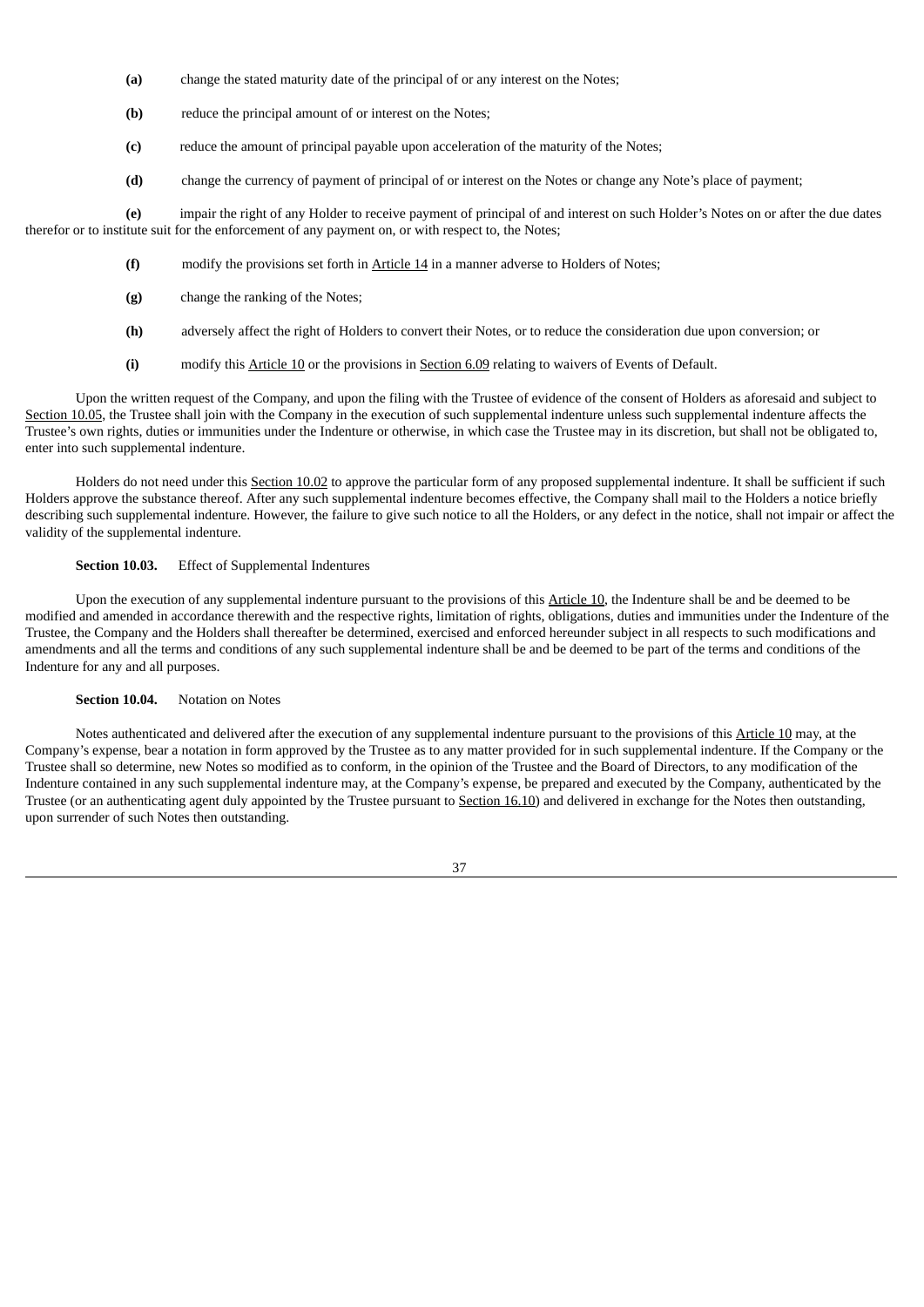**(a)** change the stated maturity date of the principal of or any interest on the Notes;

**(b)** reduce the principal amount of or interest on the Notes;

**(c)** reduce the amount of principal payable upon acceleration of the maturity of the Notes;

**(d)** change the currency of payment of principal of or interest on the Notes or change any Note's place of payment;

**(e)** impair the right of any Holder to receive payment of principal of and interest on such Holder's Notes on or after the due dates therefor or to institute suit for the enforcement of any payment on, or with respect to, the Notes;

**(f)** modify the provisions set forth in Article 14 in a manner adverse to Holders of Notes;

**(g)** change the ranking of the Notes;

**(h)** adversely affect the right of Holders to convert their Notes, or to reduce the consideration due upon conversion; or

**(i)** modify this Article 10 or the provisions in Section 6.09 relating to waivers of Events of Default.

Upon the written request of the Company, and upon the filing with the Trustee of evidence of the consent of Holders as aforesaid and subject to Section 10.05, the Trustee shall join with the Company in the execution of such supplemental indenture unless such supplemental indenture affects the Trustee's own rights, duties or immunities under the Indenture or otherwise, in which case the Trustee may in its discretion, but shall not be obligated to, enter into such supplemental indenture.

Holders do not need under this Section 10.02 to approve the particular form of any proposed supplemental indenture. It shall be sufficient if such Holders approve the substance thereof. After any such supplemental indenture becomes effective, the Company shall mail to the Holders a notice briefly describing such supplemental indenture. However, the failure to give such notice to all the Holders, or any defect in the notice, shall not impair or affect the validity of the supplemental indenture.

**Section 10.03.** Effect of Supplemental Indentures

Upon the execution of any supplemental indenture pursuant to the provisions of this Article 10, the Indenture shall be and be deemed to be modified and amended in accordance therewith and the respective rights, limitation of rights, obligations, duties and immunities under the Indenture of the Trustee, the Company and the Holders shall thereafter be determined, exercised and enforced hereunder subject in all respects to such modifications and amendments and all the terms and conditions of any such supplemental indenture shall be and be deemed to be part of the terms and conditions of the Indenture for any and all purposes.

**Section 10.04.** Notation on Notes

Notes authenticated and delivered after the execution of any supplemental indenture pursuant to the provisions of this Article 10 may, at the Company's expense, bear a notation in form approved by the Trustee as to any matter provided for in such supplemental indenture. If the Company or the Trustee shall so determine, new Notes so modified as to conform, in the opinion of the Trustee and the Board of Directors, to any modification of the Indenture contained in any such supplemental indenture may, at the Company's expense, be prepared and executed by the Company, authenticated by the Trustee (or an authenticating agent duly appointed by the Trustee pursuant to Section 16.10) and delivered in exchange for the Notes then outstanding, upon surrender of such Notes then outstanding.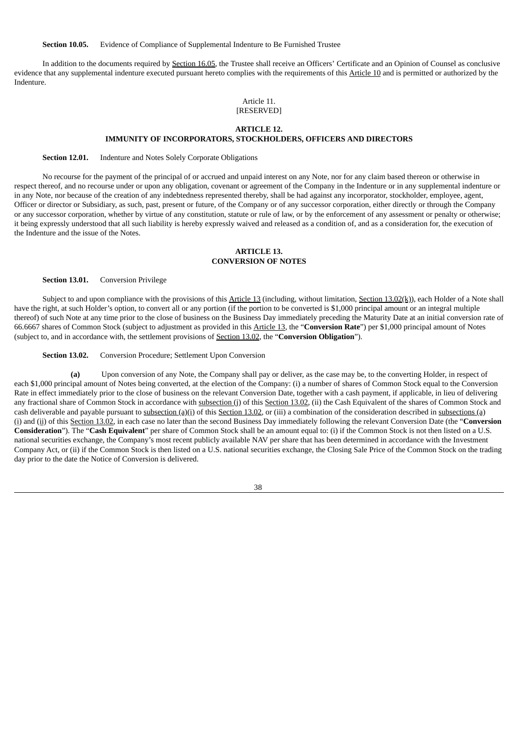**Section 10.05.** Evidence of Compliance of Supplemental Indenture to Be Furnished Trustee

In addition to the documents required by Section 16.05, the Trustee shall receive an Officers' Certificate and an Opinion of Counsel as conclusive evidence that any supplemental indenture executed pursuant hereto complies with the requirements of this Article 10 and is permitted or authorized by the Indenture.

Article 11.
[RESERVED]

## ARTICLE 12.
## IMMUNITY OF INCORPORATORS, STOCKHOLDERS, OFFICERS AND DIRECTORS

**Section 12.01.** Indenture and Notes Solely Corporate Obligations

No recourse for the payment of the principal of or accrued and unpaid interest on any Note, nor for any claim based thereon or otherwise in respect thereof, and no recourse under or upon any obligation, covenant or agreement of the Company in the Indenture or in any supplemental indenture or in any Note, nor because of the creation of any indebtedness represented thereby, shall be had against any incorporator, stockholder, employee, agent, Officer or director or Subsidiary, as such, past, present or future, of the Company or of any successor corporation, either directly or through the Company or any successor corporation, whether by virtue of any constitution, statute or rule of law, or by the enforcement of any assessment or penalty or otherwise; it being expressly understood that all such liability is hereby expressly waived and released as a condition of, and as a consideration for, the execution of the Indenture and the issue of the Notes.

## ARTICLE 13.
## CONVERSION OF NOTES

**Section 13.01.** Conversion Privilege

Subject to and upon compliance with the provisions of this Article 13 (including, without limitation, Section 13.02(k)), each Holder of a Note shall have the right, at such Holder's option, to convert all or any portion (if the portion to be converted is $1,000 principal amount or an integral multiple thereof) of such Note at any time prior to the close of business on the Business Day immediately preceding the Maturity Date at an initial conversion rate of 66.6667 shares of Common Stock (subject to adjustment as provided in this Article 13, the "**Conversion Rate**") per $1,000 principal amount of Notes (subject to, and in accordance with, the settlement provisions of Section 13.02, the "**Conversion Obligation**").

**Section 13.02.** Conversion Procedure; Settlement Upon Conversion

**(a)** Upon conversion of any Note, the Company shall pay or deliver, as the case may be, to the converting Holder, in respect of each $1,000 principal amount of Notes being converted, at the election of the Company: (i) a number of shares of Common Stock equal to the Conversion Rate in effect immediately prior to the close of business on the relevant Conversion Date, together with a cash payment, if applicable, in lieu of delivering any fractional share of Common Stock in accordance with subsection (j) of this Section 13.02, (ii) the Cash Equivalent of the shares of Common Stock and cash deliverable and payable pursuant to subsection (a)(i) of this Section 13.02, or (iii) a combination of the consideration described in subsections (a)(i) and (ii) of this Section 13.02, in each case no later than the second Business Day immediately following the relevant Conversion Date (the "**Conversion Consideration**"). The "**Cash Equivalent**" per share of Common Stock shall be an amount equal to: (i) if the Common Stock is not then listed on a U.S. national securities exchange, the Company's most recent publicly available NAV per share that has been determined in accordance with the Investment Company Act, or (ii) if the Common Stock is then listed on a U.S. national securities exchange, the Closing Sale Price of the Common Stock on the trading day prior to the date the Notice of Conversion is delivered.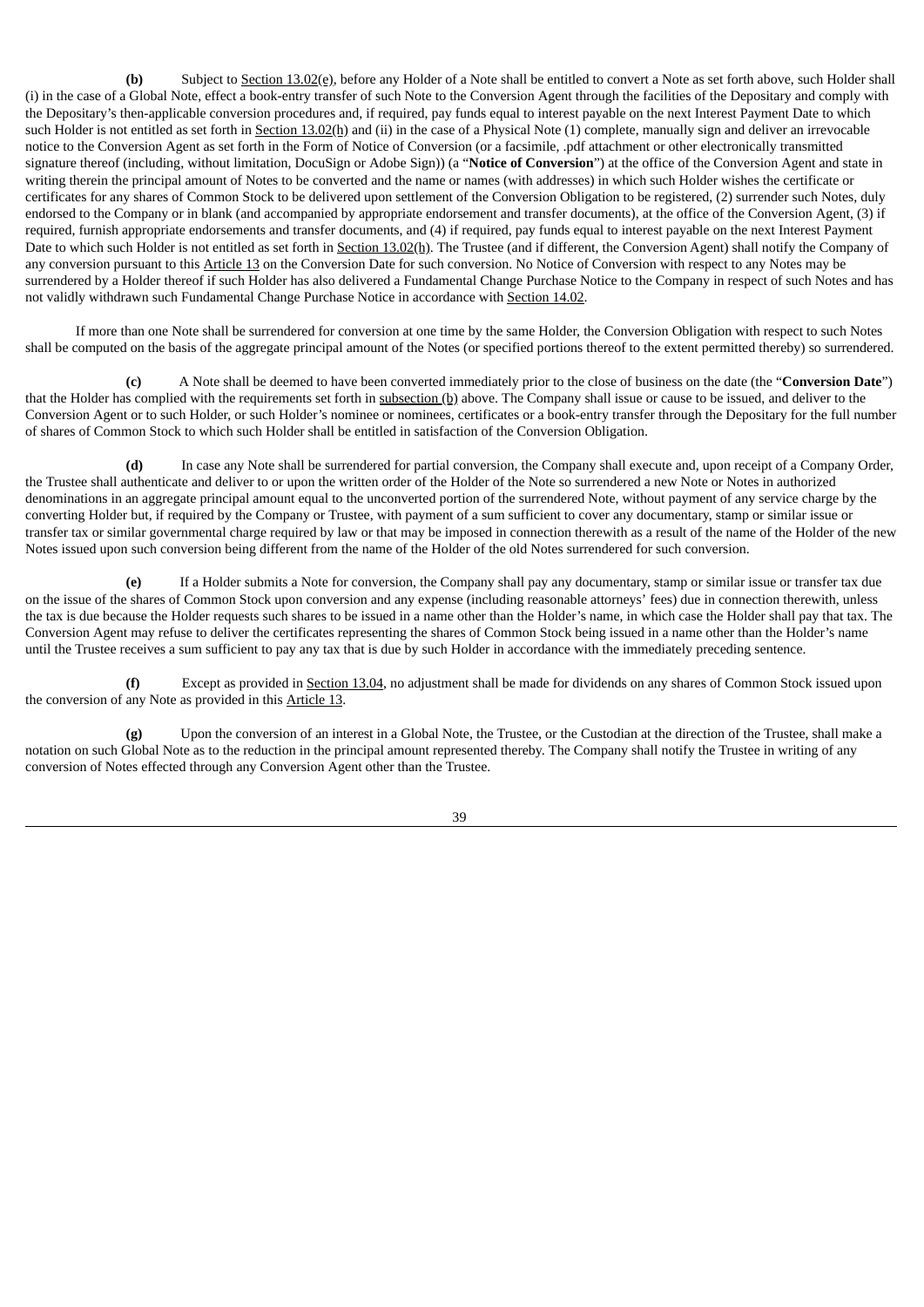**(b)** Subject to Section 13.02(e), before any Holder of a Note shall be entitled to convert a Note as set forth above, such Holder shall (i) in the case of a Global Note, effect a book-entry transfer of such Note to the Conversion Agent through the facilities of the Depositary and comply with the Depositary's then-applicable conversion procedures and, if required, pay funds equal to interest payable on the next Interest Payment Date to which such Holder is not entitled as set forth in Section 13.02(h) and (ii) in the case of a Physical Note (1) complete, manually sign and deliver an irrevocable notice to the Conversion Agent as set forth in the Form of Notice of Conversion (or a facsimile, .pdf attachment or other electronically transmitted signature thereof (including, without limitation, DocuSign or Adobe Sign)) (a "**Notice of Conversion**") at the office of the Conversion Agent and state in writing therein the principal amount of Notes to be converted and the name or names (with addresses) in which such Holder wishes the certificate or certificates for any shares of Common Stock to be delivered upon settlement of the Conversion Obligation to be registered, (2) surrender such Notes, duly endorsed to the Company or in blank (and accompanied by appropriate endorsement and transfer documents), at the office of the Conversion Agent, (3) if required, furnish appropriate endorsements and transfer documents, and (4) if required, pay funds equal to interest payable on the next Interest Payment Date to which such Holder is not entitled as set forth in Section 13.02(h). The Trustee (and if different, the Conversion Agent) shall notify the Company of any conversion pursuant to this Article 13 on the Conversion Date for such conversion. No Notice of Conversion with respect to any Notes may be surrendered by a Holder thereof if such Holder has also delivered a Fundamental Change Purchase Notice to the Company in respect of such Notes and has not validly withdrawn such Fundamental Change Purchase Notice in accordance with Section 14.02.

If more than one Note shall be surrendered for conversion at one time by the same Holder, the Conversion Obligation with respect to such Notes shall be computed on the basis of the aggregate principal amount of the Notes (or specified portions thereof to the extent permitted thereby) so surrendered.

**(c)** A Note shall be deemed to have been converted immediately prior to the close of business on the date (the "**Conversion Date**") that the Holder has complied with the requirements set forth in subsection (b) above. The Company shall issue or cause to be issued, and deliver to the Conversion Agent or to such Holder, or such Holder's nominee or nominees, certificates or a book-entry transfer through the Depositary for the full number of shares of Common Stock to which such Holder shall be entitled in satisfaction of the Conversion Obligation.

**(d)** In case any Note shall be surrendered for partial conversion, the Company shall execute and, upon receipt of a Company Order, the Trustee shall authenticate and deliver to or upon the written order of the Holder of the Note so surrendered a new Note or Notes in authorized denominations in an aggregate principal amount equal to the unconverted portion of the surrendered Note, without payment of any service charge by the converting Holder but, if required by the Company or Trustee, with payment of a sum sufficient to cover any documentary, stamp or similar issue or transfer tax or similar governmental charge required by law or that may be imposed in connection therewith as a result of the name of the Holder of the new Notes issued upon such conversion being different from the name of the Holder of the old Notes surrendered for such conversion.

**(e)** If a Holder submits a Note for conversion, the Company shall pay any documentary, stamp or similar issue or transfer tax due on the issue of the shares of Common Stock upon conversion and any expense (including reasonable attorneys' fees) due in connection therewith, unless the tax is due because the Holder requests such shares to be issued in a name other than the Holder's name, in which case the Holder shall pay that tax. The Conversion Agent may refuse to deliver the certificates representing the shares of Common Stock being issued in a name other than the Holder's name until the Trustee receives a sum sufficient to pay any tax that is due by such Holder in accordance with the immediately preceding sentence.

**(f)** Except as provided in Section 13.04, no adjustment shall be made for dividends on any shares of Common Stock issued upon the conversion of any Note as provided in this Article 13.

**(g)** Upon the conversion of an interest in a Global Note, the Trustee, or the Custodian at the direction of the Trustee, shall make a notation on such Global Note as to the reduction in the principal amount represented thereby. The Company shall notify the Trustee in writing of any conversion of Notes effected through any Conversion Agent other than the Trustee.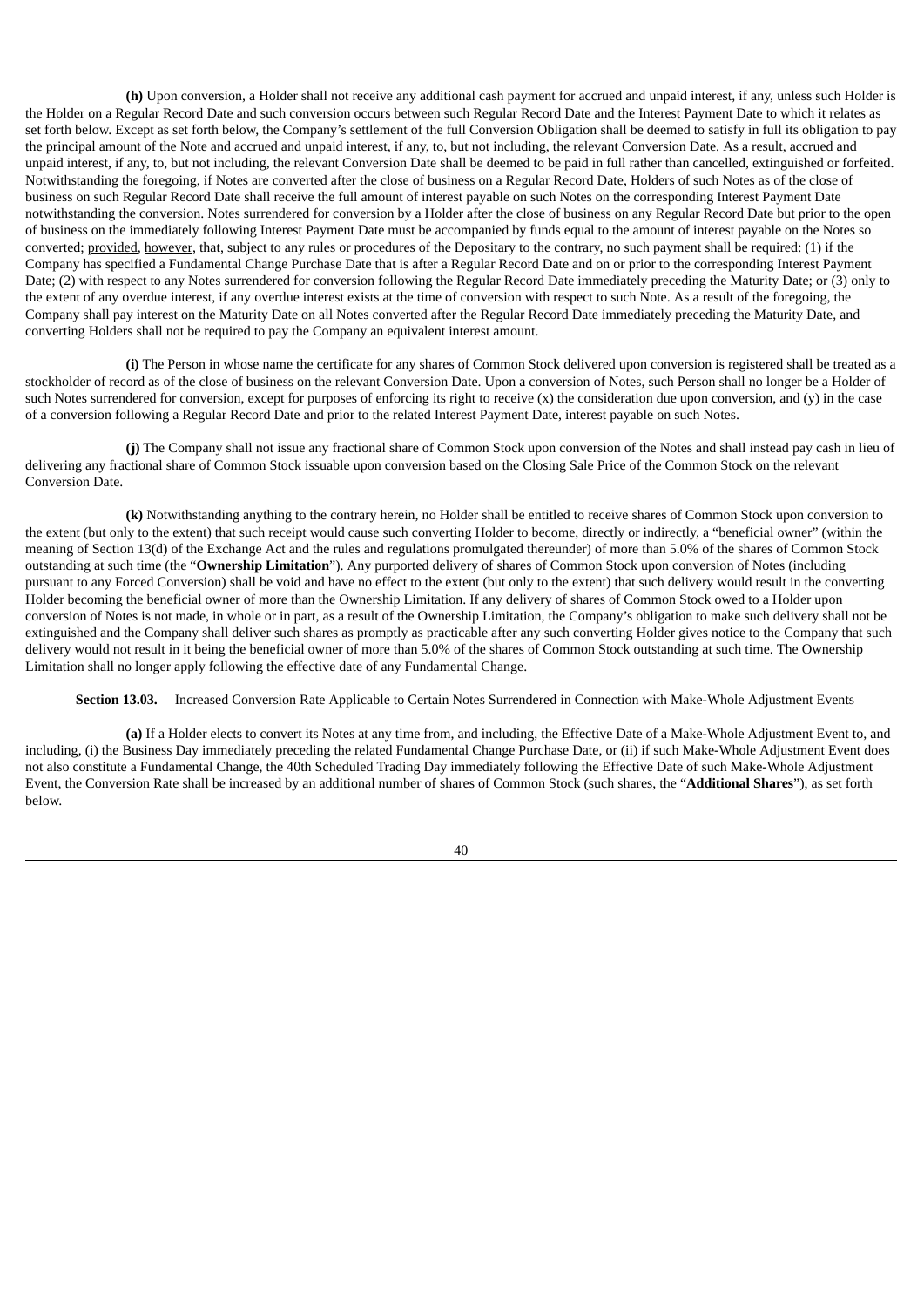**(h)** Upon conversion, a Holder shall not receive any additional cash payment for accrued and unpaid interest, if any, unless such Holder is the Holder on a Regular Record Date and such conversion occurs between such Regular Record Date and the Interest Payment Date to which it relates as set forth below. Except as set forth below, the Company's settlement of the full Conversion Obligation shall be deemed to satisfy in full its obligation to pay the principal amount of the Note and accrued and unpaid interest, if any, to, but not including, the relevant Conversion Date. As a result, accrued and unpaid interest, if any, to, but not including, the relevant Conversion Date shall be deemed to be paid in full rather than cancelled, extinguished or forfeited. Notwithstanding the foregoing, if Notes are converted after the close of business on a Regular Record Date, Holders of such Notes as of the close of business on such Regular Record Date shall receive the full amount of interest payable on such Notes on the corresponding Interest Payment Date notwithstanding the conversion. Notes surrendered for conversion by a Holder after the close of business on any Regular Record Date but prior to the open of business on the immediately following Interest Payment Date must be accompanied by funds equal to the amount of interest payable on the Notes so converted; provided, however, that, subject to any rules or procedures of the Depositary to the contrary, no such payment shall be required: (1) if the Company has specified a Fundamental Change Purchase Date that is after a Regular Record Date and on or prior to the corresponding Interest Payment Date; (2) with respect to any Notes surrendered for conversion following the Regular Record Date immediately preceding the Maturity Date; or (3) only to the extent of any overdue interest, if any overdue interest exists at the time of conversion with respect to such Note. As a result of the foregoing, the Company shall pay interest on the Maturity Date on all Notes converted after the Regular Record Date immediately preceding the Maturity Date, and converting Holders shall not be required to pay the Company an equivalent interest amount.

**(i)** The Person in whose name the certificate for any shares of Common Stock delivered upon conversion is registered shall be treated as a stockholder of record as of the close of business on the relevant Conversion Date. Upon a conversion of Notes, such Person shall no longer be a Holder of such Notes surrendered for conversion, except for purposes of enforcing its right to receive (x) the consideration due upon conversion, and (y) in the case of a conversion following a Regular Record Date and prior to the related Interest Payment Date, interest payable on such Notes.

**(j)** The Company shall not issue any fractional share of Common Stock upon conversion of the Notes and shall instead pay cash in lieu of delivering any fractional share of Common Stock issuable upon conversion based on the Closing Sale Price of the Common Stock on the relevant Conversion Date.

**(k)** Notwithstanding anything to the contrary herein, no Holder shall be entitled to receive shares of Common Stock upon conversion to the extent (but only to the extent) that such receipt would cause such converting Holder to become, directly or indirectly, a "beneficial owner" (within the meaning of Section 13(d) of the Exchange Act and the rules and regulations promulgated thereunder) of more than 5.0% of the shares of Common Stock outstanding at such time (the "**Ownership Limitation**"). Any purported delivery of shares of Common Stock upon conversion of Notes (including pursuant to any Forced Conversion) shall be void and have no effect to the extent (but only to the extent) that such delivery would result in the converting Holder becoming the beneficial owner of more than the Ownership Limitation. If any delivery of shares of Common Stock owed to a Holder upon conversion of Notes is not made, in whole or in part, as a result of the Ownership Limitation, the Company's obligation to make such delivery shall not be extinguished and the Company shall deliver such shares as promptly as practicable after any such converting Holder gives notice to the Company that such delivery would not result in it being the beneficial owner of more than 5.0% of the shares of Common Stock outstanding at such time. The Ownership Limitation shall no longer apply following the effective date of any Fundamental Change.

**Section 13.03.** Increased Conversion Rate Applicable to Certain Notes Surrendered in Connection with Make-Whole Adjustment Events

**(a)** If a Holder elects to convert its Notes at any time from, and including, the Effective Date of a Make-Whole Adjustment Event to, and including, (i) the Business Day immediately preceding the related Fundamental Change Purchase Date, or (ii) if such Make-Whole Adjustment Event does not also constitute a Fundamental Change, the 40th Scheduled Trading Day immediately following the Effective Date of such Make-Whole Adjustment Event, the Conversion Rate shall be increased by an additional number of shares of Common Stock (such shares, the "**Additional Shares**"), as set forth below.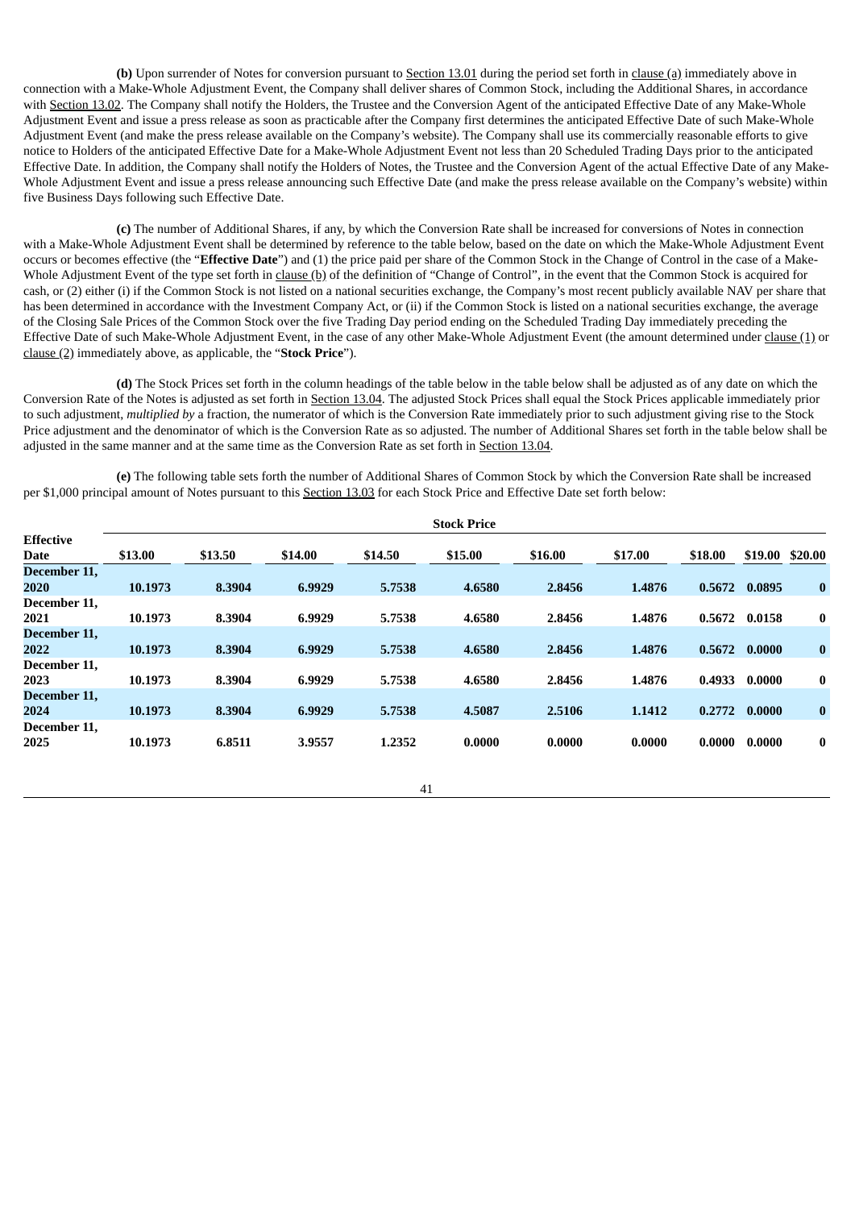**(b)** Upon surrender of Notes for conversion pursuant to Section 13.01 during the period set forth in clause (a) immediately above in connection with a Make-Whole Adjustment Event, the Company shall deliver shares of Common Stock, including the Additional Shares, in accordance with Section 13.02. The Company shall notify the Holders, the Trustee and the Conversion Agent of the anticipated Effective Date of any Make-Whole Adjustment Event and issue a press release as soon as practicable after the Company first determines the anticipated Effective Date of such Make-Whole Adjustment Event (and make the press release available on the Company's website). The Company shall use its commercially reasonable efforts to give notice to Holders of the anticipated Effective Date for a Make-Whole Adjustment Event not less than 20 Scheduled Trading Days prior to the anticipated Effective Date. In addition, the Company shall notify the Holders of Notes, the Trustee and the Conversion Agent of the actual Effective Date of any Make-Whole Adjustment Event and issue a press release announcing such Effective Date (and make the press release available on the Company's website) within five Business Days following such Effective Date.

**(c)** The number of Additional Shares, if any, by which the Conversion Rate shall be increased for conversions of Notes in connection with a Make-Whole Adjustment Event shall be determined by reference to the table below, based on the date on which the Make-Whole Adjustment Event occurs or becomes effective (the "**Effective Date**") and (1) the price paid per share of the Common Stock in the Change of Control in the case of a Make-Whole Adjustment Event of the type set forth in clause (b) of the definition of "Change of Control", in the event that the Common Stock is acquired for cash, or (2) either (i) if the Common Stock is not listed on a national securities exchange, the Company's most recent publicly available NAV per share that has been determined in accordance with the Investment Company Act, or (ii) if the Common Stock is listed on a national securities exchange, the average of the Closing Sale Prices of the Common Stock over the five Trading Day period ending on the Scheduled Trading Day immediately preceding the Effective Date of such Make-Whole Adjustment Event, in the case of any other Make-Whole Adjustment Event (the amount determined under clause (1) or clause (2) immediately above, as applicable, the "**Stock Price**").

**(d)** The Stock Prices set forth in the column headings of the table below in the table below shall be adjusted as of any date on which the Conversion Rate of the Notes is adjusted as set forth in Section 13.04. The adjusted Stock Prices shall equal the Stock Prices applicable immediately prior to such adjustment, *multiplied by* a fraction, the numerator of which is the Conversion Rate immediately prior to such adjustment giving rise to the Stock Price adjustment and the denominator of which is the Conversion Rate as so adjusted. The number of Additional Shares set forth in the table below shall be adjusted in the same manner and at the same time as the Conversion Rate as set forth in Section 13.04.

**(e)** The following table sets forth the number of Additional Shares of Common Stock by which the Conversion Rate shall be increased per $1,000 principal amount of Notes pursuant to this Section 13.03 for each Stock Price and Effective Date set forth below:

| | Stock Price | | | | | | | | | |
|---|---|---|---|---|---|---|---|---|---|---|
| **Effective Date** | **$13.00** | **$13.50** | **$14.00** | **$14.50** | **$15.00** | **$16.00** | **$17.00** | **$18.00** | **$19.00** | **$20.00** |
| **December 11, 2020** | **10.1973** | **8.3904** | **6.9929** | **5.7538** | **4.6580** | **2.8456** | **1.4876** | **0.5672** | **0.0895** | **0** |
| **December 11, 2021** | **10.1973** | **8.3904** | **6.9929** | **5.7538** | **4.6580** | **2.8456** | **1.4876** | **0.5672** | **0.0158** | **0** |
| **December 11, 2022** | **10.1973** | **8.3904** | **6.9929** | **5.7538** | **4.6580** | **2.8456** | **1.4876** | **0.5672** | **0.0000** | **0** |
| **December 11, 2023** | **10.1973** | **8.3904** | **6.9929** | **5.7538** | **4.6580** | **2.8456** | **1.4876** | **0.4933** | **0.0000** | **0** |
| **December 11, 2024** | **10.1973** | **8.3904** | **6.9929** | **5.7538** | **4.5087** | **2.5106** | **1.1412** | **0.2772** | **0.0000** | **0** |
| **December 11, 2025** | **10.1973** | **6.8511** | **3.9557** | **1.2352** | **0.0000** | **0.0000** | **0.0000** | **0.0000** | **0.0000** | **0** |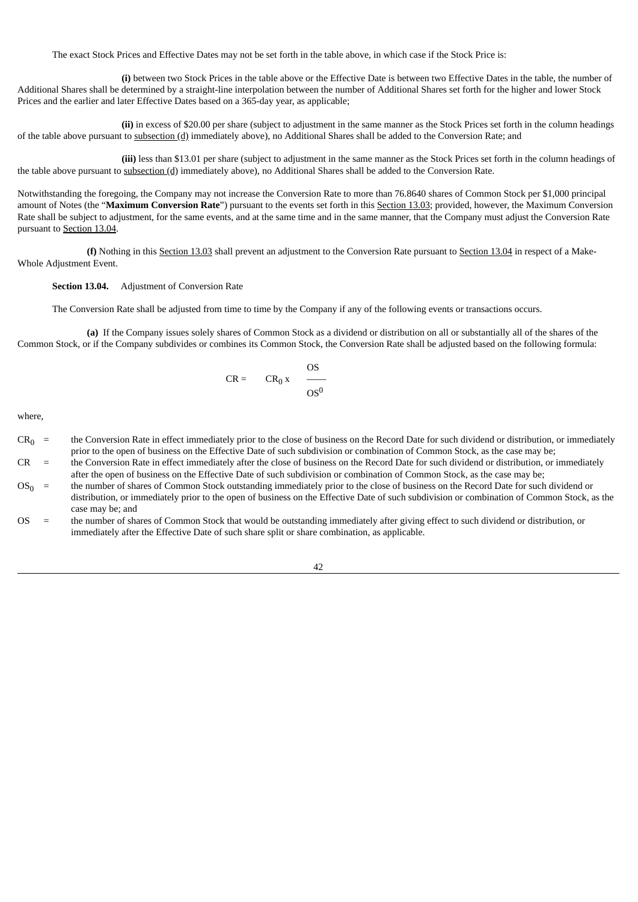The exact Stock Prices and Effective Dates may not be set forth in the table above, in which case if the Stock Price is:

**(i)** between two Stock Prices in the table above or the Effective Date is between two Effective Dates in the table, the number of Additional Shares shall be determined by a straight-line interpolation between the number of Additional Shares set forth for the higher and lower Stock Prices and the earlier and later Effective Dates based on a 365-day year, as applicable;

**(ii)** in excess of $20.00 per share (subject to adjustment in the same manner as the Stock Prices set forth in the column headings of the table above pursuant to subsection (d) immediately above), no Additional Shares shall be added to the Conversion Rate; and

**(iii)** less than $13.01 per share (subject to adjustment in the same manner as the Stock Prices set forth in the column headings of the table above pursuant to subsection (d) immediately above), no Additional Shares shall be added to the Conversion Rate.

Notwithstanding the foregoing, the Company may not increase the Conversion Rate to more than 76.8640 shares of Common Stock per $1,000 principal amount of Notes (the "**Maximum Conversion Rate**") pursuant to the events set forth in this Section 13.03; provided, however, the Maximum Conversion Rate shall be subject to adjustment, for the same events, and at the same time and in the same manner, that the Company must adjust the Conversion Rate pursuant to Section 13.04.

**(f)** Nothing in this Section 13.03 shall prevent an adjustment to the Conversion Rate pursuant to Section 13.04 in respect of a Make-Whole Adjustment Event.

**Section 13.04.** Adjustment of Conversion Rate

The Conversion Rate shall be adjusted from time to time by the Company if any of the following events or transactions occurs.

**(a)** If the Company issues solely shares of Common Stock as a dividend or distribution on all or substantially all of the shares of the Common Stock, or if the Company subdivides or combines its Common Stock, the Conversion Rate shall be adjusted based on the following formula:

$$CR = CR_0 \times \frac{OS}{OS^0}$$

where,

$CR_0$ = the Conversion Rate in effect immediately prior to the close of business on the Record Date for such dividend or distribution, or immediately prior to the open of business on the Effective Date of such subdivision or combination of Common Stock, as the case may be;

$CR$ = the Conversion Rate in effect immediately after the close of business on the Record Date for such dividend or distribution, or immediately after the open of business on the Effective Date of such subdivision or combination of Common Stock, as the case may be;

$OS_0$ = the number of shares of Common Stock outstanding immediately prior to the close of business on the Record Date for such dividend or distribution, or immediately prior to the open of business on the Effective Date of such subdivision or combination of Common Stock, as the case may be; and

$OS$ = the number of shares of Common Stock that would be outstanding immediately after giving effect to such dividend or distribution, or immediately after the Effective Date of such share split or share combination, as applicable.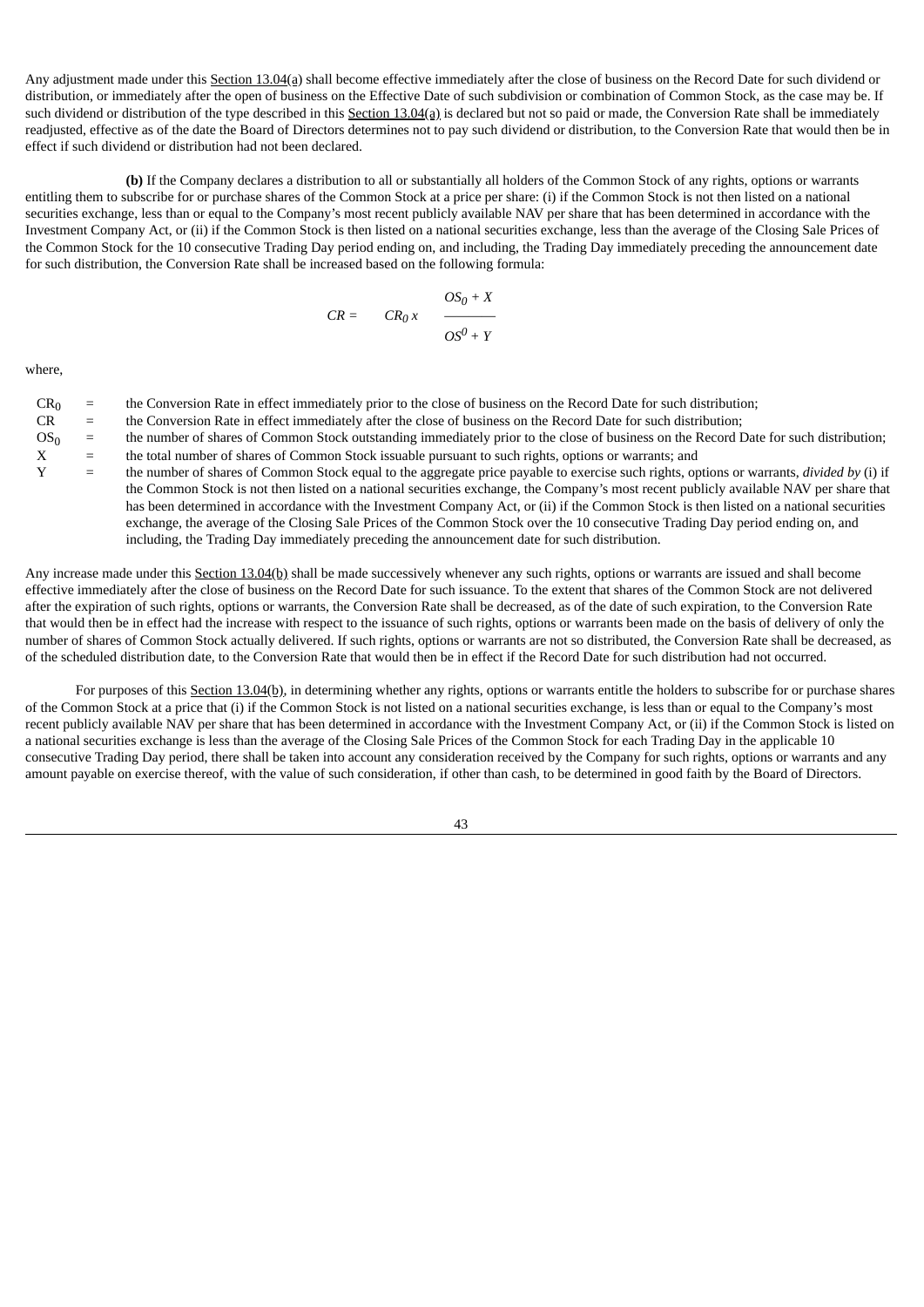Any adjustment made under this Section 13.04(a) shall become effective immediately after the close of business on the Record Date for such dividend or distribution, or immediately after the open of business on the Effective Date of such subdivision or combination of Common Stock, as the case may be. If such dividend or distribution of the type described in this Section 13.04(a) is declared but not so paid or made, the Conversion Rate shall be immediately readjusted, effective as of the date the Board of Directors determines not to pay such dividend or distribution, to the Conversion Rate that would then be in effect if such dividend or distribution had not been declared.

**(b)** If the Company declares a distribution to all or substantially all holders of the Common Stock of any rights, options or warrants entitling them to subscribe for or purchase shares of the Common Stock at a price per share: (i) if the Common Stock is not then listed on a national securities exchange, less than or equal to the Company's most recent publicly available NAV per share that has been determined in accordance with the Investment Company Act, or (ii) if the Common Stock is then listed on a national securities exchange, less than the average of the Closing Sale Prices of the Common Stock for the 10 consecutive Trading Day period ending on, and including, the Trading Day immediately preceding the announcement date for such distribution, the Conversion Rate shall be increased based on the following formula:

$$CR = CR_0 \times \frac{OS_0 + X}{OS^0 + Y}$$

where,

| | | |
|---|---|---|
| $CR_0$ | = | the Conversion Rate in effect immediately prior to the close of business on the Record Date for such distribution; |
| $CR$ | = | the Conversion Rate in effect immediately after the close of business on the Record Date for such distribution; |
| $OS_0$ | = | the number of shares of Common Stock outstanding immediately prior to the close of business on the Record Date for such distribution; |
| X | = | the total number of shares of Common Stock issuable pursuant to such rights, options or warrants; and |
| Y | = | the number of shares of Common Stock equal to the aggregate price payable to exercise such rights, options or warrants, *divided by* (i) if the Common Stock is not then listed on a national securities exchange, the Company's most recent publicly available NAV per share that has been determined in accordance with the Investment Company Act, or (ii) if the Common Stock is then listed on a national securities exchange, the average of the Closing Sale Prices of the Common Stock over the 10 consecutive Trading Day period ending on, and including, the Trading Day immediately preceding the announcement date for such distribution. |

Any increase made under this Section 13.04(b) shall be made successively whenever any such rights, options or warrants are issued and shall become effective immediately after the close of business on the Record Date for such issuance. To the extent that shares of the Common Stock are not delivered after the expiration of such rights, options or warrants, the Conversion Rate shall be decreased, as of the date of such expiration, to the Conversion Rate that would then be in effect had the increase with respect to the issuance of such rights, options or warrants been made on the basis of delivery of only the number of shares of Common Stock actually delivered. If such rights, options or warrants are not so distributed, the Conversion Rate shall be decreased, as of the scheduled distribution date, to the Conversion Rate that would then be in effect if the Record Date for such distribution had not occurred.

For purposes of this Section 13.04(b), in determining whether any rights, options or warrants entitle the holders to subscribe for or purchase shares of the Common Stock at a price that (i) if the Common Stock is not listed on a national securities exchange, is less than or equal to the Company's most recent publicly available NAV per share that has been determined in accordance with the Investment Company Act, or (ii) if the Common Stock is listed on a national securities exchange is less than the average of the Closing Sale Prices of the Common Stock for each Trading Day in the applicable 10 consecutive Trading Day period, there shall be taken into account any consideration received by the Company for such rights, options or warrants and any amount payable on exercise thereof, with the value of such consideration, if other than cash, to be determined in good faith by the Board of Directors.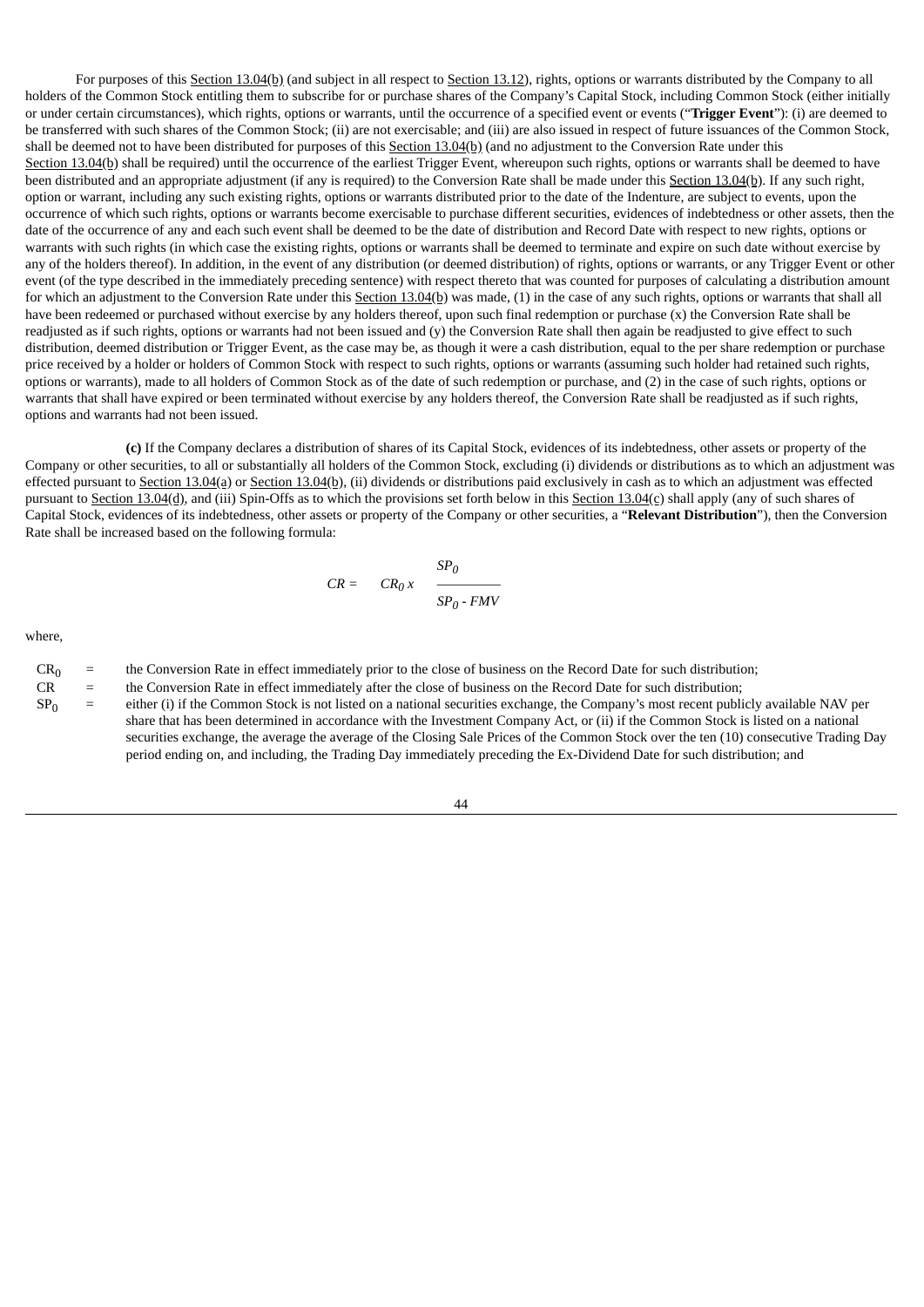For purposes of this Section 13.04(b) (and subject in all respect to Section 13.12), rights, options or warrants distributed by the Company to all holders of the Common Stock entitling them to subscribe for or purchase shares of the Company's Capital Stock, including Common Stock (either initially or under certain circumstances), which rights, options or warrants, until the occurrence of a specified event or events ("**Trigger Event**"): (i) are deemed to be transferred with such shares of the Common Stock; (ii) are not exercisable; and (iii) are also issued in respect of future issuances of the Common Stock, shall be deemed not to have been distributed for purposes of this Section 13.04(b) (and no adjustment to the Conversion Rate under this Section 13.04(b) shall be required) until the occurrence of the earliest Trigger Event, whereupon such rights, options or warrants shall be deemed to have been distributed and an appropriate adjustment (if any is required) to the Conversion Rate shall be made under this Section 13.04(b). If any such right, option or warrant, including any such existing rights, options or warrants distributed prior to the date of the Indenture, are subject to events, upon the occurrence of which such rights, options or warrants become exercisable to purchase different securities, evidences of indebtedness or other assets, then the date of the occurrence of any and each such event shall be deemed to be the date of distribution and Record Date with respect to new rights, options or warrants with such rights (in which case the existing rights, options or warrants shall be deemed to terminate and expire on such date without exercise by any of the holders thereof). In addition, in the event of any distribution (or deemed distribution) of rights, options or warrants, or any Trigger Event or other event (of the type described in the immediately preceding sentence) with respect thereto that was counted for purposes of calculating a distribution amount for which an adjustment to the Conversion Rate under this Section 13.04(b) was made, (1) in the case of any such rights, options or warrants that shall all have been redeemed or purchased without exercise by any holders thereof, upon such final redemption or purchase (x) the Conversion Rate shall be readjusted as if such rights, options or warrants had not been issued and (y) the Conversion Rate shall then again be readjusted to give effect to such distribution, deemed distribution or Trigger Event, as the case may be, as though it were a cash distribution, equal to the per share redemption or purchase price received by a holder or holders of Common Stock with respect to such rights, options or warrants (assuming such holder had retained such rights, options or warrants), made to all holders of Common Stock as of the date of such redemption or purchase, and (2) in the case of such rights, options or warrants that shall have expired or been terminated without exercise by any holders thereof, the Conversion Rate shall be readjusted as if such rights, options and warrants had not been issued.

**(c)** If the Company declares a distribution of shares of its Capital Stock, evidences of its indebtedness, other assets or property of the Company or other securities, to all or substantially all holders of the Common Stock, excluding (i) dividends or distributions as to which an adjustment was effected pursuant to Section 13.04(a) or Section 13.04(b), (ii) dividends or distributions paid exclusively in cash as to which an adjustment was effected pursuant to Section 13.04(d), and (iii) Spin-Offs as to which the provisions set forth below in this Section 13.04(c) shall apply (any of such shares of Capital Stock, evidences of its indebtedness, other assets or property of the Company or other securities, a "**Relevant Distribution**"), then the Conversion Rate shall be increased based on the following formula:

$$CR = CR_0 \times \frac{SP_0}{SP_0 - FMV}$$

where,

$CR_0$ = the Conversion Rate in effect immediately prior to the close of business on the Record Date for such distribution;

$CR$ = the Conversion Rate in effect immediately after the close of business on the Record Date for such distribution;

$SP_0$ = either (i) if the Common Stock is not listed on a national securities exchange, the Company's most recent publicly available NAV per share that has been determined in accordance with the Investment Company Act, or (ii) if the Common Stock is listed on a national securities exchange, the average the average of the Closing Sale Prices of the Common Stock over the ten (10) consecutive Trading Day period ending on, and including, the Trading Day immediately preceding the Ex-Dividend Date for such distribution; and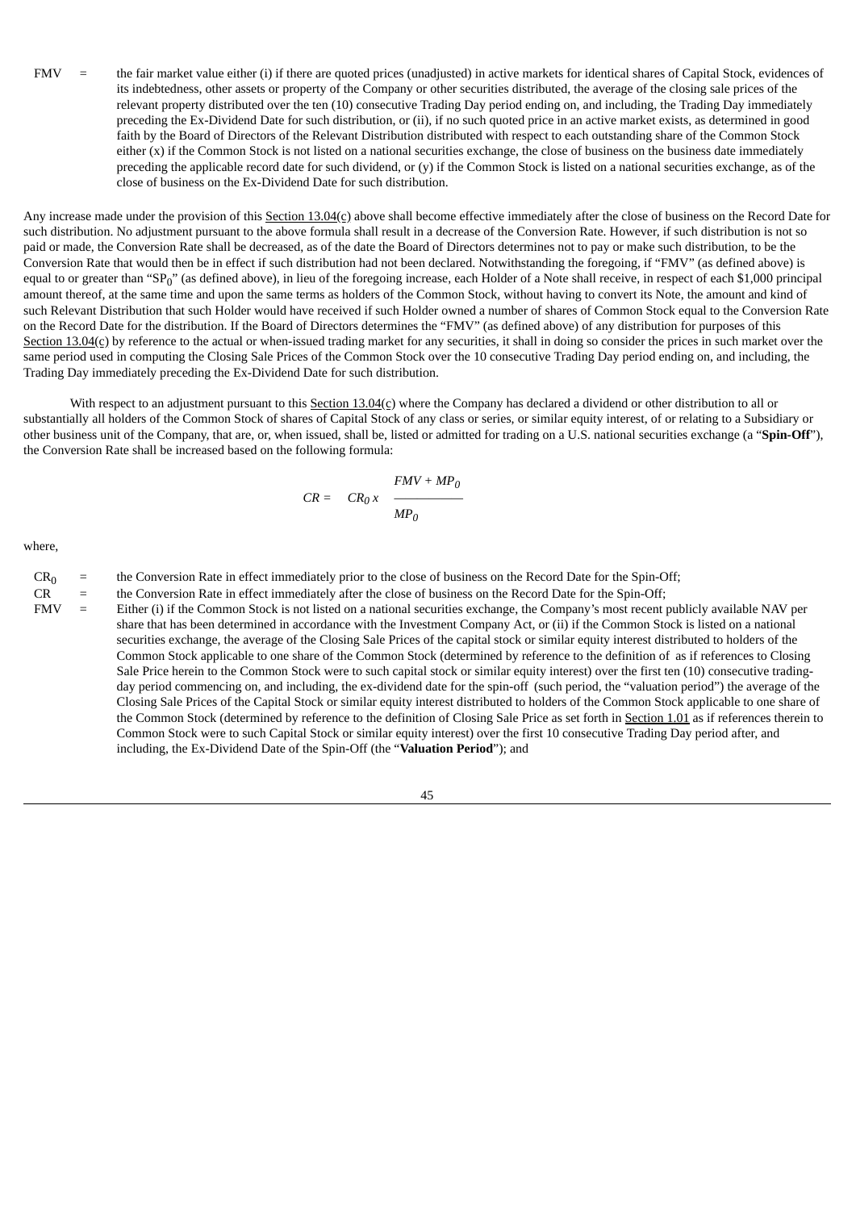FMV = the fair market value either (i) if there are quoted prices (unadjusted) in active markets for identical shares of Capital Stock, evidences of its indebtedness, other assets or property of the Company or other securities distributed, the average of the closing sale prices of the relevant property distributed over the ten (10) consecutive Trading Day period ending on, and including, the Trading Day immediately preceding the Ex-Dividend Date for such distribution, or (ii), if no such quoted price in an active market exists, as determined in good faith by the Board of Directors of the Relevant Distribution distributed with respect to each outstanding share of the Common Stock either (x) if the Common Stock is not listed on a national securities exchange, the close of business on the business date immediately preceding the applicable record date for such dividend, or (y) if the Common Stock is listed on a national securities exchange, as of the close of business on the Ex-Dividend Date for such distribution.

Any increase made under the provision of this Section 13.04(c) above shall become effective immediately after the close of business on the Record Date for such distribution. No adjustment pursuant to the above formula shall result in a decrease of the Conversion Rate. However, if such distribution is not so paid or made, the Conversion Rate shall be decreased, as of the date the Board of Directors determines not to pay or make such distribution, to be the Conversion Rate that would then be in effect if such distribution had not been declared. Notwithstanding the foregoing, if "FMV" (as defined above) is equal to or greater than "$SP_0$" (as defined above), in lieu of the foregoing increase, each Holder of a Note shall receive, in respect of each $1,000 principal amount thereof, at the same time and upon the same terms as holders of the Common Stock, without having to convert its Note, the amount and kind of such Relevant Distribution that such Holder would have received if such Holder owned a number of shares of Common Stock equal to the Conversion Rate on the Record Date for the distribution. If the Board of Directors determines the "FMV" (as defined above) of any distribution for purposes of this Section 13.04(c) by reference to the actual or when-issued trading market for any securities, it shall in doing so consider the prices in such market over the same period used in computing the Closing Sale Prices of the Common Stock over the 10 consecutive Trading Day period ending on, and including, the Trading Day immediately preceding the Ex-Dividend Date for such distribution.

With respect to an adjustment pursuant to this Section 13.04(c) where the Company has declared a dividend or other distribution to all or substantially all holders of the Common Stock of shares of Capital Stock of any class or series, or similar equity interest, of or relating to a Subsidiary or other business unit of the Company, that are, or, when issued, shall be, listed or admitted for trading on a U.S. national securities exchange (a "**Spin-Off**"), the Conversion Rate shall be increased based on the following formula:

$$CR = CR_0 \times \frac{FMV + MP_0}{MP_0}$$

where,

$CR_0$ = the Conversion Rate in effect immediately prior to the close of business on the Record Date for the Spin-Off;

$CR$ = the Conversion Rate in effect immediately after the close of business on the Record Date for the Spin-Off;

FMV = Either (i) if the Common Stock is not listed on a national securities exchange, the Company's most recent publicly available NAV per share that has been determined in accordance with the Investment Company Act, or (ii) if the Common Stock is listed on a national securities exchange, the average of the Closing Sale Prices of the capital stock or similar equity interest distributed to holders of the Common Stock applicable to one share of the Common Stock (determined by reference to the definition of as if references to Closing Sale Price herein to the Common Stock were to such capital stock or similar equity interest) over the first ten (10) consecutive trading-day period commencing on, and including, the ex-dividend date for the spin-off (such period, the "valuation period") the average of the Closing Sale Prices of the Capital Stock or similar equity interest distributed to holders of the Common Stock applicable to one share of the Common Stock (determined by reference to the definition of Closing Sale Price as set forth in Section 1.01 as if references therein to Common Stock were to such Capital Stock or similar equity interest) over the first 10 consecutive Trading Day period after, and including, the Ex-Dividend Date of the Spin-Off (the "**Valuation Period**"); and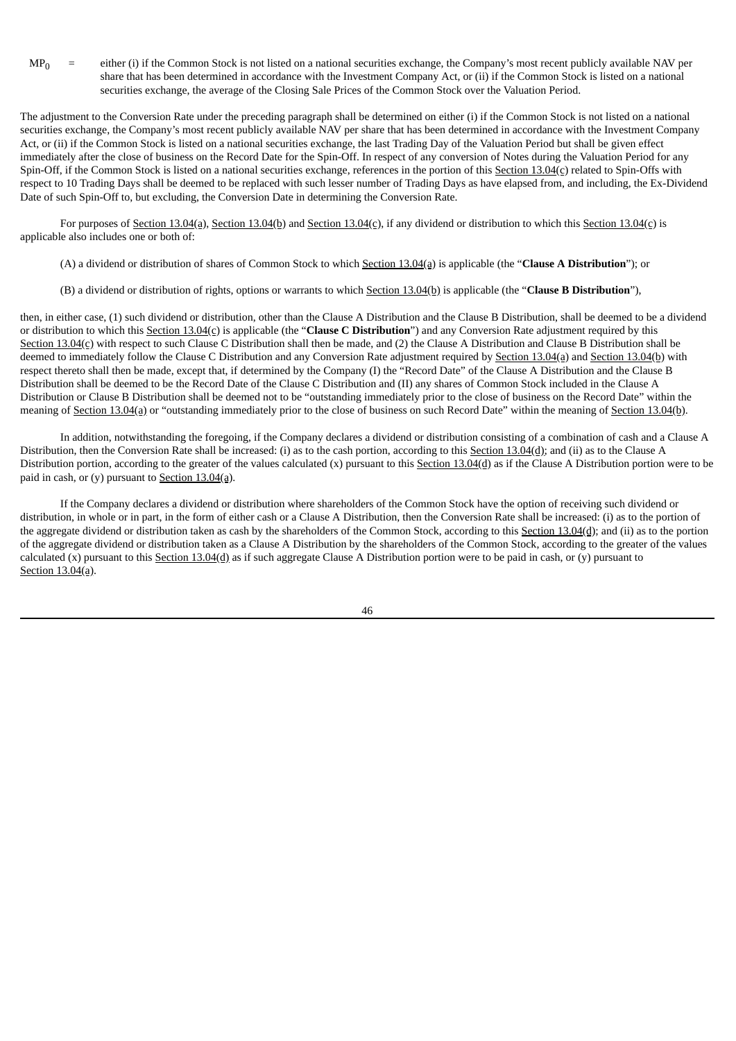$MP_0$ = either (i) if the Common Stock is not listed on a national securities exchange, the Company's most recent publicly available NAV per share that has been determined in accordance with the Investment Company Act, or (ii) if the Common Stock is listed on a national securities exchange, the average of the Closing Sale Prices of the Common Stock over the Valuation Period.

The adjustment to the Conversion Rate under the preceding paragraph shall be determined on either (i) if the Common Stock is not listed on a national securities exchange, the Company's most recent publicly available NAV per share that has been determined in accordance with the Investment Company Act, or (ii) if the Common Stock is listed on a national securities exchange, the last Trading Day of the Valuation Period but shall be given effect immediately after the close of business on the Record Date for the Spin-Off. In respect of any conversion of Notes during the Valuation Period for any Spin-Off, if the Common Stock is listed on a national securities exchange, references in the portion of this Section 13.04(c) related to Spin-Offs with respect to 10 Trading Days shall be deemed to be replaced with such lesser number of Trading Days as have elapsed from, and including, the Ex-Dividend Date of such Spin-Off to, but excluding, the Conversion Date in determining the Conversion Rate.

For purposes of Section 13.04(a), Section 13.04(b) and Section 13.04(c), if any dividend or distribution to which this Section 13.04(c) is applicable also includes one or both of:

(A) a dividend or distribution of shares of Common Stock to which Section 13.04(a) is applicable (the "**Clause A Distribution**"); or

(B) a dividend or distribution of rights, options or warrants to which Section 13.04(b) is applicable (the "**Clause B Distribution**"),

then, in either case, (1) such dividend or distribution, other than the Clause A Distribution and the Clause B Distribution, shall be deemed to be a dividend or distribution to which this Section 13.04(c) is applicable (the "**Clause C Distribution**") and any Conversion Rate adjustment required by this Section 13.04(c) with respect to such Clause C Distribution shall then be made, and (2) the Clause A Distribution and Clause B Distribution shall be deemed to immediately follow the Clause C Distribution and any Conversion Rate adjustment required by Section 13.04(a) and Section 13.04(b) with respect thereto shall then be made, except that, if determined by the Company (I) the "Record Date" of the Clause A Distribution and the Clause B Distribution shall be deemed to be the Record Date of the Clause C Distribution and (II) any shares of Common Stock included in the Clause A Distribution or Clause B Distribution shall be deemed not to be "outstanding immediately prior to the close of business on the Record Date" within the meaning of Section 13.04(a) or "outstanding immediately prior to the close of business on such Record Date" within the meaning of Section 13.04(b).

In addition, notwithstanding the foregoing, if the Company declares a dividend or distribution consisting of a combination of cash and a Clause A Distribution, then the Conversion Rate shall be increased: (i) as to the cash portion, according to this Section 13.04(d); and (ii) as to the Clause A Distribution portion, according to the greater of the values calculated (x) pursuant to this Section 13.04(d) as if the Clause A Distribution portion were to be paid in cash, or (y) pursuant to Section 13.04(a).

If the Company declares a dividend or distribution where shareholders of the Common Stock have the option of receiving such dividend or distribution, in whole or in part, in the form of either cash or a Clause A Distribution, then the Conversion Rate shall be increased: (i) as to the portion of the aggregate dividend or distribution taken as cash by the shareholders of the Common Stock, according to this Section 13.04(d); and (ii) as to the portion of the aggregate dividend or distribution taken as a Clause A Distribution by the shareholders of the Common Stock, according to the greater of the values calculated (x) pursuant to this Section 13.04(d) as if such aggregate Clause A Distribution portion were to be paid in cash, or (y) pursuant to Section 13.04(a).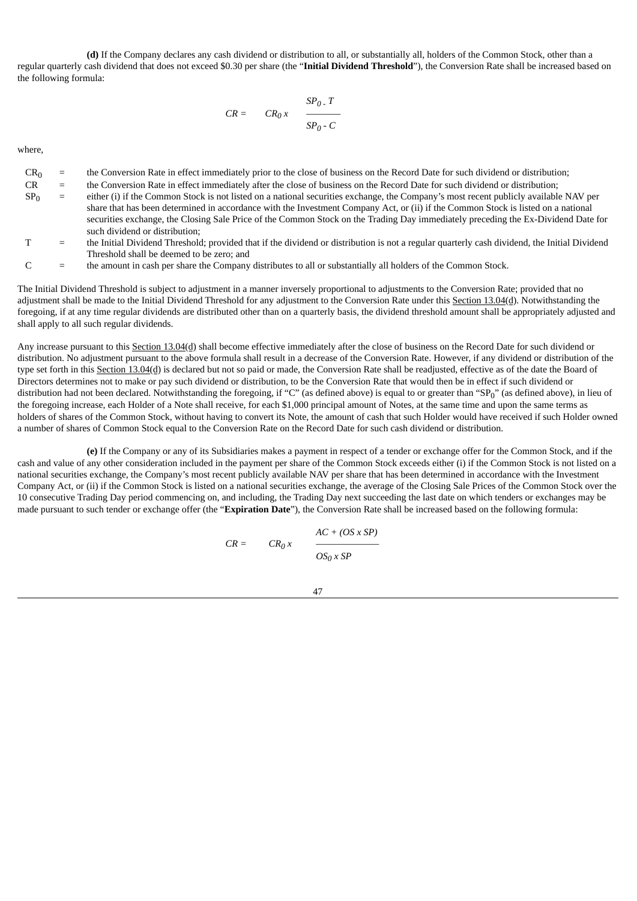**(d)** If the Company declares any cash dividend or distribution to all, or substantially all, holders of the Common Stock, other than a regular quarterly cash dividend that does not exceed \$0.30 per share (the "**Initial Dividend Threshold**"), the Conversion Rate shall be increased based on the following formula:

$$CR = CR_0 \times \frac{SP_0 - T}{SP_0 - C}$$

where,

| | | |
|---|---|---|
| $CR_0$ | = | the Conversion Rate in effect immediately prior to the close of business on the Record Date for such dividend or distribution; |
| $CR$ | = | the Conversion Rate in effect immediately after the close of business on the Record Date for such dividend or distribution; |
| $SP_0$ | = | either (i) if the Common Stock is not listed on a national securities exchange, the Company's most recent publicly available NAV per share that has been determined in accordance with the Investment Company Act, or (ii) if the Common Stock is listed on a national securities exchange, the Closing Sale Price of the Common Stock on the Trading Day immediately preceding the Ex-Dividend Date for such dividend or distribution; |
| $T$ | = | the Initial Dividend Threshold; provided that if the dividend or distribution is not a regular quarterly cash dividend, the Initial Dividend Threshold shall be deemed to be zero; and |
| $C$ | = | the amount in cash per share the Company distributes to all or substantially all holders of the Common Stock. |

The Initial Dividend Threshold is subject to adjustment in a manner inversely proportional to adjustments to the Conversion Rate; provided that no adjustment shall be made to the Initial Dividend Threshold for any adjustment to the Conversion Rate under this Section 13.04(d). Notwithstanding the foregoing, if at any time regular dividends are distributed other than on a quarterly basis, the dividend threshold amount shall be appropriately adjusted and shall apply to all such regular dividends.

Any increase pursuant to this Section 13.04(d) shall become effective immediately after the close of business on the Record Date for such dividend or distribution. No adjustment pursuant to the above formula shall result in a decrease of the Conversion Rate. However, if any dividend or distribution of the type set forth in this Section 13.04(d) is declared but not so paid or made, the Conversion Rate shall be readjusted, effective as of the date the Board of Directors determines not to make or pay such dividend or distribution, to be the Conversion Rate that would then be in effect if such dividend or distribution had not been declared. Notwithstanding the foregoing, if "C" (as defined above) is equal to or greater than "$SP_0$" (as defined above), in lieu of the foregoing increase, each Holder of a Note shall receive, for each \$1,000 principal amount of Notes, at the same time and upon the same terms as holders of shares of the Common Stock, without having to convert its Note, the amount of cash that such Holder would have received if such Holder owned a number of shares of Common Stock equal to the Conversion Rate on the Record Date for such cash dividend or distribution.

**(e)** If the Company or any of its Subsidiaries makes a payment in respect of a tender or exchange offer for the Common Stock, and if the cash and value of any other consideration included in the payment per share of the Common Stock exceeds either (i) if the Common Stock is not listed on a national securities exchange, the Company's most recent publicly available NAV per share that has been determined in accordance with the Investment Company Act, or (ii) if the Common Stock is listed on a national securities exchange, the average of the Closing Sale Prices of the Common Stock over the 10 consecutive Trading Day period commencing on, and including, the Trading Day next succeeding the last date on which tenders or exchanges may be made pursuant to such tender or exchange offer (the "**Expiration Date**"), the Conversion Rate shall be increased based on the following formula:

$$CR = CR_0 \times \frac{AC + (OS \times SP)}{OS_0 \times SP}$$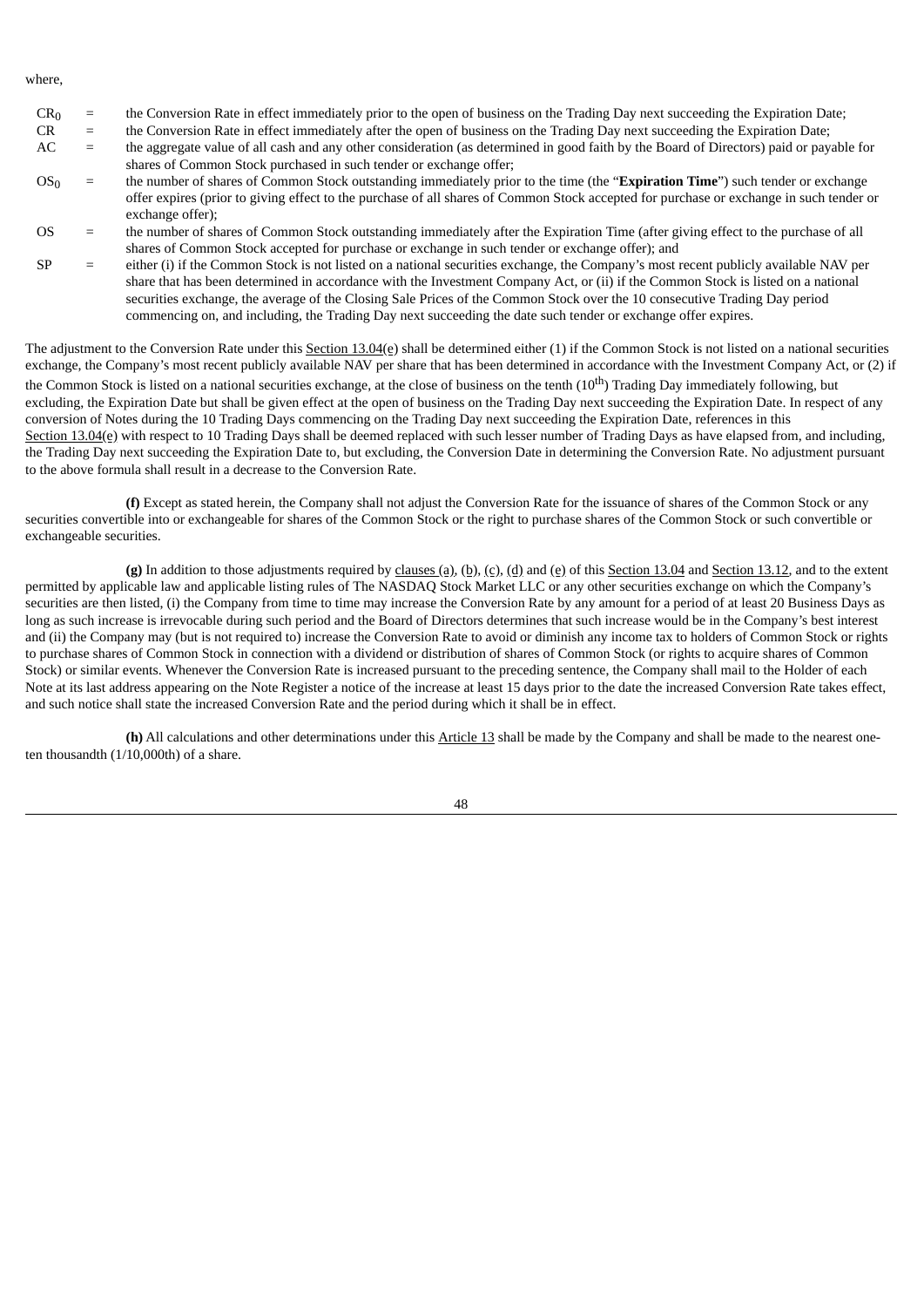where,

| | | |
|---|---|---|
| $CR_0$ | = | the Conversion Rate in effect immediately prior to the open of business on the Trading Day next succeeding the Expiration Date; |
| $CR$ | = | the Conversion Rate in effect immediately after the open of business on the Trading Day next succeeding the Expiration Date; |
| $AC$ | = | the aggregate value of all cash and any other consideration (as determined in good faith by the Board of Directors) paid or payable for shares of Common Stock purchased in such tender or exchange offer; |
| $OS_0$ | = | the number of shares of Common Stock outstanding immediately prior to the time (the "**Expiration Time**") such tender or exchange offer expires (prior to giving effect to the purchase of all shares of Common Stock accepted for purchase or exchange in such tender or exchange offer); |
| $OS$ | = | the number of shares of Common Stock outstanding immediately after the Expiration Time (after giving effect to the purchase of all shares of Common Stock accepted for purchase or exchange in such tender or exchange offer); and |
| $SP$ | = | either (i) if the Common Stock is not listed on a national securities exchange, the Company's most recent publicly available NAV per share that has been determined in accordance with the Investment Company Act, or (ii) if the Common Stock is listed on a national securities exchange, the average of the Closing Sale Prices of the Common Stock over the 10 consecutive Trading Day period commencing on, and including, the Trading Day next succeeding the date such tender or exchange offer expires. |

The adjustment to the Conversion Rate under this Section 13.04(e) shall be determined either (1) if the Common Stock is not listed on a national securities exchange, the Company's most recent publicly available NAV per share that has been determined in accordance with the Investment Company Act, or (2) if the Common Stock is listed on a national securities exchange, at the close of business on the tenth (10th) Trading Day immediately following, but excluding, the Expiration Date but shall be given effect at the open of business on the Trading Day next succeeding the Expiration Date. In respect of any conversion of Notes during the 10 Trading Days commencing on the Trading Day next succeeding the Expiration Date, references in this Section 13.04(e) with respect to 10 Trading Days shall be deemed replaced with such lesser number of Trading Days as have elapsed from, and including, the Trading Day next succeeding the Expiration Date to, but excluding, the Conversion Date in determining the Conversion Rate. No adjustment pursuant to the above formula shall result in a decrease to the Conversion Rate.

**(f)** Except as stated herein, the Company shall not adjust the Conversion Rate for the issuance of shares of the Common Stock or any securities convertible into or exchangeable for shares of the Common Stock or the right to purchase shares of the Common Stock or such convertible or exchangeable securities.

**(g)** In addition to those adjustments required by clauses (a), (b), (c), (d) and (e) of this Section 13.04 and Section 13.12, and to the extent permitted by applicable law and applicable listing rules of The NASDAQ Stock Market LLC or any other securities exchange on which the Company's securities are then listed, (i) the Company from time to time may increase the Conversion Rate by any amount for a period of at least 20 Business Days as long as such increase is irrevocable during such period and the Board of Directors determines that such increase would be in the Company's best interest and (ii) the Company may (but is not required to) increase the Conversion Rate to avoid or diminish any income tax to holders of Common Stock or rights to purchase shares of Common Stock in connection with a dividend or distribution of shares of Common Stock (or rights to acquire shares of Common Stock) or similar events. Whenever the Conversion Rate is increased pursuant to the preceding sentence, the Company shall mail to the Holder of each Note at its last address appearing on the Note Register a notice of the increase at least 15 days prior to the date the increased Conversion Rate takes effect, and such notice shall state the increased Conversion Rate and the period during which it shall be in effect.

**(h)** All calculations and other determinations under this Article 13 shall be made by the Company and shall be made to the nearest one-ten thousandth (1/10,000th) of a share.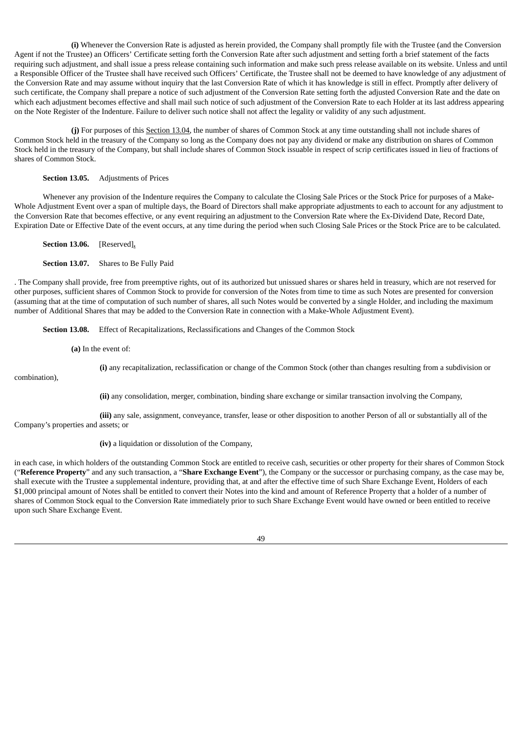**(i)** Whenever the Conversion Rate is adjusted as herein provided, the Company shall promptly file with the Trustee (and the Conversion Agent if not the Trustee) an Officers' Certificate setting forth the Conversion Rate after such adjustment and setting forth a brief statement of the facts requiring such adjustment, and shall issue a press release containing such information and make such press release available on its website. Unless and until a Responsible Officer of the Trustee shall have received such Officers' Certificate, the Trustee shall not be deemed to have knowledge of any adjustment of the Conversion Rate and may assume without inquiry that the last Conversion Rate of which it has knowledge is still in effect. Promptly after delivery of such certificate, the Company shall prepare a notice of such adjustment of the Conversion Rate setting forth the adjusted Conversion Rate and the date on which each adjustment becomes effective and shall mail such notice of such adjustment of the Conversion Rate to each Holder at its last address appearing on the Note Register of the Indenture. Failure to deliver such notice shall not affect the legality or validity of any such adjustment.

**(j)** For purposes of this Section 13.04, the number of shares of Common Stock at any time outstanding shall not include shares of Common Stock held in the treasury of the Company so long as the Company does not pay any dividend or make any distribution on shares of Common Stock held in the treasury of the Company, but shall include shares of Common Stock issuable in respect of scrip certificates issued in lieu of fractions of shares of Common Stock.

**Section 13.05.** Adjustments of Prices

Whenever any provision of the Indenture requires the Company to calculate the Closing Sale Prices or the Stock Price for purposes of a Make-Whole Adjustment Event over a span of multiple days, the Board of Directors shall make appropriate adjustments to each to account for any adjustment to the Conversion Rate that becomes effective, or any event requiring an adjustment to the Conversion Rate where the Ex-Dividend Date, Record Date, Expiration Date or Effective Date of the event occurs, at any time during the period when such Closing Sale Prices or the Stock Price are to be calculated.

**Section 13.06.** [Reserved].

**Section 13.07.** Shares to Be Fully Paid

. The Company shall provide, free from preemptive rights, out of its authorized but unissued shares or shares held in treasury, which are not reserved for other purposes, sufficient shares of Common Stock to provide for conversion of the Notes from time to time as such Notes are presented for conversion (assuming that at the time of computation of such number of shares, all such Notes would be converted by a single Holder, and including the maximum number of Additional Shares that may be added to the Conversion Rate in connection with a Make-Whole Adjustment Event).

**Section 13.08.** Effect of Recapitalizations, Reclassifications and Changes of the Common Stock

**(a)** In the event of:

**(i)** any recapitalization, reclassification or change of the Common Stock (other than changes resulting from a subdivision or combination),

**(ii)** any consolidation, merger, combination, binding share exchange or similar transaction involving the Company,

**(iii)** any sale, assignment, conveyance, transfer, lease or other disposition to another Person of all or substantially all of the Company's properties and assets; or

**(iv)** a liquidation or dissolution of the Company,

in each case, in which holders of the outstanding Common Stock are entitled to receive cash, securities or other property for their shares of Common Stock ("**Reference Property**" and any such transaction, a "**Share Exchange Event**"), the Company or the successor or purchasing company, as the case may be, shall execute with the Trustee a supplemental indenture, providing that, at and after the effective time of such Share Exchange Event, Holders of each $1,000 principal amount of Notes shall be entitled to convert their Notes into the kind and amount of Reference Property that a holder of a number of shares of Common Stock equal to the Conversion Rate immediately prior to such Share Exchange Event would have owned or been entitled to receive upon such Share Exchange Event.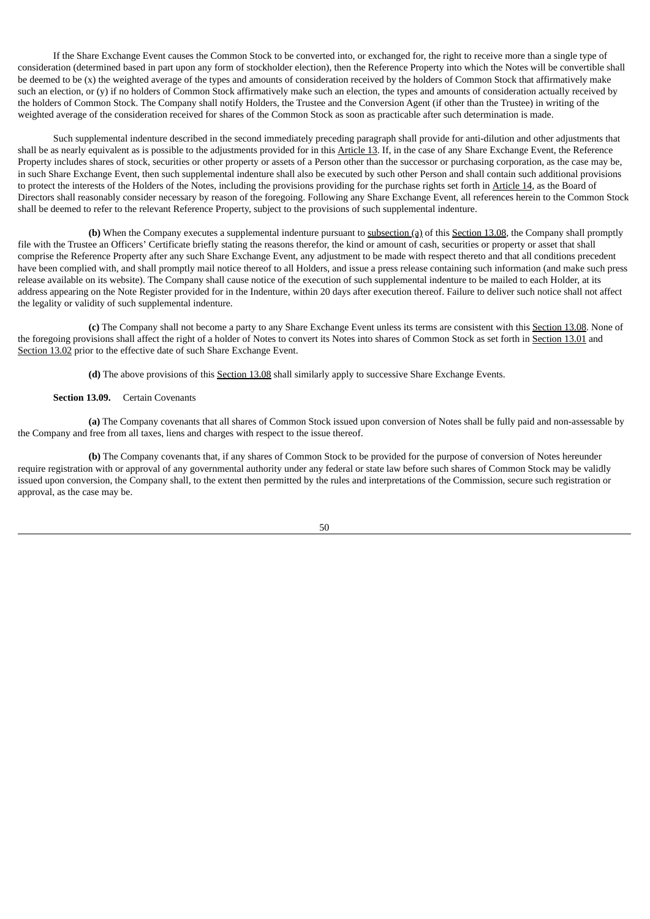If the Share Exchange Event causes the Common Stock to be converted into, or exchanged for, the right to receive more than a single type of consideration (determined based in part upon any form of stockholder election), then the Reference Property into which the Notes will be convertible shall be deemed to be (x) the weighted average of the types and amounts of consideration received by the holders of Common Stock that affirmatively make such an election, or (y) if no holders of Common Stock affirmatively make such an election, the types and amounts of consideration actually received by the holders of Common Stock. The Company shall notify Holders, the Trustee and the Conversion Agent (if other than the Trustee) in writing of the weighted average of the consideration received for shares of the Common Stock as soon as practicable after such determination is made.

Such supplemental indenture described in the second immediately preceding paragraph shall provide for anti-dilution and other adjustments that shall be as nearly equivalent as is possible to the adjustments provided for in this Article 13. If, in the case of any Share Exchange Event, the Reference Property includes shares of stock, securities or other property or assets of a Person other than the successor or purchasing corporation, as the case may be, in such Share Exchange Event, then such supplemental indenture shall also be executed by such other Person and shall contain such additional provisions to protect the interests of the Holders of the Notes, including the provisions providing for the purchase rights set forth in Article 14, as the Board of Directors shall reasonably consider necessary by reason of the foregoing. Following any Share Exchange Event, all references herein to the Common Stock shall be deemed to refer to the relevant Reference Property, subject to the provisions of such supplemental indenture.

**(b)** When the Company executes a supplemental indenture pursuant to subsection (a) of this Section 13.08, the Company shall promptly file with the Trustee an Officers' Certificate briefly stating the reasons therefor, the kind or amount of cash, securities or property or asset that shall comprise the Reference Property after any such Share Exchange Event, any adjustment to be made with respect thereto and that all conditions precedent have been complied with, and shall promptly mail notice thereof to all Holders, and issue a press release containing such information (and make such press release available on its website). The Company shall cause notice of the execution of such supplemental indenture to be mailed to each Holder, at its address appearing on the Note Register provided for in the Indenture, within 20 days after execution thereof. Failure to deliver such notice shall not affect the legality or validity of such supplemental indenture.

**(c)** The Company shall not become a party to any Share Exchange Event unless its terms are consistent with this Section 13.08. None of the foregoing provisions shall affect the right of a holder of Notes to convert its Notes into shares of Common Stock as set forth in Section 13.01 and Section 13.02 prior to the effective date of such Share Exchange Event.

**(d)** The above provisions of this Section 13.08 shall similarly apply to successive Share Exchange Events.

**Section 13.09.** Certain Covenants

**(a)** The Company covenants that all shares of Common Stock issued upon conversion of Notes shall be fully paid and non-assessable by the Company and free from all taxes, liens and charges with respect to the issue thereof.

**(b)** The Company covenants that, if any shares of Common Stock to be provided for the purpose of conversion of Notes hereunder require registration with or approval of any governmental authority under any federal or state law before such shares of Common Stock may be validly issued upon conversion, the Company shall, to the extent then permitted by the rules and interpretations of the Commission, secure such registration or approval, as the case may be.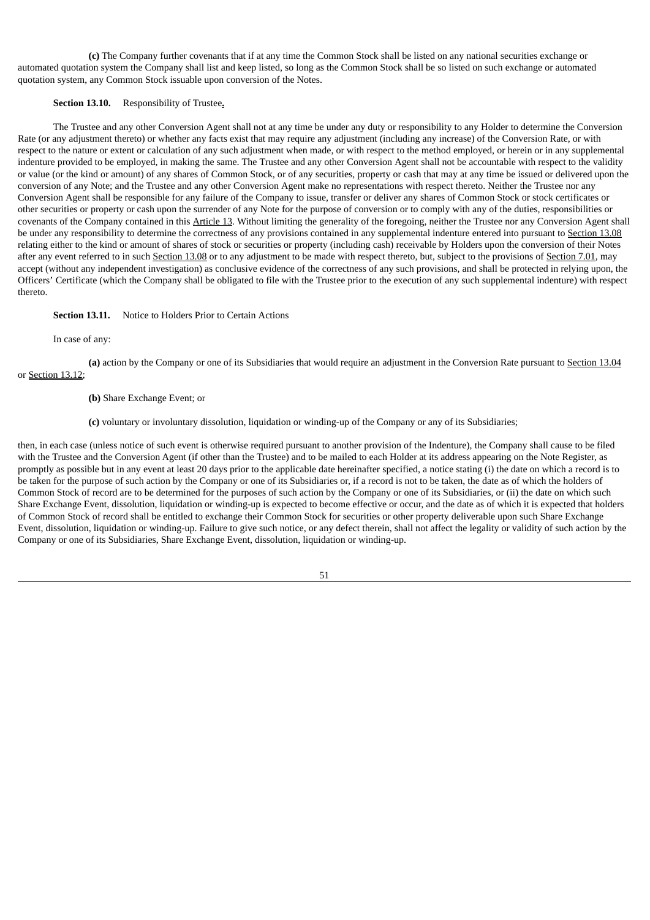**(c)** The Company further covenants that if at any time the Common Stock shall be listed on any national securities exchange or automated quotation system the Company shall list and keep listed, so long as the Common Stock shall be so listed on such exchange or automated quotation system, any Common Stock issuable upon conversion of the Notes.

**Section 13.10.** Responsibility of Trustee**.**

The Trustee and any other Conversion Agent shall not at any time be under any duty or responsibility to any Holder to determine the Conversion Rate (or any adjustment thereto) or whether any facts exist that may require any adjustment (including any increase) of the Conversion Rate, or with respect to the nature or extent or calculation of any such adjustment when made, or with respect to the method employed, or herein or in any supplemental indenture provided to be employed, in making the same. The Trustee and any other Conversion Agent shall not be accountable with respect to the validity or value (or the kind or amount) of any shares of Common Stock, or of any securities, property or cash that may at any time be issued or delivered upon the conversion of any Note; and the Trustee and any other Conversion Agent make no representations with respect thereto. Neither the Trustee nor any Conversion Agent shall be responsible for any failure of the Company to issue, transfer or deliver any shares of Common Stock or stock certificates or other securities or property or cash upon the surrender of any Note for the purpose of conversion or to comply with any of the duties, responsibilities or covenants of the Company contained in this Article 13. Without limiting the generality of the foregoing, neither the Trustee nor any Conversion Agent shall be under any responsibility to determine the correctness of any provisions contained in any supplemental indenture entered into pursuant to Section 13.08 relating either to the kind or amount of shares of stock or securities or property (including cash) receivable by Holders upon the conversion of their Notes after any event referred to in such Section 13.08 or to any adjustment to be made with respect thereto, but, subject to the provisions of Section 7.01, may accept (without any independent investigation) as conclusive evidence of the correctness of any such provisions, and shall be protected in relying upon, the Officers' Certificate (which the Company shall be obligated to file with the Trustee prior to the execution of any such supplemental indenture) with respect thereto.

**Section 13.11.** Notice to Holders Prior to Certain Actions

In case of any:

**(a)** action by the Company or one of its Subsidiaries that would require an adjustment in the Conversion Rate pursuant to Section 13.04 or Section 13.12;

**(b)** Share Exchange Event; or

**(c)** voluntary or involuntary dissolution, liquidation or winding-up of the Company or any of its Subsidiaries;

then, in each case (unless notice of such event is otherwise required pursuant to another provision of the Indenture), the Company shall cause to be filed with the Trustee and the Conversion Agent (if other than the Trustee) and to be mailed to each Holder at its address appearing on the Note Register, as promptly as possible but in any event at least 20 days prior to the applicable date hereinafter specified, a notice stating (i) the date on which a record is to be taken for the purpose of such action by the Company or one of its Subsidiaries or, if a record is not to be taken, the date as of which the holders of Common Stock of record are to be determined for the purposes of such action by the Company or one of its Subsidiaries, or (ii) the date on which such Share Exchange Event, dissolution, liquidation or winding-up is expected to become effective or occur, and the date as of which it is expected that holders of Common Stock of record shall be entitled to exchange their Common Stock for securities or other property deliverable upon such Share Exchange Event, dissolution, liquidation or winding-up. Failure to give such notice, or any defect therein, shall not affect the legality or validity of such action by the Company or one of its Subsidiaries, Share Exchange Event, dissolution, liquidation or winding-up.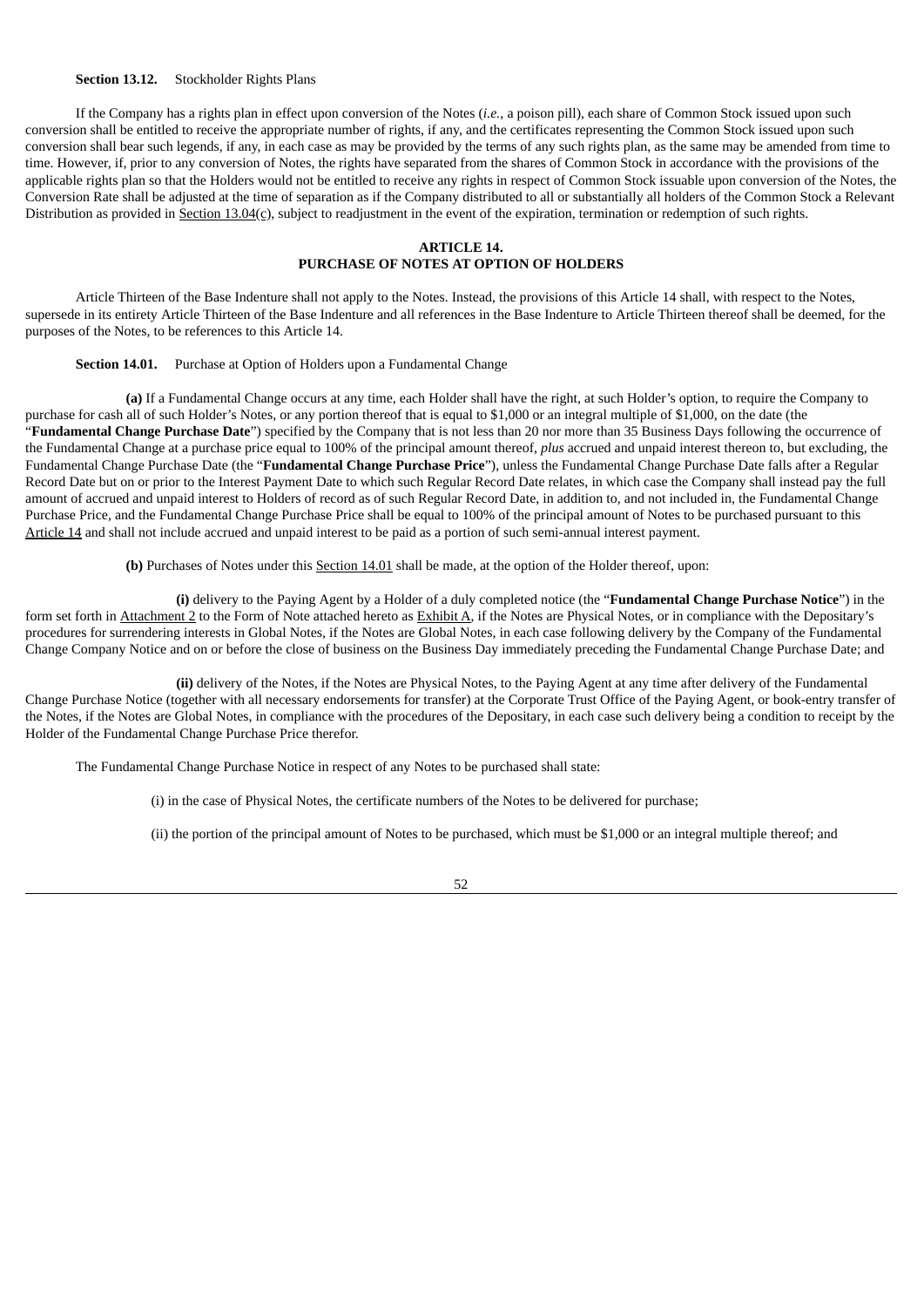**Section 13.12.** Stockholder Rights Plans

If the Company has a rights plan in effect upon conversion of the Notes (*i.e.*, a poison pill), each share of Common Stock issued upon such conversion shall be entitled to receive the appropriate number of rights, if any, and the certificates representing the Common Stock issued upon such conversion shall bear such legends, if any, in each case as may be provided by the terms of any such rights plan, as the same may be amended from time to time. However, if, prior to any conversion of Notes, the rights have separated from the shares of Common Stock in accordance with the provisions of the applicable rights plan so that the Holders would not be entitled to receive any rights in respect of Common Stock issuable upon conversion of the Notes, the Conversion Rate shall be adjusted at the time of separation as if the Company distributed to all or substantially all holders of the Common Stock a Relevant Distribution as provided in Section 13.04(c), subject to readjustment in the event of the expiration, termination or redemption of such rights.

## ARTICLE 14.
## PURCHASE OF NOTES AT OPTION OF HOLDERS

Article Thirteen of the Base Indenture shall not apply to the Notes. Instead, the provisions of this Article 14 shall, with respect to the Notes, supersede in its entirety Article Thirteen of the Base Indenture and all references in the Base Indenture to Article Thirteen thereof shall be deemed, for the purposes of the Notes, to be references to this Article 14.

**Section 14.01.** Purchase at Option of Holders upon a Fundamental Change

**(a)** If a Fundamental Change occurs at any time, each Holder shall have the right, at such Holder's option, to require the Company to purchase for cash all of such Holder's Notes, or any portion thereof that is equal to $1,000 or an integral multiple of $1,000, on the date (the "**Fundamental Change Purchase Date**") specified by the Company that is not less than 20 nor more than 35 Business Days following the occurrence of the Fundamental Change at a purchase price equal to 100% of the principal amount thereof, *plus* accrued and unpaid interest thereon to, but excluding, the Fundamental Change Purchase Date (the "**Fundamental Change Purchase Price**"), unless the Fundamental Change Purchase Date falls after a Regular Record Date but on or prior to the Interest Payment Date to which such Regular Record Date relates, in which case the Company shall instead pay the full amount of accrued and unpaid interest to Holders of record as of such Regular Record Date, in addition to, and not included in, the Fundamental Change Purchase Price, and the Fundamental Change Purchase Price shall be equal to 100% of the principal amount of Notes to be purchased pursuant to this Article 14 and shall not include accrued and unpaid interest to be paid as a portion of such semi-annual interest payment.

**(b)** Purchases of Notes under this Section 14.01 shall be made, at the option of the Holder thereof, upon:

**(i)** delivery to the Paying Agent by a Holder of a duly completed notice (the "**Fundamental Change Purchase Notice**") in the form set forth in Attachment 2 to the Form of Note attached hereto as Exhibit A, if the Notes are Physical Notes, or in compliance with the Depositary's procedures for surrendering interests in Global Notes, if the Notes are Global Notes, in each case following delivery by the Company of the Fundamental Change Company Notice and on or before the close of business on the Business Day immediately preceding the Fundamental Change Purchase Date; and

**(ii)** delivery of the Notes, if the Notes are Physical Notes, to the Paying Agent at any time after delivery of the Fundamental Change Purchase Notice (together with all necessary endorsements for transfer) at the Corporate Trust Office of the Paying Agent, or book-entry transfer of the Notes, if the Notes are Global Notes, in compliance with the procedures of the Depositary, in each case such delivery being a condition to receipt by the Holder of the Fundamental Change Purchase Price therefor.

The Fundamental Change Purchase Notice in respect of any Notes to be purchased shall state:

(i) in the case of Physical Notes, the certificate numbers of the Notes to be delivered for purchase;

(ii) the portion of the principal amount of Notes to be purchased, which must be $1,000 or an integral multiple thereof; and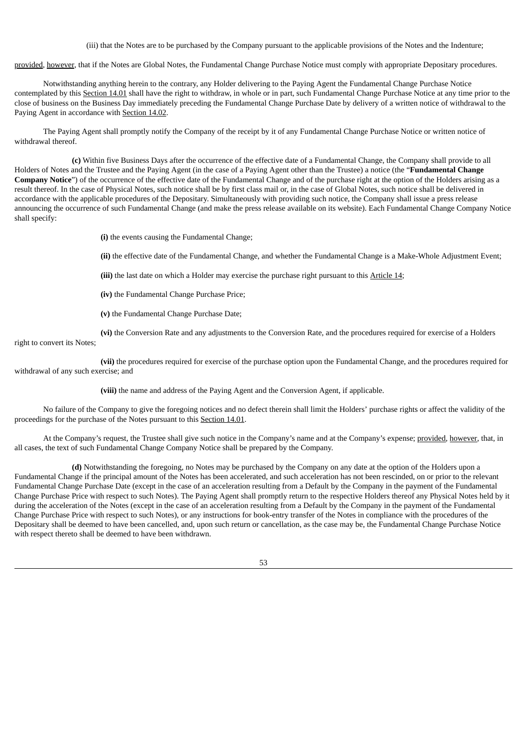(iii) that the Notes are to be purchased by the Company pursuant to the applicable provisions of the Notes and the Indenture;

provided, however, that if the Notes are Global Notes, the Fundamental Change Purchase Notice must comply with appropriate Depositary procedures.

Notwithstanding anything herein to the contrary, any Holder delivering to the Paying Agent the Fundamental Change Purchase Notice contemplated by this Section 14.01 shall have the right to withdraw, in whole or in part, such Fundamental Change Purchase Notice at any time prior to the close of business on the Business Day immediately preceding the Fundamental Change Purchase Date by delivery of a written notice of withdrawal to the Paying Agent in accordance with Section 14.02.

The Paying Agent shall promptly notify the Company of the receipt by it of any Fundamental Change Purchase Notice or written notice of withdrawal thereof.

**(c)** Within five Business Days after the occurrence of the effective date of a Fundamental Change, the Company shall provide to all Holders of Notes and the Trustee and the Paying Agent (in the case of a Paying Agent other than the Trustee) a notice (the "**Fundamental Change Company Notice**") of the occurrence of the effective date of the Fundamental Change and of the purchase right at the option of the Holders arising as a result thereof. In the case of Physical Notes, such notice shall be by first class mail or, in the case of Global Notes, such notice shall be delivered in accordance with the applicable procedures of the Depositary. Simultaneously with providing such notice, the Company shall issue a press release announcing the occurrence of such Fundamental Change (and make the press release available on its website). Each Fundamental Change Company Notice shall specify:

**(i)** the events causing the Fundamental Change;

**(ii)** the effective date of the Fundamental Change, and whether the Fundamental Change is a Make-Whole Adjustment Event;

**(iii)** the last date on which a Holder may exercise the purchase right pursuant to this Article 14;

**(iv)** the Fundamental Change Purchase Price;

**(v)** the Fundamental Change Purchase Date;

**(vi)** the Conversion Rate and any adjustments to the Conversion Rate, and the procedures required for exercise of a Holders right to convert its Notes;

**(vii)** the procedures required for exercise of the purchase option upon the Fundamental Change, and the procedures required for withdrawal of any such exercise; and

**(viii)** the name and address of the Paying Agent and the Conversion Agent, if applicable.

No failure of the Company to give the foregoing notices and no defect therein shall limit the Holders' purchase rights or affect the validity of the proceedings for the purchase of the Notes pursuant to this Section 14.01.

At the Company's request, the Trustee shall give such notice in the Company's name and at the Company's expense; provided, however, that, in all cases, the text of such Fundamental Change Company Notice shall be prepared by the Company.

**(d)** Notwithstanding the foregoing, no Notes may be purchased by the Company on any date at the option of the Holders upon a Fundamental Change if the principal amount of the Notes has been accelerated, and such acceleration has not been rescinded, on or prior to the relevant Fundamental Change Purchase Date (except in the case of an acceleration resulting from a Default by the Company in the payment of the Fundamental Change Purchase Price with respect to such Notes). The Paying Agent shall promptly return to the respective Holders thereof any Physical Notes held by it during the acceleration of the Notes (except in the case of an acceleration resulting from a Default by the Company in the payment of the Fundamental Change Purchase Price with respect to such Notes), or any instructions for book-entry transfer of the Notes in compliance with the procedures of the Depositary shall be deemed to have been cancelled, and, upon such return or cancellation, as the case may be, the Fundamental Change Purchase Notice with respect thereto shall be deemed to have been withdrawn.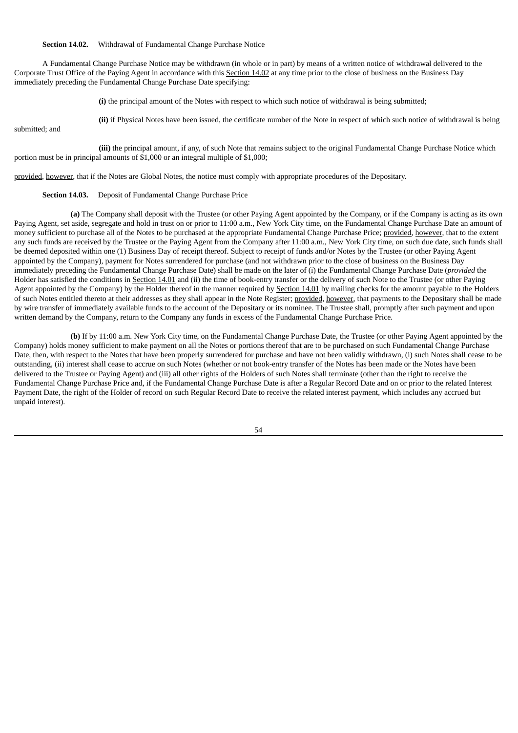**Section 14.02.** Withdrawal of Fundamental Change Purchase Notice

A Fundamental Change Purchase Notice may be withdrawn (in whole or in part) by means of a written notice of withdrawal delivered to the Corporate Trust Office of the Paying Agent in accordance with this Section 14.02 at any time prior to the close of business on the Business Day immediately preceding the Fundamental Change Purchase Date specifying:

**(i)** the principal amount of the Notes with respect to which such notice of withdrawal is being submitted;

**(ii)** if Physical Notes have been issued, the certificate number of the Note in respect of which such notice of withdrawal is being submitted; and

**(iii)** the principal amount, if any, of such Note that remains subject to the original Fundamental Change Purchase Notice which portion must be in principal amounts of $1,000 or an integral multiple of $1,000;

provided, however, that if the Notes are Global Notes, the notice must comply with appropriate procedures of the Depositary.

**Section 14.03.** Deposit of Fundamental Change Purchase Price

**(a)** The Company shall deposit with the Trustee (or other Paying Agent appointed by the Company, or if the Company is acting as its own Paying Agent, set aside, segregate and hold in trust on or prior to 11:00 a.m., New York City time, on the Fundamental Change Purchase Date an amount of money sufficient to purchase all of the Notes to be purchased at the appropriate Fundamental Change Purchase Price; provided, however, that to the extent any such funds are received by the Trustee or the Paying Agent from the Company after 11:00 a.m., New York City time, on such due date, such funds shall be deemed deposited within one (1) Business Day of receipt thereof. Subject to receipt of funds and/or Notes by the Trustee (or other Paying Agent appointed by the Company), payment for Notes surrendered for purchase (and not withdrawn prior to the close of business on the Business Day immediately preceding the Fundamental Change Purchase Date) shall be made on the later of (i) the Fundamental Change Purchase Date (*provided* the Holder has satisfied the conditions in Section 14.01 and (ii) the time of book-entry transfer or the delivery of such Note to the Trustee (or other Paying Agent appointed by the Company) by the Holder thereof in the manner required by Section 14.01 by mailing checks for the amount payable to the Holders of such Notes entitled thereto at their addresses as they shall appear in the Note Register; provided, however, that payments to the Depositary shall be made by wire transfer of immediately available funds to the account of the Depositary or its nominee. The Trustee shall, promptly after such payment and upon written demand by the Company, return to the Company any funds in excess of the Fundamental Change Purchase Price.

**(b)** If by 11:00 a.m. New York City time, on the Fundamental Change Purchase Date, the Trustee (or other Paying Agent appointed by the Company) holds money sufficient to make payment on all the Notes or portions thereof that are to be purchased on such Fundamental Change Purchase Date, then, with respect to the Notes that have been properly surrendered for purchase and have not been validly withdrawn, (i) such Notes shall cease to be outstanding, (ii) interest shall cease to accrue on such Notes (whether or not book-entry transfer of the Notes has been made or the Notes have been delivered to the Trustee or Paying Agent) and (iii) all other rights of the Holders of such Notes shall terminate (other than the right to receive the Fundamental Change Purchase Price and, if the Fundamental Change Purchase Date is after a Regular Record Date and on or prior to the related Interest Payment Date, the right of the Holder of record on such Regular Record Date to receive the related interest payment, which includes any accrued but unpaid interest).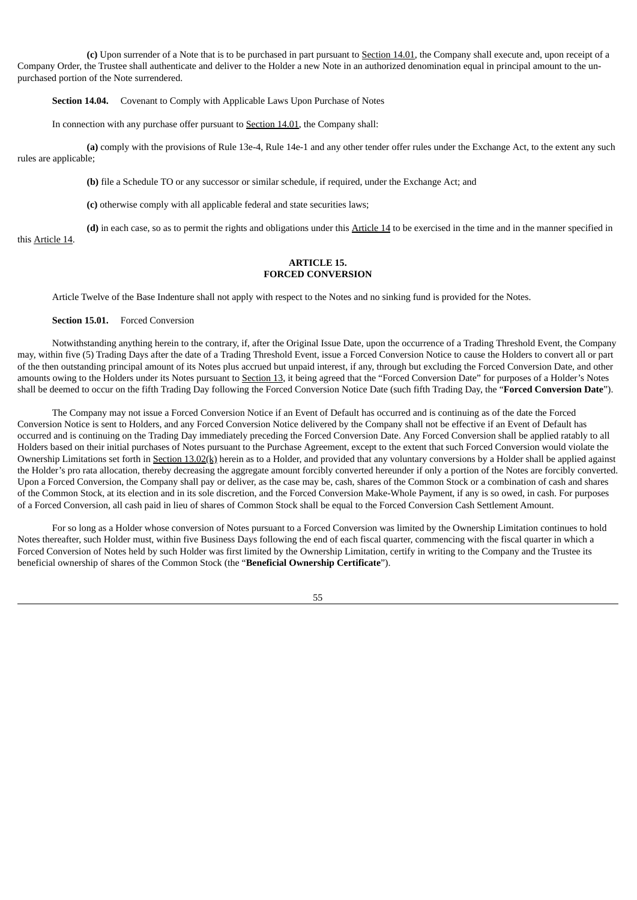**(c)** Upon surrender of a Note that is to be purchased in part pursuant to Section 14.01, the Company shall execute and, upon receipt of a Company Order, the Trustee shall authenticate and deliver to the Holder a new Note in an authorized denomination equal in principal amount to the un-purchased portion of the Note surrendered.

**Section 14.04.** Covenant to Comply with Applicable Laws Upon Purchase of Notes

In connection with any purchase offer pursuant to Section 14.01, the Company shall:

**(a)** comply with the provisions of Rule 13e-4, Rule 14e-1 and any other tender offer rules under the Exchange Act, to the extent any such rules are applicable;

**(b)** file a Schedule TO or any successor or similar schedule, if required, under the Exchange Act; and

**(c)** otherwise comply with all applicable federal and state securities laws;

**(d)** in each case, so as to permit the rights and obligations under this Article 14 to be exercised in the time and in the manner specified in this Article 14.

## ARTICLE 15.
## FORCED CONVERSION

Article Twelve of the Base Indenture shall not apply with respect to the Notes and no sinking fund is provided for the Notes.

**Section 15.01.** Forced Conversion

Notwithstanding anything herein to the contrary, if, after the Original Issue Date, upon the occurrence of a Trading Threshold Event, the Company may, within five (5) Trading Days after the date of a Trading Threshold Event, issue a Forced Conversion Notice to cause the Holders to convert all or part of the then outstanding principal amount of its Notes plus accrued but unpaid interest, if any, through but excluding the Forced Conversion Date, and other amounts owing to the Holders under its Notes pursuant to Section 13, it being agreed that the "Forced Conversion Date" for purposes of a Holder's Notes shall be deemed to occur on the fifth Trading Day following the Forced Conversion Notice Date (such fifth Trading Day, the "**Forced Conversion Date**").

The Company may not issue a Forced Conversion Notice if an Event of Default has occurred and is continuing as of the date the Forced Conversion Notice is sent to Holders, and any Forced Conversion Notice delivered by the Company shall not be effective if an Event of Default has occurred and is continuing on the Trading Day immediately preceding the Forced Conversion Date. Any Forced Conversion shall be applied ratably to all Holders based on their initial purchases of Notes pursuant to the Purchase Agreement, except to the extent that such Forced Conversion would violate the Ownership Limitations set forth in Section 13.02(k) herein as to a Holder, and provided that any voluntary conversions by a Holder shall be applied against the Holder's pro rata allocation, thereby decreasing the aggregate amount forcibly converted hereunder if only a portion of the Notes are forcibly converted. Upon a Forced Conversion, the Company shall pay or deliver, as the case may be, cash, shares of the Common Stock or a combination of cash and shares of the Common Stock, at its election and in its sole discretion, and the Forced Conversion Make-Whole Payment, if any is so owed, in cash. For purposes of a Forced Conversion, all cash paid in lieu of shares of Common Stock shall be equal to the Forced Conversion Cash Settlement Amount.

For so long as a Holder whose conversion of Notes pursuant to a Forced Conversion was limited by the Ownership Limitation continues to hold Notes thereafter, such Holder must, within five Business Days following the end of each fiscal quarter, commencing with the fiscal quarter in which a Forced Conversion of Notes held by such Holder was first limited by the Ownership Limitation, certify in writing to the Company and the Trustee its beneficial ownership of shares of the Common Stock (the "**Beneficial Ownership Certificate**").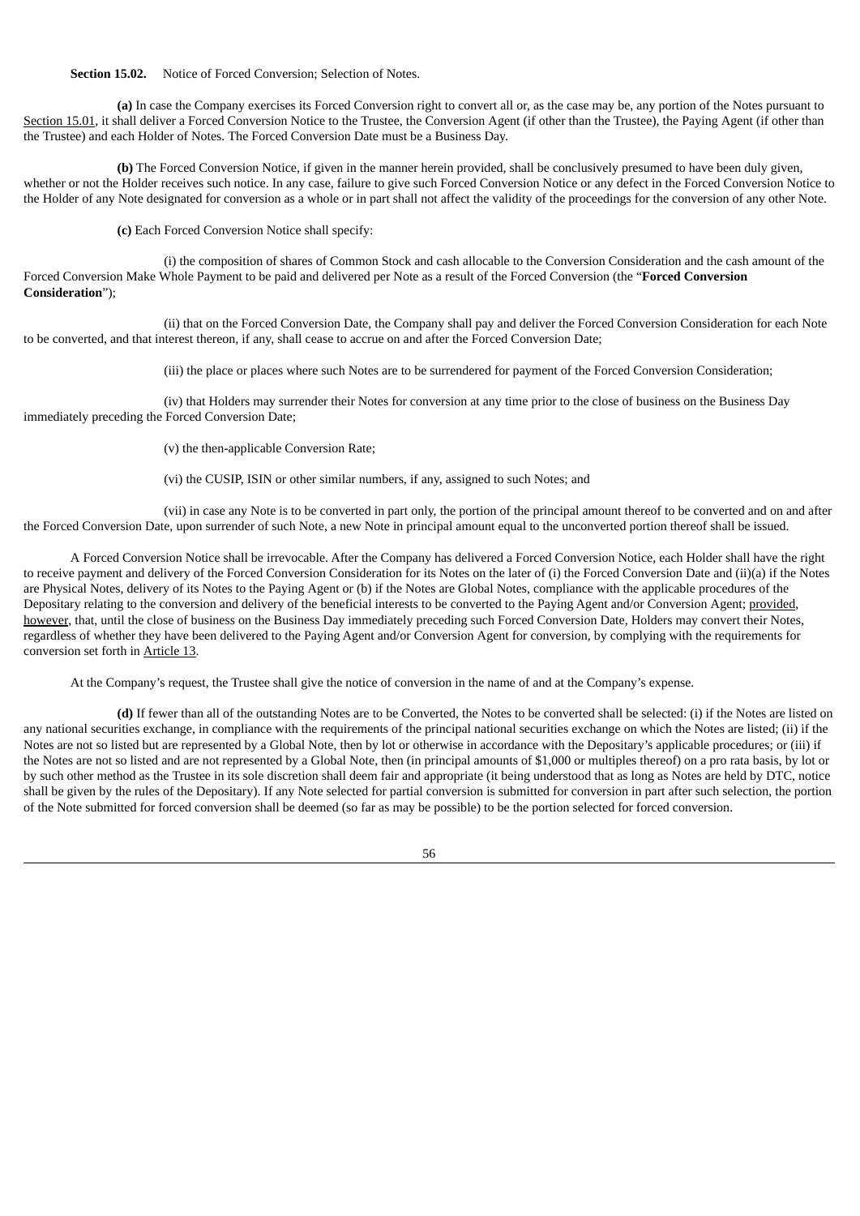**Section 15.02.** Notice of Forced Conversion; Selection of Notes.

**(a)** In case the Company exercises its Forced Conversion right to convert all or, as the case may be, any portion of the Notes pursuant to Section 15.01, it shall deliver a Forced Conversion Notice to the Trustee, the Conversion Agent (if other than the Trustee), the Paying Agent (if other than the Trustee) and each Holder of Notes. The Forced Conversion Date must be a Business Day.

**(b)** The Forced Conversion Notice, if given in the manner herein provided, shall be conclusively presumed to have been duly given, whether or not the Holder receives such notice. In any case, failure to give such Forced Conversion Notice or any defect in the Forced Conversion Notice to the Holder of any Note designated for conversion as a whole or in part shall not affect the validity of the proceedings for the conversion of any other Note.

**(c)** Each Forced Conversion Notice shall specify:

(i) the composition of shares of Common Stock and cash allocable to the Conversion Consideration and the cash amount of the Forced Conversion Make Whole Payment to be paid and delivered per Note as a result of the Forced Conversion (the "**Forced Conversion Consideration**");

(ii) that on the Forced Conversion Date, the Company shall pay and deliver the Forced Conversion Consideration for each Note to be converted, and that interest thereon, if any, shall cease to accrue on and after the Forced Conversion Date;

(iii) the place or places where such Notes are to be surrendered for payment of the Forced Conversion Consideration;

(iv) that Holders may surrender their Notes for conversion at any time prior to the close of business on the Business Day immediately preceding the Forced Conversion Date;

(v) the then-applicable Conversion Rate;

(vi) the CUSIP, ISIN or other similar numbers, if any, assigned to such Notes; and

(vii) in case any Note is to be converted in part only, the portion of the principal amount thereof to be converted and on and after the Forced Conversion Date, upon surrender of such Note, a new Note in principal amount equal to the unconverted portion thereof shall be issued.

A Forced Conversion Notice shall be irrevocable. After the Company has delivered a Forced Conversion Notice, each Holder shall have the right to receive payment and delivery of the Forced Conversion Consideration for its Notes on the later of (i) the Forced Conversion Date and (ii)(a) if the Notes are Physical Notes, delivery of its Notes to the Paying Agent or (b) if the Notes are Global Notes, compliance with the applicable procedures of the Depositary relating to the conversion and delivery of the beneficial interests to be converted to the Paying Agent and/or Conversion Agent; provided, however, that, until the close of business on the Business Day immediately preceding such Forced Conversion Date, Holders may convert their Notes, regardless of whether they have been delivered to the Paying Agent and/or Conversion Agent for conversion, by complying with the requirements for conversion set forth in Article 13.

At the Company's request, the Trustee shall give the notice of conversion in the name of and at the Company's expense.

**(d)** If fewer than all of the outstanding Notes are to be Converted, the Notes to be converted shall be selected: (i) if the Notes are listed on any national securities exchange, in compliance with the requirements of the principal national securities exchange on which the Notes are listed; (ii) if the Notes are not so listed but are represented by a Global Note, then by lot or otherwise in accordance with the Depositary's applicable procedures; or (iii) if the Notes are not so listed and are not represented by a Global Note, then (in principal amounts of $1,000 or multiples thereof) on a pro rata basis, by lot or by such other method as the Trustee in its sole discretion shall deem fair and appropriate (it being understood that as long as Notes are held by DTC, notice shall be given by the rules of the Depositary). If any Note selected for partial conversion is submitted for conversion in part after such selection, the portion of the Note submitted for forced conversion shall be deemed (so far as may be possible) to be the portion selected for forced conversion.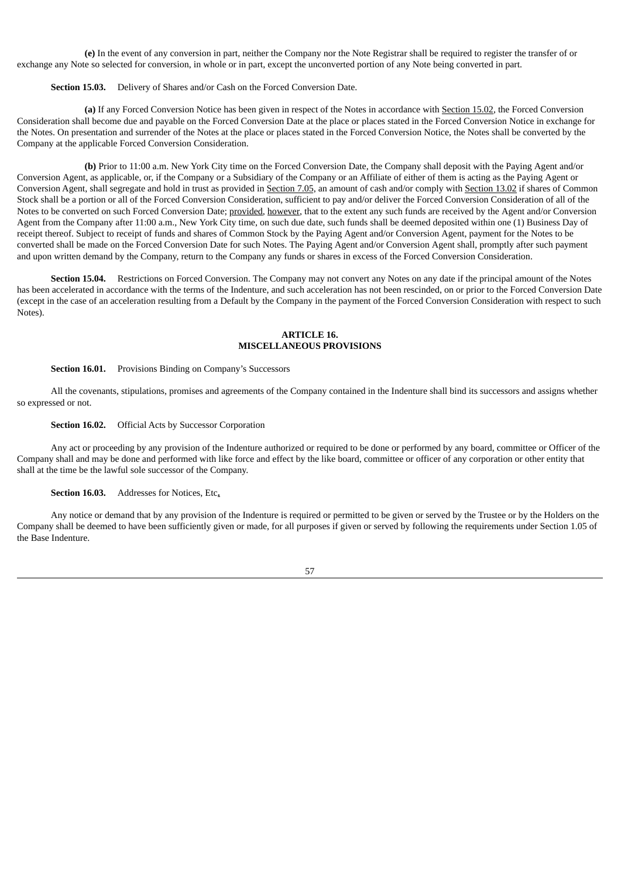**(e)** In the event of any conversion in part, neither the Company nor the Note Registrar shall be required to register the transfer of or exchange any Note so selected for conversion, in whole or in part, except the unconverted portion of any Note being converted in part.

**Section 15.03.** Delivery of Shares and/or Cash on the Forced Conversion Date.

**(a)** If any Forced Conversion Notice has been given in respect of the Notes in accordance with Section 15.02, the Forced Conversion Consideration shall become due and payable on the Forced Conversion Date at the place or places stated in the Forced Conversion Notice in exchange for the Notes. On presentation and surrender of the Notes at the place or places stated in the Forced Conversion Notice, the Notes shall be converted by the Company at the applicable Forced Conversion Consideration.

**(b)** Prior to 11:00 a.m. New York City time on the Forced Conversion Date, the Company shall deposit with the Paying Agent and/or Conversion Agent, as applicable, or, if the Company or a Subsidiary of the Company or an Affiliate of either of them is acting as the Paying Agent or Conversion Agent, shall segregate and hold in trust as provided in Section 7.05, an amount of cash and/or comply with Section 13.02 if shares of Common Stock shall be a portion or all of the Forced Conversion Consideration, sufficient to pay and/or deliver the Forced Conversion Consideration of all of the Notes to be converted on such Forced Conversion Date; provided, however, that to the extent any such funds are received by the Agent and/or Conversion Agent from the Company after 11:00 a.m., New York City time, on such due date, such funds shall be deemed deposited within one (1) Business Day of receipt thereof. Subject to receipt of funds and shares of Common Stock by the Paying Agent and/or Conversion Agent, payment for the Notes to be converted shall be made on the Forced Conversion Date for such Notes. The Paying Agent and/or Conversion Agent shall, promptly after such payment and upon written demand by the Company, return to the Company any funds or shares in excess of the Forced Conversion Consideration.

**Section 15.04.** Restrictions on Forced Conversion. The Company may not convert any Notes on any date if the principal amount of the Notes has been accelerated in accordance with the terms of the Indenture, and such acceleration has not been rescinded, on or prior to the Forced Conversion Date (except in the case of an acceleration resulting from a Default by the Company in the payment of the Forced Conversion Consideration with respect to such Notes).

## ARTICLE 16.
## MISCELLANEOUS PROVISIONS

**Section 16.01.** Provisions Binding on Company's Successors

All the covenants, stipulations, promises and agreements of the Company contained in the Indenture shall bind its successors and assigns whether so expressed or not.

**Section 16.02.** Official Acts by Successor Corporation

Any act or proceeding by any provision of the Indenture authorized or required to be done or performed by any board, committee or Officer of the Company shall and may be done and performed with like force and effect by the like board, committee or officer of any corporation or other entity that shall at the time be the lawful sole successor of the Company.

**Section 16.03.** Addresses for Notices, Etc**.**

Any notice or demand that by any provision of the Indenture is required or permitted to be given or served by the Trustee or by the Holders on the Company shall be deemed to have been sufficiently given or made, for all purposes if given or served by following the requirements under Section 1.05 of the Base Indenture.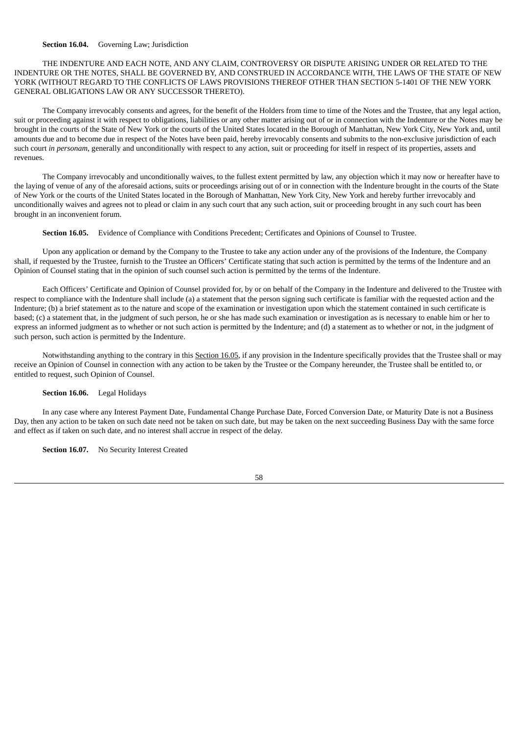**Section 16.04.** Governing Law; Jurisdiction

THE INDENTURE AND EACH NOTE, AND ANY CLAIM, CONTROVERSY OR DISPUTE ARISING UNDER OR RELATED TO THE INDENTURE OR THE NOTES, SHALL BE GOVERNED BY, AND CONSTRUED IN ACCORDANCE WITH, THE LAWS OF THE STATE OF NEW YORK (WITHOUT REGARD TO THE CONFLICTS OF LAWS PROVISIONS THEREOF OTHER THAN SECTION 5-1401 OF THE NEW YORK GENERAL OBLIGATIONS LAW OR ANY SUCCESSOR THERETO).

The Company irrevocably consents and agrees, for the benefit of the Holders from time to time of the Notes and the Trustee, that any legal action, suit or proceeding against it with respect to obligations, liabilities or any other matter arising out of or in connection with the Indenture or the Notes may be brought in the courts of the State of New York or the courts of the United States located in the Borough of Manhattan, New York City, New York and, until amounts due and to become due in respect of the Notes have been paid, hereby irrevocably consents and submits to the non-exclusive jurisdiction of each such court *in personam*, generally and unconditionally with respect to any action, suit or proceeding for itself in respect of its properties, assets and revenues.

The Company irrevocably and unconditionally waives, to the fullest extent permitted by law, any objection which it may now or hereafter have to the laying of venue of any of the aforesaid actions, suits or proceedings arising out of or in connection with the Indenture brought in the courts of the State of New York or the courts of the United States located in the Borough of Manhattan, New York City, New York and hereby further irrevocably and unconditionally waives and agrees not to plead or claim in any such court that any such action, suit or proceeding brought in any such court has been brought in an inconvenient forum.

**Section 16.05.** Evidence of Compliance with Conditions Precedent; Certificates and Opinions of Counsel to Trustee.

Upon any application or demand by the Company to the Trustee to take any action under any of the provisions of the Indenture, the Company shall, if requested by the Trustee, furnish to the Trustee an Officers' Certificate stating that such action is permitted by the terms of the Indenture and an Opinion of Counsel stating that in the opinion of such counsel such action is permitted by the terms of the Indenture.

Each Officers' Certificate and Opinion of Counsel provided for, by or on behalf of the Company in the Indenture and delivered to the Trustee with respect to compliance with the Indenture shall include (a) a statement that the person signing such certificate is familiar with the requested action and the Indenture; (b) a brief statement as to the nature and scope of the examination or investigation upon which the statement contained in such certificate is based; (c) a statement that, in the judgment of such person, he or she has made such examination or investigation as is necessary to enable him or her to express an informed judgment as to whether or not such action is permitted by the Indenture; and (d) a statement as to whether or not, in the judgment of such person, such action is permitted by the Indenture.

Notwithstanding anything to the contrary in this Section 16.05, if any provision in the Indenture specifically provides that the Trustee shall or may receive an Opinion of Counsel in connection with any action to be taken by the Trustee or the Company hereunder, the Trustee shall be entitled to, or entitled to request, such Opinion of Counsel.

**Section 16.06.** Legal Holidays

In any case where any Interest Payment Date, Fundamental Change Purchase Date, Forced Conversion Date, or Maturity Date is not a Business Day, then any action to be taken on such date need not be taken on such date, but may be taken on the next succeeding Business Day with the same force and effect as if taken on such date, and no interest shall accrue in respect of the delay.

**Section 16.07.** No Security Interest Created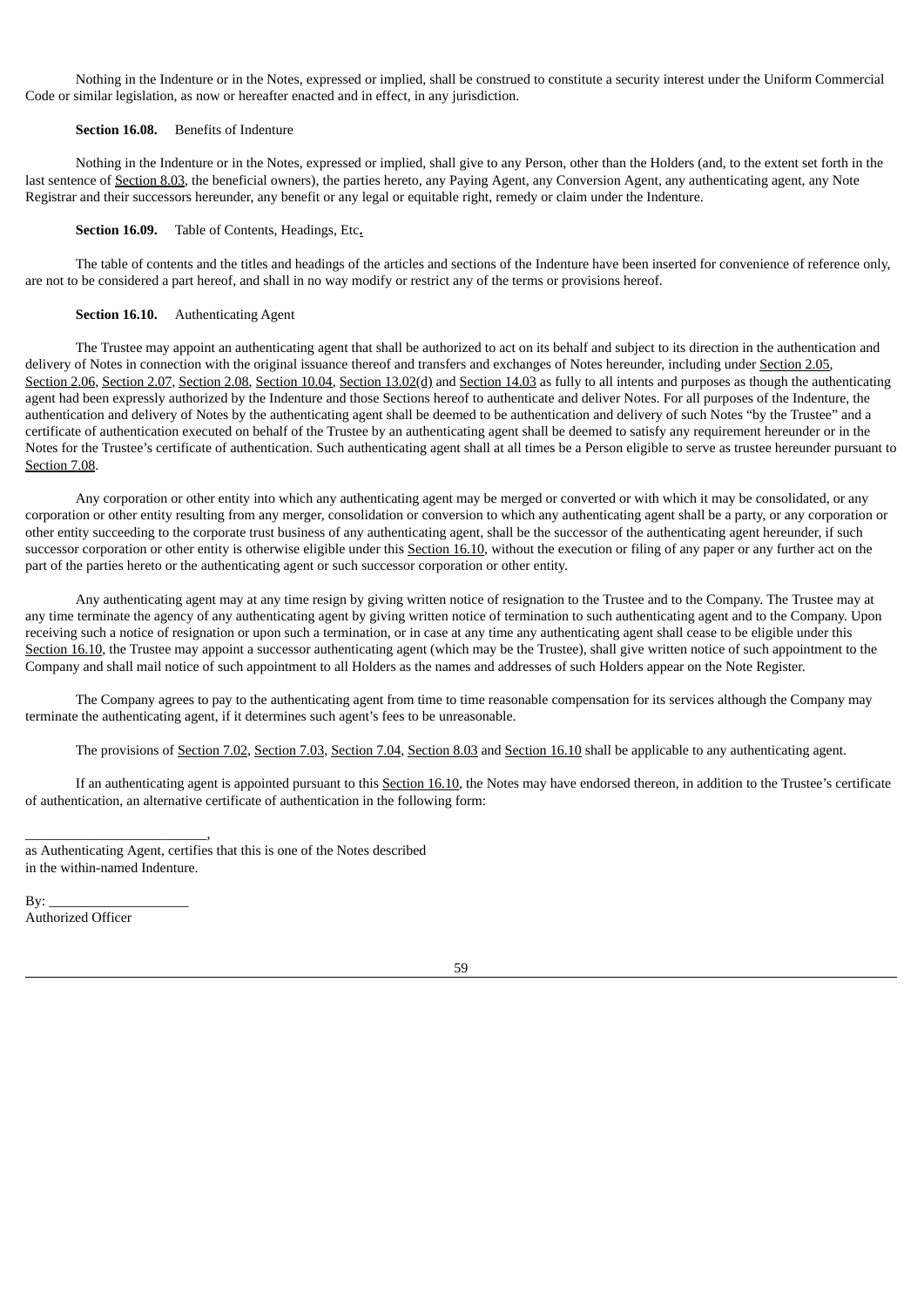Nothing in the Indenture or in the Notes, expressed or implied, shall be construed to constitute a security interest under the Uniform Commercial Code or similar legislation, as now or hereafter enacted and in effect, in any jurisdiction.

**Section 16.08.** Benefits of Indenture

Nothing in the Indenture or in the Notes, expressed or implied, shall give to any Person, other than the Holders (and, to the extent set forth in the last sentence of Section 8.03, the beneficial owners), the parties hereto, any Paying Agent, any Conversion Agent, any authenticating agent, any Note Registrar and their successors hereunder, any benefit or any legal or equitable right, remedy or claim under the Indenture.

**Section 16.09.** Table of Contents, Headings, Etc.

The table of contents and the titles and headings of the articles and sections of the Indenture have been inserted for convenience of reference only, are not to be considered a part hereof, and shall in no way modify or restrict any of the terms or provisions hereof.

**Section 16.10.** Authenticating Agent

The Trustee may appoint an authenticating agent that shall be authorized to act on its behalf and subject to its direction in the authentication and delivery of Notes in connection with the original issuance thereof and transfers and exchanges of Notes hereunder, including under Section 2.05, Section 2.06, Section 2.07, Section 2.08, Section 10.04, Section 13.02(d) and Section 14.03 as fully to all intents and purposes as though the authenticating agent had been expressly authorized by the Indenture and those Sections hereof to authenticate and deliver Notes. For all purposes of the Indenture, the authentication and delivery of Notes by the authenticating agent shall be deemed to be authentication and delivery of such Notes "by the Trustee" and a certificate of authentication executed on behalf of the Trustee by an authenticating agent shall be deemed to satisfy any requirement hereunder or in the Notes for the Trustee's certificate of authentication. Such authenticating agent shall at all times be a Person eligible to serve as trustee hereunder pursuant to Section 7.08.

Any corporation or other entity into which any authenticating agent may be merged or converted or with which it may be consolidated, or any corporation or other entity resulting from any merger, consolidation or conversion to which any authenticating agent shall be a party, or any corporation or other entity succeeding to the corporate trust business of any authenticating agent, shall be the successor of the authenticating agent hereunder, if such successor corporation or other entity is otherwise eligible under this Section 16.10, without the execution or filing of any paper or any further act on the part of the parties hereto or the authenticating agent or such successor corporation or other entity.

Any authenticating agent may at any time resign by giving written notice of resignation to the Trustee and to the Company. The Trustee may at any time terminate the agency of any authenticating agent by giving written notice of termination to such authenticating agent and to the Company. Upon receiving such a notice of resignation or upon such a termination, or in case at any time any authenticating agent shall cease to be eligible under this Section 16.10, the Trustee may appoint a successor authenticating agent (which may be the Trustee), shall give written notice of such appointment to the Company and shall mail notice of such appointment to all Holders as the names and addresses of such Holders appear on the Note Register.

The Company agrees to pay to the authenticating agent from time to time reasonable compensation for its services although the Company may terminate the authenticating agent, if it determines such agent's fees to be unreasonable.

The provisions of Section 7.02, Section 7.03, Section 7.04, Section 8.03 and Section 16.10 shall be applicable to any authenticating agent.

If an authenticating agent is appointed pursuant to this Section 16.10, the Notes may have endorsed thereon, in addition to the Trustee's certificate of authentication, an alternative certificate of authentication in the following form:

__________________________,
as Authenticating Agent, certifies that this is one of the Notes described
in the within-named Indenture.

By: ____________________
Authorized Officer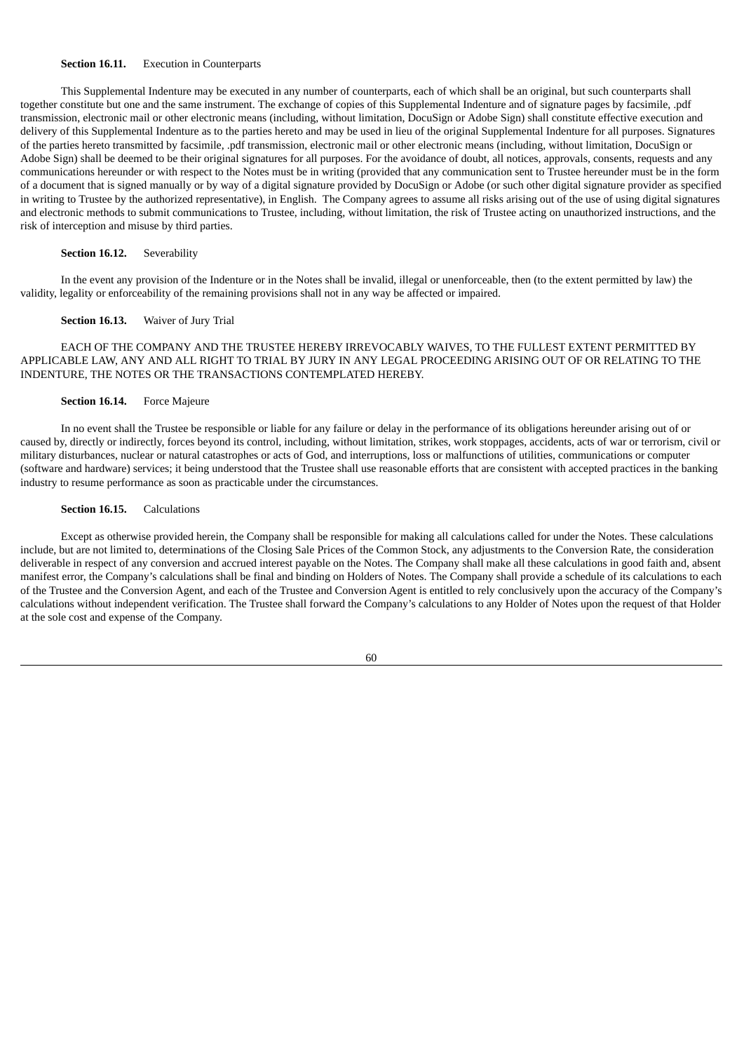**Section 16.11.** Execution in Counterparts

This Supplemental Indenture may be executed in any number of counterparts, each of which shall be an original, but such counterparts shall together constitute but one and the same instrument. The exchange of copies of this Supplemental Indenture and of signature pages by facsimile, .pdf transmission, electronic mail or other electronic means (including, without limitation, DocuSign or Adobe Sign) shall constitute effective execution and delivery of this Supplemental Indenture as to the parties hereto and may be used in lieu of the original Supplemental Indenture for all purposes. Signatures of the parties hereto transmitted by facsimile, .pdf transmission, electronic mail or other electronic means (including, without limitation, DocuSign or Adobe Sign) shall be deemed to be their original signatures for all purposes. For the avoidance of doubt, all notices, approvals, consents, requests and any communications hereunder or with respect to the Notes must be in writing (provided that any communication sent to Trustee hereunder must be in the form of a document that is signed manually or by way of a digital signature provided by DocuSign or Adobe (or such other digital signature provider as specified in writing to Trustee by the authorized representative), in English. The Company agrees to assume all risks arising out of the use of using digital signatures and electronic methods to submit communications to Trustee, including, without limitation, the risk of Trustee acting on unauthorized instructions, and the risk of interception and misuse by third parties.

**Section 16.12.** Severability

In the event any provision of the Indenture or in the Notes shall be invalid, illegal or unenforceable, then (to the extent permitted by law) the validity, legality or enforceability of the remaining provisions shall not in any way be affected or impaired.

**Section 16.13.** Waiver of Jury Trial

EACH OF THE COMPANY AND THE TRUSTEE HEREBY IRREVOCABLY WAIVES, TO THE FULLEST EXTENT PERMITTED BY APPLICABLE LAW, ANY AND ALL RIGHT TO TRIAL BY JURY IN ANY LEGAL PROCEEDING ARISING OUT OF OR RELATING TO THE INDENTURE, THE NOTES OR THE TRANSACTIONS CONTEMPLATED HEREBY.

**Section 16.14.** Force Majeure

In no event shall the Trustee be responsible or liable for any failure or delay in the performance of its obligations hereunder arising out of or caused by, directly or indirectly, forces beyond its control, including, without limitation, strikes, work stoppages, accidents, acts of war or terrorism, civil or military disturbances, nuclear or natural catastrophes or acts of God, and interruptions, loss or malfunctions of utilities, communications or computer (software and hardware) services; it being understood that the Trustee shall use reasonable efforts that are consistent with accepted practices in the banking industry to resume performance as soon as practicable under the circumstances.

**Section 16.15.** Calculations

Except as otherwise provided herein, the Company shall be responsible for making all calculations called for under the Notes. These calculations include, but are not limited to, determinations of the Closing Sale Prices of the Common Stock, any adjustments to the Conversion Rate, the consideration deliverable in respect of any conversion and accrued interest payable on the Notes. The Company shall make all these calculations in good faith and, absent manifest error, the Company's calculations shall be final and binding on Holders of Notes. The Company shall provide a schedule of its calculations to each of the Trustee and the Conversion Agent, and each of the Trustee and Conversion Agent is entitled to rely conclusively upon the accuracy of the Company's calculations without independent verification. The Trustee shall forward the Company's calculations to any Holder of Notes upon the request of that Holder at the sole cost and expense of the Company.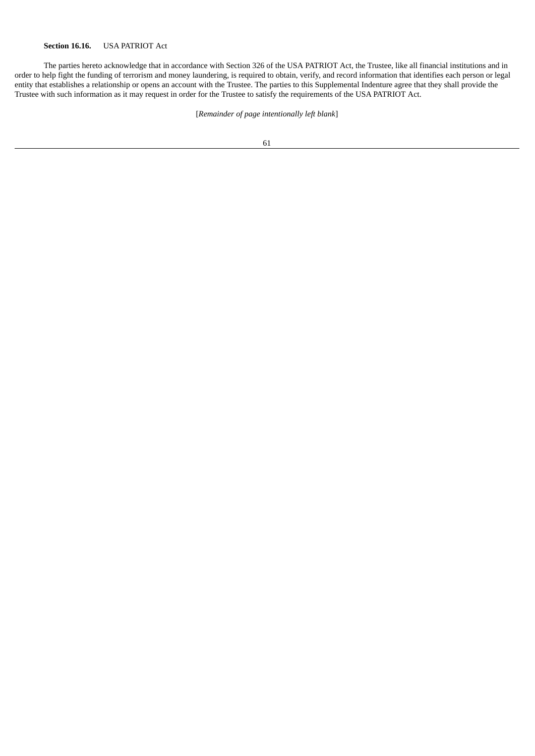**Section 16.16.** USA PATRIOT Act

The parties hereto acknowledge that in accordance with Section 326 of the USA PATRIOT Act, the Trustee, like all financial institutions and in order to help fight the funding of terrorism and money laundering, is required to obtain, verify, and record information that identifies each person or legal entity that establishes a relationship or opens an account with the Trustee. The parties to this Supplemental Indenture agree that they shall provide the Trustee with such information as it may request in order for the Trustee to satisfy the requirements of the USA PATRIOT Act.

[*Remainder of page intentionally left blank*]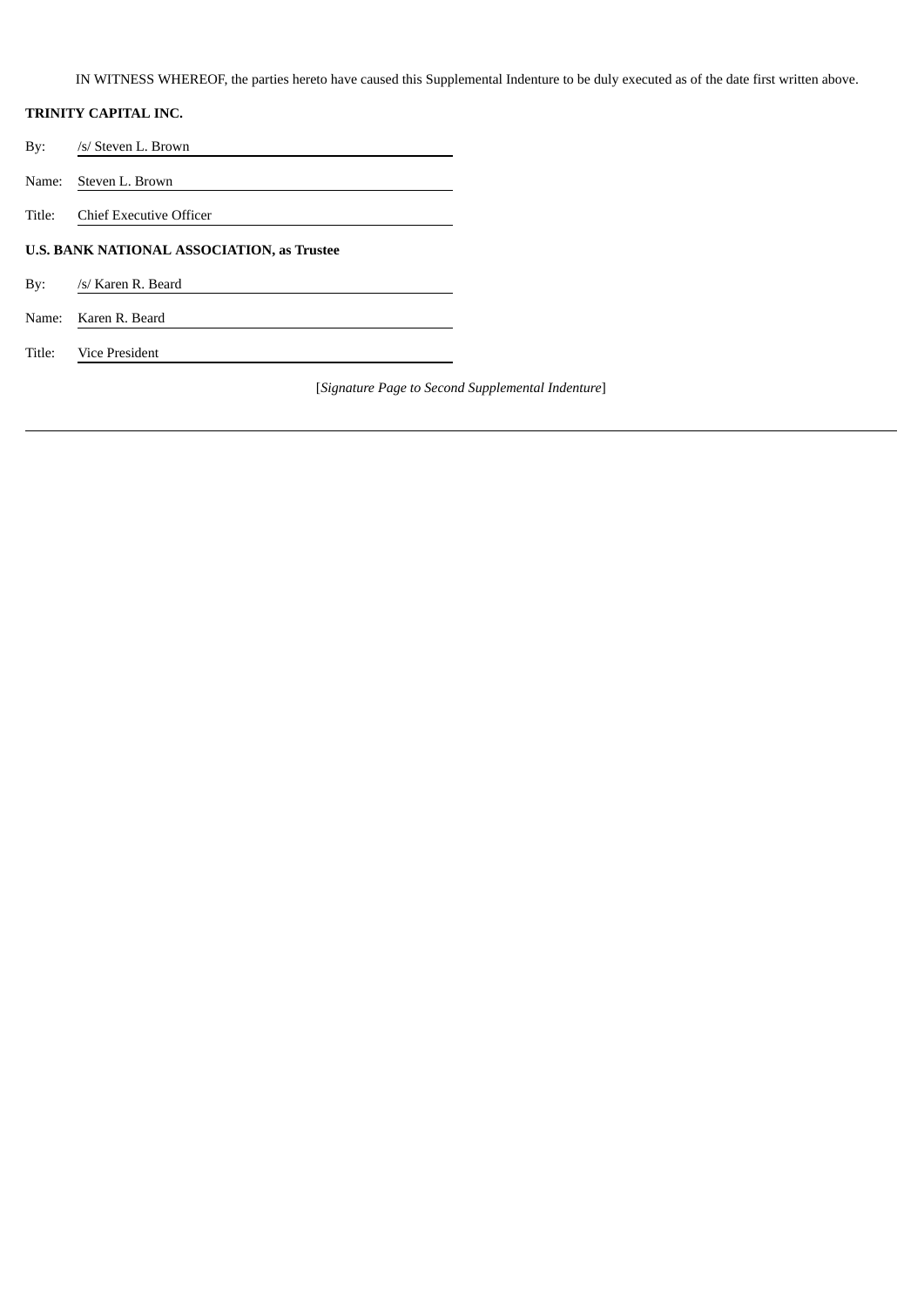IN WITNESS WHEREOF, the parties hereto have caused this Supplemental Indenture to be duly executed as of the date first written above.

**TRINITY CAPITAL INC.**

By: /s/ Steven L. Brown

Name: Steven L. Brown

Title: Chief Executive Officer

**U.S. BANK NATIONAL ASSOCIATION, as Trustee**

By: /s/ Karen R. Beard

Name: Karen R. Beard

Title: Vice President

[*Signature Page to Second Supplemental Indenture*]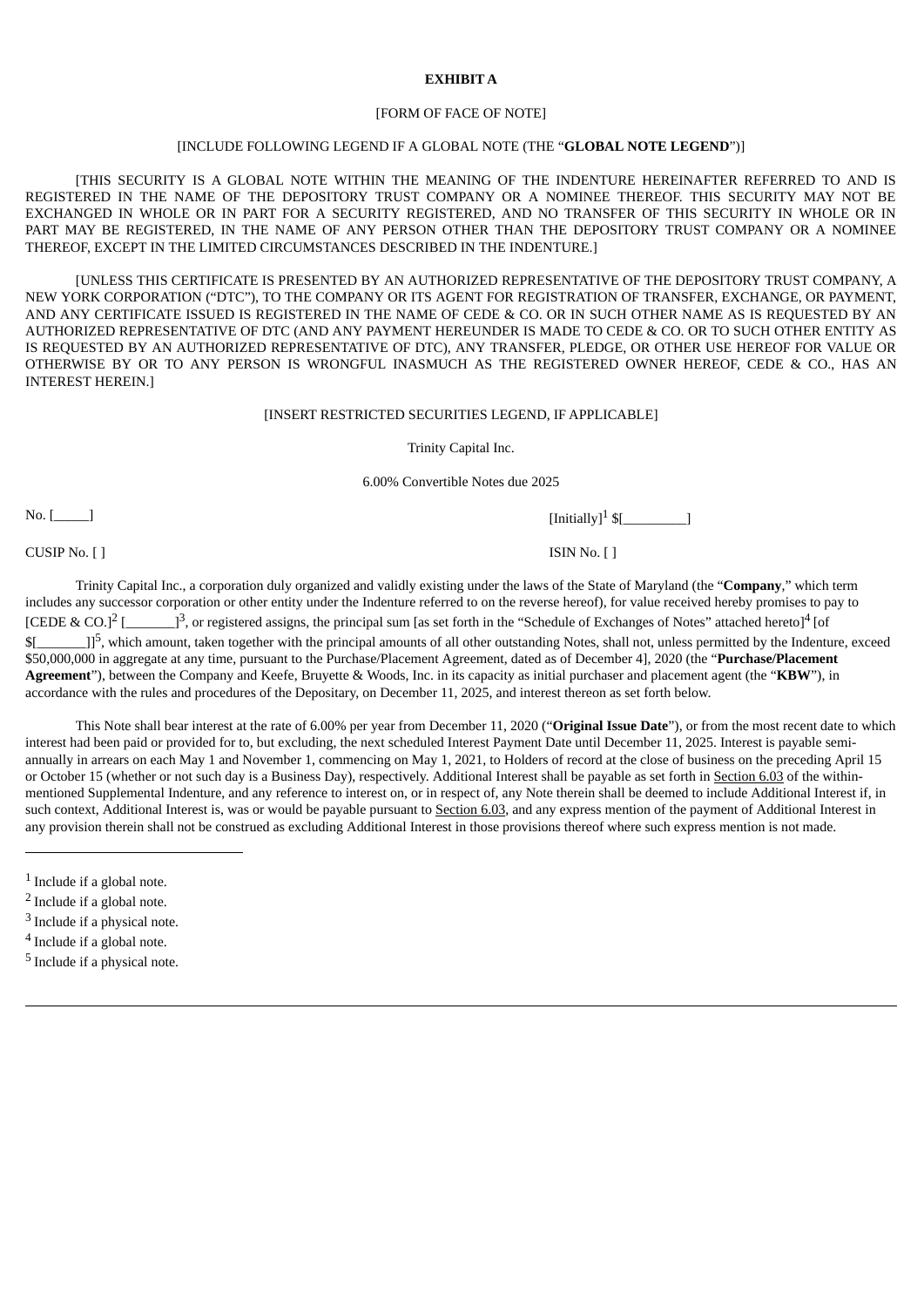**EXHIBIT A**

[FORM OF FACE OF NOTE]

[INCLUDE FOLLOWING LEGEND IF A GLOBAL NOTE (THE "**GLOBAL NOTE LEGEND**")]

[THIS SECURITY IS A GLOBAL NOTE WITHIN THE MEANING OF THE INDENTURE HEREINAFTER REFERRED TO AND IS REGISTERED IN THE NAME OF THE DEPOSITORY TRUST COMPANY OR A NOMINEE THEREOF. THIS SECURITY MAY NOT BE EXCHANGED IN WHOLE OR IN PART FOR A SECURITY REGISTERED, AND NO TRANSFER OF THIS SECURITY IN WHOLE OR IN PART MAY BE REGISTERED, IN THE NAME OF ANY PERSON OTHER THAN THE DEPOSITORY TRUST COMPANY OR A NOMINEE THEREOF, EXCEPT IN THE LIMITED CIRCUMSTANCES DESCRIBED IN THE INDENTURE.]

[UNLESS THIS CERTIFICATE IS PRESENTED BY AN AUTHORIZED REPRESENTATIVE OF THE DEPOSITORY TRUST COMPANY, A NEW YORK CORPORATION ("DTC"), TO THE COMPANY OR ITS AGENT FOR REGISTRATION OF TRANSFER, EXCHANGE, OR PAYMENT, AND ANY CERTIFICATE ISSUED IS REGISTERED IN THE NAME OF CEDE & CO. OR IN SUCH OTHER NAME AS IS REQUESTED BY AN AUTHORIZED REPRESENTATIVE OF DTC (AND ANY PAYMENT HEREUNDER IS MADE TO CEDE & CO. OR TO SUCH OTHER ENTITY AS IS REQUESTED BY AN AUTHORIZED REPRESENTATIVE OF DTC), ANY TRANSFER, PLEDGE, OR OTHER USE HEREOF FOR VALUE OR OTHERWISE BY OR TO ANY PERSON IS WRONGFUL INASMUCH AS THE REGISTERED OWNER HEREOF, CEDE & CO., HAS AN INTEREST HEREIN.]

[INSERT RESTRICTED SECURITIES LEGEND, IF APPLICABLE]

Trinity Capital Inc.

6.00% Convertible Notes due 2025

No. [_____] [Initially][1] $[_________]

CUSIP No. [ ] ISIN No. [ ]

Trinity Capital Inc., a corporation duly organized and validly existing under the laws of the State of Maryland (the "**Company**," which term includes any successor corporation or other entity under the Indenture referred to on the reverse hereof), for value received hereby promises to pay to [CEDE & CO.][2] [_______][3], or registered assigns, the principal sum [as set forth in the "Schedule of Exchanges of Notes" attached hereto][4] [of $[_______]][5], which amount, taken together with the principal amounts of all other outstanding Notes, shall not, unless permitted by the Indenture, exceed $50,000,000 in aggregate at any time, pursuant to the Purchase/Placement Agreement, dated as of December 4], 2020 (the "**Purchase/Placement Agreement**"), between the Company and Keefe, Bruyette & Woods, Inc. in its capacity as initial purchaser and placement agent (the "**KBW**"), in accordance with the rules and procedures of the Depositary, on December 11, 2025, and interest thereon as set forth below.

This Note shall bear interest at the rate of 6.00% per year from December 11, 2020 ("**Original Issue Date**"), or from the most recent date to which interest had been paid or provided for to, but excluding, the next scheduled Interest Payment Date until December 11, 2025. Interest is payable semi-annually in arrears on each May 1 and November 1, commencing on May 1, 2021, to Holders of record at the close of business on the preceding April 15 or October 15 (whether or not such day is a Business Day), respectively. Additional Interest shall be payable as set forth in Section 6.03 of the within-mentioned Supplemental Indenture, and any reference to interest on, or in respect of, any Note therein shall be deemed to include Additional Interest if, in such context, Additional Interest is, was or would be payable pursuant to Section 6.03, and any express mention of the payment of Additional Interest in any provision therein shall not be construed as excluding Additional Interest in those provisions thereof where such express mention is not made.

---

[1] Include if a global note.

[2] Include if a global note.

[3] Include if a physical note.

[4] Include if a global note.

[5] Include if a physical note.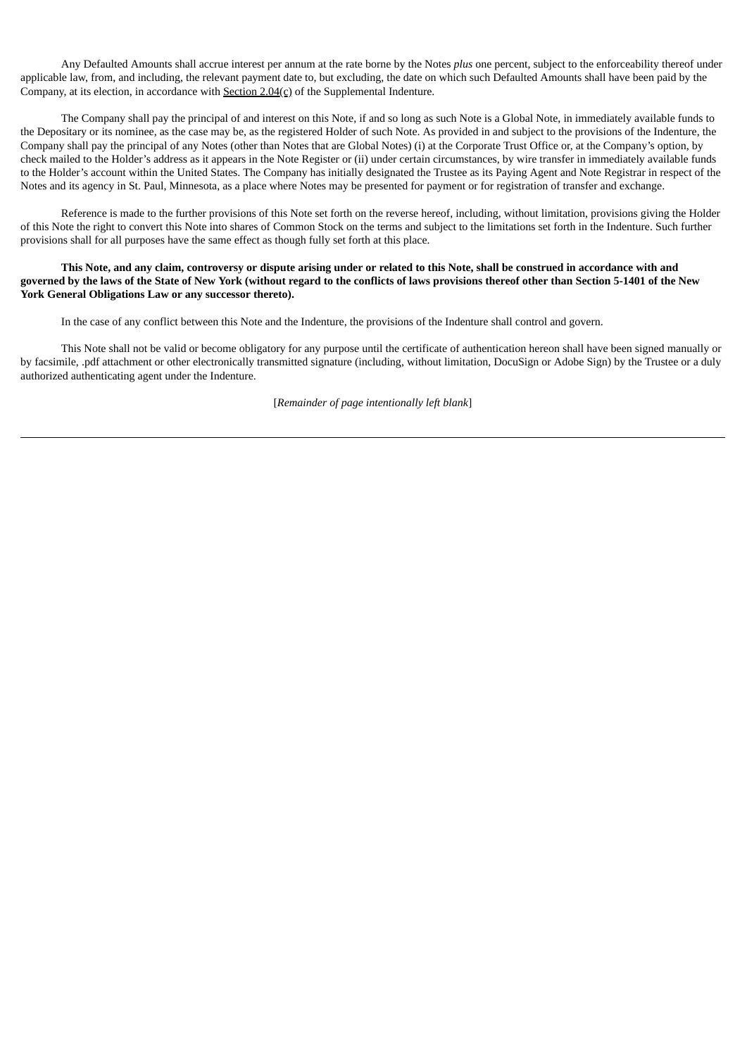Any Defaulted Amounts shall accrue interest per annum at the rate borne by the Notes *plus* one percent, subject to the enforceability thereof under applicable law, from, and including, the relevant payment date to, but excluding, the date on which such Defaulted Amounts shall have been paid by the Company, at its election, in accordance with Section 2.04(c) of the Supplemental Indenture.

The Company shall pay the principal of and interest on this Note, if and so long as such Note is a Global Note, in immediately available funds to the Depositary or its nominee, as the case may be, as the registered Holder of such Note. As provided in and subject to the provisions of the Indenture, the Company shall pay the principal of any Notes (other than Notes that are Global Notes) (i) at the Corporate Trust Office or, at the Company's option, by check mailed to the Holder's address as it appears in the Note Register or (ii) under certain circumstances, by wire transfer in immediately available funds to the Holder's account within the United States. The Company has initially designated the Trustee as its Paying Agent and Note Registrar in respect of the Notes and its agency in St. Paul, Minnesota, as a place where Notes may be presented for payment or for registration of transfer and exchange.

Reference is made to the further provisions of this Note set forth on the reverse hereof, including, without limitation, provisions giving the Holder of this Note the right to convert this Note into shares of Common Stock on the terms and subject to the limitations set forth in the Indenture. Such further provisions shall for all purposes have the same effect as though fully set forth at this place.

**This Note, and any claim, controversy or dispute arising under or related to this Note, shall be construed in accordance with and governed by the laws of the State of New York (without regard to the conflicts of laws provisions thereof other than Section 5-1401 of the New York General Obligations Law or any successor thereto).**

In the case of any conflict between this Note and the Indenture, the provisions of the Indenture shall control and govern.

This Note shall not be valid or become obligatory for any purpose until the certificate of authentication hereon shall have been signed manually or by facsimile, .pdf attachment or other electronically transmitted signature (including, without limitation, DocuSign or Adobe Sign) by the Trustee or a duly authorized authenticating agent under the Indenture.

[*Remainder of page intentionally left blank*]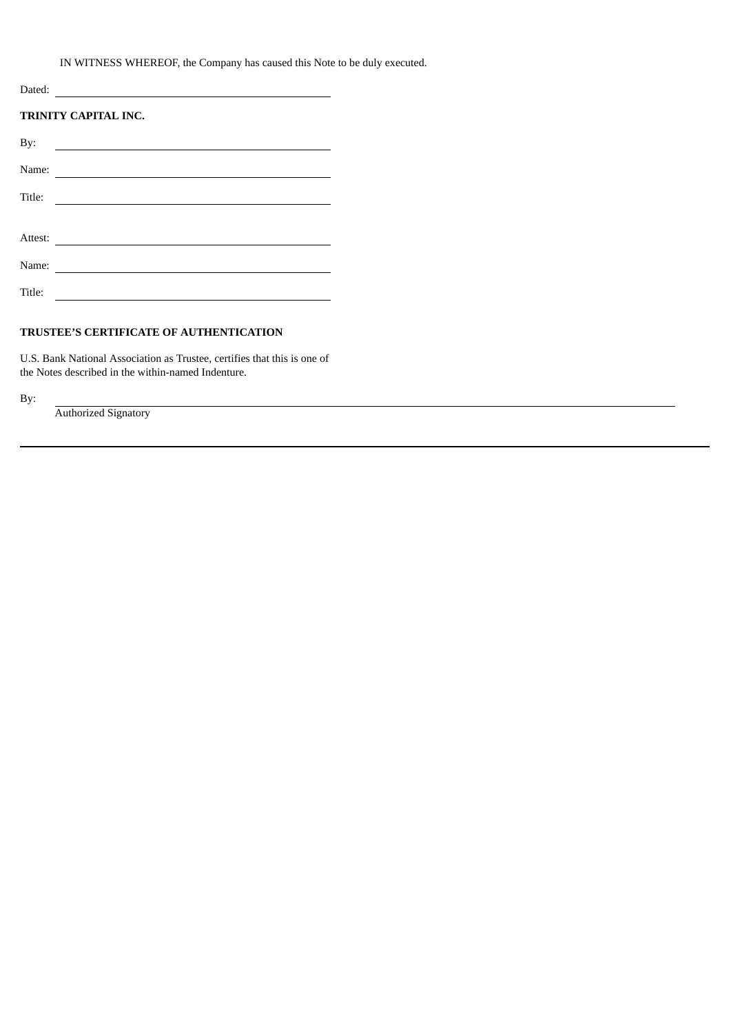IN WITNESS WHEREOF, the Company has caused this Note to be duly executed.

Dated: \_\_\_\_\_\_\_\_\_\_\_\_\_\_\_\_\_\_\_\_\_\_\_\_\_\_\_\_\_\_

**TRINITY CAPITAL INC.**

By: \_\_\_\_\_\_\_\_\_\_\_\_\_\_\_\_\_\_\_\_\_\_\_\_\_\_\_\_\_\_

Name: \_\_\_\_\_\_\_\_\_\_\_\_\_\_\_\_\_\_\_\_\_\_\_\_\_\_\_\_\_\_

Title: \_\_\_\_\_\_\_\_\_\_\_\_\_\_\_\_\_\_\_\_\_\_\_\_\_\_\_\_\_\_

Attest: \_\_\_\_\_\_\_\_\_\_\_\_\_\_\_\_\_\_\_\_\_\_\_\_\_\_\_\_\_\_

Name: \_\_\_\_\_\_\_\_\_\_\_\_\_\_\_\_\_\_\_\_\_\_\_\_\_\_\_\_\_\_

Title: \_\_\_\_\_\_\_\_\_\_\_\_\_\_\_\_\_\_\_\_\_\_\_\_\_\_\_\_\_\_

**TRUSTEE'S CERTIFICATE OF AUTHENTICATION**

U.S. Bank National Association as Trustee, certifies that this is one of the Notes described in the within-named Indenture.

By: \_\_\_\_\_\_\_\_\_\_\_\_\_\_\_\_\_\_\_\_\_\_\_\_\_\_\_\_\_\_
Authorized Signatory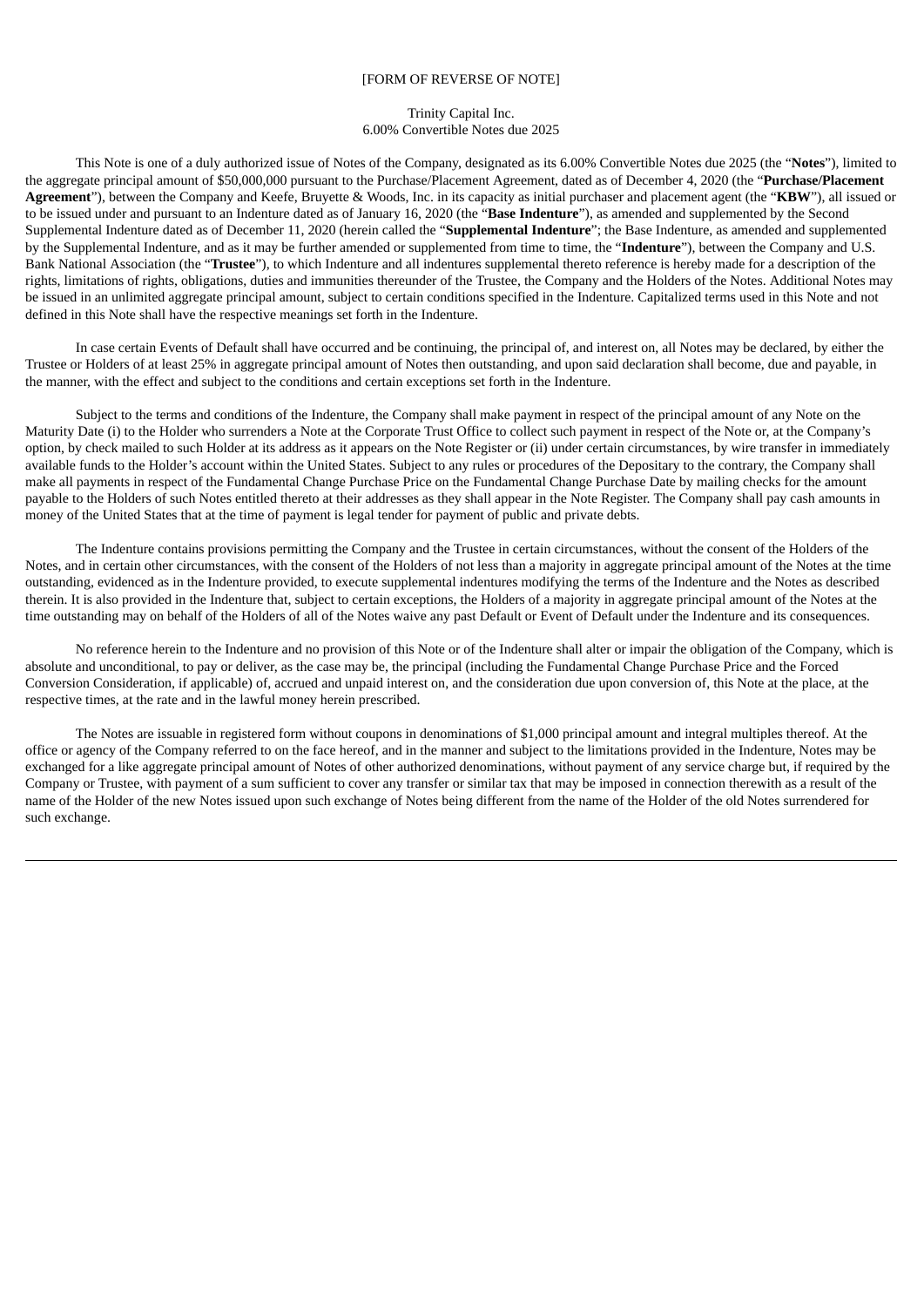[FORM OF REVERSE OF NOTE]

Trinity Capital Inc.
6.00% Convertible Notes due 2025

This Note is one of a duly authorized issue of Notes of the Company, designated as its 6.00% Convertible Notes due 2025 (the "**Notes**"), limited to the aggregate principal amount of $50,000,000 pursuant to the Purchase/Placement Agreement, dated as of December 4, 2020 (the "**Purchase/Placement Agreement**"), between the Company and Keefe, Bruyette & Woods, Inc. in its capacity as initial purchaser and placement agent (the "**KBW**"), all issued or to be issued under and pursuant to an Indenture dated as of January 16, 2020 (the "**Base Indenture**"), as amended and supplemented by the Second Supplemental Indenture dated as of December 11, 2020 (herein called the "**Supplemental Indenture**"; the Base Indenture, as amended and supplemented by the Supplemental Indenture, and as it may be further amended or supplemented from time to time, the "**Indenture**"), between the Company and U.S. Bank National Association (the "**Trustee**"), to which Indenture and all indentures supplemental thereto reference is hereby made for a description of the rights, limitations of rights, obligations, duties and immunities thereunder of the Trustee, the Company and the Holders of the Notes. Additional Notes may be issued in an unlimited aggregate principal amount, subject to certain conditions specified in the Indenture. Capitalized terms used in this Note and not defined in this Note shall have the respective meanings set forth in the Indenture.

In case certain Events of Default shall have occurred and be continuing, the principal of, and interest on, all Notes may be declared, by either the Trustee or Holders of at least 25% in aggregate principal amount of Notes then outstanding, and upon said declaration shall become, due and payable, in the manner, with the effect and subject to the conditions and certain exceptions set forth in the Indenture.

Subject to the terms and conditions of the Indenture, the Company shall make payment in respect of the principal amount of any Note on the Maturity Date (i) to the Holder who surrenders a Note at the Corporate Trust Office to collect such payment in respect of the Note or, at the Company's option, by check mailed to such Holder at its address as it appears on the Note Register or (ii) under certain circumstances, by wire transfer in immediately available funds to the Holder's account within the United States. Subject to any rules or procedures of the Depositary to the contrary, the Company shall make all payments in respect of the Fundamental Change Purchase Price on the Fundamental Change Purchase Date by mailing checks for the amount payable to the Holders of such Notes entitled thereto at their addresses as they shall appear in the Note Register. The Company shall pay cash amounts in money of the United States that at the time of payment is legal tender for payment of public and private debts.

The Indenture contains provisions permitting the Company and the Trustee in certain circumstances, without the consent of the Holders of the Notes, and in certain other circumstances, with the consent of the Holders of not less than a majority in aggregate principal amount of the Notes at the time outstanding, evidenced as in the Indenture provided, to execute supplemental indentures modifying the terms of the Indenture and the Notes as described therein. It is also provided in the Indenture that, subject to certain exceptions, the Holders of a majority in aggregate principal amount of the Notes at the time outstanding may on behalf of the Holders of all of the Notes waive any past Default or Event of Default under the Indenture and its consequences.

No reference herein to the Indenture and no provision of this Note or of the Indenture shall alter or impair the obligation of the Company, which is absolute and unconditional, to pay or deliver, as the case may be, the principal (including the Fundamental Change Purchase Price and the Forced Conversion Consideration, if applicable) of, accrued and unpaid interest on, and the consideration due upon conversion of, this Note at the place, at the respective times, at the rate and in the lawful money herein prescribed.

The Notes are issuable in registered form without coupons in denominations of $1,000 principal amount and integral multiples thereof. At the office or agency of the Company referred to on the face hereof, and in the manner and subject to the limitations provided in the Indenture, Notes may be exchanged for a like aggregate principal amount of Notes of other authorized denominations, without payment of any service charge but, if required by the Company or Trustee, with payment of a sum sufficient to cover any transfer or similar tax that may be imposed in connection therewith as a result of the name of the Holder of the new Notes issued upon such exchange of Notes being different from the name of the Holder of the old Notes surrendered for such exchange.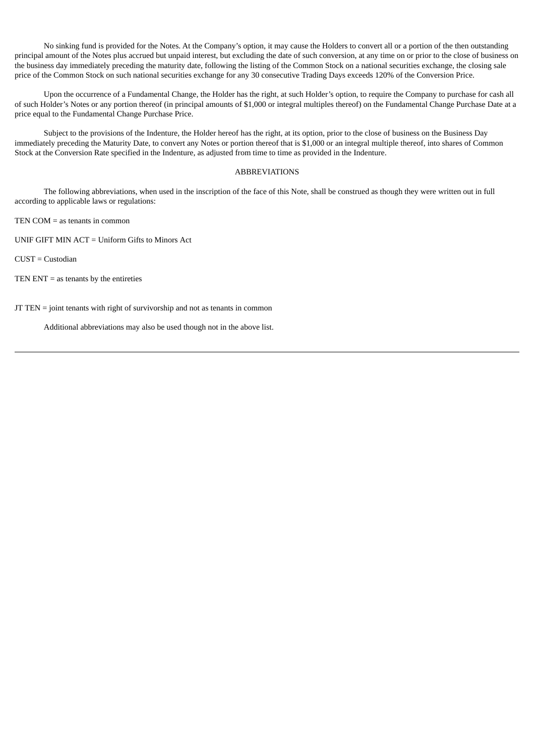No sinking fund is provided for the Notes. At the Company's option, it may cause the Holders to convert all or a portion of the then outstanding principal amount of the Notes plus accrued but unpaid interest, but excluding the date of such conversion, at any time on or prior to the close of business on the business day immediately preceding the maturity date, following the listing of the Common Stock on a national securities exchange, the closing sale price of the Common Stock on such national securities exchange for any 30 consecutive Trading Days exceeds 120% of the Conversion Price.

Upon the occurrence of a Fundamental Change, the Holder has the right, at such Holder's option, to require the Company to purchase for cash all of such Holder's Notes or any portion thereof (in principal amounts of $1,000 or integral multiples thereof) on the Fundamental Change Purchase Date at a price equal to the Fundamental Change Purchase Price.

Subject to the provisions of the Indenture, the Holder hereof has the right, at its option, prior to the close of business on the Business Day immediately preceding the Maturity Date, to convert any Notes or portion thereof that is $1,000 or an integral multiple thereof, into shares of Common Stock at the Conversion Rate specified in the Indenture, as adjusted from time to time as provided in the Indenture.

ABBREVIATIONS

The following abbreviations, when used in the inscription of the face of this Note, shall be construed as though they were written out in full according to applicable laws or regulations:

TEN COM = as tenants in common

UNIF GIFT MIN ACT = Uniform Gifts to Minors Act

CUST = Custodian

TEN ENT = as tenants by the entireties

JT TEN = joint tenants with right of survivorship and not as tenants in common

Additional abbreviations may also be used though not in the above list.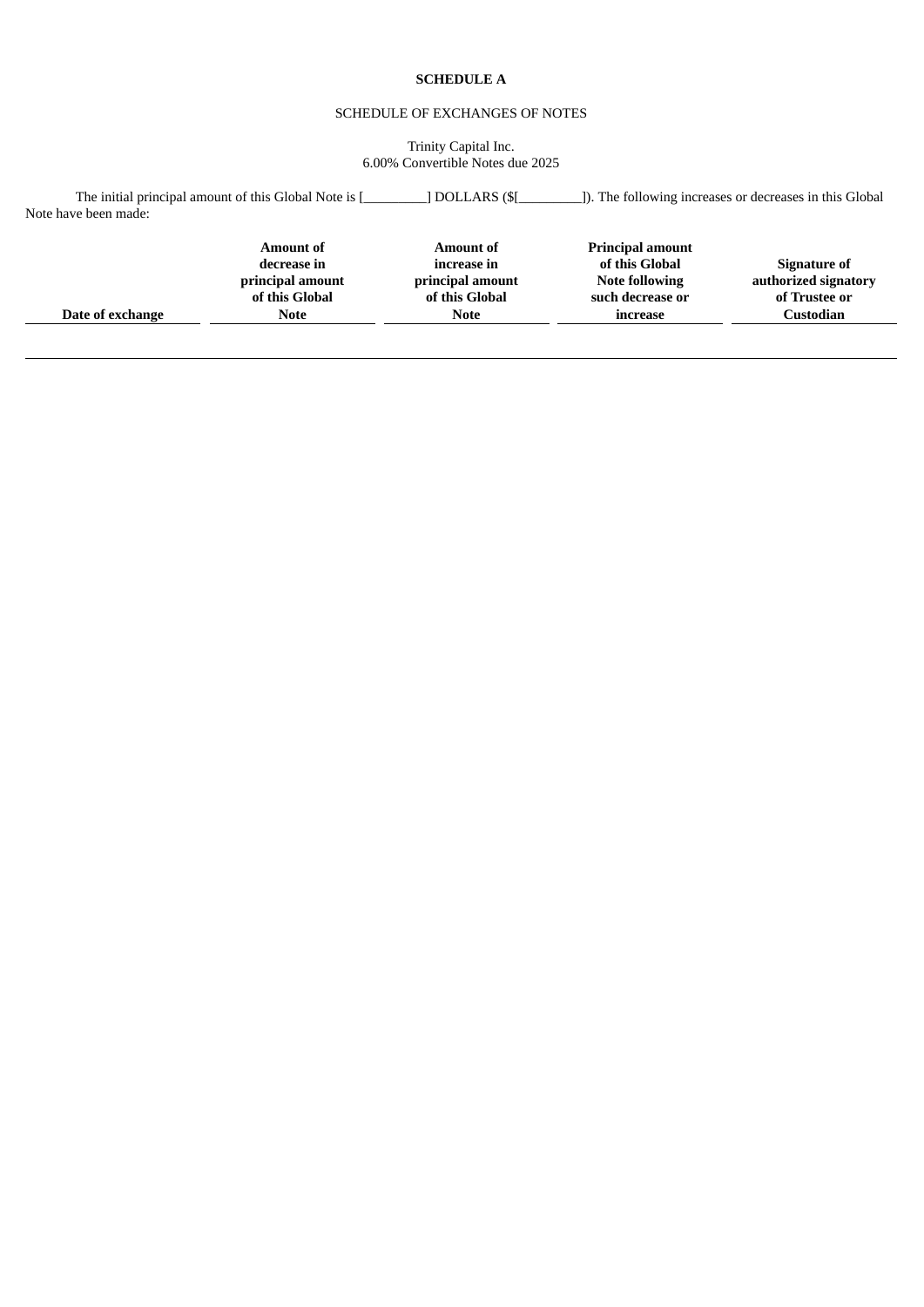**SCHEDULE A**

SCHEDULE OF EXCHANGES OF NOTES

Trinity Capital Inc.
6.00% Convertible Notes due 2025

The initial principal amount of this Global Note is [_________] DOLLARS ($[_________]). The following increases or decreases in this Global Note have been made:

| Date of exchange | Amount of decrease in principal amount of this Global Note | Amount of increase in principal amount of this Global Note | Principal amount of this Global Note following such decrease or increase | Signature of authorized signatory of Trustee or Custodian |
|---|---|---|---|---|
| | | | | |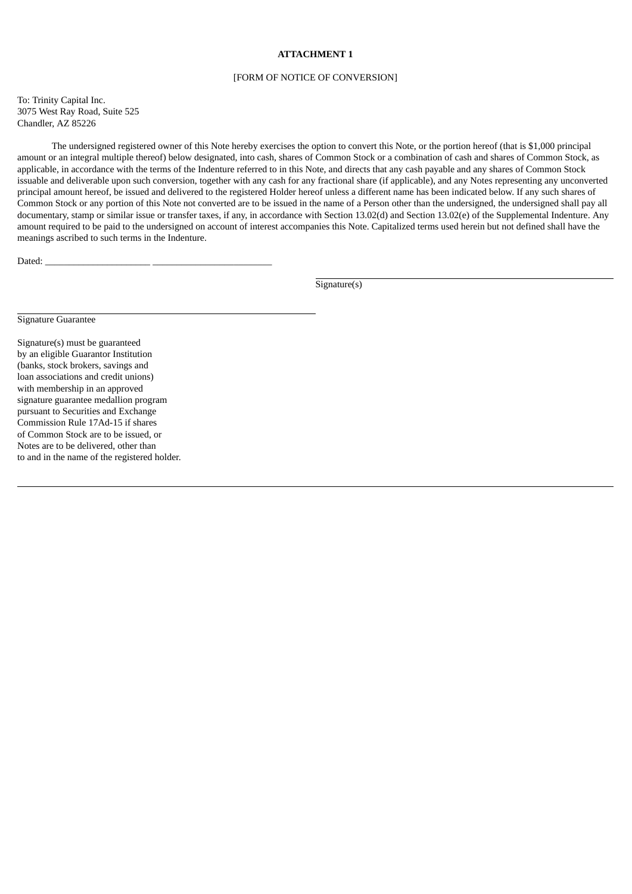**ATTACHMENT 1**

[FORM OF NOTICE OF CONVERSION]

To: Trinity Capital Inc.
3075 West Ray Road, Suite 525
Chandler, AZ 85226

The undersigned registered owner of this Note hereby exercises the option to convert this Note, or the portion hereof (that is $1,000 principal amount or an integral multiple thereof) below designated, into cash, shares of Common Stock or a combination of cash and shares of Common Stock, as applicable, in accordance with the terms of the Indenture referred to in this Note, and directs that any cash payable and any shares of Common Stock issuable and deliverable upon such conversion, together with any cash for any fractional share (if applicable), and any Notes representing any unconverted principal amount hereof, be issued and delivered to the registered Holder hereof unless a different name has been indicated below. If any such shares of Common Stock or any portion of this Note not converted are to be issued in the name of a Person other than the undersigned, the undersigned shall pay all documentary, stamp or similar issue or transfer taxes, if any, in accordance with Section 13.02(d) and Section 13.02(e) of the Supplemental Indenture. Any amount required to be paid to the undersigned on account of interest accompanies this Note. Capitalized terms used herein but not defined shall have the meanings ascribed to such terms in the Indenture.

Dated: ______________________ _________________________

_________________________
Signature(s)

_________________________
Signature Guarantee

Signature(s) must be guaranteed by an eligible Guarantor Institution (banks, stock brokers, savings and loan associations and credit unions) with membership in an approved signature guarantee medallion program pursuant to Securities and Exchange Commission Rule 17Ad-15 if shares of Common Stock are to be issued, or Notes are to be delivered, other than to and in the name of the registered holder.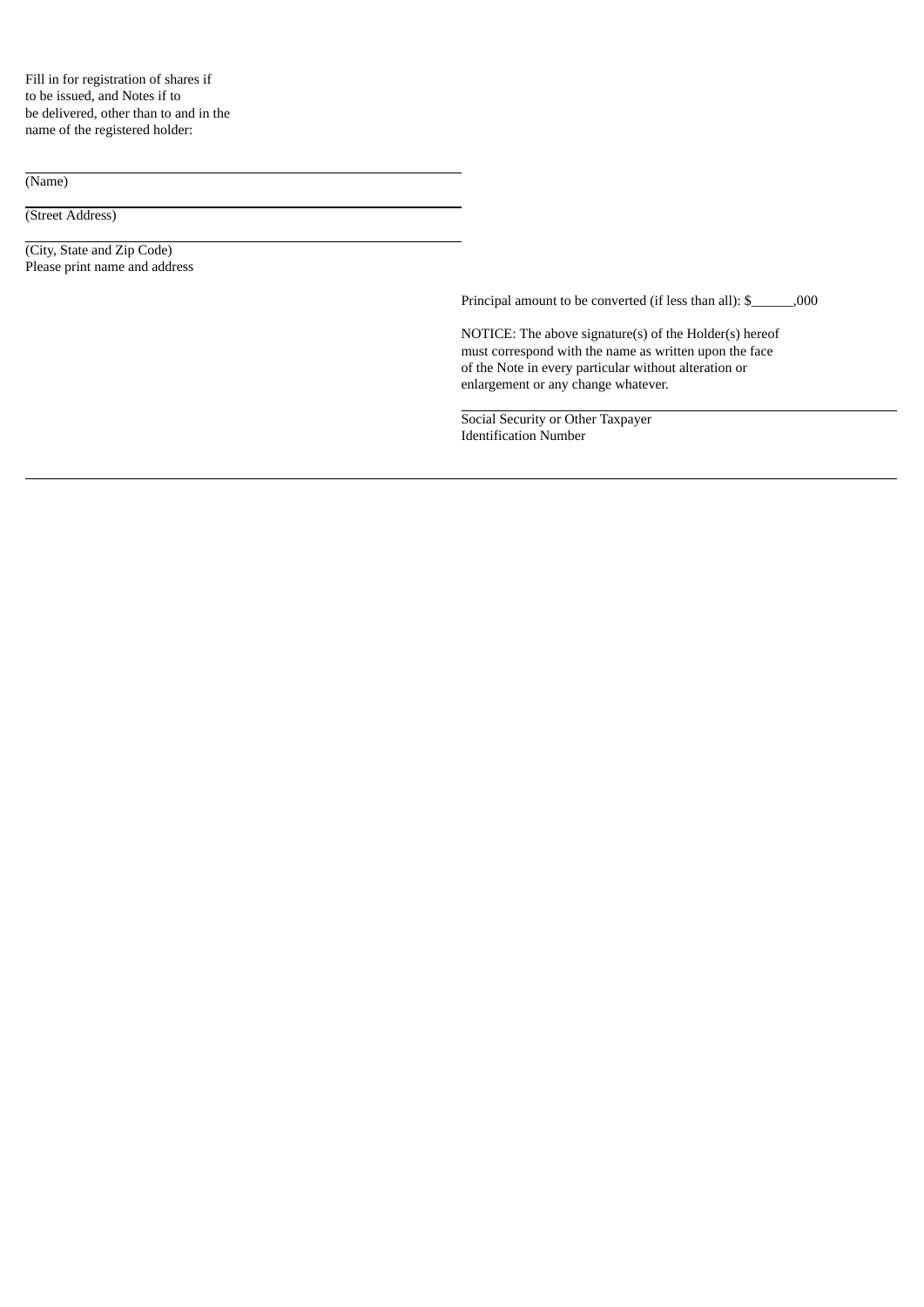Fill in for registration of shares if to be issued, and Notes if to be delivered, other than to and in the name of the registered holder:

_______________________________________________
(Name)

_______________________________________________
(Street Address)

_______________________________________________
(City, State and Zip Code)
Please print name and address

Principal amount to be converted (if less than all): $______,000

NOTICE: The above signature(s) of the Holder(s) hereof must correspond with the name as written upon the face of the Note in every particular without alteration or enlargement or any change whatever.

_______________________________________________
Social Security or Other Taxpayer Identification Number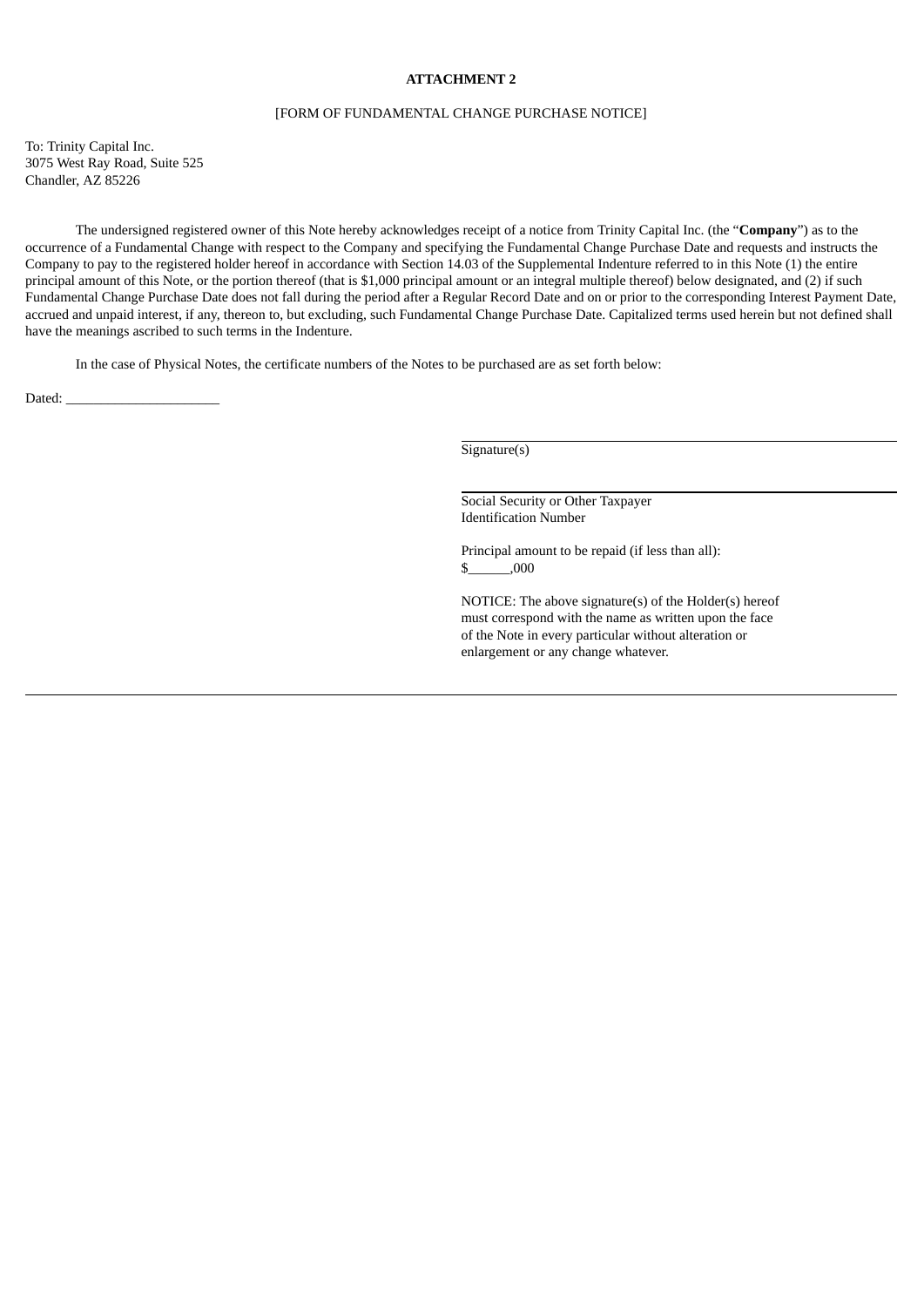**ATTACHMENT 2**

[FORM OF FUNDAMENTAL CHANGE PURCHASE NOTICE]

To: Trinity Capital Inc.
3075 West Ray Road, Suite 525
Chandler, AZ 85226

The undersigned registered owner of this Note hereby acknowledges receipt of a notice from Trinity Capital Inc. (the "**Company**") as to the occurrence of a Fundamental Change with respect to the Company and specifying the Fundamental Change Purchase Date and requests and instructs the Company to pay to the registered holder hereof in accordance with Section 14.03 of the Supplemental Indenture referred to in this Note (1) the entire principal amount of this Note, or the portion thereof (that is $1,000 principal amount or an integral multiple thereof) below designated, and (2) if such Fundamental Change Purchase Date does not fall during the period after a Regular Record Date and on or prior to the corresponding Interest Payment Date, accrued and unpaid interest, if any, thereon to, but excluding, such Fundamental Change Purchase Date. Capitalized terms used herein but not defined shall have the meanings ascribed to such terms in the Indenture.

In the case of Physical Notes, the certificate numbers of the Notes to be purchased are as set forth below:

Dated: ______________________

Signature(s)

Social Security or Other Taxpayer Identification Number

Principal amount to be repaid (if less than all):
$______,000

NOTICE: The above signature(s) of the Holder(s) hereof must correspond with the name as written upon the face of the Note in every particular without alteration or enlargement or any change whatever.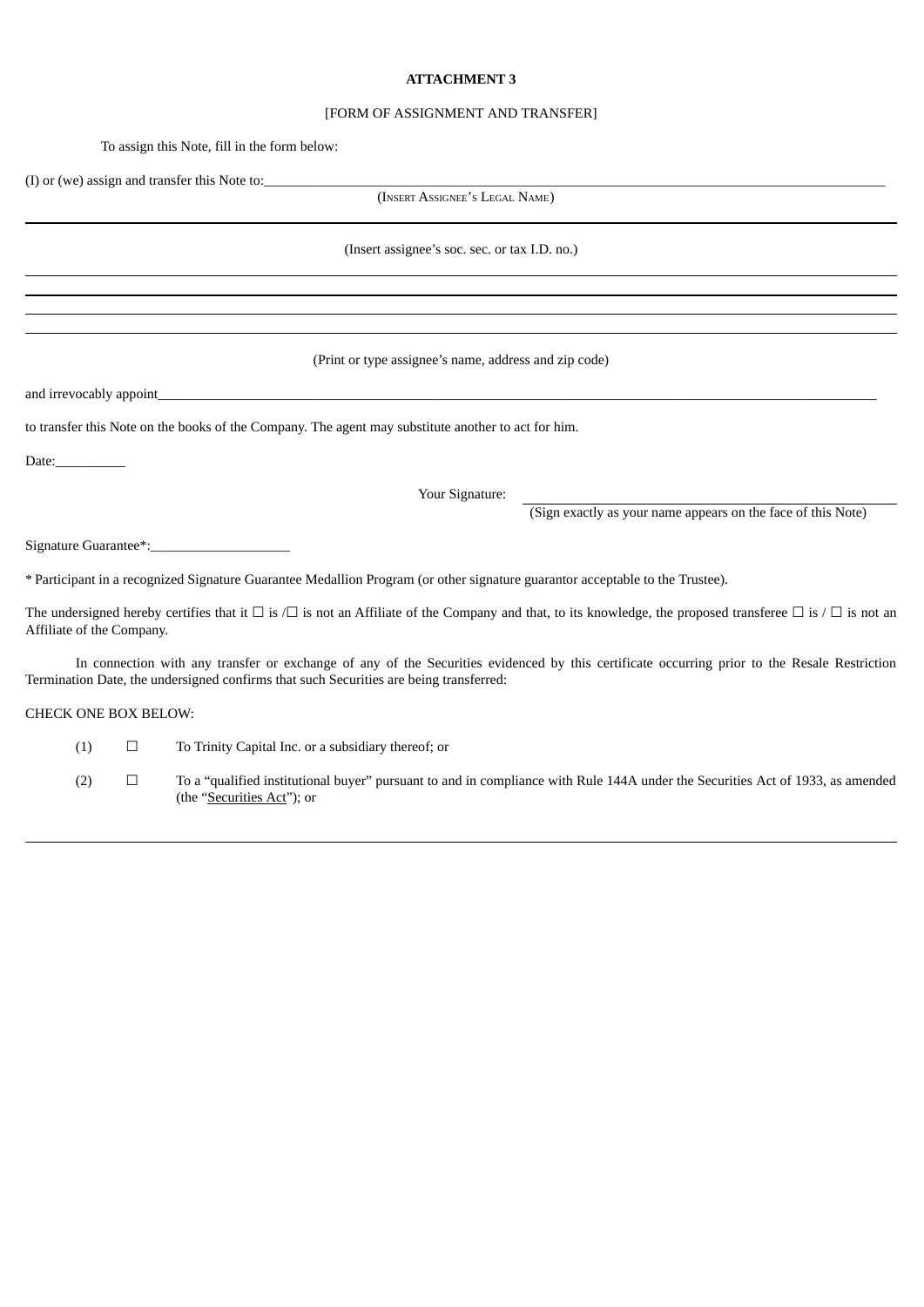**ATTACHMENT 3**

[FORM OF ASSIGNMENT AND TRANSFER]

To assign this Note, fill in the form below:

(I) or (we) assign and transfer this Note to:\_\_\_\_\_\_\_\_\_\_\_\_\_\_\_\_\_\_\_\_\_\_\_\_\_\_\_\_\_\_\_\_\_\_\_\_\_\_\_\_\_\_\_\_\_\_\_\_\_\_\_\_\_\_\_\_\_\_\_\_

(INSERT ASSIGNEE'S LEGAL NAME)

\_\_\_\_\_\_\_\_\_\_\_\_\_\_\_\_\_\_\_\_\_\_\_\_\_\_\_\_\_\_\_\_\_\_\_\_\_\_\_\_\_\_\_\_\_\_\_\_\_\_\_\_\_\_\_\_\_\_\_\_\_\_\_\_\_\_\_\_\_\_\_\_\_\_\_\_\_\_\_\_\_\_\_\_\_\_\_\_\_\_\_\_

(Insert assignee's soc. sec. or tax I.D. no.)

\_\_\_\_\_\_\_\_\_\_\_\_\_\_\_\_\_\_\_\_\_\_\_\_\_\_\_\_\_\_\_\_\_\_\_\_\_\_\_\_\_\_\_\_\_\_\_\_\_\_\_\_\_\_\_\_\_\_\_\_\_\_\_\_\_\_\_\_\_\_\_\_\_\_\_\_\_\_\_\_\_\_\_\_\_\_\_\_\_\_\_\_

\_\_\_\_\_\_\_\_\_\_\_\_\_\_\_\_\_\_\_\_\_\_\_\_\_\_\_\_\_\_\_\_\_\_\_\_\_\_\_\_\_\_\_\_\_\_\_\_\_\_\_\_\_\_\_\_\_\_\_\_\_\_\_\_\_\_\_\_\_\_\_\_\_\_\_\_\_\_\_\_\_\_\_\_\_\_\_\_\_\_\_\_

\_\_\_\_\_\_\_\_\_\_\_\_\_\_\_\_\_\_\_\_\_\_\_\_\_\_\_\_\_\_\_\_\_\_\_\_\_\_\_\_\_\_\_\_\_\_\_\_\_\_\_\_\_\_\_\_\_\_\_\_\_\_\_\_\_\_\_\_\_\_\_\_\_\_\_\_\_\_\_\_\_\_\_\_\_\_\_\_\_\_\_\_

\_\_\_\_\_\_\_\_\_\_\_\_\_\_\_\_\_\_\_\_\_\_\_\_\_\_\_\_\_\_\_\_\_\_\_\_\_\_\_\_\_\_\_\_\_\_\_\_\_\_\_\_\_\_\_\_\_\_\_\_\_\_\_\_\_\_\_\_\_\_\_\_\_\_\_\_\_\_\_\_\_\_\_\_\_\_\_\_\_\_\_\_

(Print or type assignee's name, address and zip code)

and irrevocably appoint\_\_\_\_\_\_\_\_\_\_\_\_\_\_\_\_\_\_\_\_\_\_\_\_\_\_\_\_\_\_\_\_\_\_\_\_\_\_\_\_\_\_\_\_\_\_\_\_\_\_\_\_\_\_\_\_\_\_\_\_\_\_\_\_\_\_\_\_\_\_\_\_\_\_

to transfer this Note on the books of the Company. The agent may substitute another to act for him.

Date:\_\_\_\_\_\_\_\_\_\_

Your Signature: \_\_\_\_\_\_\_\_\_\_\_\_\_\_\_\_\_\_\_\_\_\_\_\_\_\_\_\_\_\_\_\_\_\_\_\_\_\_\_\_

(Sign exactly as your name appears on the face of this Note)

Signature Guarantee*:\_\_\_\_\_\_\_\_\_\_\_\_\_\_\_\_\_\_\_\_

* Participant in a recognized Signature Guarantee Medallion Program (or other signature guarantor acceptable to the Trustee).

The undersigned hereby certifies that it ☐ is /☐ is not an Affiliate of the Company and that, to its knowledge, the proposed transferee ☐ is / ☐ is not an Affiliate of the Company.

In connection with any transfer or exchange of any of the Securities evidenced by this certificate occurring prior to the Resale Restriction Termination Date, the undersigned confirms that such Securities are being transferred:

CHECK ONE BOX BELOW:

(1) ☐ To Trinity Capital Inc. or a subsidiary thereof; or

(2) ☐ To a "qualified institutional buyer" pursuant to and in compliance with Rule 144A under the Securities Act of 1933, as amended (the "Securities Act"); or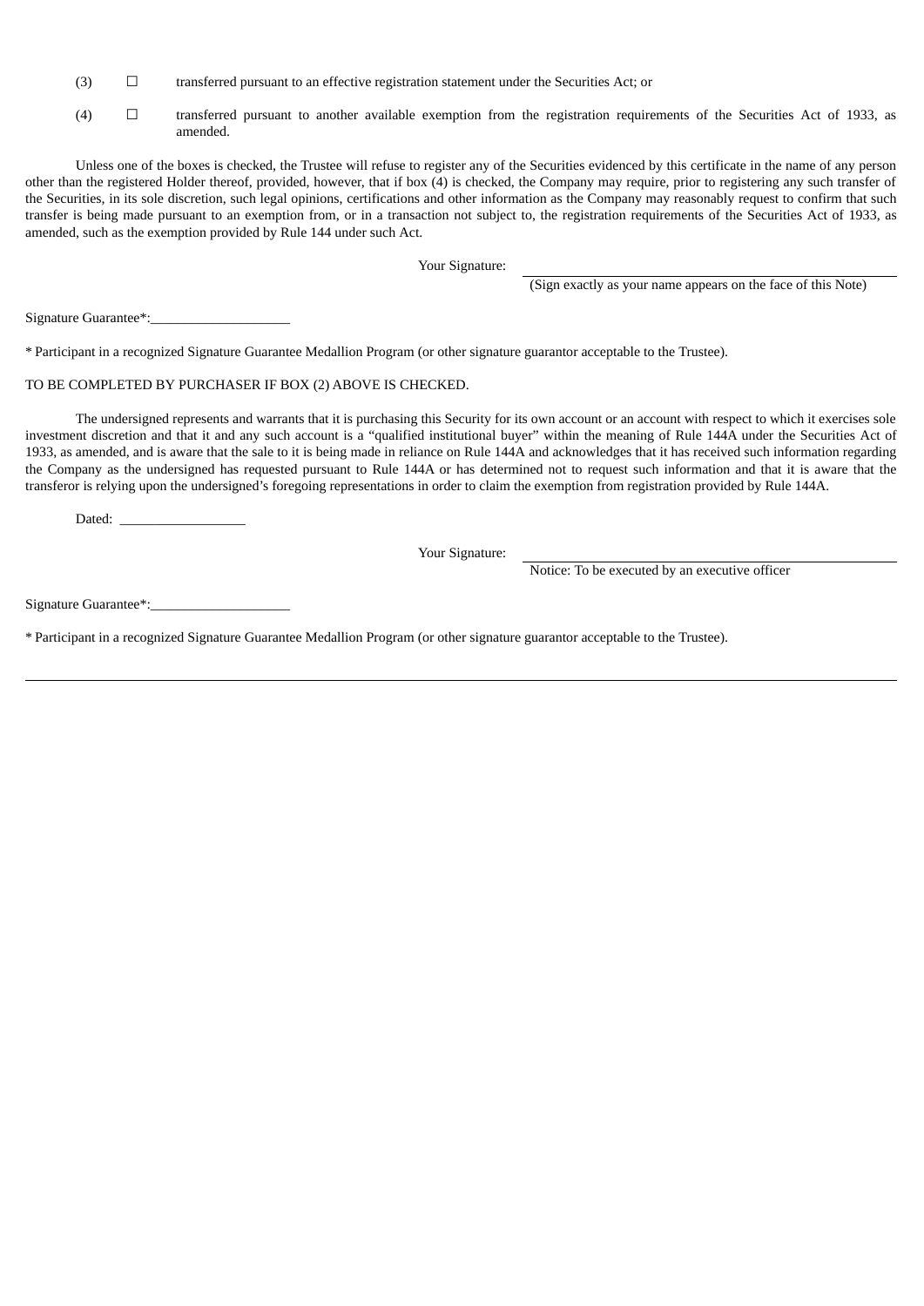(3) ☐ transferred pursuant to an effective registration statement under the Securities Act; or

(4) ☐ transferred pursuant to another available exemption from the registration requirements of the Securities Act of 1933, as amended.

Unless one of the boxes is checked, the Trustee will refuse to register any of the Securities evidenced by this certificate in the name of any person other than the registered Holder thereof, provided, however, that if box (4) is checked, the Company may require, prior to registering any such transfer of the Securities, in its sole discretion, such legal opinions, certifications and other information as the Company may reasonably request to confirm that such transfer is being made pursuant to an exemption from, or in a transaction not subject to, the registration requirements of the Securities Act of 1933, as amended, such as the exemption provided by Rule 144 under such Act.

Your Signature: \_\_\_\_\_\_\_\_\_\_\_\_\_\_\_\_\_\_\_\_\_\_\_\_\_\_\_\_\_\_\_\_\_\_\_\_\_\_\_\_
(Sign exactly as your name appears on the face of this Note)

Signature Guarantee*:\_\_\_\_\_\_\_\_\_\_\_\_\_\_\_\_\_\_\_\_

* Participant in a recognized Signature Guarantee Medallion Program (or other signature guarantor acceptable to the Trustee).

TO BE COMPLETED BY PURCHASER IF BOX (2) ABOVE IS CHECKED.

The undersigned represents and warrants that it is purchasing this Security for its own account or an account with respect to which it exercises sole investment discretion and that it and any such account is a "qualified institutional buyer" within the meaning of Rule 144A under the Securities Act of 1933, as amended, and is aware that the sale to it is being made in reliance on Rule 144A and acknowledges that it has received such information regarding the Company as the undersigned has requested pursuant to Rule 144A or has determined not to request such information and that it is aware that the transferor is relying upon the undersigned's foregoing representations in order to claim the exemption from registration provided by Rule 144A.

Dated: \_\_\_\_\_\_\_\_\_\_\_\_\_\_\_\_\_\_

Your Signature: \_\_\_\_\_\_\_\_\_\_\_\_\_\_\_\_\_\_\_\_\_\_\_\_\_\_\_\_\_\_\_\_\_\_\_\_\_\_\_\_
Notice: To be executed by an executive officer

Signature Guarantee*:\_\_\_\_\_\_\_\_\_\_\_\_\_\_\_\_\_\_\_\_

* Participant in a recognized Signature Guarantee Medallion Program (or other signature guarantor acceptable to the Trustee).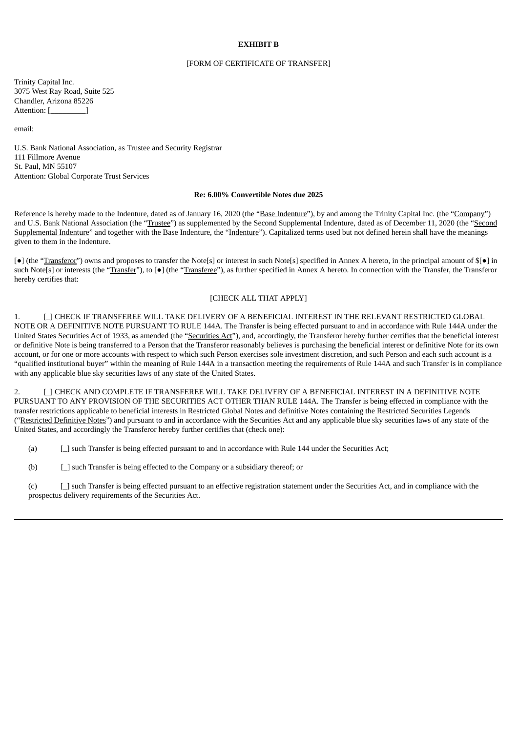**EXHIBIT B**

[FORM OF CERTIFICATE OF TRANSFER]

Trinity Capital Inc.
3075 West Ray Road, Suite 525
Chandler, Arizona 85226
Attention: [_________]

email:

U.S. Bank National Association, as Trustee and Security Registrar
111 Fillmore Avenue
St. Paul, MN 55107
Attention: Global Corporate Trust Services

**Re: 6.00% Convertible Notes due 2025**

Reference is hereby made to the Indenture, dated as of January 16, 2020 (the "Base Indenture"), by and among the Trinity Capital Inc. (the "Company") and U.S. Bank National Association (the "Trustee") as supplemented by the Second Supplemental Indenture, dated as of December 11, 2020 (the "Second Supplemental Indenture" and together with the Base Indenture, the "Indenture"). Capitalized terms used but not defined herein shall have the meanings given to them in the Indenture.

[●] (the "Transferor") owns and proposes to transfer the Note[s] or interest in such Note[s] specified in Annex A hereto, in the principal amount of $[●] in such Note[s] or interests (the "Transfer"), to [●] (the "Transferee"), as further specified in Annex A hereto. In connection with the Transfer, the Transferor hereby certifies that:

[CHECK ALL THAT APPLY]

1. [_] CHECK IF TRANSFEREE WILL TAKE DELIVERY OF A BENEFICIAL INTEREST IN THE RELEVANT RESTRICTED GLOBAL NOTE OR A DEFINITIVE NOTE PURSUANT TO RULE 144A. The Transfer is being effected pursuant to and in accordance with Rule 144A under the United States Securities Act of 1933, as amended (the "Securities Act"), and, accordingly, the Transferor hereby further certifies that the beneficial interest or definitive Note is being transferred to a Person that the Transferor reasonably believes is purchasing the beneficial interest or definitive Note for its own account, or for one or more accounts with respect to which such Person exercises sole investment discretion, and such Person and each such account is a "qualified institutional buyer" within the meaning of Rule 144A in a transaction meeting the requirements of Rule 144A and such Transfer is in compliance with any applicable blue sky securities laws of any state of the United States.

2. [_] CHECK AND COMPLETE IF TRANSFEREE WILL TAKE DELIVERY OF A BENEFICIAL INTEREST IN A DEFINITIVE NOTE PURSUANT TO ANY PROVISION OF THE SECURITIES ACT OTHER THAN RULE 144A. The Transfer is being effected in compliance with the transfer restrictions applicable to beneficial interests in Restricted Global Notes and definitive Notes containing the Restricted Securities Legends ("Restricted Definitive Notes") and pursuant to and in accordance with the Securities Act and any applicable blue sky securities laws of any state of the United States, and accordingly the Transferor hereby further certifies that (check one):

(a) [_] such Transfer is being effected pursuant to and in accordance with Rule 144 under the Securities Act;

(b) [_] such Transfer is being effected to the Company or a subsidiary thereof; or

(c) [_] such Transfer is being effected pursuant to an effective registration statement under the Securities Act, and in compliance with the prospectus delivery requirements of the Securities Act.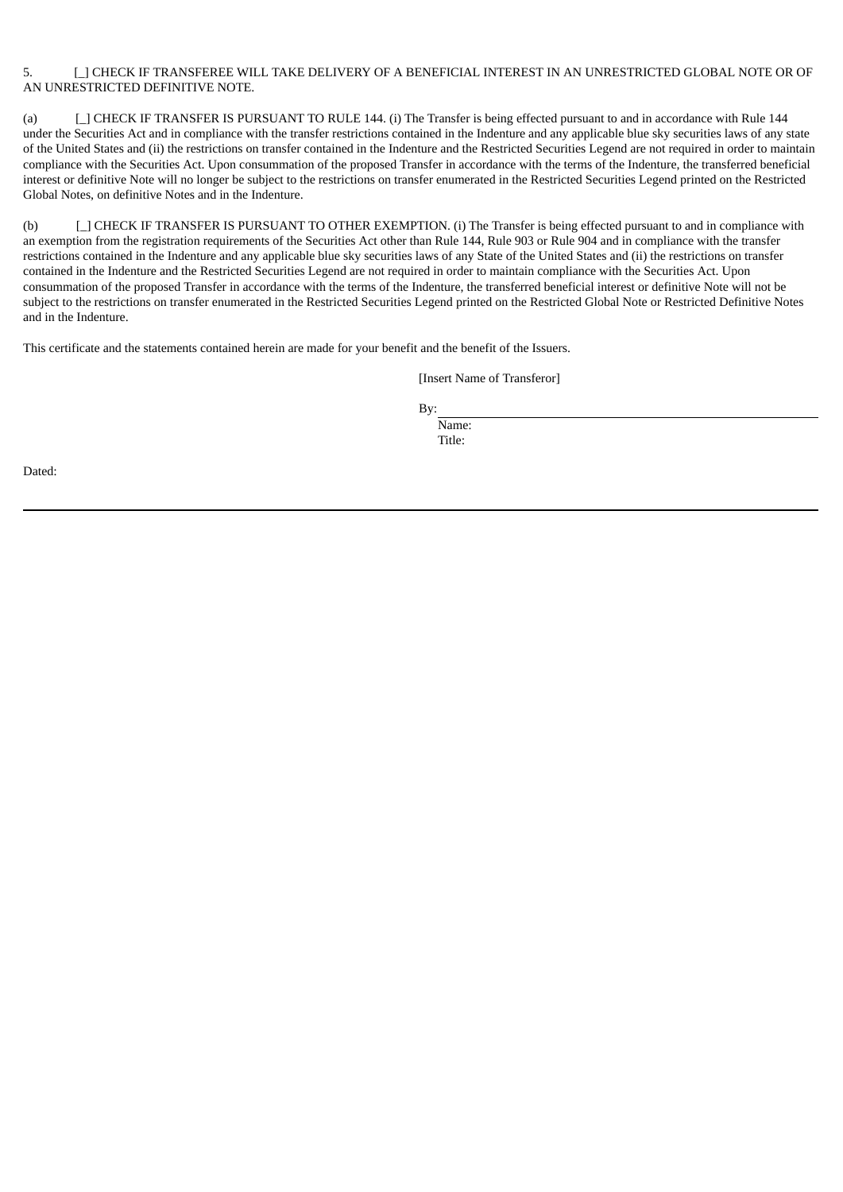5. [_] CHECK IF TRANSFEREE WILL TAKE DELIVERY OF A BENEFICIAL INTEREST IN AN UNRESTRICTED GLOBAL NOTE OR OF AN UNRESTRICTED DEFINITIVE NOTE.

(a) [_] CHECK IF TRANSFER IS PURSUANT TO RULE 144. (i) The Transfer is being effected pursuant to and in accordance with Rule 144 under the Securities Act and in compliance with the transfer restrictions contained in the Indenture and any applicable blue sky securities laws of any state of the United States and (ii) the restrictions on transfer contained in the Indenture and the Restricted Securities Legend are not required in order to maintain compliance with the Securities Act. Upon consummation of the proposed Transfer in accordance with the terms of the Indenture, the transferred beneficial interest or definitive Note will no longer be subject to the restrictions on transfer enumerated in the Restricted Securities Legend printed on the Restricted Global Notes, on definitive Notes and in the Indenture.

(b) [_] CHECK IF TRANSFER IS PURSUANT TO OTHER EXEMPTION. (i) The Transfer is being effected pursuant to and in compliance with an exemption from the registration requirements of the Securities Act other than Rule 144, Rule 903 or Rule 904 and in compliance with the transfer restrictions contained in the Indenture and any applicable blue sky securities laws of any State of the United States and (ii) the restrictions on transfer contained in the Indenture and the Restricted Securities Legend are not required in order to maintain compliance with the Securities Act. Upon consummation of the proposed Transfer in accordance with the terms of the Indenture, the transferred beneficial interest or definitive Note will not be subject to the restrictions on transfer enumerated in the Restricted Securities Legend printed on the Restricted Global Note or Restricted Definitive Notes and in the Indenture.

This certificate and the statements contained herein are made for your benefit and the benefit of the Issuers.

[Insert Name of Transferor]

By: \_\_\_\_\_\_\_\_\_\_\_\_\_\_\_\_\_\_\_\_\_\_\_\_\_\_\_\_
Name:
Title:

Dated: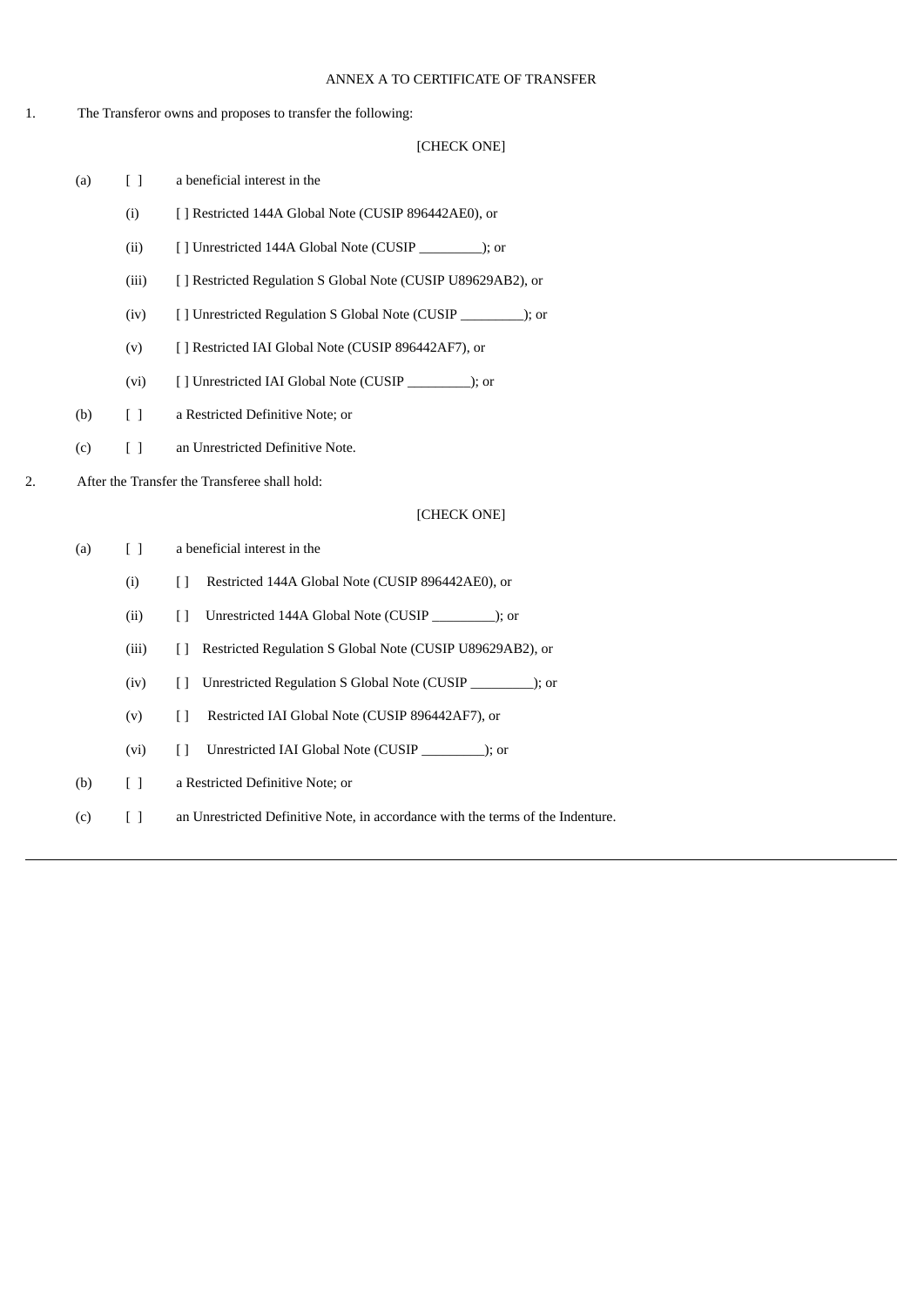ANNEX A TO CERTIFICATE OF TRANSFER

1. The Transferor owns and proposes to transfer the following:

[CHECK ONE]

(a) [ ] a beneficial interest in the

(i) [ ] Restricted 144A Global Note (CUSIP 896442AE0), or

(ii) [ ] Unrestricted 144A Global Note (CUSIP _________); or

(iii) [ ] Restricted Regulation S Global Note (CUSIP U89629AB2), or

(iv) [ ] Unrestricted Regulation S Global Note (CUSIP _________); or

(v) [ ] Restricted IAI Global Note (CUSIP 896442AF7), or

(vi) [ ] Unrestricted IAI Global Note (CUSIP _________); or

(b) [ ] a Restricted Definitive Note; or

(c) [ ] an Unrestricted Definitive Note.

2. After the Transfer the Transferee shall hold:

[CHECK ONE]

(a) [ ] a beneficial interest in the

(i) [ ] Restricted 144A Global Note (CUSIP 896442AE0), or

(ii) [ ] Unrestricted 144A Global Note (CUSIP _________); or

(iii) [ ] Restricted Regulation S Global Note (CUSIP U89629AB2), or

(iv) [ ] Unrestricted Regulation S Global Note (CUSIP _________); or

(v) [ ] Restricted IAI Global Note (CUSIP 896442AF7), or

(vi) [ ] Unrestricted IAI Global Note (CUSIP _________); or

(b) [ ] a Restricted Definitive Note; or

(c) [ ] an Unrestricted Definitive Note, in accordance with the terms of the Indenture.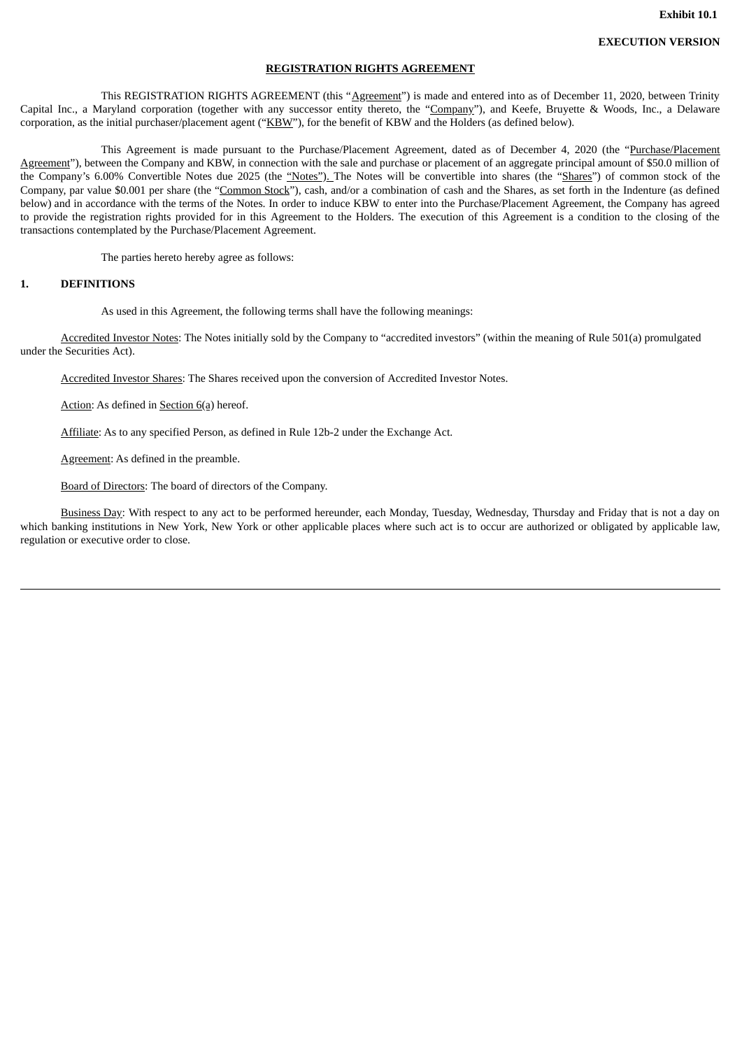**Exhibit 10.1**

**EXECUTION VERSION**

**REGISTRATION RIGHTS AGREEMENT**

This REGISTRATION RIGHTS AGREEMENT (this "Agreement") is made and entered into as of December 11, 2020, between Trinity Capital Inc., a Maryland corporation (together with any successor entity thereto, the "Company"), and Keefe, Bruyette & Woods, Inc., a Delaware corporation, as the initial purchaser/placement agent ("KBW"), for the benefit of KBW and the Holders (as defined below).

This Agreement is made pursuant to the Purchase/Placement Agreement, dated as of December 4, 2020 (the "Purchase/Placement Agreement"), between the Company and KBW, in connection with the sale and purchase or placement of an aggregate principal amount of $50.0 million of the Company's 6.00% Convertible Notes due 2025 (the "Notes"). The Notes will be convertible into shares (the "Shares") of common stock of the Company, par value $0.001 per share (the "Common Stock"), cash, and/or a combination of cash and the Shares, as set forth in the Indenture (as defined below) and in accordance with the terms of the Notes. In order to induce KBW to enter into the Purchase/Placement Agreement, the Company has agreed to provide the registration rights provided for in this Agreement to the Holders. The execution of this Agreement is a condition to the closing of the transactions contemplated by the Purchase/Placement Agreement.

The parties hereto hereby agree as follows:

## 1. DEFINITIONS

As used in this Agreement, the following terms shall have the following meanings:

Accredited Investor Notes: The Notes initially sold by the Company to "accredited investors" (within the meaning of Rule 501(a) promulgated under the Securities Act).

Accredited Investor Shares: The Shares received upon the conversion of Accredited Investor Notes.

Action: As defined in Section 6(a) hereof.

Affiliate: As to any specified Person, as defined in Rule 12b-2 under the Exchange Act.

Agreement: As defined in the preamble.

Board of Directors: The board of directors of the Company.

Business Day: With respect to any act to be performed hereunder, each Monday, Tuesday, Wednesday, Thursday and Friday that is not a day on which banking institutions in New York, New York or other applicable places where such act is to occur are authorized or obligated by applicable law, regulation or executive order to close.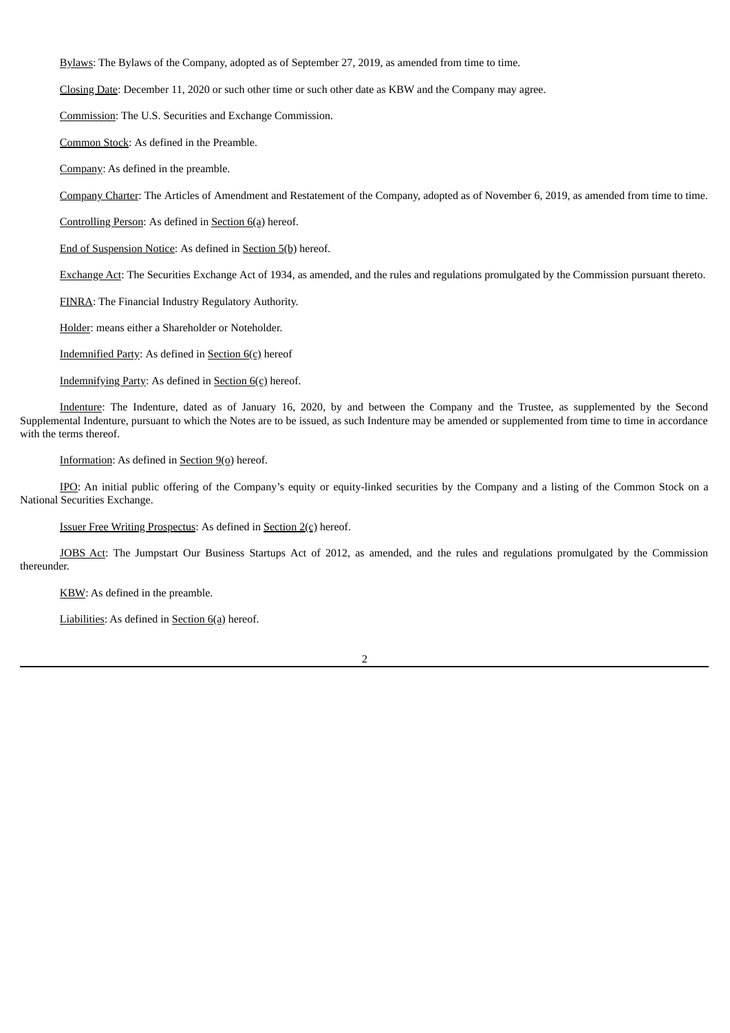Bylaws: The Bylaws of the Company, adopted as of September 27, 2019, as amended from time to time.

Closing Date: December 11, 2020 or such other time or such other date as KBW and the Company may agree.

Commission: The U.S. Securities and Exchange Commission.

Common Stock: As defined in the Preamble.

Company: As defined in the preamble.

Company Charter: The Articles of Amendment and Restatement of the Company, adopted as of November 6, 2019, as amended from time to time.

Controlling Person: As defined in Section 6(a) hereof.

End of Suspension Notice: As defined in Section 5(b) hereof.

Exchange Act: The Securities Exchange Act of 1934, as amended, and the rules and regulations promulgated by the Commission pursuant thereto.

FINRA: The Financial Industry Regulatory Authority.

Holder: means either a Shareholder or Noteholder.

Indemnified Party: As defined in Section 6(c) hereof

Indemnifying Party: As defined in Section 6(c) hereof.

Indenture: The Indenture, dated as of January 16, 2020, by and between the Company and the Trustee, as supplemented by the Second Supplemental Indenture, pursuant to which the Notes are to be issued, as such Indenture may be amended or supplemented from time to time in accordance with the terms thereof.

Information: As defined in Section 9(o) hereof.

IPO: An initial public offering of the Company's equity or equity-linked securities by the Company and a listing of the Common Stock on a National Securities Exchange.

Issuer Free Writing Prospectus: As defined in Section 2(c) hereof.

JOBS Act: The Jumpstart Our Business Startups Act of 2012, as amended, and the rules and regulations promulgated by the Commission thereunder.

KBW: As defined in the preamble.

Liabilities: As defined in Section 6(a) hereof.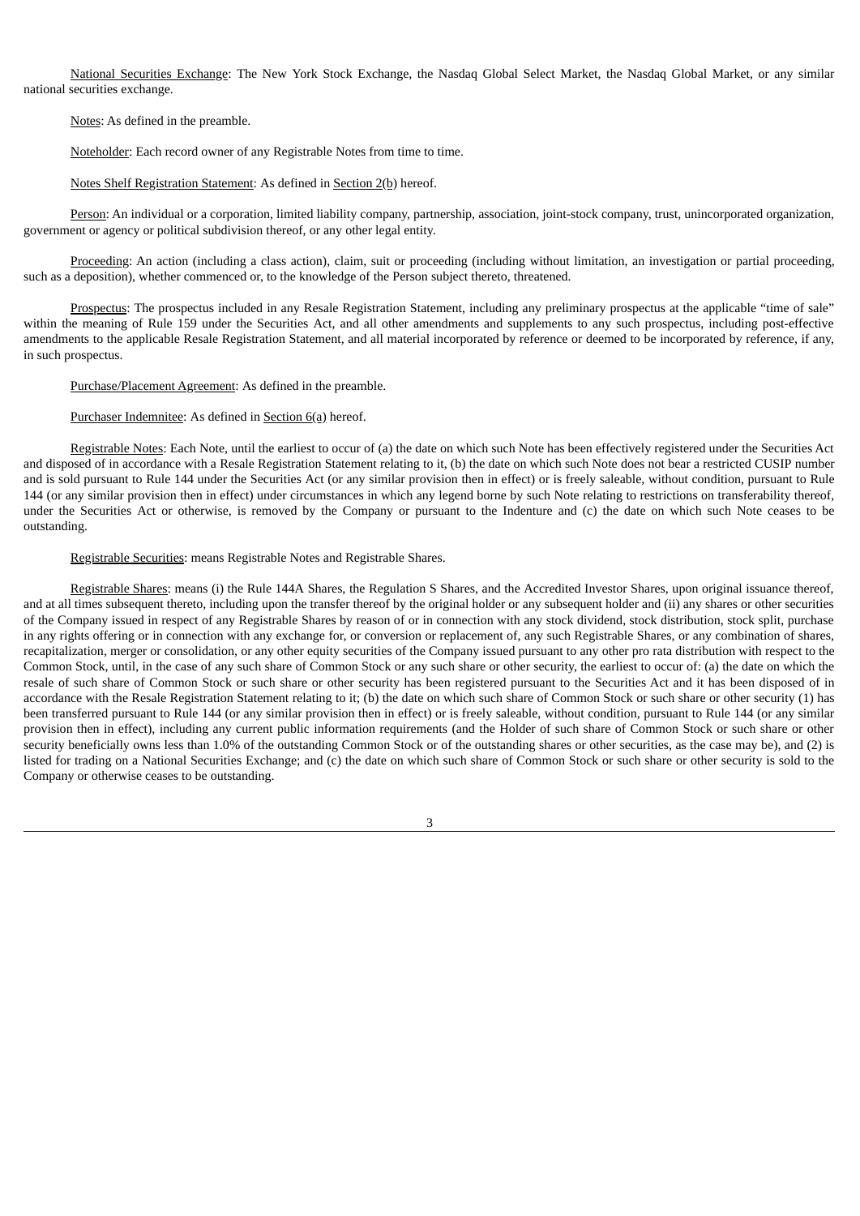National Securities Exchange: The New York Stock Exchange, the Nasdaq Global Select Market, the Nasdaq Global Market, or any similar national securities exchange.

Notes: As defined in the preamble.

Noteholder: Each record owner of any Registrable Notes from time to time.

Notes Shelf Registration Statement: As defined in Section 2(b) hereof.

Person: An individual or a corporation, limited liability company, partnership, association, joint-stock company, trust, unincorporated organization, government or agency or political subdivision thereof, or any other legal entity.

Proceeding: An action (including a class action), claim, suit or proceeding (including without limitation, an investigation or partial proceeding, such as a deposition), whether commenced or, to the knowledge of the Person subject thereto, threatened.

Prospectus: The prospectus included in any Resale Registration Statement, including any preliminary prospectus at the applicable "time of sale" within the meaning of Rule 159 under the Securities Act, and all other amendments and supplements to any such prospectus, including post-effective amendments to the applicable Resale Registration Statement, and all material incorporated by reference or deemed to be incorporated by reference, if any, in such prospectus.

Purchase/Placement Agreement: As defined in the preamble.

Purchaser Indemnitee: As defined in Section 6(a) hereof.

Registrable Notes: Each Note, until the earliest to occur of (a) the date on which such Note has been effectively registered under the Securities Act and disposed of in accordance with a Resale Registration Statement relating to it, (b) the date on which such Note does not bear a restricted CUSIP number and is sold pursuant to Rule 144 under the Securities Act (or any similar provision then in effect) or is freely saleable, without condition, pursuant to Rule 144 (or any similar provision then in effect) under circumstances in which any legend borne by such Note relating to restrictions on transferability thereof, under the Securities Act or otherwise, is removed by the Company or pursuant to the Indenture and (c) the date on which such Note ceases to be outstanding.

Registrable Securities: means Registrable Notes and Registrable Shares.

Registrable Shares: means (i) the Rule 144A Shares, the Regulation S Shares, and the Accredited Investor Shares, upon original issuance thereof, and at all times subsequent thereto, including upon the transfer thereof by the original holder or any subsequent holder and (ii) any shares or other securities of the Company issued in respect of any Registrable Shares by reason of or in connection with any stock dividend, stock distribution, stock split, purchase in any rights offering or in connection with any exchange for, or conversion or replacement of, any such Registrable Shares, or any combination of shares, recapitalization, merger or consolidation, or any other equity securities of the Company issued pursuant to any other pro rata distribution with respect to the Common Stock, until, in the case of any such share of Common Stock or any such share or other security, the earliest to occur of: (a) the date on which the resale of such share of Common Stock or such share or other security has been registered pursuant to the Securities Act and it has been disposed of in accordance with the Resale Registration Statement relating to it; (b) the date on which such share of Common Stock or such share or other security (1) has been transferred pursuant to Rule 144 (or any similar provision then in effect) or is freely saleable, without condition, pursuant to Rule 144 (or any similar provision then in effect), including any current public information requirements (and the Holder of such share of Common Stock or such share or other security beneficially owns less than 1.0% of the outstanding Common Stock or of the outstanding shares or other securities, as the case may be), and (2) is listed for trading on a National Securities Exchange; and (c) the date on which such share of Common Stock or such share or other security is sold to the Company or otherwise ceases to be outstanding.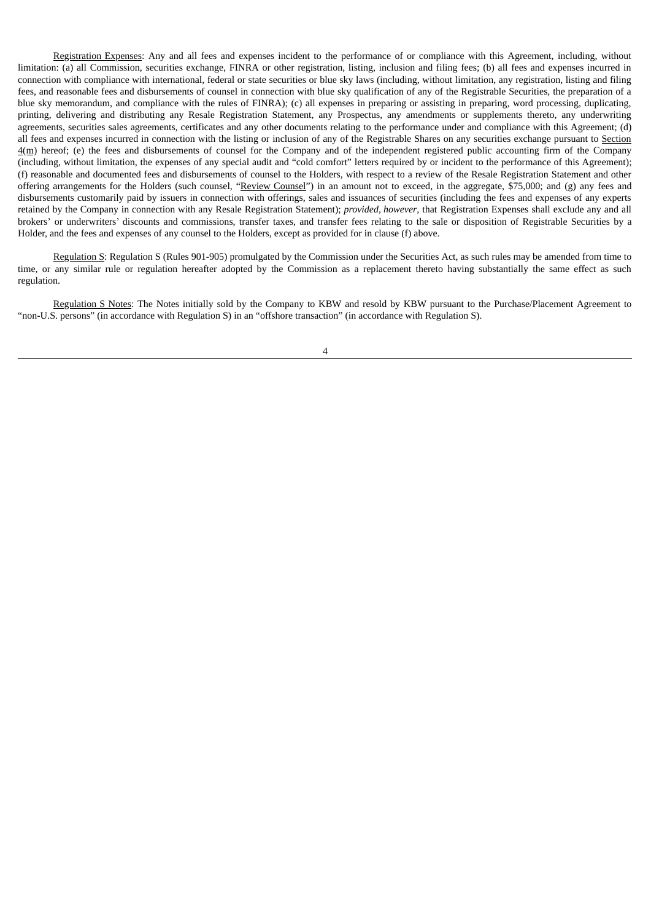Registration Expenses: Any and all fees and expenses incident to the performance of or compliance with this Agreement, including, without limitation: (a) all Commission, securities exchange, FINRA or other registration, listing, inclusion and filing fees; (b) all fees and expenses incurred in connection with compliance with international, federal or state securities or blue sky laws (including, without limitation, any registration, listing and filing fees, and reasonable fees and disbursements of counsel in connection with blue sky qualification of any of the Registrable Securities, the preparation of a blue sky memorandum, and compliance with the rules of FINRA); (c) all expenses in preparing or assisting in preparing, word processing, duplicating, printing, delivering and distributing any Resale Registration Statement, any Prospectus, any amendments or supplements thereto, any underwriting agreements, securities sales agreements, certificates and any other documents relating to the performance under and compliance with this Agreement; (d) all fees and expenses incurred in connection with the listing or inclusion of any of the Registrable Shares on any securities exchange pursuant to Section 4(m) hereof; (e) the fees and disbursements of counsel for the Company and of the independent registered public accounting firm of the Company (including, without limitation, the expenses of any special audit and "cold comfort" letters required by or incident to the performance of this Agreement); (f) reasonable and documented fees and disbursements of counsel to the Holders, with respect to a review of the Resale Registration Statement and other offering arrangements for the Holders (such counsel, "Review Counsel") in an amount not to exceed, in the aggregate, $75,000; and (g) any fees and disbursements customarily paid by issuers in connection with offerings, sales and issuances of securities (including the fees and expenses of any experts retained by the Company in connection with any Resale Registration Statement); *provided, however*, that Registration Expenses shall exclude any and all brokers' or underwriters' discounts and commissions, transfer taxes, and transfer fees relating to the sale or disposition of Registrable Securities by a Holder, and the fees and expenses of any counsel to the Holders, except as provided for in clause (f) above.

Regulation S: Regulation S (Rules 901-905) promulgated by the Commission under the Securities Act, as such rules may be amended from time to time, or any similar rule or regulation hereafter adopted by the Commission as a replacement thereto having substantially the same effect as such regulation.

Regulation S Notes: The Notes initially sold by the Company to KBW and resold by KBW pursuant to the Purchase/Placement Agreement to "non-U.S. persons" (in accordance with Regulation S) in an "offshore transaction" (in accordance with Regulation S).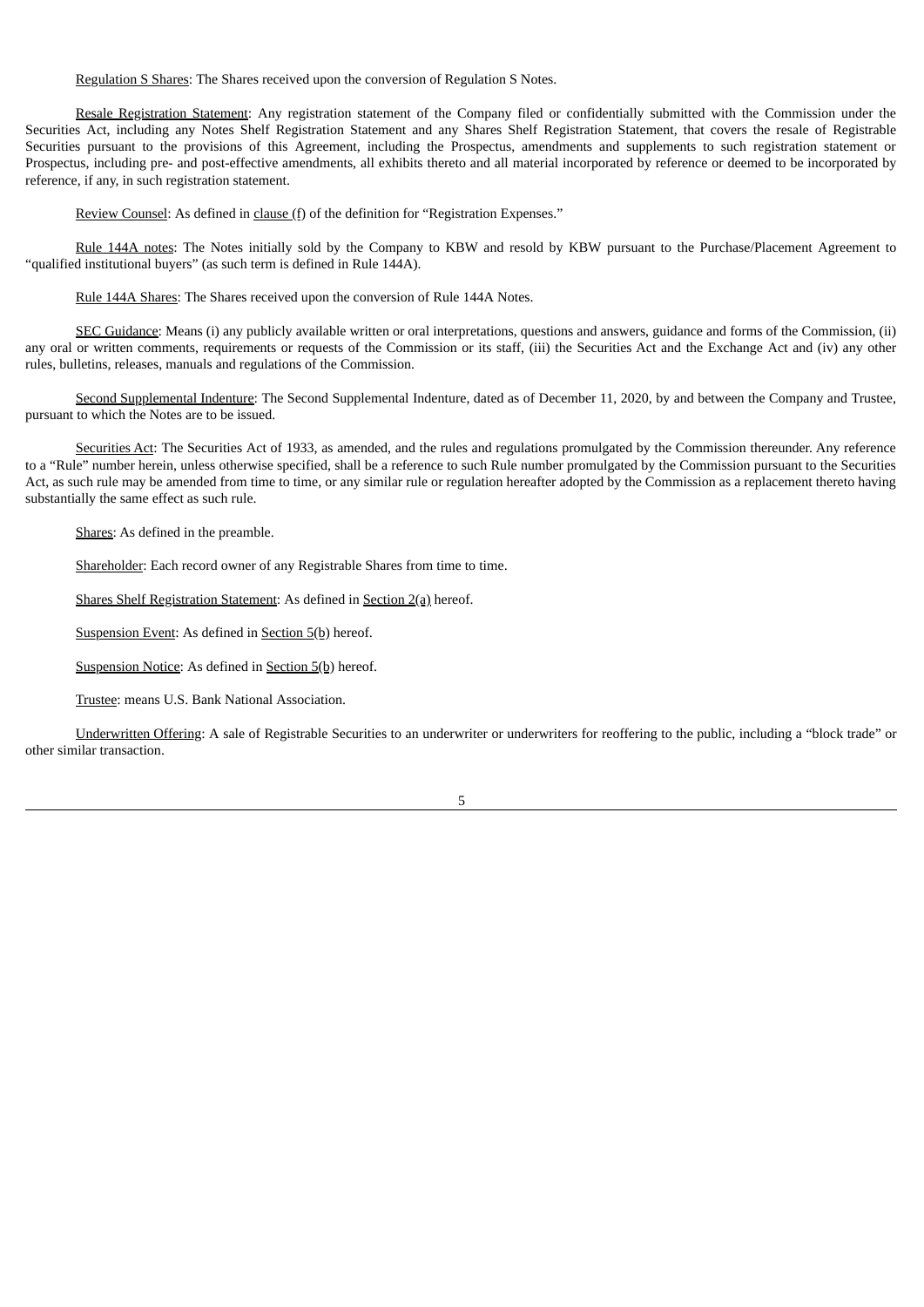Regulation S Shares: The Shares received upon the conversion of Regulation S Notes.

Resale Registration Statement: Any registration statement of the Company filed or confidentially submitted with the Commission under the Securities Act, including any Notes Shelf Registration Statement and any Shares Shelf Registration Statement, that covers the resale of Registrable Securities pursuant to the provisions of this Agreement, including the Prospectus, amendments and supplements to such registration statement or Prospectus, including pre- and post-effective amendments, all exhibits thereto and all material incorporated by reference or deemed to be incorporated by reference, if any, in such registration statement.

Review Counsel: As defined in clause (f) of the definition for "Registration Expenses."

Rule 144A notes: The Notes initially sold by the Company to KBW and resold by KBW pursuant to the Purchase/Placement Agreement to "qualified institutional buyers" (as such term is defined in Rule 144A).

Rule 144A Shares: The Shares received upon the conversion of Rule 144A Notes.

SEC Guidance: Means (i) any publicly available written or oral interpretations, questions and answers, guidance and forms of the Commission, (ii) any oral or written comments, requirements or requests of the Commission or its staff, (iii) the Securities Act and the Exchange Act and (iv) any other rules, bulletins, releases, manuals and regulations of the Commission.

Second Supplemental Indenture: The Second Supplemental Indenture, dated as of December 11, 2020, by and between the Company and Trustee, pursuant to which the Notes are to be issued.

Securities Act: The Securities Act of 1933, as amended, and the rules and regulations promulgated by the Commission thereunder. Any reference to a "Rule" number herein, unless otherwise specified, shall be a reference to such Rule number promulgated by the Commission pursuant to the Securities Act, as such rule may be amended from time to time, or any similar rule or regulation hereafter adopted by the Commission as a replacement thereto having substantially the same effect as such rule.

Shares: As defined in the preamble.

Shareholder: Each record owner of any Registrable Shares from time to time.

Shares Shelf Registration Statement: As defined in Section 2(a) hereof.

Suspension Event: As defined in Section 5(b) hereof.

Suspension Notice: As defined in Section 5(b) hereof.

Trustee: means U.S. Bank National Association.

Underwritten Offering: A sale of Registrable Securities to an underwriter or underwriters for reoffering to the public, including a "block trade" or other similar transaction.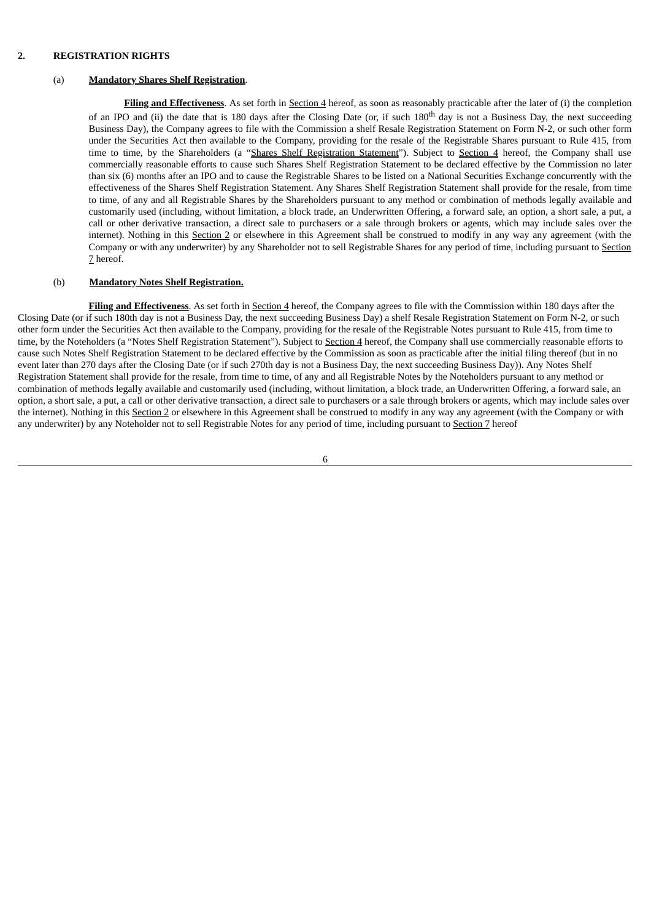## 2. REGISTRATION RIGHTS

(a) **Mandatory Shares Shelf Registration**.

**Filing and Effectiveness**. As set forth in Section 4 hereof, as soon as reasonably practicable after the later of (i) the completion of an IPO and (ii) the date that is 180 days after the Closing Date (or, if such 180th day is not a Business Day, the next succeeding Business Day), the Company agrees to file with the Commission a shelf Resale Registration Statement on Form N-2, or such other form under the Securities Act then available to the Company, providing for the resale of the Registrable Shares pursuant to Rule 415, from time to time, by the Shareholders (a "Shares Shelf Registration Statement"). Subject to Section 4 hereof, the Company shall use commercially reasonable efforts to cause such Shares Shelf Registration Statement to be declared effective by the Commission no later than six (6) months after an IPO and to cause the Registrable Shares to be listed on a National Securities Exchange concurrently with the effectiveness of the Shares Shelf Registration Statement. Any Shares Shelf Registration Statement shall provide for the resale, from time to time, of any and all Registrable Shares by the Shareholders pursuant to any method or combination of methods legally available and customarily used (including, without limitation, a block trade, an Underwritten Offering, a forward sale, an option, a short sale, a put, a call or other derivative transaction, a direct sale to purchasers or a sale through brokers or agents, which may include sales over the internet). Nothing in this Section 2 or elsewhere in this Agreement shall be construed to modify in any way any agreement (with the Company or with any underwriter) by any Shareholder not to sell Registrable Shares for any period of time, including pursuant to Section 7 hereof.

(b) **Mandatory Notes Shelf Registration.**

**Filing and Effectiveness**. As set forth in Section 4 hereof, the Company agrees to file with the Commission within 180 days after the Closing Date (or if such 180th day is not a Business Day, the next succeeding Business Day) a shelf Resale Registration Statement on Form N-2, or such other form under the Securities Act then available to the Company, providing for the resale of the Registrable Notes pursuant to Rule 415, from time to time, by the Noteholders (a "Notes Shelf Registration Statement"). Subject to Section 4 hereof, the Company shall use commercially reasonable efforts to cause such Notes Shelf Registration Statement to be declared effective by the Commission as soon as practicable after the initial filing thereof (but in no event later than 270 days after the Closing Date (or if such 270th day is not a Business Day, the next succeeding Business Day)). Any Notes Shelf Registration Statement shall provide for the resale, from time to time, of any and all Registrable Notes by the Noteholders pursuant to any method or combination of methods legally available and customarily used (including, without limitation, a block trade, an Underwritten Offering, a forward sale, an option, a short sale, a put, a call or other derivative transaction, a direct sale to purchasers or a sale through brokers or agents, which may include sales over the internet). Nothing in this Section 2 or elsewhere in this Agreement shall be construed to modify in any way any agreement (with the Company or with any underwriter) by any Noteholder not to sell Registrable Notes for any period of time, including pursuant to Section 7 hereof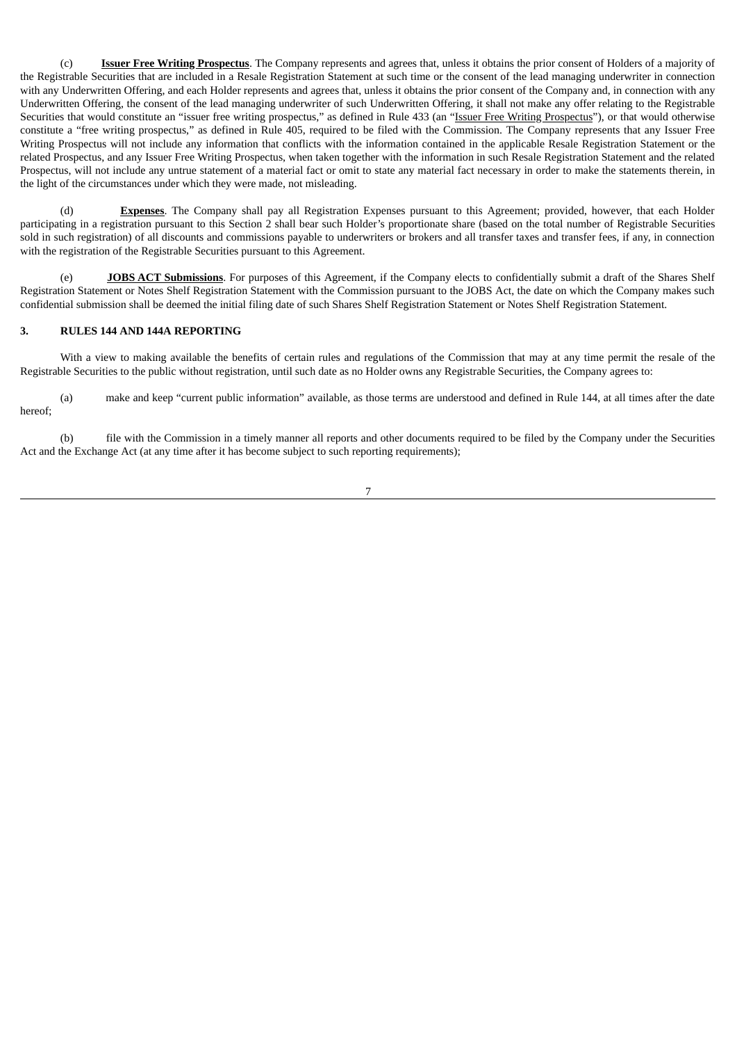(c) **Issuer Free Writing Prospectus**. The Company represents and agrees that, unless it obtains the prior consent of Holders of a majority of the Registrable Securities that are included in a Resale Registration Statement at such time or the consent of the lead managing underwriter in connection with any Underwritten Offering, and each Holder represents and agrees that, unless it obtains the prior consent of the Company and, in connection with any Underwritten Offering, the consent of the lead managing underwriter of such Underwritten Offering, it shall not make any offer relating to the Registrable Securities that would constitute an "issuer free writing prospectus," as defined in Rule 433 (an "Issuer Free Writing Prospectus"), or that would otherwise constitute a "free writing prospectus," as defined in Rule 405, required to be filed with the Commission. The Company represents that any Issuer Free Writing Prospectus will not include any information that conflicts with the information contained in the applicable Resale Registration Statement or the related Prospectus, and any Issuer Free Writing Prospectus, when taken together with the information in such Resale Registration Statement and the related Prospectus, will not include any untrue statement of a material fact or omit to state any material fact necessary in order to make the statements therein, in the light of the circumstances under which they were made, not misleading.

(d) **Expenses**. The Company shall pay all Registration Expenses pursuant to this Agreement; provided, however, that each Holder participating in a registration pursuant to this Section 2 shall bear such Holder's proportionate share (based on the total number of Registrable Securities sold in such registration) of all discounts and commissions payable to underwriters or brokers and all transfer taxes and transfer fees, if any, in connection with the registration of the Registrable Securities pursuant to this Agreement.

(e) **JOBS ACT Submissions**. For purposes of this Agreement, if the Company elects to confidentially submit a draft of the Shares Shelf Registration Statement or Notes Shelf Registration Statement with the Commission pursuant to the JOBS Act, the date on which the Company makes such confidential submission shall be deemed the initial filing date of such Shares Shelf Registration Statement or Notes Shelf Registration Statement.

## 3. RULES 144 AND 144A REPORTING

With a view to making available the benefits of certain rules and regulations of the Commission that may at any time permit the resale of the Registrable Securities to the public without registration, until such date as no Holder owns any Registrable Securities, the Company agrees to:

(a) make and keep "current public information" available, as those terms are understood and defined in Rule 144, at all times after the date hereof;

(b) file with the Commission in a timely manner all reports and other documents required to be filed by the Company under the Securities Act and the Exchange Act (at any time after it has become subject to such reporting requirements);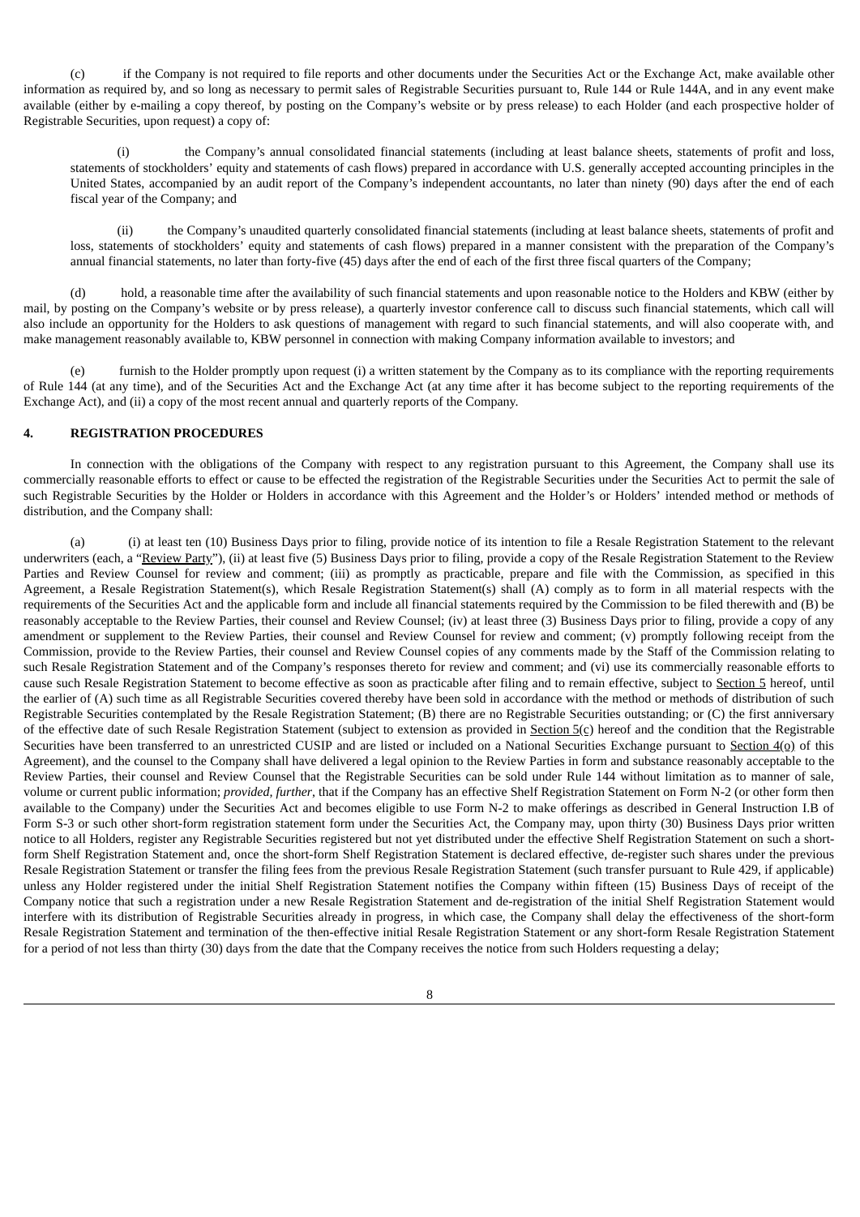(c) if the Company is not required to file reports and other documents under the Securities Act or the Exchange Act, make available other information as required by, and so long as necessary to permit sales of Registrable Securities pursuant to, Rule 144 or Rule 144A, and in any event make available (either by e-mailing a copy thereof, by posting on the Company's website or by press release) to each Holder (and each prospective holder of Registrable Securities, upon request) a copy of:

(i) the Company's annual consolidated financial statements (including at least balance sheets, statements of profit and loss, statements of stockholders' equity and statements of cash flows) prepared in accordance with U.S. generally accepted accounting principles in the United States, accompanied by an audit report of the Company's independent accountants, no later than ninety (90) days after the end of each fiscal year of the Company; and

(ii) the Company's unaudited quarterly consolidated financial statements (including at least balance sheets, statements of profit and loss, statements of stockholders' equity and statements of cash flows) prepared in a manner consistent with the preparation of the Company's annual financial statements, no later than forty-five (45) days after the end of each of the first three fiscal quarters of the Company;

(d) hold, a reasonable time after the availability of such financial statements and upon reasonable notice to the Holders and KBW (either by mail, by posting on the Company's website or by press release), a quarterly investor conference call to discuss such financial statements, which call will also include an opportunity for the Holders to ask questions of management with regard to such financial statements, and will also cooperate with, and make management reasonably available to, KBW personnel in connection with making Company information available to investors; and

(e) furnish to the Holder promptly upon request (i) a written statement by the Company as to its compliance with the reporting requirements of Rule 144 (at any time), and of the Securities Act and the Exchange Act (at any time after it has become subject to the reporting requirements of the Exchange Act), and (ii) a copy of the most recent annual and quarterly reports of the Company.

**4. REGISTRATION PROCEDURES**

In connection with the obligations of the Company with respect to any registration pursuant to this Agreement, the Company shall use its commercially reasonable efforts to effect or cause to be effected the registration of the Registrable Securities under the Securities Act to permit the sale of such Registrable Securities by the Holder or Holders in accordance with this Agreement and the Holder's or Holders' intended method or methods of distribution, and the Company shall:

(a) (i) at least ten (10) Business Days prior to filing, provide notice of its intention to file a Resale Registration Statement to the relevant underwriters (each, a "Review Party"), (ii) at least five (5) Business Days prior to filing, provide a copy of the Resale Registration Statement to the Review Parties and Review Counsel for review and comment; (iii) as promptly as practicable, prepare and file with the Commission, as specified in this Agreement, a Resale Registration Statement(s), which Resale Registration Statement(s) shall (A) comply as to form in all material respects with the requirements of the Securities Act and the applicable form and include all financial statements required by the Commission to be filed therewith and (B) be reasonably acceptable to the Review Parties, their counsel and Review Counsel; (iv) at least three (3) Business Days prior to filing, provide a copy of any amendment or supplement to the Review Parties, their counsel and Review Counsel for review and comment; (v) promptly following receipt from the Commission, provide to the Review Parties, their counsel and Review Counsel copies of any comments made by the Staff of the Commission relating to such Resale Registration Statement and of the Company's responses thereto for review and comment; and (vi) use its commercially reasonable efforts to cause such Resale Registration Statement to become effective as soon as practicable after filing and to remain effective, subject to Section 5 hereof, until the earlier of (A) such time as all Registrable Securities covered thereby have been sold in accordance with the method or methods of distribution of such Registrable Securities contemplated by the Resale Registration Statement; (B) there are no Registrable Securities outstanding; or (C) the first anniversary of the effective date of such Resale Registration Statement (subject to extension as provided in Section 5(c) hereof and the condition that the Registrable Securities have been transferred to an unrestricted CUSIP and are listed or included on a National Securities Exchange pursuant to Section 4(o) of this Agreement), and the counsel to the Company shall have delivered a legal opinion to the Review Parties in form and substance reasonably acceptable to the Review Parties, their counsel and Review Counsel that the Registrable Securities can be sold under Rule 144 without limitation as to manner of sale, volume or current public information; *provided*, *further*, that if the Company has an effective Shelf Registration Statement on Form N-2 (or other form then available to the Company) under the Securities Act and becomes eligible to use Form N-2 to make offerings as described in General Instruction I.B of Form S-3 or such other short-form registration statement form under the Securities Act, the Company may, upon thirty (30) Business Days prior written notice to all Holders, register any Registrable Securities registered but not yet distributed under the effective Shelf Registration Statement on such a short-form Shelf Registration Statement and, once the short-form Shelf Registration Statement is declared effective, de-register such shares under the previous Resale Registration Statement or transfer the filing fees from the previous Resale Registration Statement (such transfer pursuant to Rule 429, if applicable) unless any Holder registered under the initial Shelf Registration Statement notifies the Company within fifteen (15) Business Days of receipt of the Company notice that such a registration under a new Resale Registration Statement and de-registration of the initial Shelf Registration Statement would interfere with its distribution of Registrable Securities already in progress, in which case, the Company shall delay the effectiveness of the short-form Resale Registration Statement and termination of the then-effective initial Resale Registration Statement or any short-form Resale Registration Statement for a period of not less than thirty (30) days from the date that the Company receives the notice from such Holders requesting a delay;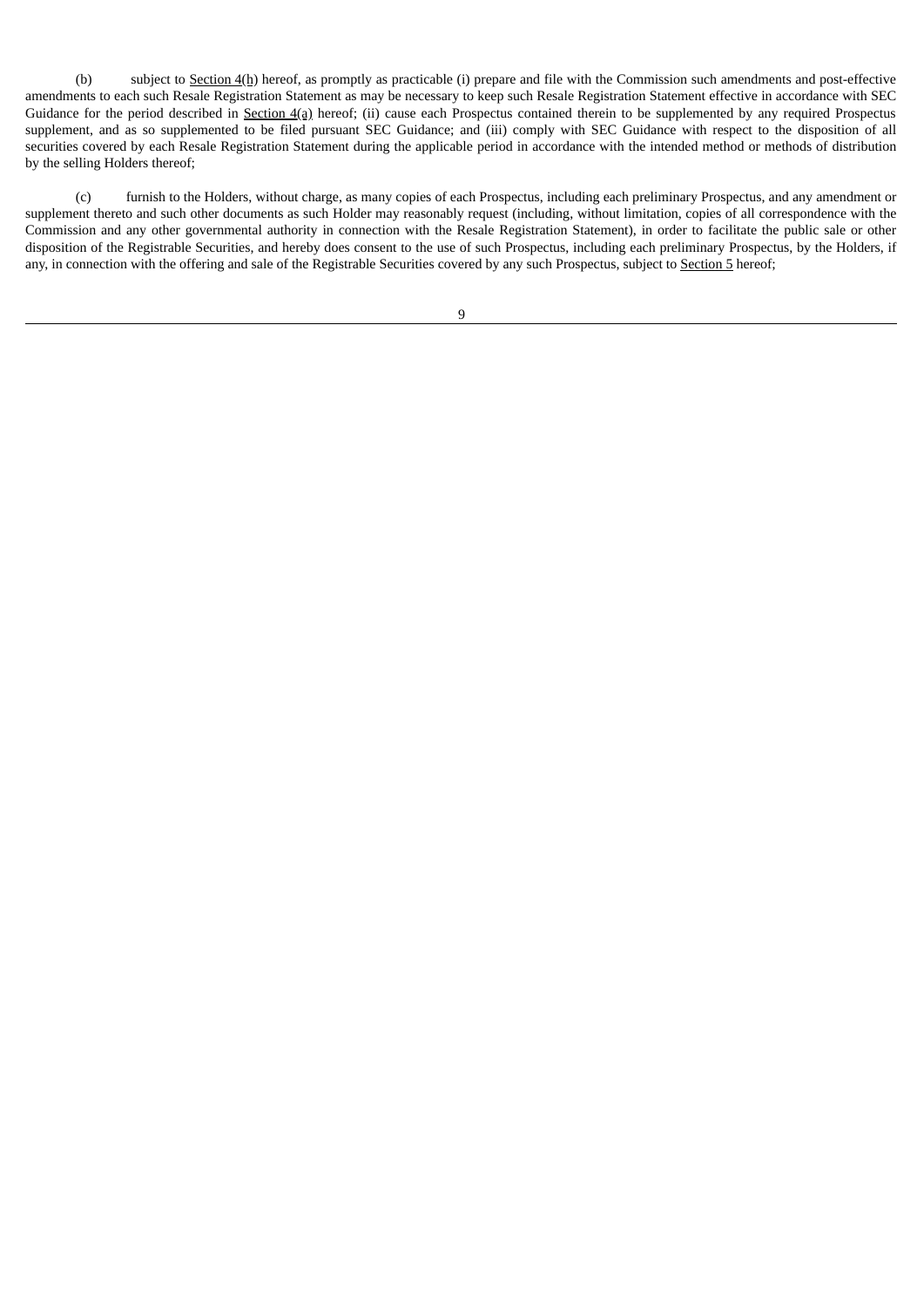(b) subject to Section 4(h) hereof, as promptly as practicable (i) prepare and file with the Commission such amendments and post-effective amendments to each such Resale Registration Statement as may be necessary to keep such Resale Registration Statement effective in accordance with SEC Guidance for the period described in Section 4(a) hereof; (ii) cause each Prospectus contained therein to be supplemented by any required Prospectus supplement, and as so supplemented to be filed pursuant SEC Guidance; and (iii) comply with SEC Guidance with respect to the disposition of all securities covered by each Resale Registration Statement during the applicable period in accordance with the intended method or methods of distribution by the selling Holders thereof;

(c) furnish to the Holders, without charge, as many copies of each Prospectus, including each preliminary Prospectus, and any amendment or supplement thereto and such other documents as such Holder may reasonably request (including, without limitation, copies of all correspondence with the Commission and any other governmental authority in connection with the Resale Registration Statement), in order to facilitate the public sale or other disposition of the Registrable Securities, and hereby does consent to the use of such Prospectus, including each preliminary Prospectus, by the Holders, if any, in connection with the offering and sale of the Registrable Securities covered by any such Prospectus, subject to Section 5 hereof;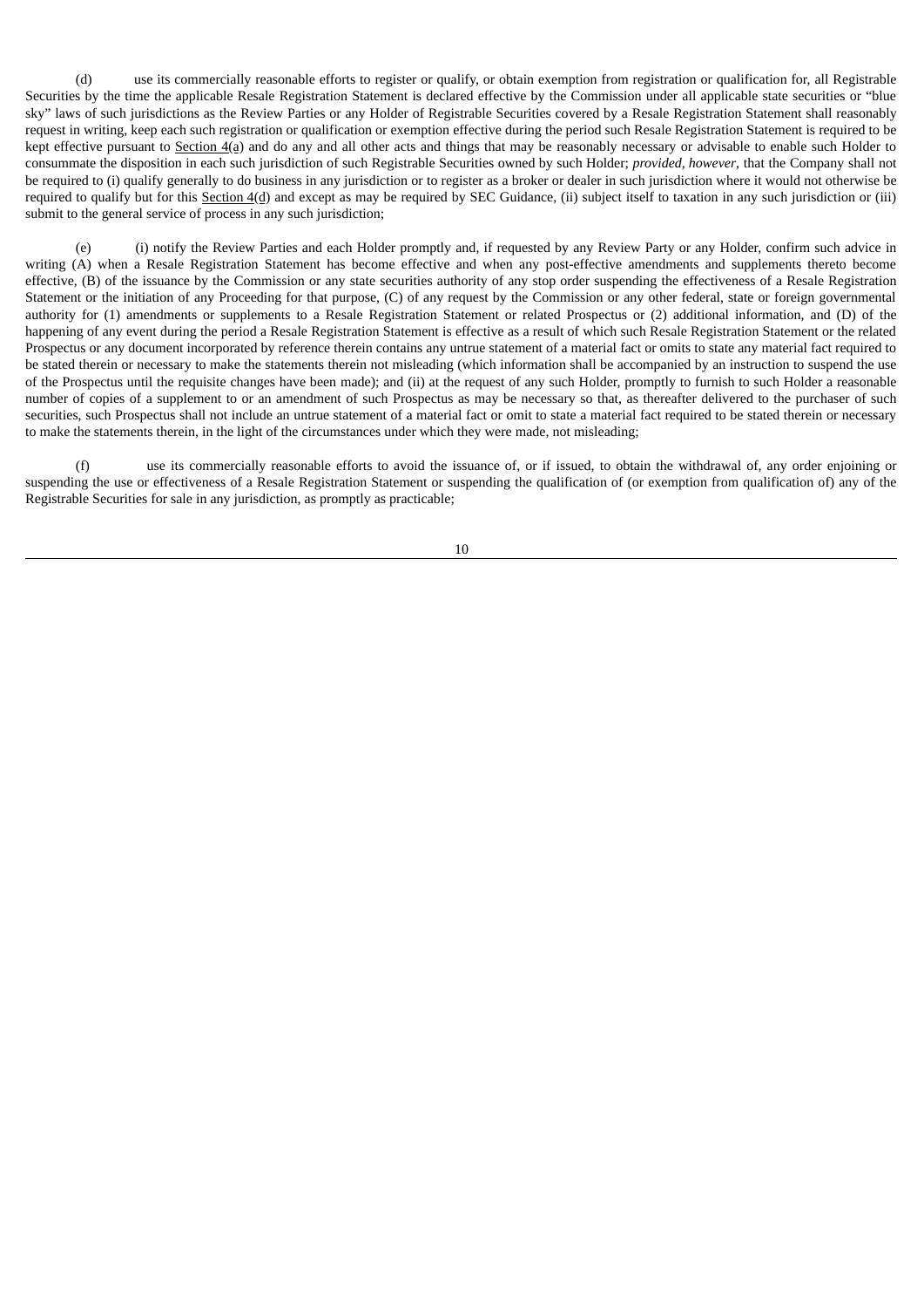(d) use its commercially reasonable efforts to register or qualify, or obtain exemption from registration or qualification for, all Registrable Securities by the time the applicable Resale Registration Statement is declared effective by the Commission under all applicable state securities or "blue sky" laws of such jurisdictions as the Review Parties or any Holder of Registrable Securities covered by a Resale Registration Statement shall reasonably request in writing, keep each such registration or qualification or exemption effective during the period such Resale Registration Statement is required to be kept effective pursuant to Section 4(a) and do any and all other acts and things that may be reasonably necessary or advisable to enable such Holder to consummate the disposition in each such jurisdiction of such Registrable Securities owned by such Holder; *provided*, *however*, that the Company shall not be required to (i) qualify generally to do business in any jurisdiction or to register as a broker or dealer in such jurisdiction where it would not otherwise be required to qualify but for this Section 4(d) and except as may be required by SEC Guidance, (ii) subject itself to taxation in any such jurisdiction or (iii) submit to the general service of process in any such jurisdiction;

(e) (i) notify the Review Parties and each Holder promptly and, if requested by any Review Party or any Holder, confirm such advice in writing (A) when a Resale Registration Statement has become effective and when any post-effective amendments and supplements thereto become effective, (B) of the issuance by the Commission or any state securities authority of any stop order suspending the effectiveness of a Resale Registration Statement or the initiation of any Proceeding for that purpose, (C) of any request by the Commission or any other federal, state or foreign governmental authority for (1) amendments or supplements to a Resale Registration Statement or related Prospectus or (2) additional information, and (D) of the happening of any event during the period a Resale Registration Statement is effective as a result of which such Resale Registration Statement or the related Prospectus or any document incorporated by reference therein contains any untrue statement of a material fact or omits to state any material fact required to be stated therein or necessary to make the statements therein not misleading (which information shall be accompanied by an instruction to suspend the use of the Prospectus until the requisite changes have been made); and (ii) at the request of any such Holder, promptly to furnish to such Holder a reasonable number of copies of a supplement to or an amendment of such Prospectus as may be necessary so that, as thereafter delivered to the purchaser of such securities, such Prospectus shall not include an untrue statement of a material fact or omit to state a material fact required to be stated therein or necessary to make the statements therein, in the light of the circumstances under which they were made, not misleading;

(f) use its commercially reasonable efforts to avoid the issuance of, or if issued, to obtain the withdrawal of, any order enjoining or suspending the use or effectiveness of a Resale Registration Statement or suspending the qualification of (or exemption from qualification of) any of the Registrable Securities for sale in any jurisdiction, as promptly as practicable;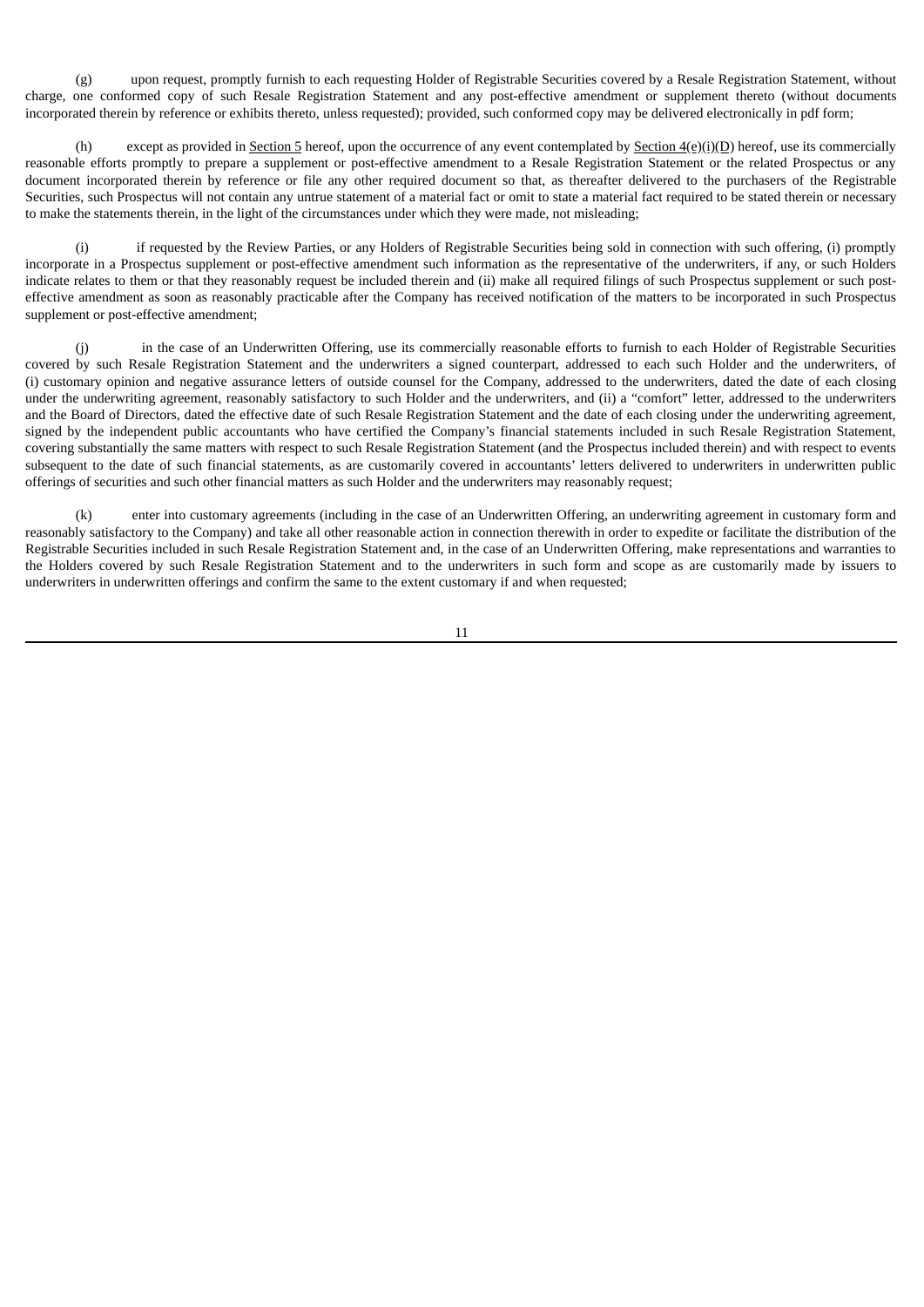(g) upon request, promptly furnish to each requesting Holder of Registrable Securities covered by a Resale Registration Statement, without charge, one conformed copy of such Resale Registration Statement and any post-effective amendment or supplement thereto (without documents incorporated therein by reference or exhibits thereto, unless requested); provided, such conformed copy may be delivered electronically in pdf form;

(h) except as provided in Section 5 hereof, upon the occurrence of any event contemplated by Section 4(e)(i)(D) hereof, use its commercially reasonable efforts promptly to prepare a supplement or post-effective amendment to a Resale Registration Statement or the related Prospectus or any document incorporated therein by reference or file any other required document so that, as thereafter delivered to the purchasers of the Registrable Securities, such Prospectus will not contain any untrue statement of a material fact or omit to state a material fact required to be stated therein or necessary to make the statements therein, in the light of the circumstances under which they were made, not misleading;

(i) if requested by the Review Parties, or any Holders of Registrable Securities being sold in connection with such offering, (i) promptly incorporate in a Prospectus supplement or post-effective amendment such information as the representative of the underwriters, if any, or such Holders indicate relates to them or that they reasonably request be included therein and (ii) make all required filings of such Prospectus supplement or such post-effective amendment as soon as reasonably practicable after the Company has received notification of the matters to be incorporated in such Prospectus supplement or post-effective amendment;

(j) in the case of an Underwritten Offering, use its commercially reasonable efforts to furnish to each Holder of Registrable Securities covered by such Resale Registration Statement and the underwriters a signed counterpart, addressed to each such Holder and the underwriters, of (i) customary opinion and negative assurance letters of outside counsel for the Company, addressed to the underwriters, dated the date of each closing under the underwriting agreement, reasonably satisfactory to such Holder and the underwriters, and (ii) a "comfort" letter, addressed to the underwriters and the Board of Directors, dated the effective date of such Resale Registration Statement and the date of each closing under the underwriting agreement, signed by the independent public accountants who have certified the Company's financial statements included in such Resale Registration Statement, covering substantially the same matters with respect to such Resale Registration Statement (and the Prospectus included therein) and with respect to events subsequent to the date of such financial statements, as are customarily covered in accountants' letters delivered to underwriters in underwritten public offerings of securities and such other financial matters as such Holder and the underwriters may reasonably request;

(k) enter into customary agreements (including in the case of an Underwritten Offering, an underwriting agreement in customary form and reasonably satisfactory to the Company) and take all other reasonable action in connection therewith in order to expedite or facilitate the distribution of the Registrable Securities included in such Resale Registration Statement and, in the case of an Underwritten Offering, make representations and warranties to the Holders covered by such Resale Registration Statement and to the underwriters in such form and scope as are customarily made by issuers to underwriters in underwritten offerings and confirm the same to the extent customary if and when requested;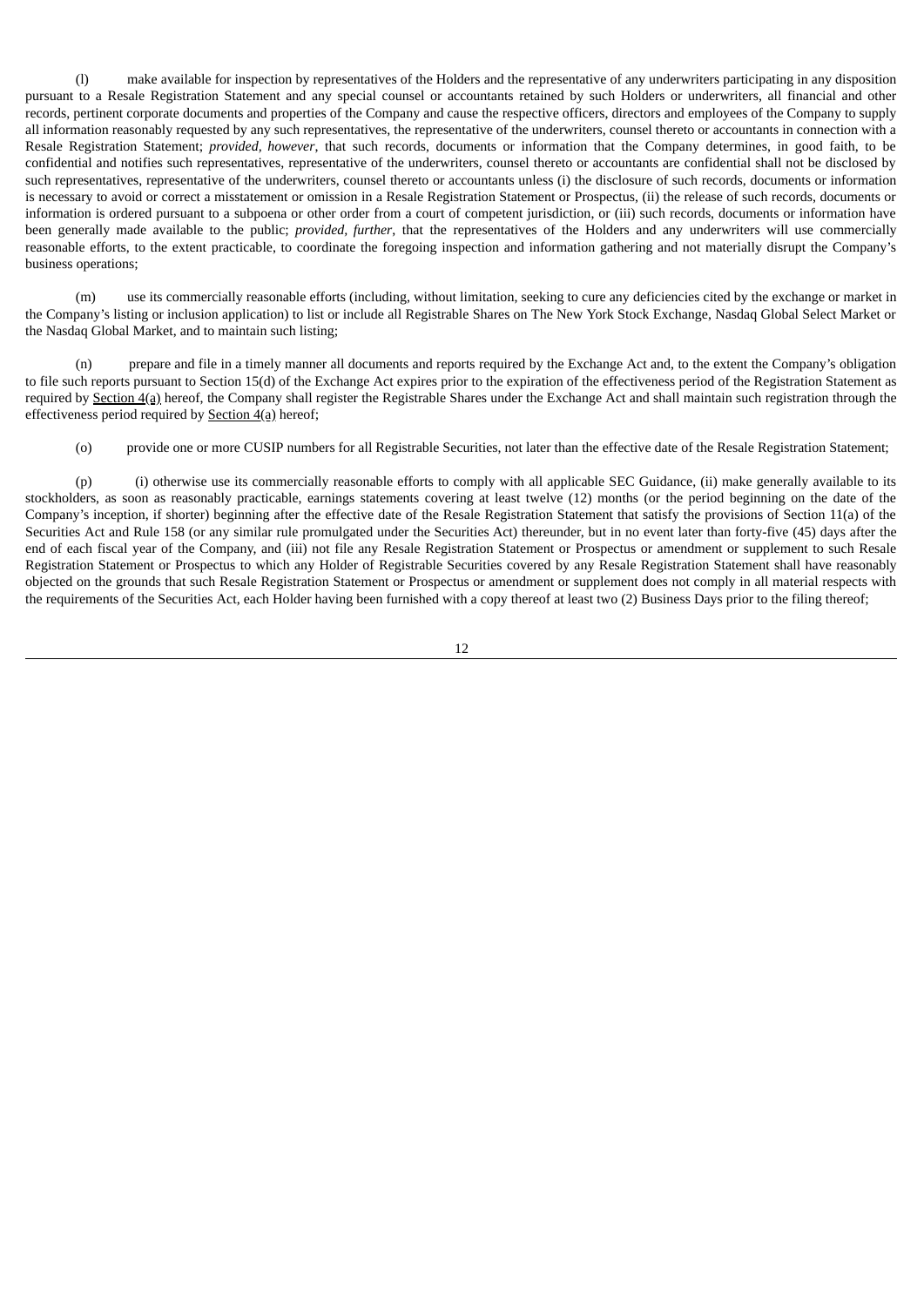(l) make available for inspection by representatives of the Holders and the representative of any underwriters participating in any disposition pursuant to a Resale Registration Statement and any special counsel or accountants retained by such Holders or underwriters, all financial and other records, pertinent corporate documents and properties of the Company and cause the respective officers, directors and employees of the Company to supply all information reasonably requested by any such representatives, the representative of the underwriters, counsel thereto or accountants in connection with a Resale Registration Statement; *provided, however*, that such records, documents or information that the Company determines, in good faith, to be confidential and notifies such representatives, representative of the underwriters, counsel thereto or accountants are confidential shall not be disclosed by such representatives, representative of the underwriters, counsel thereto or accountants unless (i) the disclosure of such records, documents or information is necessary to avoid or correct a misstatement or omission in a Resale Registration Statement or Prospectus, (ii) the release of such records, documents or information is ordered pursuant to a subpoena or other order from a court of competent jurisdiction, or (iii) such records, documents or information have been generally made available to the public; *provided*, *further*, that the representatives of the Holders and any underwriters will use commercially reasonable efforts, to the extent practicable, to coordinate the foregoing inspection and information gathering and not materially disrupt the Company's business operations;

(m) use its commercially reasonable efforts (including, without limitation, seeking to cure any deficiencies cited by the exchange or market in the Company's listing or inclusion application) to list or include all Registrable Shares on The New York Stock Exchange, Nasdaq Global Select Market or the Nasdaq Global Market, and to maintain such listing;

(n) prepare and file in a timely manner all documents and reports required by the Exchange Act and, to the extent the Company's obligation to file such reports pursuant to Section 15(d) of the Exchange Act expires prior to the expiration of the effectiveness period of the Registration Statement as required by Section 4(a) hereof, the Company shall register the Registrable Shares under the Exchange Act and shall maintain such registration through the effectiveness period required by Section 4(a) hereof;

(o) provide one or more CUSIP numbers for all Registrable Securities, not later than the effective date of the Resale Registration Statement;

(p) (i) otherwise use its commercially reasonable efforts to comply with all applicable SEC Guidance, (ii) make generally available to its stockholders, as soon as reasonably practicable, earnings statements covering at least twelve (12) months (or the period beginning on the date of the Company's inception, if shorter) beginning after the effective date of the Resale Registration Statement that satisfy the provisions of Section 11(a) of the Securities Act and Rule 158 (or any similar rule promulgated under the Securities Act) thereunder, but in no event later than forty-five (45) days after the end of each fiscal year of the Company, and (iii) not file any Resale Registration Statement or Prospectus or amendment or supplement to such Resale Registration Statement or Prospectus to which any Holder of Registrable Securities covered by any Resale Registration Statement shall have reasonably objected on the grounds that such Resale Registration Statement or Prospectus or amendment or supplement does not comply in all material respects with the requirements of the Securities Act, each Holder having been furnished with a copy thereof at least two (2) Business Days prior to the filing thereof;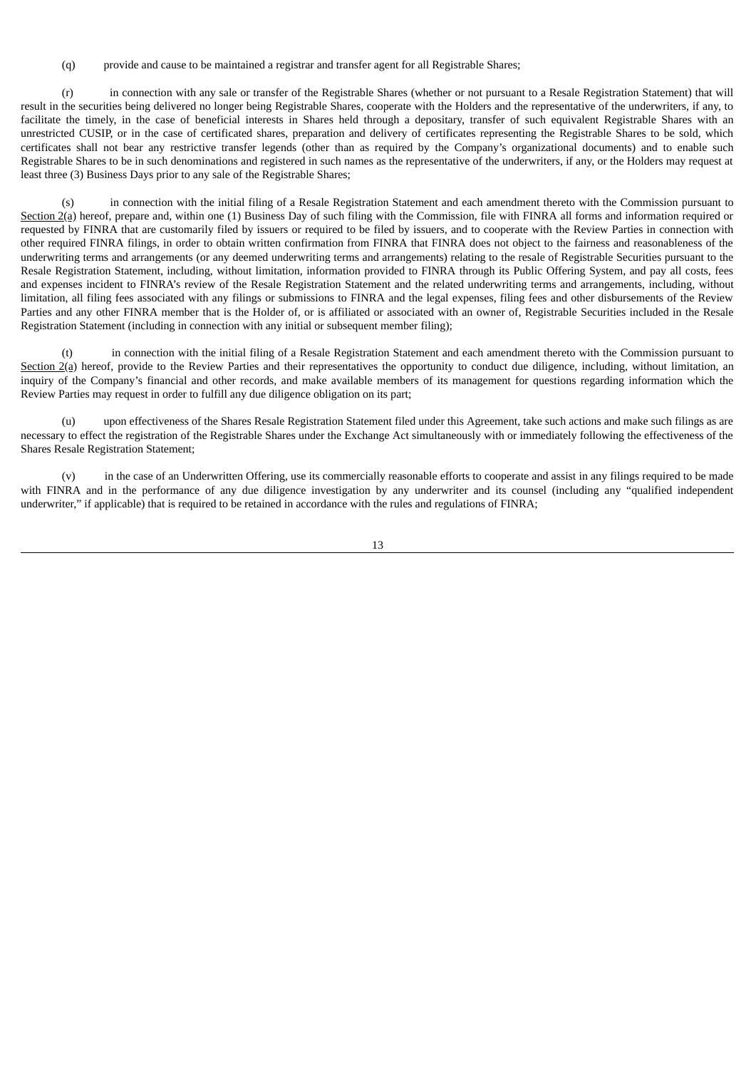(q) provide and cause to be maintained a registrar and transfer agent for all Registrable Shares;

(r) in connection with any sale or transfer of the Registrable Shares (whether or not pursuant to a Resale Registration Statement) that will result in the securities being delivered no longer being Registrable Shares, cooperate with the Holders and the representative of the underwriters, if any, to facilitate the timely, in the case of beneficial interests in Shares held through a depositary, transfer of such equivalent Registrable Shares with an unrestricted CUSIP, or in the case of certificated shares, preparation and delivery of certificates representing the Registrable Shares to be sold, which certificates shall not bear any restrictive transfer legends (other than as required by the Company's organizational documents) and to enable such Registrable Shares to be in such denominations and registered in such names as the representative of the underwriters, if any, or the Holders may request at least three (3) Business Days prior to any sale of the Registrable Shares;

(s) in connection with the initial filing of a Resale Registration Statement and each amendment thereto with the Commission pursuant to Section 2(a) hereof, prepare and, within one (1) Business Day of such filing with the Commission, file with FINRA all forms and information required or requested by FINRA that are customarily filed by issuers or required to be filed by issuers, and to cooperate with the Review Parties in connection with other required FINRA filings, in order to obtain written confirmation from FINRA that FINRA does not object to the fairness and reasonableness of the underwriting terms and arrangements (or any deemed underwriting terms and arrangements) relating to the resale of Registrable Securities pursuant to the Resale Registration Statement, including, without limitation, information provided to FINRA through its Public Offering System, and pay all costs, fees and expenses incident to FINRA's review of the Resale Registration Statement and the related underwriting terms and arrangements, including, without limitation, all filing fees associated with any filings or submissions to FINRA and the legal expenses, filing fees and other disbursements of the Review Parties and any other FINRA member that is the Holder of, or is affiliated or associated with an owner of, Registrable Securities included in the Resale Registration Statement (including in connection with any initial or subsequent member filing);

(t) in connection with the initial filing of a Resale Registration Statement and each amendment thereto with the Commission pursuant to Section 2(a) hereof, provide to the Review Parties and their representatives the opportunity to conduct due diligence, including, without limitation, an inquiry of the Company's financial and other records, and make available members of its management for questions regarding information which the Review Parties may request in order to fulfill any due diligence obligation on its part;

(u) upon effectiveness of the Shares Resale Registration Statement filed under this Agreement, take such actions and make such filings as are necessary to effect the registration of the Registrable Shares under the Exchange Act simultaneously with or immediately following the effectiveness of the Shares Resale Registration Statement;

(v) in the case of an Underwritten Offering, use its commercially reasonable efforts to cooperate and assist in any filings required to be made with FINRA and in the performance of any due diligence investigation by any underwriter and its counsel (including any "qualified independent underwriter," if applicable) that is required to be retained in accordance with the rules and regulations of FINRA;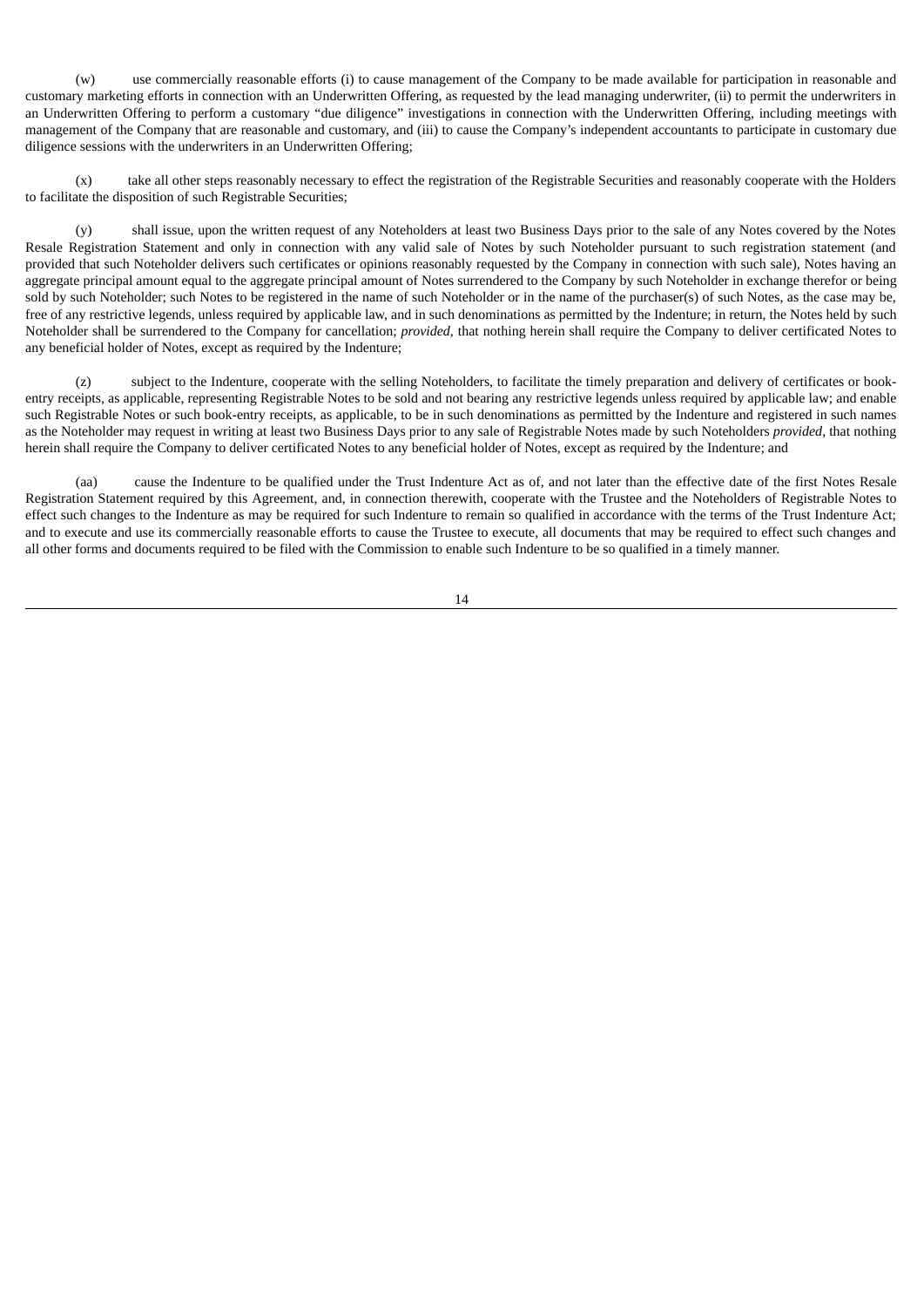(w) use commercially reasonable efforts (i) to cause management of the Company to be made available for participation in reasonable and customary marketing efforts in connection with an Underwritten Offering, as requested by the lead managing underwriter, (ii) to permit the underwriters in an Underwritten Offering to perform a customary "due diligence" investigations in connection with the Underwritten Offering, including meetings with management of the Company that are reasonable and customary, and (iii) to cause the Company's independent accountants to participate in customary due diligence sessions with the underwriters in an Underwritten Offering;

(x) take all other steps reasonably necessary to effect the registration of the Registrable Securities and reasonably cooperate with the Holders to facilitate the disposition of such Registrable Securities;

(y) shall issue, upon the written request of any Noteholders at least two Business Days prior to the sale of any Notes covered by the Notes Resale Registration Statement and only in connection with any valid sale of Notes by such Noteholder pursuant to such registration statement (and provided that such Noteholder delivers such certificates or opinions reasonably requested by the Company in connection with such sale), Notes having an aggregate principal amount equal to the aggregate principal amount of Notes surrendered to the Company by such Noteholder in exchange therefor or being sold by such Noteholder; such Notes to be registered in the name of such Noteholder or in the name of the purchaser(s) of such Notes, as the case may be, free of any restrictive legends, unless required by applicable law, and in such denominations as permitted by the Indenture; in return, the Notes held by such Noteholder shall be surrendered to the Company for cancellation; *provided*, that nothing herein shall require the Company to deliver certificated Notes to any beneficial holder of Notes, except as required by the Indenture;

(z) subject to the Indenture, cooperate with the selling Noteholders, to facilitate the timely preparation and delivery of certificates or book-entry receipts, as applicable, representing Registrable Notes to be sold and not bearing any restrictive legends unless required by applicable law; and enable such Registrable Notes or such book-entry receipts, as applicable, to be in such denominations as permitted by the Indenture and registered in such names as the Noteholder may request in writing at least two Business Days prior to any sale of Registrable Notes made by such Noteholders *provided*, that nothing herein shall require the Company to deliver certificated Notes to any beneficial holder of Notes, except as required by the Indenture; and

(aa) cause the Indenture to be qualified under the Trust Indenture Act as of, and not later than the effective date of the first Notes Resale Registration Statement required by this Agreement, and, in connection therewith, cooperate with the Trustee and the Noteholders of Registrable Notes to effect such changes to the Indenture as may be required for such Indenture to remain so qualified in accordance with the terms of the Trust Indenture Act; and to execute and use its commercially reasonable efforts to cause the Trustee to execute, all documents that may be required to effect such changes and all other forms and documents required to be filed with the Commission to enable such Indenture to be so qualified in a timely manner.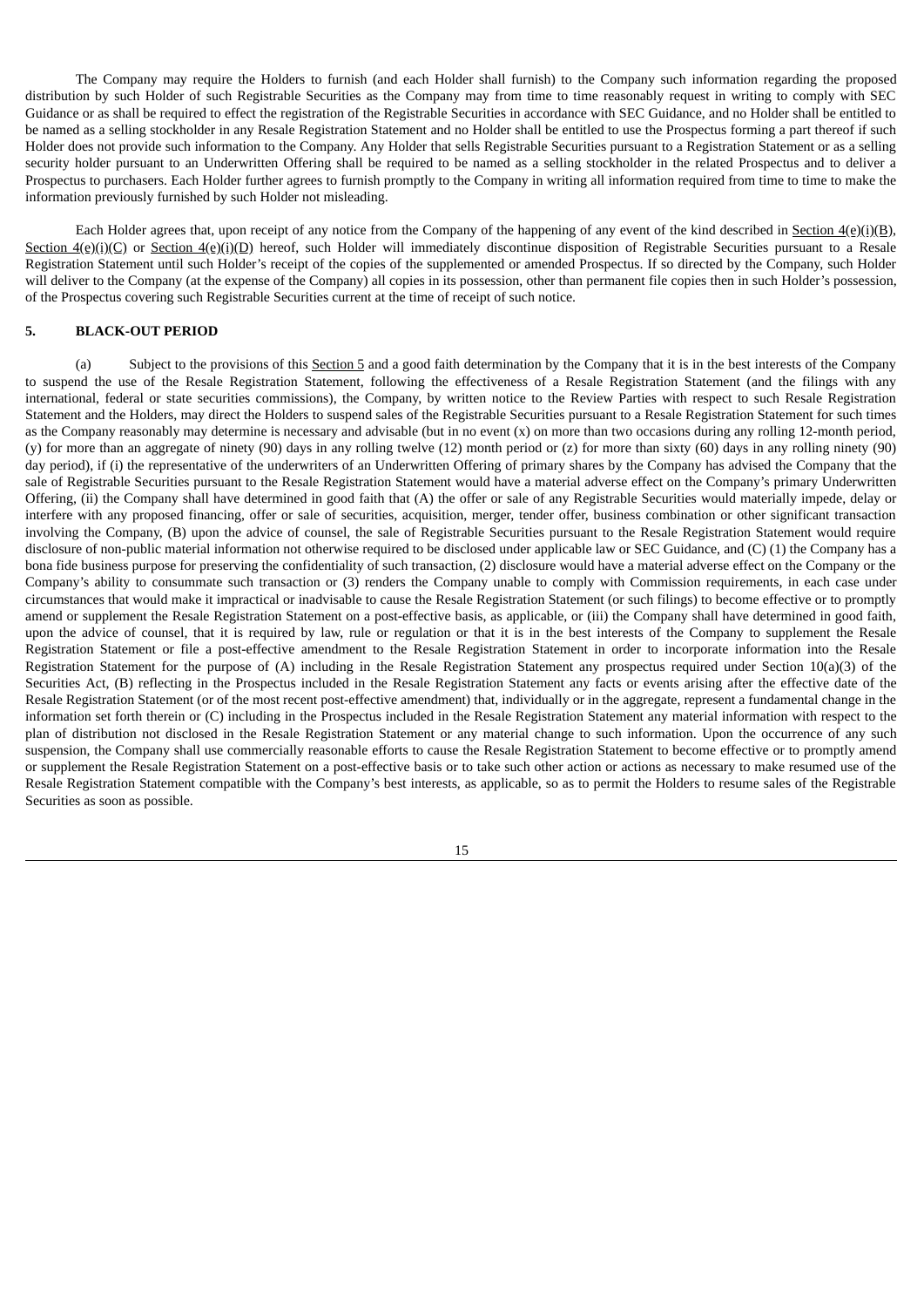The Company may require the Holders to furnish (and each Holder shall furnish) to the Company such information regarding the proposed distribution by such Holder of such Registrable Securities as the Company may from time to time reasonably request in writing to comply with SEC Guidance or as shall be required to effect the registration of the Registrable Securities in accordance with SEC Guidance, and no Holder shall be entitled to be named as a selling stockholder in any Resale Registration Statement and no Holder shall be entitled to use the Prospectus forming a part thereof if such Holder does not provide such information to the Company. Any Holder that sells Registrable Securities pursuant to a Registration Statement or as a selling security holder pursuant to an Underwritten Offering shall be required to be named as a selling stockholder in the related Prospectus and to deliver a Prospectus to purchasers. Each Holder further agrees to furnish promptly to the Company in writing all information required from time to time to make the information previously furnished by such Holder not misleading.

Each Holder agrees that, upon receipt of any notice from the Company of the happening of any event of the kind described in Section 4(e)(i)(B), Section 4(e)(i)(C) or Section 4(e)(i)(D) hereof, such Holder will immediately discontinue disposition of Registrable Securities pursuant to a Resale Registration Statement until such Holder's receipt of the copies of the supplemented or amended Prospectus. If so directed by the Company, such Holder will deliver to the Company (at the expense of the Company) all copies in its possession, other than permanent file copies then in such Holder's possession, of the Prospectus covering such Registrable Securities current at the time of receipt of such notice.

## 5. BLACK-OUT PERIOD

(a) Subject to the provisions of this Section 5 and a good faith determination by the Company that it is in the best interests of the Company to suspend the use of the Resale Registration Statement, following the effectiveness of a Resale Registration Statement (and the filings with any international, federal or state securities commissions), the Company, by written notice to the Review Parties with respect to such Resale Registration Statement and the Holders, may direct the Holders to suspend sales of the Registrable Securities pursuant to a Resale Registration Statement for such times as the Company reasonably may determine is necessary and advisable (but in no event (x) on more than two occasions during any rolling 12-month period, (y) for more than an aggregate of ninety (90) days in any rolling twelve (12) month period or (z) for more than sixty (60) days in any rolling ninety (90) day period), if (i) the representative of the underwriters of an Underwritten Offering of primary shares by the Company has advised the Company that the sale of Registrable Securities pursuant to the Resale Registration Statement would have a material adverse effect on the Company's primary Underwritten Offering, (ii) the Company shall have determined in good faith that (A) the offer or sale of any Registrable Securities would materially impede, delay or interfere with any proposed financing, offer or sale of securities, acquisition, merger, tender offer, business combination or other significant transaction involving the Company, (B) upon the advice of counsel, the sale of Registrable Securities pursuant to the Resale Registration Statement would require disclosure of non-public material information not otherwise required to be disclosed under applicable law or SEC Guidance, and (C) (1) the Company has a bona fide business purpose for preserving the confidentiality of such transaction, (2) disclosure would have a material adverse effect on the Company or the Company's ability to consummate such transaction or (3) renders the Company unable to comply with Commission requirements, in each case under circumstances that would make it impractical or inadvisable to cause the Resale Registration Statement (or such filings) to become effective or to promptly amend or supplement the Resale Registration Statement on a post-effective basis, as applicable, or (iii) the Company shall have determined in good faith, upon the advice of counsel, that it is required by law, rule or regulation or that it is in the best interests of the Company to supplement the Resale Registration Statement or file a post-effective amendment to the Resale Registration Statement in order to incorporate information into the Resale Registration Statement for the purpose of (A) including in the Resale Registration Statement any prospectus required under Section 10(a)(3) of the Securities Act, (B) reflecting in the Prospectus included in the Resale Registration Statement any facts or events arising after the effective date of the Resale Registration Statement (or of the most recent post-effective amendment) that, individually or in the aggregate, represent a fundamental change in the information set forth therein or (C) including in the Prospectus included in the Resale Registration Statement any material information with respect to the plan of distribution not disclosed in the Resale Registration Statement or any material change to such information. Upon the occurrence of any such suspension, the Company shall use commercially reasonable efforts to cause the Resale Registration Statement to become effective or to promptly amend or supplement the Resale Registration Statement on a post-effective basis or to take such other action or actions as necessary to make resumed use of the Resale Registration Statement compatible with the Company's best interests, as applicable, so as to permit the Holders to resume sales of the Registrable Securities as soon as possible.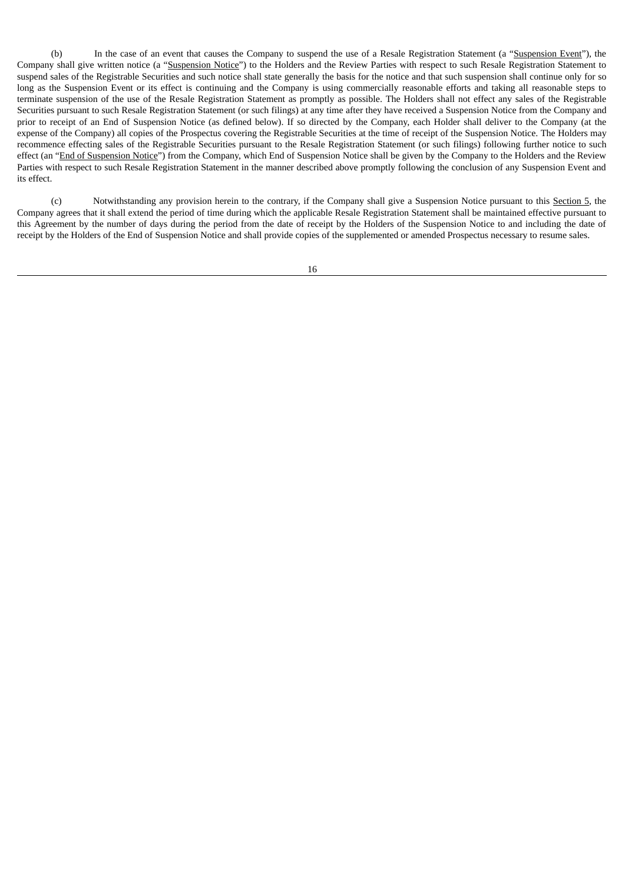(b) In the case of an event that causes the Company to suspend the use of a Resale Registration Statement (a "Suspension Event"), the Company shall give written notice (a "Suspension Notice") to the Holders and the Review Parties with respect to such Resale Registration Statement to suspend sales of the Registrable Securities and such notice shall state generally the basis for the notice and that such suspension shall continue only for so long as the Suspension Event or its effect is continuing and the Company is using commercially reasonable efforts and taking all reasonable steps to terminate suspension of the use of the Resale Registration Statement as promptly as possible. The Holders shall not effect any sales of the Registrable Securities pursuant to such Resale Registration Statement (or such filings) at any time after they have received a Suspension Notice from the Company and prior to receipt of an End of Suspension Notice (as defined below). If so directed by the Company, each Holder shall deliver to the Company (at the expense of the Company) all copies of the Prospectus covering the Registrable Securities at the time of receipt of the Suspension Notice. The Holders may recommence effecting sales of the Registrable Securities pursuant to the Resale Registration Statement (or such filings) following further notice to such effect (an "End of Suspension Notice") from the Company, which End of Suspension Notice shall be given by the Company to the Holders and the Review Parties with respect to such Resale Registration Statement in the manner described above promptly following the conclusion of any Suspension Event and its effect.

(c) Notwithstanding any provision herein to the contrary, if the Company shall give a Suspension Notice pursuant to this Section 5, the Company agrees that it shall extend the period of time during which the applicable Resale Registration Statement shall be maintained effective pursuant to this Agreement by the number of days during the period from the date of receipt by the Holders of the Suspension Notice to and including the date of receipt by the Holders of the End of Suspension Notice and shall provide copies of the supplemented or amended Prospectus necessary to resume sales.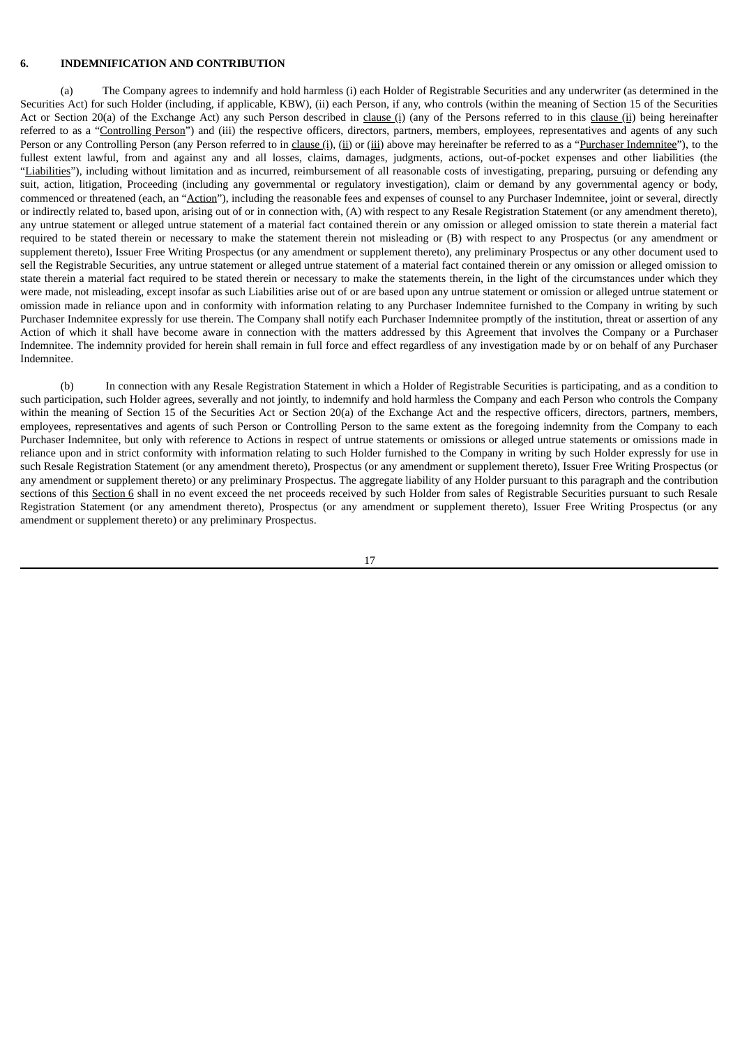**6. INDEMNIFICATION AND CONTRIBUTION**

(a) The Company agrees to indemnify and hold harmless (i) each Holder of Registrable Securities and any underwriter (as determined in the Securities Act) for such Holder (including, if applicable, KBW), (ii) each Person, if any, who controls (within the meaning of Section 15 of the Securities Act or Section 20(a) of the Exchange Act) any such Person described in clause (i) (any of the Persons referred to in this clause (ii) being hereinafter referred to as a "Controlling Person") and (iii) the respective officers, directors, partners, members, employees, representatives and agents of any such Person or any Controlling Person (any Person referred to in clause (i), (ii) or (iii) above may hereinafter be referred to as a "Purchaser Indemnitee"), to the fullest extent lawful, from and against any and all losses, claims, damages, judgments, actions, out-of-pocket expenses and other liabilities (the "Liabilities"), including without limitation and as incurred, reimbursement of all reasonable costs of investigating, preparing, pursuing or defending any suit, action, litigation, Proceeding (including any governmental or regulatory investigation), claim or demand by any governmental agency or body, commenced or threatened (each, an "Action"), including the reasonable fees and expenses of counsel to any Purchaser Indemnitee, joint or several, directly or indirectly related to, based upon, arising out of or in connection with, (A) with respect to any Resale Registration Statement (or any amendment thereto), any untrue statement or alleged untrue statement of a material fact contained therein or any omission or alleged omission to state therein a material fact required to be stated therein or necessary to make the statement therein not misleading or (B) with respect to any Prospectus (or any amendment or supplement thereto), Issuer Free Writing Prospectus (or any amendment or supplement thereto), any preliminary Prospectus or any other document used to sell the Registrable Securities, any untrue statement or alleged untrue statement of a material fact contained therein or any omission or alleged omission to state therein a material fact required to be stated therein or necessary to make the statements therein, in the light of the circumstances under which they were made, not misleading, except insofar as such Liabilities arise out of or are based upon any untrue statement or omission or alleged untrue statement or omission made in reliance upon and in conformity with information relating to any Purchaser Indemnitee furnished to the Company in writing by such Purchaser Indemnitee expressly for use therein. The Company shall notify each Purchaser Indemnitee promptly of the institution, threat or assertion of any Action of which it shall have become aware in connection with the matters addressed by this Agreement that involves the Company or a Purchaser Indemnitee. The indemnity provided for herein shall remain in full force and effect regardless of any investigation made by or on behalf of any Purchaser Indemnitee.

(b) In connection with any Resale Registration Statement in which a Holder of Registrable Securities is participating, and as a condition to such participation, such Holder agrees, severally and not jointly, to indemnify and hold harmless the Company and each Person who controls the Company within the meaning of Section 15 of the Securities Act or Section 20(a) of the Exchange Act and the respective officers, directors, partners, members, employees, representatives and agents of such Person or Controlling Person to the same extent as the foregoing indemnity from the Company to each Purchaser Indemnitee, but only with reference to Actions in respect of untrue statements or omissions or alleged untrue statements or omissions made in reliance upon and in strict conformity with information relating to such Holder furnished to the Company in writing by such Holder expressly for use in such Resale Registration Statement (or any amendment thereto), Prospectus (or any amendment or supplement thereto), Issuer Free Writing Prospectus (or any amendment or supplement thereto) or any preliminary Prospectus. The aggregate liability of any Holder pursuant to this paragraph and the contribution sections of this Section 6 shall in no event exceed the net proceeds received by such Holder from sales of Registrable Securities pursuant to such Resale Registration Statement (or any amendment thereto), Prospectus (or any amendment or supplement thereto), Issuer Free Writing Prospectus (or any amendment or supplement thereto) or any preliminary Prospectus.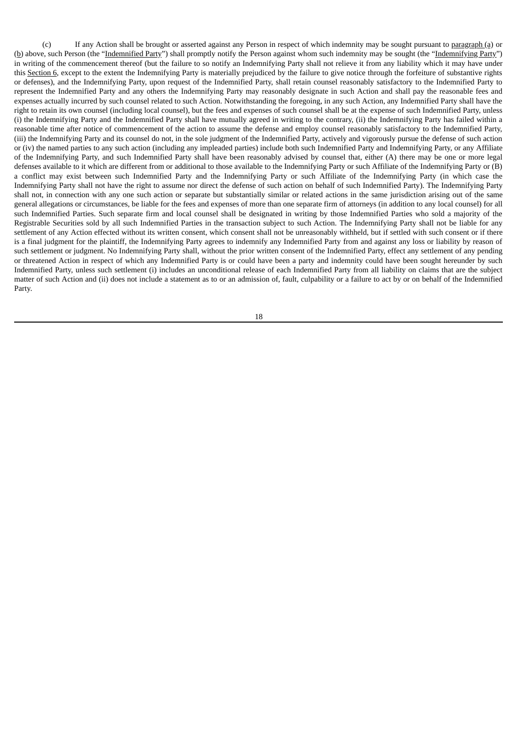(c) If any Action shall be brought or asserted against any Person in respect of which indemnity may be sought pursuant to paragraph (a) or (b) above, such Person (the "Indemnified Party") shall promptly notify the Person against whom such indemnity may be sought (the "Indemnifying Party") in writing of the commencement thereof (but the failure to so notify an Indemnifying Party shall not relieve it from any liability which it may have under this Section 6, except to the extent the Indemnifying Party is materially prejudiced by the failure to give notice through the forfeiture of substantive rights or defenses), and the Indemnifying Party, upon request of the Indemnified Party, shall retain counsel reasonably satisfactory to the Indemnified Party to represent the Indemnified Party and any others the Indemnifying Party may reasonably designate in such Action and shall pay the reasonable fees and expenses actually incurred by such counsel related to such Action. Notwithstanding the foregoing, in any such Action, any Indemnified Party shall have the right to retain its own counsel (including local counsel), but the fees and expenses of such counsel shall be at the expense of such Indemnified Party, unless (i) the Indemnifying Party and the Indemnified Party shall have mutually agreed in writing to the contrary, (ii) the Indemnifying Party has failed within a reasonable time after notice of commencement of the action to assume the defense and employ counsel reasonably satisfactory to the Indemnified Party, (iii) the Indemnifying Party and its counsel do not, in the sole judgment of the Indemnified Party, actively and vigorously pursue the defense of such action or (iv) the named parties to any such action (including any impleaded parties) include both such Indemnified Party and Indemnifying Party, or any Affiliate of the Indemnifying Party, and such Indemnified Party shall have been reasonably advised by counsel that, either (A) there may be one or more legal defenses available to it which are different from or additional to those available to the Indemnifying Party or such Affiliate of the Indemnifying Party or (B) a conflict may exist between such Indemnified Party and the Indemnifying Party or such Affiliate of the Indemnifying Party (in which case the Indemnifying Party shall not have the right to assume nor direct the defense of such action on behalf of such Indemnified Party). The Indemnifying Party shall not, in connection with any one such action or separate but substantially similar or related actions in the same jurisdiction arising out of the same general allegations or circumstances, be liable for the fees and expenses of more than one separate firm of attorneys (in addition to any local counsel) for all such Indemnified Parties. Such separate firm and local counsel shall be designated in writing by those Indemnified Parties who sold a majority of the Registrable Securities sold by all such Indemnified Parties in the transaction subject to such Action. The Indemnifying Party shall not be liable for any settlement of any Action effected without its written consent, which consent shall not be unreasonably withheld, but if settled with such consent or if there is a final judgment for the plaintiff, the Indemnifying Party agrees to indemnify any Indemnified Party from and against any loss or liability by reason of such settlement or judgment. No Indemnifying Party shall, without the prior written consent of the Indemnified Party, effect any settlement of any pending or threatened Action in respect of which any Indemnified Party is or could have been a party and indemnity could have been sought hereunder by such Indemnified Party, unless such settlement (i) includes an unconditional release of each Indemnified Party from all liability on claims that are the subject matter of such Action and (ii) does not include a statement as to or an admission of, fault, culpability or a failure to act by or on behalf of the Indemnified Party.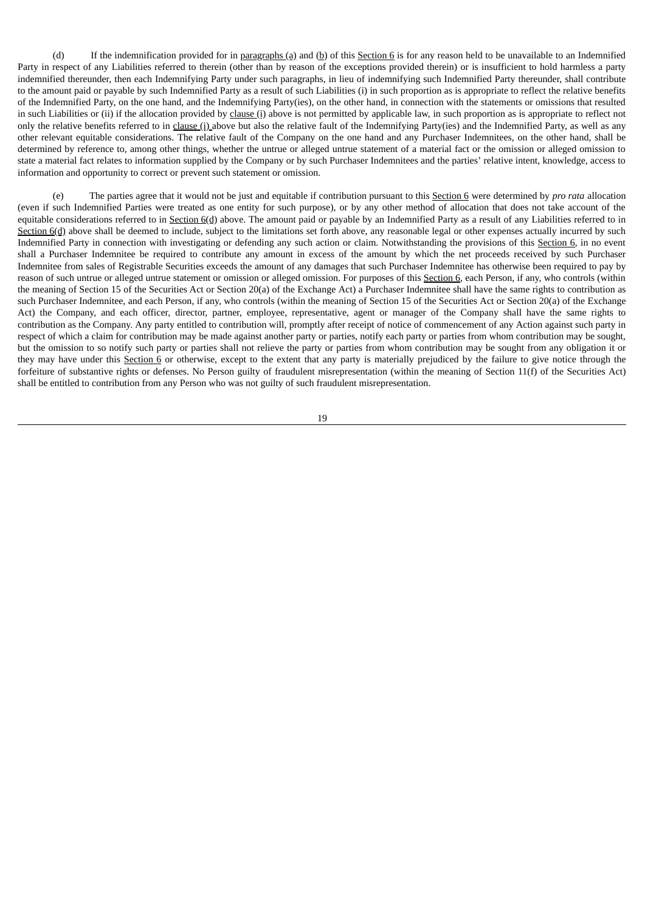(d) If the indemnification provided for in paragraphs (a) and (b) of this Section 6 is for any reason held to be unavailable to an Indemnified Party in respect of any Liabilities referred to therein (other than by reason of the exceptions provided therein) or is insufficient to hold harmless a party indemnified thereunder, then each Indemnifying Party under such paragraphs, in lieu of indemnifying such Indemnified Party thereunder, shall contribute to the amount paid or payable by such Indemnified Party as a result of such Liabilities (i) in such proportion as is appropriate to reflect the relative benefits of the Indemnified Party, on the one hand, and the Indemnifying Party(ies), on the other hand, in connection with the statements or omissions that resulted in such Liabilities or (ii) if the allocation provided by clause (i) above is not permitted by applicable law, in such proportion as is appropriate to reflect not only the relative benefits referred to in clause (i) above but also the relative fault of the Indemnifying Party(ies) and the Indemnified Party, as well as any other relevant equitable considerations. The relative fault of the Company on the one hand and any Purchaser Indemnitees, on the other hand, shall be determined by reference to, among other things, whether the untrue or alleged untrue statement of a material fact or the omission or alleged omission to state a material fact relates to information supplied by the Company or by such Purchaser Indemnitees and the parties' relative intent, knowledge, access to information and opportunity to correct or prevent such statement or omission.

(e) The parties agree that it would not be just and equitable if contribution pursuant to this Section 6 were determined by *pro rata* allocation (even if such Indemnified Parties were treated as one entity for such purpose), or by any other method of allocation that does not take account of the equitable considerations referred to in Section 6(d) above. The amount paid or payable by an Indemnified Party as a result of any Liabilities referred to in Section 6(d) above shall be deemed to include, subject to the limitations set forth above, any reasonable legal or other expenses actually incurred by such Indemnified Party in connection with investigating or defending any such action or claim. Notwithstanding the provisions of this Section 6, in no event shall a Purchaser Indemnitee be required to contribute any amount in excess of the amount by which the net proceeds received by such Purchaser Indemnitee from sales of Registrable Securities exceeds the amount of any damages that such Purchaser Indemnitee has otherwise been required to pay by reason of such untrue or alleged untrue statement or omission or alleged omission. For purposes of this Section 6, each Person, if any, who controls (within the meaning of Section 15 of the Securities Act or Section 20(a) of the Exchange Act) a Purchaser Indemnitee shall have the same rights to contribution as such Purchaser Indemnitee, and each Person, if any, who controls (within the meaning of Section 15 of the Securities Act or Section 20(a) of the Exchange Act) the Company, and each officer, director, partner, employee, representative, agent or manager of the Company shall have the same rights to contribution as the Company. Any party entitled to contribution will, promptly after receipt of notice of commencement of any Action against such party in respect of which a claim for contribution may be made against another party or parties, notify each party or parties from whom contribution may be sought, but the omission to so notify such party or parties shall not relieve the party or parties from whom contribution may be sought from any obligation it or they may have under this Section 6 or otherwise, except to the extent that any party is materially prejudiced by the failure to give notice through the forfeiture of substantive rights or defenses. No Person guilty of fraudulent misrepresentation (within the meaning of Section 11(f) of the Securities Act) shall be entitled to contribution from any Person who was not guilty of such fraudulent misrepresentation.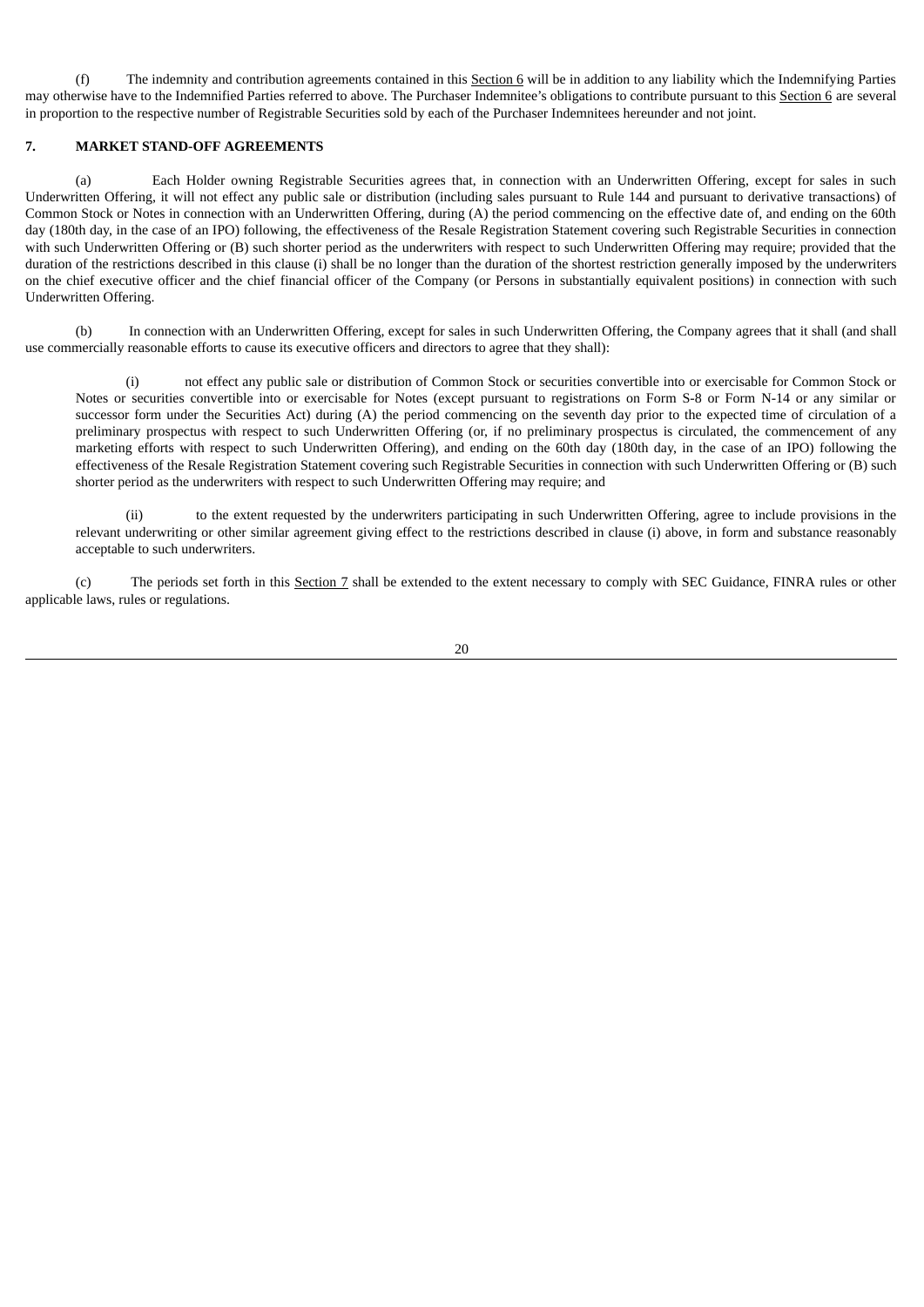(f) The indemnity and contribution agreements contained in this Section 6 will be in addition to any liability which the Indemnifying Parties may otherwise have to the Indemnified Parties referred to above. The Purchaser Indemnitee's obligations to contribute pursuant to this Section 6 are several in proportion to the respective number of Registrable Securities sold by each of the Purchaser Indemnitees hereunder and not joint.

## 7. MARKET STAND-OFF AGREEMENTS

(a) Each Holder owning Registrable Securities agrees that, in connection with an Underwritten Offering, except for sales in such Underwritten Offering, it will not effect any public sale or distribution (including sales pursuant to Rule 144 and pursuant to derivative transactions) of Common Stock or Notes in connection with an Underwritten Offering, during (A) the period commencing on the effective date of, and ending on the 60th day (180th day, in the case of an IPO) following, the effectiveness of the Resale Registration Statement covering such Registrable Securities in connection with such Underwritten Offering or (B) such shorter period as the underwriters with respect to such Underwritten Offering may require; provided that the duration of the restrictions described in this clause (i) shall be no longer than the duration of the shortest restriction generally imposed by the underwriters on the chief executive officer and the chief financial officer of the Company (or Persons in substantially equivalent positions) in connection with such Underwritten Offering.

(b) In connection with an Underwritten Offering, except for sales in such Underwritten Offering, the Company agrees that it shall (and shall use commercially reasonable efforts to cause its executive officers and directors to agree that they shall):

(i) not effect any public sale or distribution of Common Stock or securities convertible into or exercisable for Common Stock or Notes or securities convertible into or exercisable for Notes (except pursuant to registrations on Form S-8 or Form N-14 or any similar or successor form under the Securities Act) during (A) the period commencing on the seventh day prior to the expected time of circulation of a preliminary prospectus with respect to such Underwritten Offering (or, if no preliminary prospectus is circulated, the commencement of any marketing efforts with respect to such Underwritten Offering), and ending on the 60th day (180th day, in the case of an IPO) following the effectiveness of the Resale Registration Statement covering such Registrable Securities in connection with such Underwritten Offering or (B) such shorter period as the underwriters with respect to such Underwritten Offering may require; and

(ii) to the extent requested by the underwriters participating in such Underwritten Offering, agree to include provisions in the relevant underwriting or other similar agreement giving effect to the restrictions described in clause (i) above, in form and substance reasonably acceptable to such underwriters.

(c) The periods set forth in this Section 7 shall be extended to the extent necessary to comply with SEC Guidance, FINRA rules or other applicable laws, rules or regulations.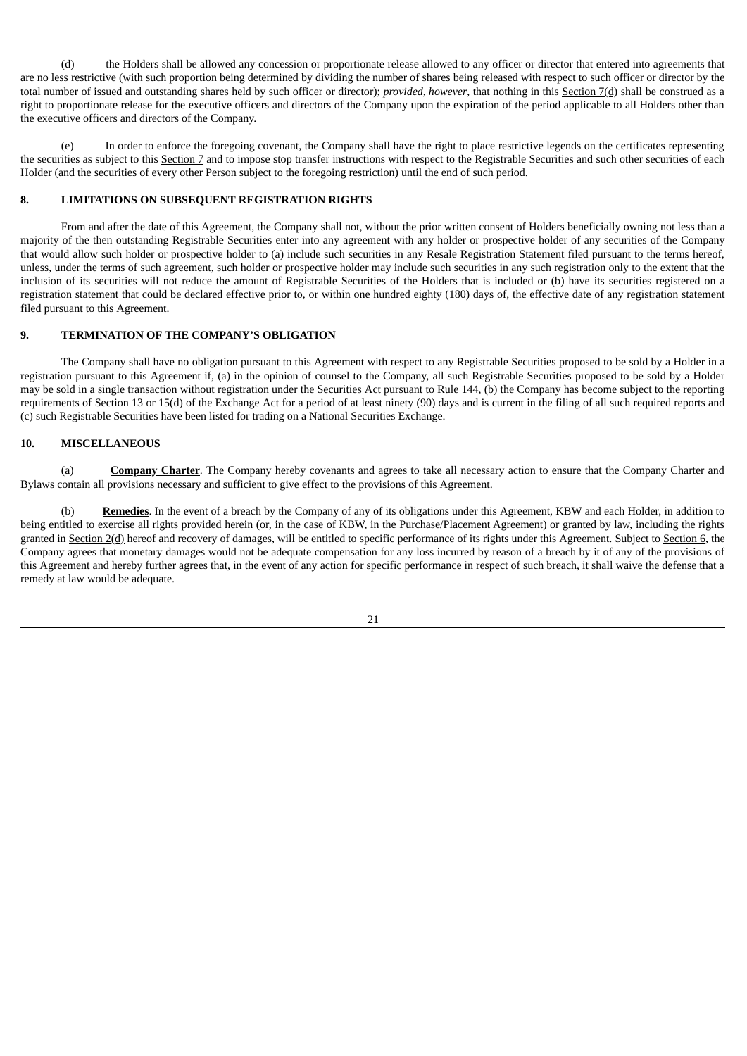(d) the Holders shall be allowed any concession or proportionate release allowed to any officer or director that entered into agreements that are no less restrictive (with such proportion being determined by dividing the number of shares being released with respect to such officer or director by the total number of issued and outstanding shares held by such officer or director); *provided*, *however*, that nothing in this Section 7(d) shall be construed as a right to proportionate release for the executive officers and directors of the Company upon the expiration of the period applicable to all Holders other than the executive officers and directors of the Company.

(e) In order to enforce the foregoing covenant, the Company shall have the right to place restrictive legends on the certificates representing the securities as subject to this Section 7 and to impose stop transfer instructions with respect to the Registrable Securities and such other securities of each Holder (and the securities of every other Person subject to the foregoing restriction) until the end of such period.

## 8. LIMITATIONS ON SUBSEQUENT REGISTRATION RIGHTS

From and after the date of this Agreement, the Company shall not, without the prior written consent of Holders beneficially owning not less than a majority of the then outstanding Registrable Securities enter into any agreement with any holder or prospective holder of any securities of the Company that would allow such holder or prospective holder to (a) include such securities in any Resale Registration Statement filed pursuant to the terms hereof, unless, under the terms of such agreement, such holder or prospective holder may include such securities in any such registration only to the extent that the inclusion of its securities will not reduce the amount of Registrable Securities of the Holders that is included or (b) have its securities registered on a registration statement that could be declared effective prior to, or within one hundred eighty (180) days of, the effective date of any registration statement filed pursuant to this Agreement.

## 9. TERMINATION OF THE COMPANY'S OBLIGATION

The Company shall have no obligation pursuant to this Agreement with respect to any Registrable Securities proposed to be sold by a Holder in a registration pursuant to this Agreement if, (a) in the opinion of counsel to the Company, all such Registrable Securities proposed to be sold by a Holder may be sold in a single transaction without registration under the Securities Act pursuant to Rule 144, (b) the Company has become subject to the reporting requirements of Section 13 or 15(d) of the Exchange Act for a period of at least ninety (90) days and is current in the filing of all such required reports and (c) such Registrable Securities have been listed for trading on a National Securities Exchange.

## 10. MISCELLANEOUS

(a) **Company Charter**. The Company hereby covenants and agrees to take all necessary action to ensure that the Company Charter and Bylaws contain all provisions necessary and sufficient to give effect to the provisions of this Agreement.

(b) **Remedies**. In the event of a breach by the Company of any of its obligations under this Agreement, KBW and each Holder, in addition to being entitled to exercise all rights provided herein (or, in the case of KBW, in the Purchase/Placement Agreement) or granted by law, including the rights granted in Section 2(d) hereof and recovery of damages, will be entitled to specific performance of its rights under this Agreement. Subject to Section 6, the Company agrees that monetary damages would not be adequate compensation for any loss incurred by reason of a breach by it of any of the provisions of this Agreement and hereby further agrees that, in the event of any action for specific performance in respect of such breach, it shall waive the defense that a remedy at law would be adequate.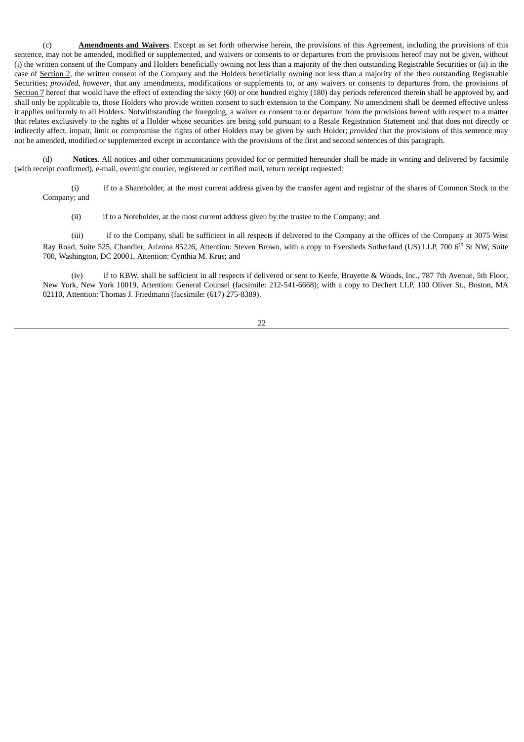(c) **Amendments and Waivers**. Except as set forth otherwise herein, the provisions of this Agreement, including the provisions of this sentence, may not be amended, modified or supplemented, and waivers or consents to or departures from the provisions hereof may not be given, without (i) the written consent of the Company and Holders beneficially owning not less than a majority of the then outstanding Registrable Securities or (ii) in the case of Section 2, the written consent of the Company and the Holders beneficially owning not less than a majority of the then outstanding Registrable Securities; *provided, however*, that any amendments, modifications or supplements to, or any waivers or consents to departures from, the provisions of Section 7 hereof that would have the effect of extending the sixty (60) or one hundred eighty (180) day periods referenced therein shall be approved by, and shall only be applicable to, those Holders who provide written consent to such extension to the Company. No amendment shall be deemed effective unless it applies uniformly to all Holders. Notwithstanding the foregoing, a waiver or consent to or departure from the provisions hereof with respect to a matter that relates exclusively to the rights of a Holder whose securities are being sold pursuant to a Resale Registration Statement and that does not directly or indirectly affect, impair, limit or compromise the rights of other Holders may be given by such Holder; *provided* that the provisions of this sentence may not be amended, modified or supplemented except in accordance with the provisions of the first and second sentences of this paragraph.

(d) **Notices**. All notices and other communications provided for or permitted hereunder shall be made in writing and delivered by facsimile (with receipt confirmed), e-mail, overnight courier, registered or certified mail, return receipt requested:

(i) if to a Shareholder, at the most current address given by the transfer agent and registrar of the shares of Common Stock to the Company; and

(ii) if to a Noteholder, at the most current address given by the trustee to the Company; and

(iii) if to the Company, shall be sufficient in all respects if delivered to the Company at the offices of the Company at 3075 West Ray Road, Suite 525, Chandler, Arizona 85226, Attention: Steven Brown, with a copy to Eversheds Sutherland (US) LLP, 700 6th St NW, Suite 700, Washington, DC 20001, Attention: Cynthia M. Krus; and

(iv) if to KBW, shall be sufficient in all respects if delivered or sent to Keefe, Bruyette & Woods, Inc., 787 7th Avenue, 5th Floor, New York, New York 10019, Attention: General Counsel (facsimile: 212-541-6668); with a copy to Dechert LLP, 100 Oliver St., Boston, MA 02110, Attention: Thomas J. Friedmann (facsimile: (617) 275-8389).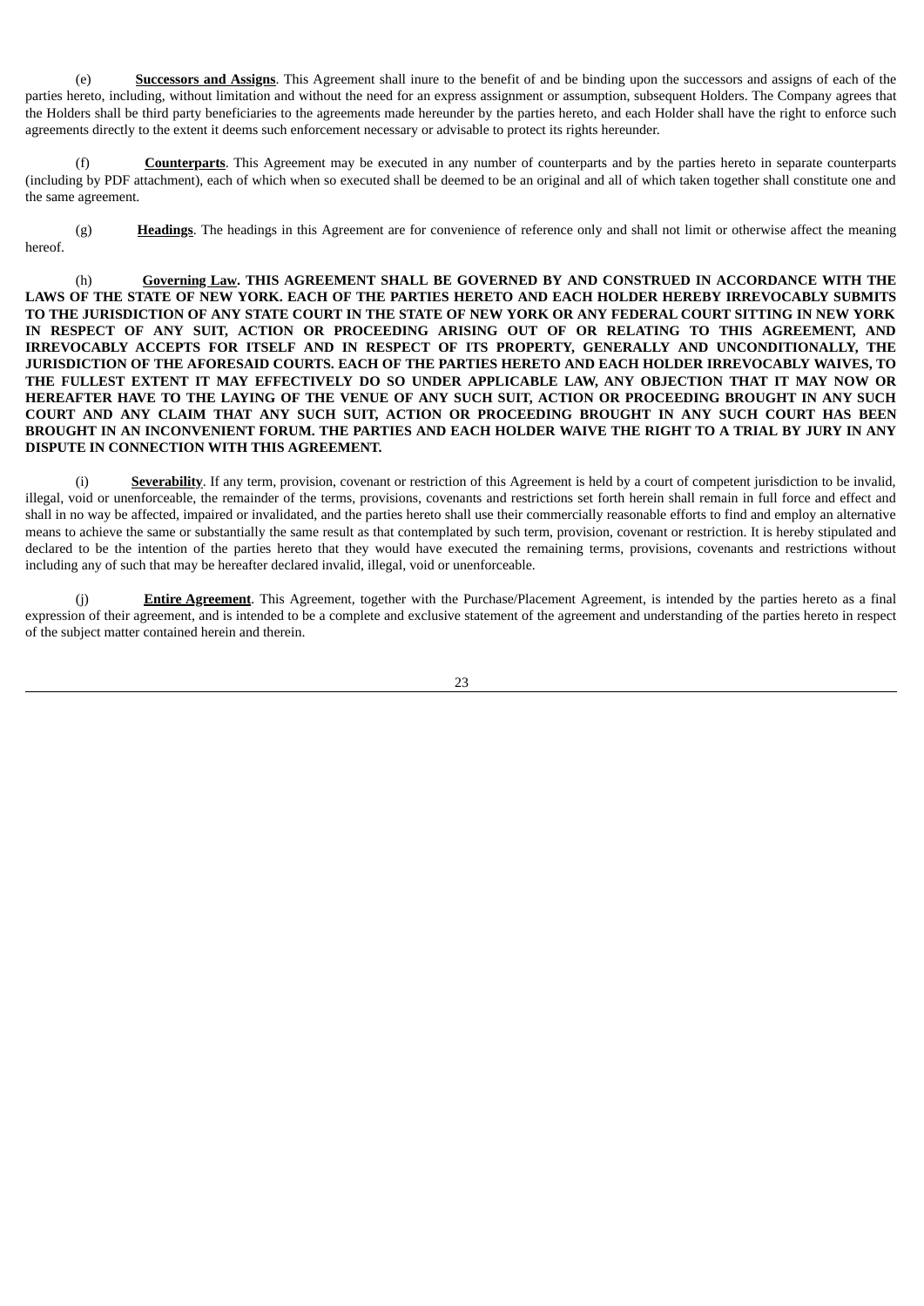(e) **Successors and Assigns**. This Agreement shall inure to the benefit of and be binding upon the successors and assigns of each of the parties hereto, including, without limitation and without the need for an express assignment or assumption, subsequent Holders. The Company agrees that the Holders shall be third party beneficiaries to the agreements made hereunder by the parties hereto, and each Holder shall have the right to enforce such agreements directly to the extent it deems such enforcement necessary or advisable to protect its rights hereunder.

(f) **Counterparts**. This Agreement may be executed in any number of counterparts and by the parties hereto in separate counterparts (including by PDF attachment), each of which when so executed shall be deemed to be an original and all of which taken together shall constitute one and the same agreement.

(g) **Headings**. The headings in this Agreement are for convenience of reference only and shall not limit or otherwise affect the meaning hereof.

(h) **Governing Law. THIS AGREEMENT SHALL BE GOVERNED BY AND CONSTRUED IN ACCORDANCE WITH THE LAWS OF THE STATE OF NEW YORK. EACH OF THE PARTIES HERETO AND EACH HOLDER HEREBY IRREVOCABLY SUBMITS TO THE JURISDICTION OF ANY STATE COURT IN THE STATE OF NEW YORK OR ANY FEDERAL COURT SITTING IN NEW YORK IN RESPECT OF ANY SUIT, ACTION OR PROCEEDING ARISING OUT OF OR RELATING TO THIS AGREEMENT, AND IRREVOCABLY ACCEPTS FOR ITSELF AND IN RESPECT OF ITS PROPERTY, GENERALLY AND UNCONDITIONALLY, THE JURISDICTION OF THE AFORESAID COURTS. EACH OF THE PARTIES HERETO AND EACH HOLDER IRREVOCABLY WAIVES, TO THE FULLEST EXTENT IT MAY EFFECTIVELY DO SO UNDER APPLICABLE LAW, ANY OBJECTION THAT IT MAY NOW OR HEREAFTER HAVE TO THE LAYING OF THE VENUE OF ANY SUCH SUIT, ACTION OR PROCEEDING BROUGHT IN ANY SUCH COURT AND ANY CLAIM THAT ANY SUCH SUIT, ACTION OR PROCEEDING BROUGHT IN ANY SUCH COURT HAS BEEN BROUGHT IN AN INCONVENIENT FORUM. THE PARTIES AND EACH HOLDER WAIVE THE RIGHT TO A TRIAL BY JURY IN ANY DISPUTE IN CONNECTION WITH THIS AGREEMENT.**

(i) **Severability**. If any term, provision, covenant or restriction of this Agreement is held by a court of competent jurisdiction to be invalid, illegal, void or unenforceable, the remainder of the terms, provisions, covenants and restrictions set forth herein shall remain in full force and effect and shall in no way be affected, impaired or invalidated, and the parties hereto shall use their commercially reasonable efforts to find and employ an alternative means to achieve the same or substantially the same result as that contemplated by such term, provision, covenant or restriction. It is hereby stipulated and declared to be the intention of the parties hereto that they would have executed the remaining terms, provisions, covenants and restrictions without including any of such that may be hereafter declared invalid, illegal, void or unenforceable.

(j) **Entire Agreement**. This Agreement, together with the Purchase/Placement Agreement, is intended by the parties hereto as a final expression of their agreement, and is intended to be a complete and exclusive statement of the agreement and understanding of the parties hereto in respect of the subject matter contained herein and therein.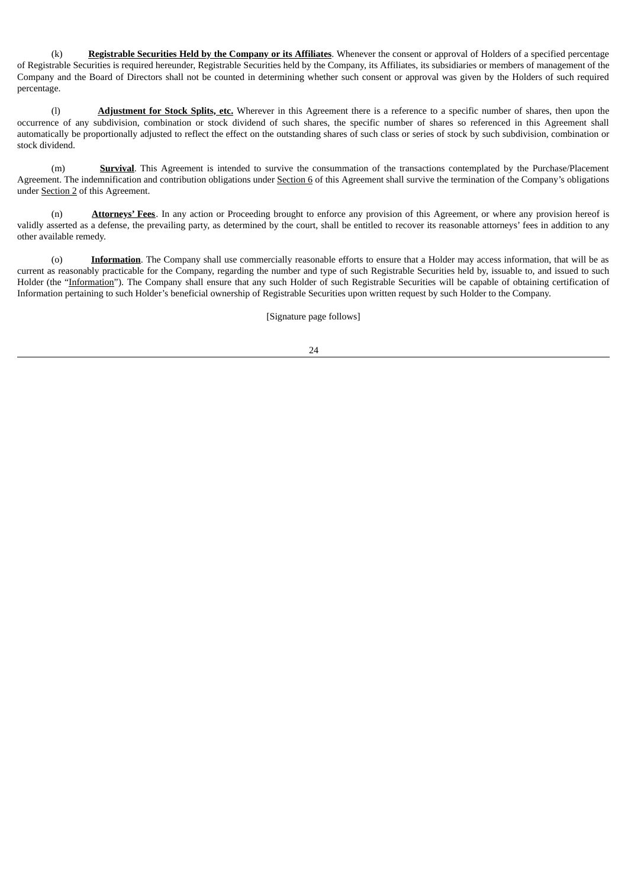(k) **Registrable Securities Held by the Company or its Affiliates**. Whenever the consent or approval of Holders of a specified percentage of Registrable Securities is required hereunder, Registrable Securities held by the Company, its Affiliates, its subsidiaries or members of management of the Company and the Board of Directors shall not be counted in determining whether such consent or approval was given by the Holders of such required percentage.

(l) **Adjustment for Stock Splits, etc.** Wherever in this Agreement there is a reference to a specific number of shares, then upon the occurrence of any subdivision, combination or stock dividend of such shares, the specific number of shares so referenced in this Agreement shall automatically be proportionally adjusted to reflect the effect on the outstanding shares of such class or series of stock by such subdivision, combination or stock dividend.

(m) **Survival**. This Agreement is intended to survive the consummation of the transactions contemplated by the Purchase/Placement Agreement. The indemnification and contribution obligations under Section 6 of this Agreement shall survive the termination of the Company's obligations under Section 2 of this Agreement.

(n) **Attorneys' Fees**. In any action or Proceeding brought to enforce any provision of this Agreement, or where any provision hereof is validly asserted as a defense, the prevailing party, as determined by the court, shall be entitled to recover its reasonable attorneys' fees in addition to any other available remedy.

(o) **Information**. The Company shall use commercially reasonable efforts to ensure that a Holder may access information, that will be as current as reasonably practicable for the Company, regarding the number and type of such Registrable Securities held by, issuable to, and issued to such Holder (the "Information"). The Company shall ensure that any such Holder of such Registrable Securities will be capable of obtaining certification of Information pertaining to such Holder's beneficial ownership of Registrable Securities upon written request by such Holder to the Company.

[Signature page follows]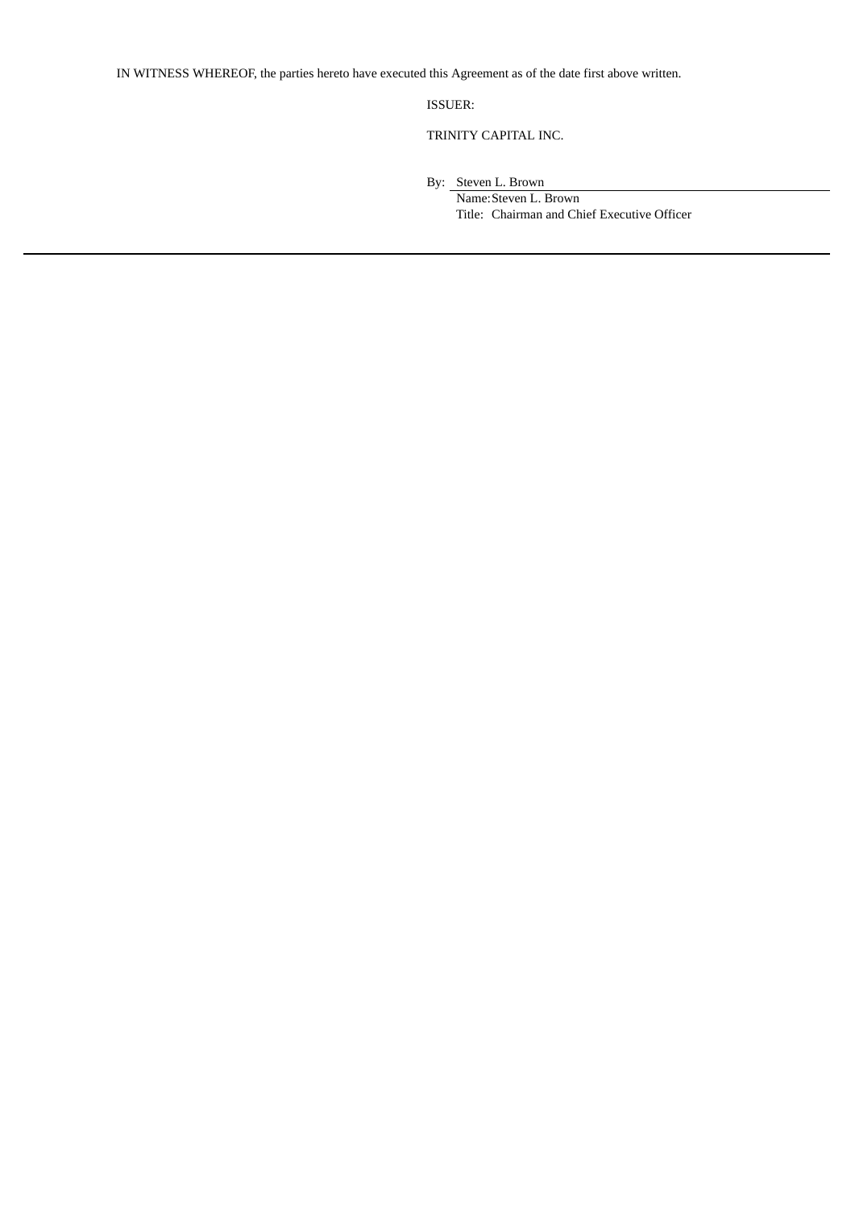IN WITNESS WHEREOF, the parties hereto have executed this Agreement as of the date first above written.

ISSUER:

TRINITY CAPITAL INC.

By: Steven L. Brown
Name: Steven L. Brown
Title: Chairman and Chief Executive Officer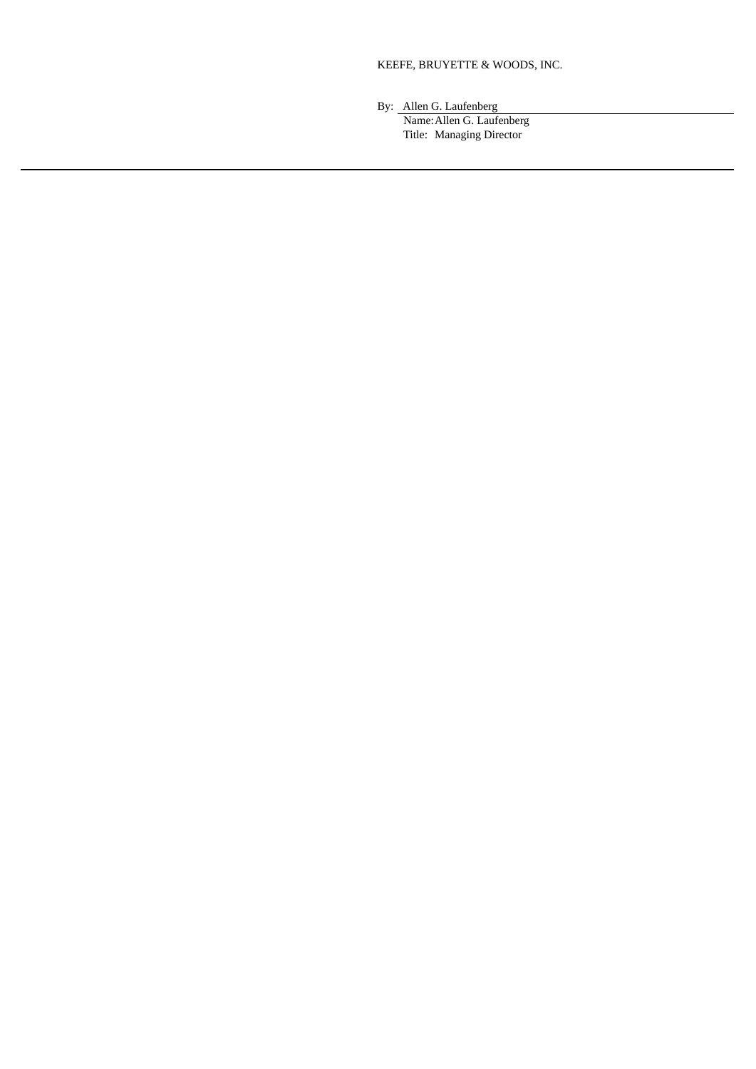KEEFE, BRUYETTE & WOODS, INC.

By: Allen G. Laufenberg

Name: Allen G. Laufenberg

Title: Managing Director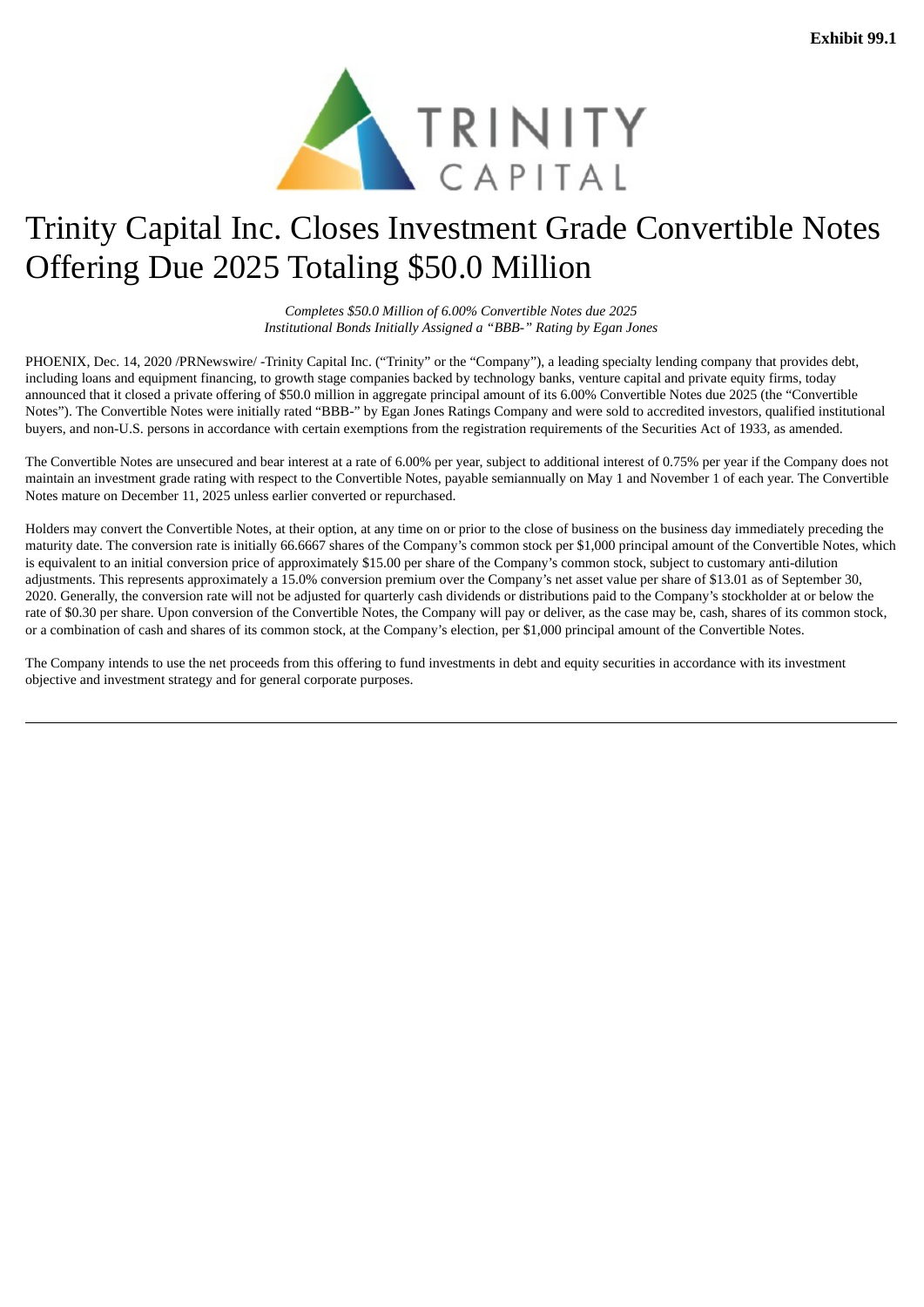**Exhibit 99.1**

# Trinity Capital Inc. Closes Investment Grade Convertible Notes Offering Due 2025 Totaling $50.0 Million

*Completes $50.0 Million of 6.00% Convertible Notes due 2025*
*Institutional Bonds Initially Assigned a "BBB-" Rating by Egan Jones*

PHOENIX, Dec. 14, 2020 /PRNewswire/ -Trinity Capital Inc. ("Trinity" or the "Company"), a leading specialty lending company that provides debt, including loans and equipment financing, to growth stage companies backed by technology banks, venture capital and private equity firms, today announced that it closed a private offering of $50.0 million in aggregate principal amount of its 6.00% Convertible Notes due 2025 (the "Convertible Notes"). The Convertible Notes were initially rated "BBB-" by Egan Jones Ratings Company and were sold to accredited investors, qualified institutional buyers, and non-U.S. persons in accordance with certain exemptions from the registration requirements of the Securities Act of 1933, as amended.

The Convertible Notes are unsecured and bear interest at a rate of 6.00% per year, subject to additional interest of 0.75% per year if the Company does not maintain an investment grade rating with respect to the Convertible Notes, payable semiannually on May 1 and November 1 of each year. The Convertible Notes mature on December 11, 2025 unless earlier converted or repurchased.

Holders may convert the Convertible Notes, at their option, at any time on or prior to the close of business on the business day immediately preceding the maturity date. The conversion rate is initially 66.6667 shares of the Company's common stock per $1,000 principal amount of the Convertible Notes, which is equivalent to an initial conversion price of approximately $15.00 per share of the Company's common stock, subject to customary anti-dilution adjustments. This represents approximately a 15.0% conversion premium over the Company's net asset value per share of $13.01 as of September 30, 2020. Generally, the conversion rate will not be adjusted for quarterly cash dividends or distributions paid to the Company's stockholder at or below the rate of $0.30 per share. Upon conversion of the Convertible Notes, the Company will pay or deliver, as the case may be, cash, shares of its common stock, or a combination of cash and shares of its common stock, at the Company's election, per $1,000 principal amount of the Convertible Notes.

The Company intends to use the net proceeds from this offering to fund investments in debt and equity securities in accordance with its investment objective and investment strategy and for general corporate purposes.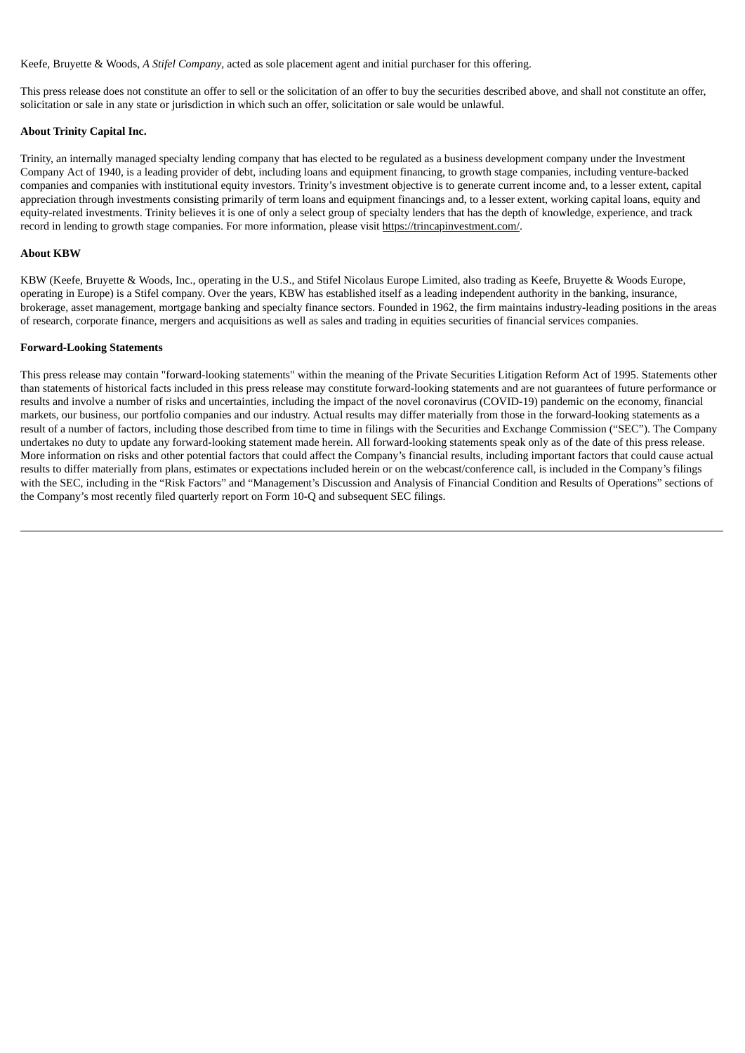Keefe, Bruyette & Woods, *A Stifel Company*, acted as sole placement agent and initial purchaser for this offering.

This press release does not constitute an offer to sell or the solicitation of an offer to buy the securities described above, and shall not constitute an offer, solicitation or sale in any state or jurisdiction in which such an offer, solicitation or sale would be unlawful.

**About Trinity Capital Inc.**

Trinity, an internally managed specialty lending company that has elected to be regulated as a business development company under the Investment Company Act of 1940, is a leading provider of debt, including loans and equipment financing, to growth stage companies, including venture-backed companies and companies with institutional equity investors. Trinity's investment objective is to generate current income and, to a lesser extent, capital appreciation through investments consisting primarily of term loans and equipment financings and, to a lesser extent, working capital loans, equity and equity-related investments. Trinity believes it is one of only a select group of specialty lenders that has the depth of knowledge, experience, and track record in lending to growth stage companies. For more information, please visit https://trincapinvestment.com/.

**About KBW**

KBW (Keefe, Bruyette & Woods, Inc., operating in the U.S., and Stifel Nicolaus Europe Limited, also trading as Keefe, Bruyette & Woods Europe, operating in Europe) is a Stifel company. Over the years, KBW has established itself as a leading independent authority in the banking, insurance, brokerage, asset management, mortgage banking and specialty finance sectors. Founded in 1962, the firm maintains industry-leading positions in the areas of research, corporate finance, mergers and acquisitions as well as sales and trading in equities securities of financial services companies.

**Forward-Looking Statements**

This press release may contain "forward-looking statements" within the meaning of the Private Securities Litigation Reform Act of 1995. Statements other than statements of historical facts included in this press release may constitute forward-looking statements and are not guarantees of future performance or results and involve a number of risks and uncertainties, including the impact of the novel coronavirus (COVID-19) pandemic on the economy, financial markets, our business, our portfolio companies and our industry. Actual results may differ materially from those in the forward-looking statements as a result of a number of factors, including those described from time to time in filings with the Securities and Exchange Commission ("SEC"). The Company undertakes no duty to update any forward-looking statement made herein. All forward-looking statements speak only as of the date of this press release. More information on risks and other potential factors that could affect the Company's financial results, including important factors that could cause actual results to differ materially from plans, estimates or expectations included herein or on the webcast/conference call, is included in the Company's filings with the SEC, including in the "Risk Factors" and "Management's Discussion and Analysis of Financial Condition and Results of Operations" sections of the Company's most recently filed quarterly report on Form 10-Q and subsequent SEC filings.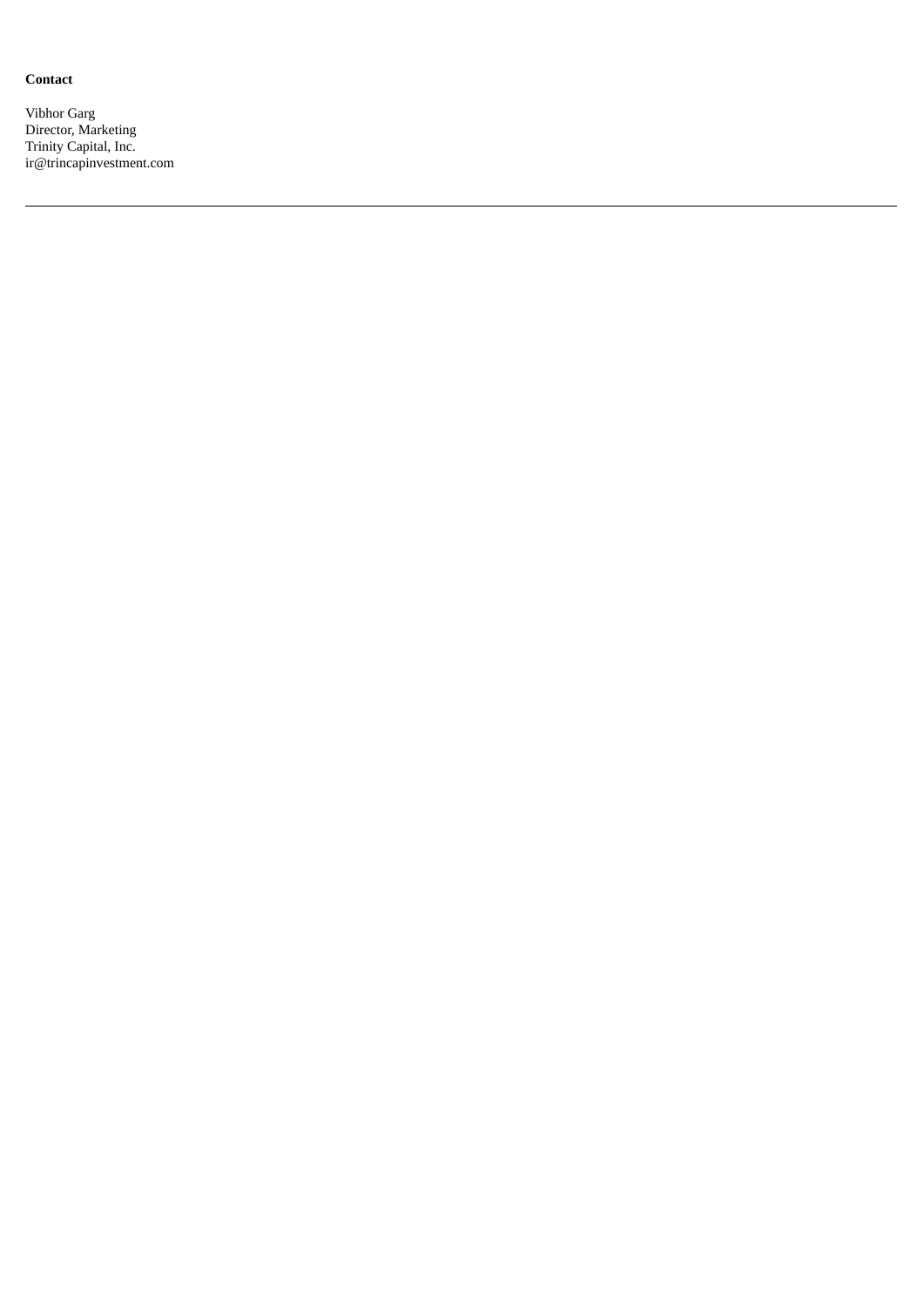**Contact**

Vibhor Garg
Director, Marketing
Trinity Capital, Inc.
ir@trincapinvestment.com

---